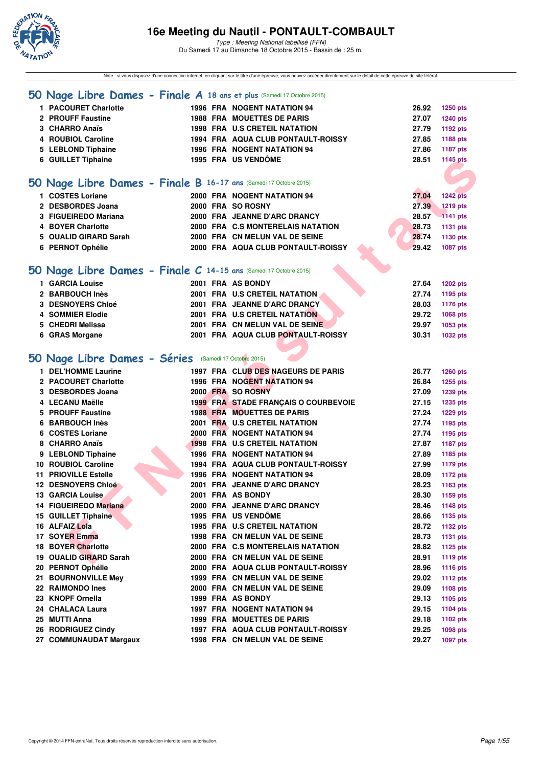# 16e Meeting du Nautil - PONTAULT-COMBAULT

*Type : Meeting National labellisé (FFN)*
Du Samedi 17 au Dimanche 18 Octobre 2015 - Bassin de : 25 m.

Note : si vous disposez d'une connexion internet, en cliquant sur le titre d'une épreuve, vous pouvez accéder directement sur le détail de cette épreuve du site féféral.

## 50 Nage Libre Dames - Finale A 18 ans et plus (Samedi 17 Octobre 2015)

| | | | | | | |
|---|---|---|---|---|---|---|
| 1 | PACOURET Charlotte | 1996 | FRA | NOGENT NATATION 94 | 26.92 | 1250 pts |
| 2 | PROUFF Faustine | 1988 | FRA | MOUETTES DE PARIS | 27.07 | 1240 pts |
| 3 | CHARRO Anaïs | 1998 | FRA | U.S CRETEIL NATATION | 27.79 | 1192 pts |
| 4 | ROUBIOL Caroline | 1994 | FRA | AQUA CLUB PONTAULT-ROISSY | 27.85 | 1188 pts |
| 5 | LEBLOND Tiphaine | 1996 | FRA | NOGENT NATATION 94 | 27.86 | 1187 pts |
| 6 | GUILLET Tiphaine | 1995 | FRA | US VENDÔME | 28.51 | 1145 pts |

## 50 Nage Libre Dames - Finale B 16-17 ans (Samedi 17 Octobre 2015)

| | | | | | | |
|---|---|---|---|---|---|---|
| 1 | COSTES Loriane | 2000 | FRA | NOGENT NATATION 94 | 27.04 | 1242 pts |
| 2 | DESBORDES Joana | 2000 | FRA | SO ROSNY | 27.39 | 1219 pts |
| 3 | FIGUEIREDO Mariana | 2000 | FRA | JEANNE D'ARC DRANCY | 28.57 | 1141 pts |
| 4 | BOYER Charlotte | 2000 | FRA | C.S MONTERELAIS NATATION | 28.73 | 1131 pts |
| 5 | OUALID GIRARD Sarah | 2000 | FRA | CN MELUN VAL DE SEINE | 28.74 | 1130 pts |
| 6 | PERNOT Ophélie | 2000 | FRA | AQUA CLUB PONTAULT-ROISSY | 29.42 | 1087 pts |

## 50 Nage Libre Dames - Finale C 14-15 ans (Samedi 17 Octobre 2015)

| | | | | | | |
|---|---|---|---|---|---|---|
| 1 | GARCIA Louise | 2001 | FRA | AS BONDY | 27.64 | 1202 pts |
| 2 | BARBOUCH Inès | 2001 | FRA | U.S CRETEIL NATATION | 27.74 | 1195 pts |
| 3 | DESNOYERS Chloé | 2001 | FRA | JEANNE D'ARC DRANCY | 28.03 | 1176 pts |
| 4 | SOMMIER Elodie | 2001 | FRA | U.S CRETEIL NATATION | 29.72 | 1068 pts |
| 5 | CHEDRI Melissa | 2001 | FRA | CN MELUN VAL DE SEINE | 29.97 | 1053 pts |
| 6 | GRAS Morgane | 2001 | FRA | AQUA CLUB PONTAULT-ROISSY | 30.31 | 1032 pts |

## 50 Nage Libre Dames - Séries (Samedi 17 Octobre 2015)

| | | | | | | |
|---|---|---|---|---|---|---|
| 1 | DEL'HOMME Laurine | 1997 | FRA | CLUB DES NAGEURS DE PARIS | 26.77 | 1260 pts |
| 2 | PACOURET Charlotte | 1996 | FRA | NOGENT NATATION 94 | 26.84 | 1255 pts |
| 3 | DESBORDES Joana | 2000 | FRA | SO ROSNY | 27.09 | 1239 pts |
| 4 | LECANU Maëlle | 1999 | FRA | STADE FRANÇAIS O COURBEVOIE | 27.15 | 1235 pts |
| 5 | PROUFF Faustine | 1988 | FRA | MOUETTES DE PARIS | 27.24 | 1229 pts |
| 6 | BARBOUCH Inès | 2001 | FRA | U.S CRETEIL NATATION | 27.74 | 1195 pts |
| 6 | COSTES Loriane | 2000 | FRA | NOGENT NATATION 94 | 27.74 | 1195 pts |
| 8 | CHARRO Anaïs | 1998 | FRA | U.S CRETEIL NATATION | 27.87 | 1187 pts |
| 9 | LEBLOND Tiphaine | 1996 | FRA | NOGENT NATATION 94 | 27.89 | 1185 pts |
| 10 | ROUBIOL Caroline | 1994 | FRA | AQUA CLUB PONTAULT-ROISSY | 27.99 | 1179 pts |
| 11 | PRIOVILLE Estelle | 1996 | FRA | NOGENT NATATION 94 | 28.09 | 1172 pts |
| 12 | DESNOYERS Chloé | 2001 | FRA | JEANNE D'ARC DRANCY | 28.23 | 1163 pts |
| 13 | GARCIA Louise | 2001 | FRA | AS BONDY | 28.30 | 1159 pts |
| 14 | FIGUEIREDO Mariana | 2000 | FRA | JEANNE D'ARC DRANCY | 28.46 | 1148 pts |
| 15 | GUILLET Tiphaine | 1995 | FRA | US VENDÔME | 28.66 | 1135 pts |
| 16 | ALFAIZ Lola | 1995 | FRA | U.S CRETEIL NATATION | 28.72 | 1132 pts |
| 17 | SOYER Emma | 1998 | FRA | CN MELUN VAL DE SEINE | 28.73 | 1131 pts |
| 18 | BOYER Charlotte | 2000 | FRA | C.S MONTERELAIS NATATION | 28.82 | 1125 pts |
| 19 | OUALID GIRARD Sarah | 2000 | FRA | CN MELUN VAL DE SEINE | 28.91 | 1119 pts |
| 20 | PERNOT Ophélie | 2000 | FRA | AQUA CLUB PONTAULT-ROISSY | 28.96 | 1116 pts |
| 21 | BOURNONVILLE Mey | 1999 | FRA | CN MELUN VAL DE SEINE | 29.02 | 1112 pts |
| 22 | RAIMONDO Ines | 2000 | FRA | CN MELUN VAL DE SEINE | 29.09 | 1108 pts |
| 23 | KNOPF Ornella | 1999 | FRA | AS BONDY | 29.13 | 1105 pts |
| 24 | CHALACA Laura | 1997 | FRA | NOGENT NATATION 94 | 29.15 | 1104 pts |
| 25 | MUTTI Anna | 1999 | FRA | MOUETTES DE PARIS | 29.18 | 1102 pts |
| 26 | RODRIGUEZ Cindy | 1997 | FRA | AQUA CLUB PONTAULT-ROISSY | 29.25 | 1098 pts |
| 27 | COMMUNAUDAT Margaux | 1998 | FRA | CN MELUN VAL DE SEINE | 29.27 | 1097 pts |

Copyright © 2014 FFN-extraNat. Tous droits réservés reproduction interdite sans autorisation.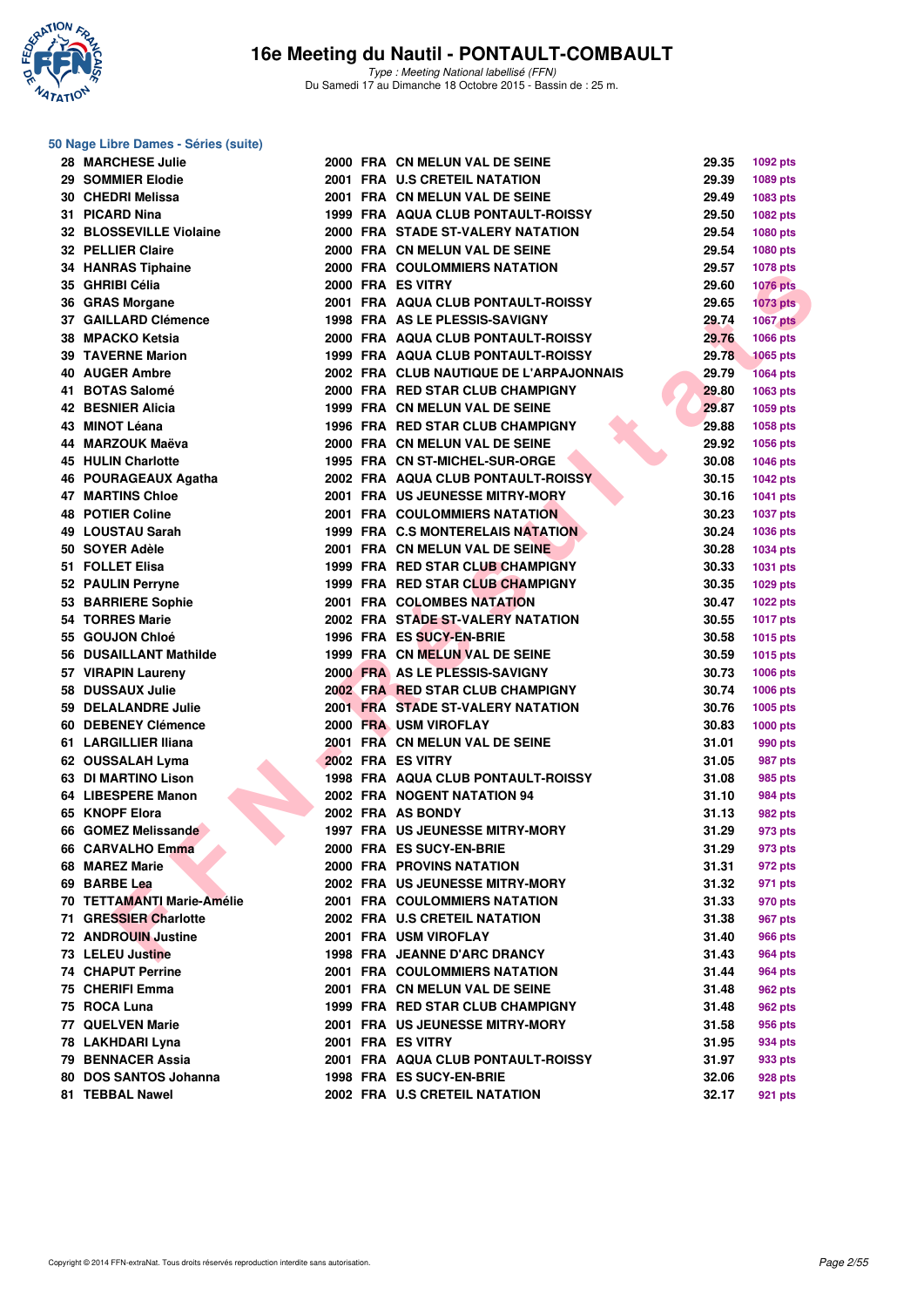### 50 Nage Libre Dames - Séries (suite)

| Rang | Nom | Année | Nat. | Club | Temps | Points |
|---|---|---|---|---|---|---|
| 28 | MARCHESE Julie | 2000 | FRA | CN MELUN VAL DE SEINE | 29.35 | 1092 pts |
| 29 | SOMMIER Elodie | 2001 | FRA | U.S CRETEIL NATATION | 29.39 | 1089 pts |
| 30 | CHEDRI Melissa | 2001 | FRA | CN MELUN VAL DE SEINE | 29.49 | 1083 pts |
| 31 | PICARD Nina | 1999 | FRA | AQUA CLUB PONTAULT-ROISSY | 29.50 | 1082 pts |
| 32 | BLOSSEVILLE Violaine | 2000 | FRA | STADE ST-VALERY NATATION | 29.54 | 1080 pts |
| 32 | PELLIER Claire | 2000 | FRA | CN MELUN VAL DE SEINE | 29.54 | 1080 pts |
| 34 | HANRAS Tiphaine | 2000 | FRA | COULOMMIERS NATATION | 29.57 | 1078 pts |
| 35 | GHRIBI Célia | 2000 | FRA | ES VITRY | 29.60 | 1076 pts |
| 36 | GRAS Morgane | 2001 | FRA | AQUA CLUB PONTAULT-ROISSY | 29.65 | 1073 pts |
| 37 | GAILLARD Clémence | 1998 | FRA | AS LE PLESSIS-SAVIGNY | 29.74 | 1067 pts |
| 38 | MPACKO Ketsia | 2000 | FRA | AQUA CLUB PONTAULT-ROISSY | 29.76 | 1066 pts |
| 39 | TAVERNE Marion | 1999 | FRA | AQUA CLUB PONTAULT-ROISSY | 29.78 | 1065 pts |
| 40 | AUGER Ambre | 2002 | FRA | CLUB NAUTIQUE DE L'ARPAJONNAIS | 29.79 | 1064 pts |
| 41 | BOTAS Salomé | 2000 | FRA | RED STAR CLUB CHAMPIGNY | 29.80 | 1063 pts |
| 42 | BESNIER Alicia | 1999 | FRA | CN MELUN VAL DE SEINE | 29.87 | 1059 pts |
| 43 | MINOT Léana | 1996 | FRA | RED STAR CLUB CHAMPIGNY | 29.88 | 1058 pts |
| 44 | MARZOUK Maëva | 2000 | FRA | CN MELUN VAL DE SEINE | 29.92 | 1056 pts |
| 45 | HULIN Charlotte | 1995 | FRA | CN ST-MICHEL-SUR-ORGE | 30.08 | 1046 pts |
| 46 | POURAGEAUX Agatha | 2002 | FRA | AQUA CLUB PONTAULT-ROISSY | 30.15 | 1042 pts |
| 47 | MARTINS Chloe | 2001 | FRA | US JEUNESSE MITRY-MORY | 30.16 | 1041 pts |
| 48 | POTIER Coline | 2001 | FRA | COULOMMIERS NATATION | 30.23 | 1037 pts |
| 49 | LOUSTAU Sarah | 1999 | FRA | C.S MONTERELAIS NATATION | 30.24 | 1036 pts |
| 50 | SOYER Adèle | 2001 | FRA | CN MELUN VAL DE SEINE | 30.28 | 1034 pts |
| 51 | FOLLET Elisa | 1999 | FRA | RED STAR CLUB CHAMPIGNY | 30.33 | 1031 pts |
| 52 | PAULIN Perryne | 1999 | FRA | RED STAR CLUB CHAMPIGNY | 30.35 | 1029 pts |
| 53 | BARRIERE Sophie | 2001 | FRA | COLOMBES NATATION | 30.47 | 1022 pts |
| 54 | TORRES Marie | 2002 | FRA | STADE ST-VALERY NATATION | 30.55 | 1017 pts |
| 55 | GOUJON Chloé | 1996 | FRA | ES SUCY-EN-BRIE | 30.58 | 1015 pts |
| 56 | DUSAILLANT Mathilde | 1999 | FRA | CN MELUN VAL DE SEINE | 30.59 | 1015 pts |
| 57 | VIRAPIN Laureny | 2000 | FRA | AS LE PLESSIS-SAVIGNY | 30.73 | 1006 pts |
| 58 | DUSSAUX Julie | 2002 | FRA | RED STAR CLUB CHAMPIGNY | 30.74 | 1006 pts |
| 59 | DELALANDRE Julie | 2001 | FRA | STADE ST-VALERY NATATION | 30.76 | 1005 pts |
| 60 | DEBENEY Clémence | 2000 | FRA | USM VIROFLAY | 30.83 | 1000 pts |
| 61 | LARGILLIER Iliana | 2001 | FRA | CN MELUN VAL DE SEINE | 31.01 | 990 pts |
| 62 | OUSSALAH Lyma | 2002 | FRA | ES VITRY | 31.05 | 987 pts |
| 63 | DI MARTINO Lison | 1998 | FRA | AQUA CLUB PONTAULT-ROISSY | 31.08 | 985 pts |
| 64 | LIBESPERE Manon | 2002 | FRA | NOGENT NATATION 94 | 31.10 | 984 pts |
| 65 | KNOPF Elora | 2002 | FRA | AS BONDY | 31.13 | 982 pts |
| 66 | GOMEZ Melissande | 1997 | FRA | US JEUNESSE MITRY-MORY | 31.29 | 973 pts |
| 66 | CARVALHO Emma | 2000 | FRA | ES SUCY-EN-BRIE | 31.29 | 973 pts |
| 68 | MAREZ Marie | 2000 | FRA | PROVINS NATATION | 31.31 | 972 pts |
| 69 | BARBE Lea | 2002 | FRA | US JEUNESSE MITRY-MORY | 31.32 | 971 pts |
| 70 | TETTAMANTI Marie-Amélie | 2001 | FRA | COULOMMIERS NATATION | 31.33 | 970 pts |
| 71 | GRESSIER Charlotte | 2002 | FRA | U.S CRETEIL NATATION | 31.38 | 967 pts |
| 72 | ANDROUIN Justine | 2001 | FRA | USM VIROFLAY | 31.40 | 966 pts |
| 73 | LELEU Justine | 1998 | FRA | JEANNE D'ARC DRANCY | 31.43 | 964 pts |
| 74 | CHAPUT Perrine | 2001 | FRA | COULOMMIERS NATATION | 31.44 | 964 pts |
| 75 | CHERIFI Emma | 2001 | FRA | CN MELUN VAL DE SEINE | 31.48 | 962 pts |
| 75 | ROCA Luna | 1999 | FRA | RED STAR CLUB CHAMPIGNY | 31.48 | 962 pts |
| 77 | QUELVEN Marie | 2001 | FRA | US JEUNESSE MITRY-MORY | 31.58 | 956 pts |
| 78 | LAKHDARI Lyna | 2001 | FRA | ES VITRY | 31.95 | 934 pts |
| 79 | BENNACER Assia | 2001 | FRA | AQUA CLUB PONTAULT-ROISSY | 31.97 | 933 pts |
| 80 | DOS SANTOS Johanna | 1998 | FRA | ES SUCY-EN-BRIE | 32.06 | 928 pts |
| 81 | TEBBAL Nawel | 2002 | FRA | U.S CRETEIL NATATION | 32.17 | 921 pts |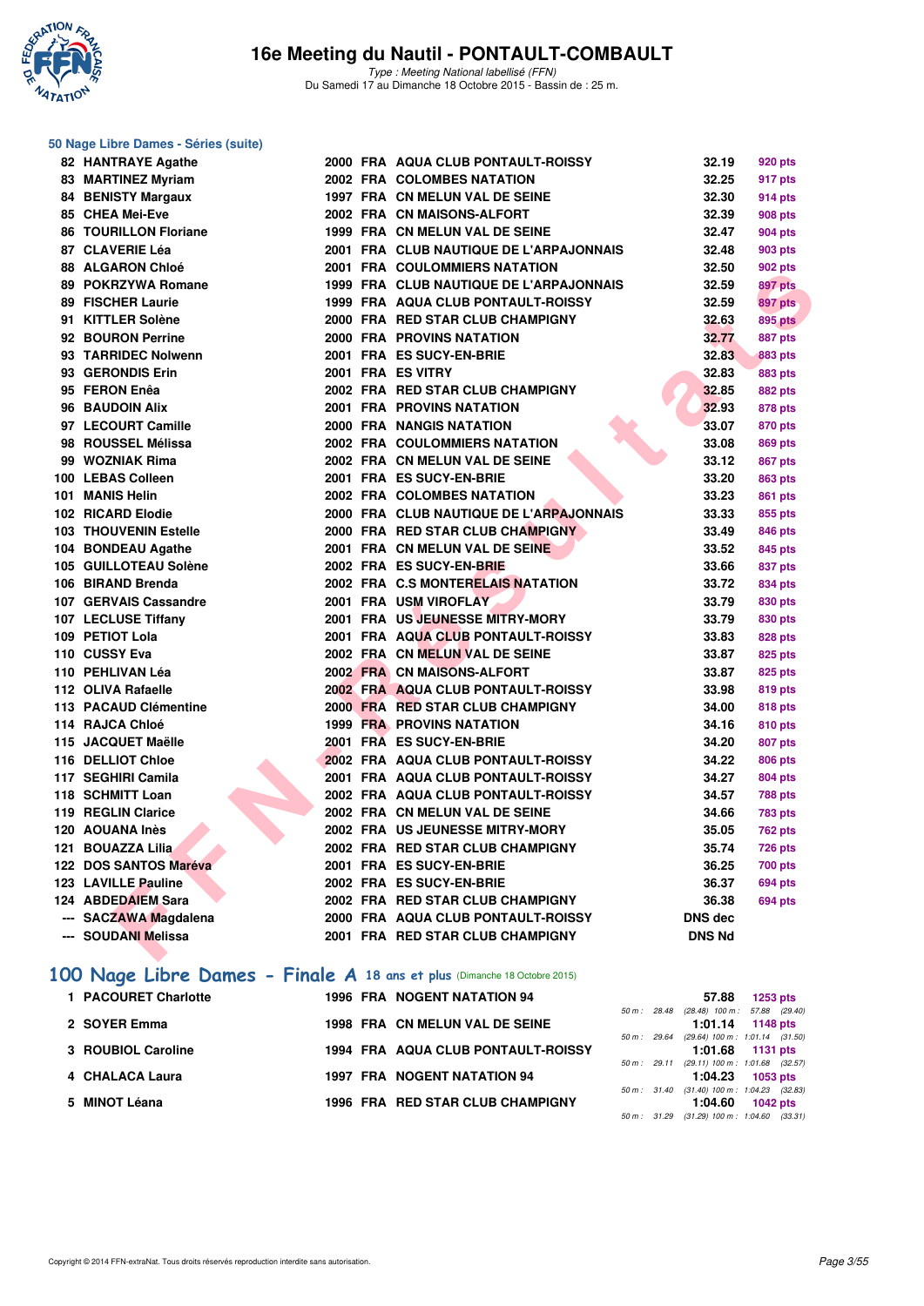# 16e Meeting du Nautil - PONTAULT-COMBAULT

*Type : Meeting National labellisé (FFN)*
Du Samedi 17 au Dimanche 18 Octobre 2015 - Bassin de : 25 m.

## 50 Nage Libre Dames - Séries (suite)

| Rang | Nom | Année | Nat | Club | Temps | Points |
|---|---|---|---|---|---|---|
| 82 | HANTRAYE Agathe | 2000 | FRA | AQUA CLUB PONTAULT-ROISSY | 32.19 | 920 pts |
| 83 | MARTINEZ Myriam | 2002 | FRA | COLOMBES NATATION | 32.25 | 917 pts |
| 84 | BENISTY Margaux | 1997 | FRA | CN MELUN VAL DE SEINE | 32.30 | 914 pts |
| 85 | CHEA Mei-Eve | 2002 | FRA | CN MAISONS-ALFORT | 32.39 | 908 pts |
| 86 | TOURILLON Floriane | 1999 | FRA | CN MELUN VAL DE SEINE | 32.47 | 904 pts |
| 87 | CLAVERIE Léa | 2001 | FRA | CLUB NAUTIQUE DE L'ARPAJONNAIS | 32.48 | 903 pts |
| 88 | ALGARON Chloé | 2001 | FRA | COULOMMIERS NATATION | 32.50 | 902 pts |
| 89 | POKRZYWA Romane | 1999 | FRA | CLUB NAUTIQUE DE L'ARPAJONNAIS | 32.59 | 897 pts |
| 89 | FISCHER Laurie | 1999 | FRA | AQUA CLUB PONTAULT-ROISSY | 32.59 | 897 pts |
| 91 | KITTLER Solène | 2000 | FRA | RED STAR CLUB CHAMPIGNY | 32.63 | 895 pts |
| 92 | BOURON Perrine | 2000 | FRA | PROVINS NATATION | 32.77 | 887 pts |
| 93 | TARRIDEC Nolwenn | 2001 | FRA | ES SUCY-EN-BRIE | 32.83 | 883 pts |
| 93 | GERONDIS Erin | 2001 | FRA | ES VITRY | 32.83 | 883 pts |
| 95 | FERON Enêa | 2002 | FRA | RED STAR CLUB CHAMPIGNY | 32.85 | 882 pts |
| 96 | BAUDOIN Alix | 2001 | FRA | PROVINS NATATION | 32.93 | 878 pts |
| 97 | LECOURT Camille | 2000 | FRA | NANGIS NATATION | 33.07 | 870 pts |
| 98 | ROUSSEL Mélissa | 2002 | FRA | COULOMMIERS NATATION | 33.08 | 869 pts |
| 99 | WOZNIAK Rima | 2002 | FRA | CN MELUN VAL DE SEINE | 33.12 | 867 pts |
| 100 | LEBAS Colleen | 2001 | FRA | ES SUCY-EN-BRIE | 33.20 | 863 pts |
| 101 | MANIS Helin | 2002 | FRA | COLOMBES NATATION | 33.23 | 861 pts |
| 102 | RICARD Elodie | 2000 | FRA | CLUB NAUTIQUE DE L'ARPAJONNAIS | 33.33 | 855 pts |
| 103 | THOUVENIN Estelle | 2000 | FRA | RED STAR CLUB CHAMPIGNY | 33.49 | 846 pts |
| 104 | BONDEAU Agathe | 2001 | FRA | CN MELUN VAL DE SEINE | 33.52 | 845 pts |
| 105 | GUILLOTEAU Solène | 2002 | FRA | ES SUCY-EN-BRIE | 33.66 | 837 pts |
| 106 | BIRAND Brenda | 2002 | FRA | C.S MONTERELAIS NATATION | 33.72 | 834 pts |
| 107 | GERVAIS Cassandre | 2001 | FRA | USM VIROFLAY | 33.79 | 830 pts |
| 107 | LECLUSE Tiffany | 2001 | FRA | US JEUNESSE MITRY-MORY | 33.79 | 830 pts |
| 109 | PETIOT Lola | 2001 | FRA | AQUA CLUB PONTAULT-ROISSY | 33.83 | 828 pts |
| 110 | CUSSY Eva | 2002 | FRA | CN MELUN VAL DE SEINE | 33.87 | 825 pts |
| 110 | PEHLIVAN Léa | 2002 | FRA | CN MAISONS-ALFORT | 33.87 | 825 pts |
| 112 | OLIVA Rafaelle | 2002 | FRA | AQUA CLUB PONTAULT-ROISSY | 33.98 | 819 pts |
| 113 | PACAUD Clémentine | 2000 | FRA | RED STAR CLUB CHAMPIGNY | 34.00 | 818 pts |
| 114 | RAJCA Chloé | 1999 | FRA | PROVINS NATATION | 34.16 | 810 pts |
| 115 | JACQUET Maëlle | 2001 | FRA | ES SUCY-EN-BRIE | 34.20 | 807 pts |
| 116 | DELLIOT Chloe | 2002 | FRA | AQUA CLUB PONTAULT-ROISSY | 34.22 | 806 pts |
| 117 | SEGHIRI Camila | 2001 | FRA | AQUA CLUB PONTAULT-ROISSY | 34.27 | 804 pts |
| 118 | SCHMITT Loan | 2002 | FRA | AQUA CLUB PONTAULT-ROISSY | 34.57 | 788 pts |
| 119 | REGLIN Clarice | 2002 | FRA | CN MELUN VAL DE SEINE | 34.66 | 783 pts |
| 120 | AOUANA Inès | 2002 | FRA | US JEUNESSE MITRY-MORY | 35.05 | 762 pts |
| 121 | BOUAZZA Lilia | 2002 | FRA | RED STAR CLUB CHAMPIGNY | 35.74 | 726 pts |
| 122 | DOS SANTOS Maréva | 2001 | FRA | ES SUCY-EN-BRIE | 36.25 | 700 pts |
| 123 | LAVILLE Pauline | 2002 | FRA | ES SUCY-EN-BRIE | 36.37 | 694 pts |
| 124 | ABDEDAIEM Sara | 2002 | FRA | RED STAR CLUB CHAMPIGNY | 36.38 | 694 pts |
| --- | SACZAWA Magdalena | 2000 | FRA | AQUA CLUB PONTAULT-ROISSY | DNS dec | |
| --- | SOUDANI Melissa | 2001 | FRA | RED STAR CLUB CHAMPIGNY | DNS Nd | |

## 100 Nage Libre Dames - Finale A 18 ans et plus (Dimanche 18 Octobre 2015)

| Rang | Nom | Année | Nat | Club | Temps | Points |
|---|---|---|---|---|---|---|
| 1 | PACOURET Charlotte | 1996 | FRA | NOGENT NATATION 94 | 57.88 | 1253 pts |
| | | | | 50 m : 28.48 (28.48) 100 m : 57.88 (29.40) | | |
| 2 | SOYER Emma | 1998 | FRA | CN MELUN VAL DE SEINE | 1:01.14 | 1148 pts |
| | | | | 50 m : 29.64 (29.64) 100 m : 1:01.14 (31.50) | | |
| 3 | ROUBIOL Caroline | 1994 | FRA | AQUA CLUB PONTAULT-ROISSY | 1:01.68 | 1131 pts |
| | | | | 50 m : 29.11 (29.11) 100 m : 1:01.68 (32.57) | | |
| 4 | CHALACA Laura | 1997 | FRA | NOGENT NATATION 94 | 1:04.23 | 1053 pts |
| | | | | 50 m : 31.40 (31.40) 100 m : 1:04.23 (32.83) | | |
| 5 | MINOT Léana | 1996 | FRA | RED STAR CLUB CHAMPIGNY | 1:04.60 | 1042 pts |
| | | | | 50 m : 31.29 (31.29) 100 m : 1:04.60 (33.31) | | |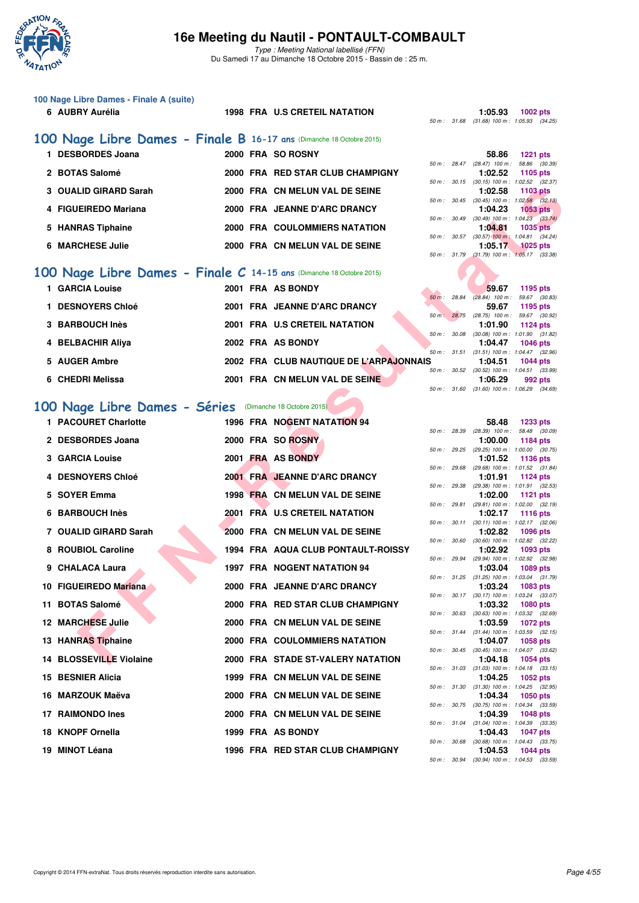### 100 Nage Libre Dames - Finale A (suite)

| Rang | Nom | Année | Nat | Club | Temps | Points | Splits |
|---|---|---|---|---|---|---|---|
| 6 | AUBRY Aurélia | 1998 | FRA | U.S CRETEIL NATATION | 1:05.93 | 1002 pts | 50 m : 31.68 (31.68) 100 m : 1:05.93 (34.25) |

## 100 Nage Libre Dames - Finale B 16-17 ans (Dimanche 18 Octobre 2015)

| Rang | Nom | Année | Nat | Club | Temps | Points | Splits |
|---|---|---|---|---|---|---|---|
| 1 | DESBORDES Joana | 2000 | FRA | SO ROSNY | 58.86 | 1221 pts | 50 m : 28.47 (28.47) 100 m : 58.86 (30.39) |
| 2 | BOTAS Salomé | 2000 | FRA | RED STAR CLUB CHAMPIGNY | 1:02.52 | 1105 pts | 50 m : 30.15 (30.15) 100 m : 1:02.52 (32.37) |
| 3 | OUALID GIRARD Sarah | 2000 | FRA | CN MELUN VAL DE SEINE | 1:02.58 | 1103 pts | 50 m : 30.45 (30.45) 100 m : 1:02.58 (32.13) |
| 4 | FIGUEIREDO Mariana | 2000 | FRA | JEANNE D'ARC DRANCY | 1:04.23 | 1053 pts | 50 m : 30.49 (30.49) 100 m : 1:04.23 (33.74) |
| 5 | HANRAS Tiphaine | 2000 | FRA | COULOMMIERS NATATION | 1:04.81 | 1035 pts | 50 m : 30.57 (30.57) 100 m : 1:04.81 (34.24) |
| 6 | MARCHESE Julie | 2000 | FRA | CN MELUN VAL DE SEINE | 1:05.17 | 1025 pts | 50 m : 31.79 (31.79) 100 m : 1:05.17 (33.38) |

## 100 Nage Libre Dames - Finale C 14-15 ans (Dimanche 18 Octobre 2015)

| Rang | Nom | Année | Nat | Club | Temps | Points | Splits |
|---|---|---|---|---|---|---|---|
| 1 | GARCIA Louise | 2001 | FRA | AS BONDY | 59.67 | 1195 pts | 50 m : 28.84 (28.84) 100 m : 59.67 (30.83) |
| 1 | DESNOYERS Chloé | 2001 | FRA | JEANNE D'ARC DRANCY | 59.67 | 1195 pts | 50 m : 28.75 (28.75) 100 m : 59.67 (30.92) |
| 3 | BARBOUCH Inès | 2001 | FRA | U.S CRETEIL NATATION | 1:01.90 | 1124 pts | 50 m : 30.08 (30.08) 100 m : 1:01.90 (31.82) |
| 4 | BELBACHIR Aliya | 2002 | FRA | AS BONDY | 1:04.47 | 1046 pts | 50 m : 31.51 (31.51) 100 m : 1:04.47 (32.96) |
| 5 | AUGER Ambre | 2002 | FRA | CLUB NAUTIQUE DE L'ARPAJONNAIS | 1:04.51 | 1044 pts | 50 m : 30.52 (30.52) 100 m : 1:04.51 (33.99) |
| 6 | CHEDRI Melissa | 2001 | FRA | CN MELUN VAL DE SEINE | 1:06.29 | 992 pts | 50 m : 31.60 (31.60) 100 m : 1:06.29 (34.69) |

## 100 Nage Libre Dames - Séries (Dimanche 18 Octobre 2015)

| Rang | Nom | Année | Nat | Club | Temps | Points | Splits |
|---|---|---|---|---|---|---|---|
| 1 | PACOURET Charlotte | 1996 | FRA | NOGENT NATATION 94 | 58.48 | 1233 pts | 50 m : 28.39 (28.39) 100 m : 58.48 (30.09) |
| 2 | DESBORDES Joana | 2000 | FRA | SO ROSNY | 1:00.00 | 1184 pts | 50 m : 29.25 (29.25) 100 m : 1:00.00 (30.75) |
| 3 | GARCIA Louise | 2001 | FRA | AS BONDY | 1:01.52 | 1136 pts | 50 m : 29.68 (29.68) 100 m : 1:01.52 (31.84) |
| 4 | DESNOYERS Chloé | 2001 | FRA | JEANNE D'ARC DRANCY | 1:01.91 | 1124 pts | 50 m : 29.38 (29.38) 100 m : 1:01.91 (32.53) |
| 5 | SOYER Emma | 1998 | FRA | CN MELUN VAL DE SEINE | 1:02.00 | 1121 pts | 50 m : 29.81 (29.81) 100 m : 1:02.00 (32.19) |
| 6 | BARBOUCH Inès | 2001 | FRA | U.S CRETEIL NATATION | 1:02.17 | 1116 pts | 50 m : 30.11 (30.11) 100 m : 1:02.17 (32.06) |
| 7 | OUALID GIRARD Sarah | 2000 | FRA | CN MELUN VAL DE SEINE | 1:02.82 | 1096 pts | 50 m : 30.60 (30.60) 100 m : 1:02.82 (32.22) |
| 8 | ROUBIOL Caroline | 1994 | FRA | AQUA CLUB PONTAULT-ROISSY | 1:02.92 | 1093 pts | 50 m : 29.94 (29.94) 100 m : 1:02.92 (32.98) |
| 9 | CHALACA Laura | 1997 | FRA | NOGENT NATATION 94 | 1:03.04 | 1089 pts | 50 m : 31.25 (31.25) 100 m : 1:03.04 (31.79) |
| 10 | FIGUEIREDO Mariana | 2000 | FRA | JEANNE D'ARC DRANCY | 1:03.24 | 1083 pts | 50 m : 30.17 (30.17) 100 m : 1:03.24 (33.07) |
| 11 | BOTAS Salomé | 2000 | FRA | RED STAR CLUB CHAMPIGNY | 1:03.32 | 1080 pts | 50 m : 30.63 (30.63) 100 m : 1:03.32 (32.69) |
| 12 | MARCHESE Julie | 2000 | FRA | CN MELUN VAL DE SEINE | 1:03.59 | 1072 pts | 50 m : 31.44 (31.44) 100 m : 1:03.59 (32.15) |
| 13 | HANRAS Tiphaine | 2000 | FRA | COULOMMIERS NATATION | 1:04.07 | 1058 pts | 50 m : 30.45 (30.45) 100 m : 1:04.07 (33.62) |
| 14 | BLOSSEVILLE Violaine | 2000 | FRA | STADE ST-VALERY NATATION | 1:04.18 | 1054 pts | 50 m : 31.03 (31.03) 100 m : 1:04.18 (33.15) |
| 15 | BESNIER Alicia | 1999 | FRA | CN MELUN VAL DE SEINE | 1:04.25 | 1052 pts | 50 m : 31.30 (31.30) 100 m : 1:04.25 (32.95) |
| 16 | MARZOUK Maëva | 2000 | FRA | CN MELUN VAL DE SEINE | 1:04.34 | 1050 pts | 50 m : 30.75 (30.75) 100 m : 1:04.34 (33.59) |
| 17 | RAIMONDO Ines | 2000 | FRA | CN MELUN VAL DE SEINE | 1:04.39 | 1048 pts | 50 m : 31.04 (31.04) 100 m : 1:04.39 (33.35) |
| 18 | KNOPF Ornella | 1999 | FRA | AS BONDY | 1:04.43 | 1047 pts | 50 m : 30.68 (30.68) 100 m : 1:04.43 (33.75) |
| 19 | MINOT Léana | 1996 | FRA | RED STAR CLUB CHAMPIGNY | 1:04.53 | 1044 pts | 50 m : 30.94 (30.94) 100 m : 1:04.53 (33.59) |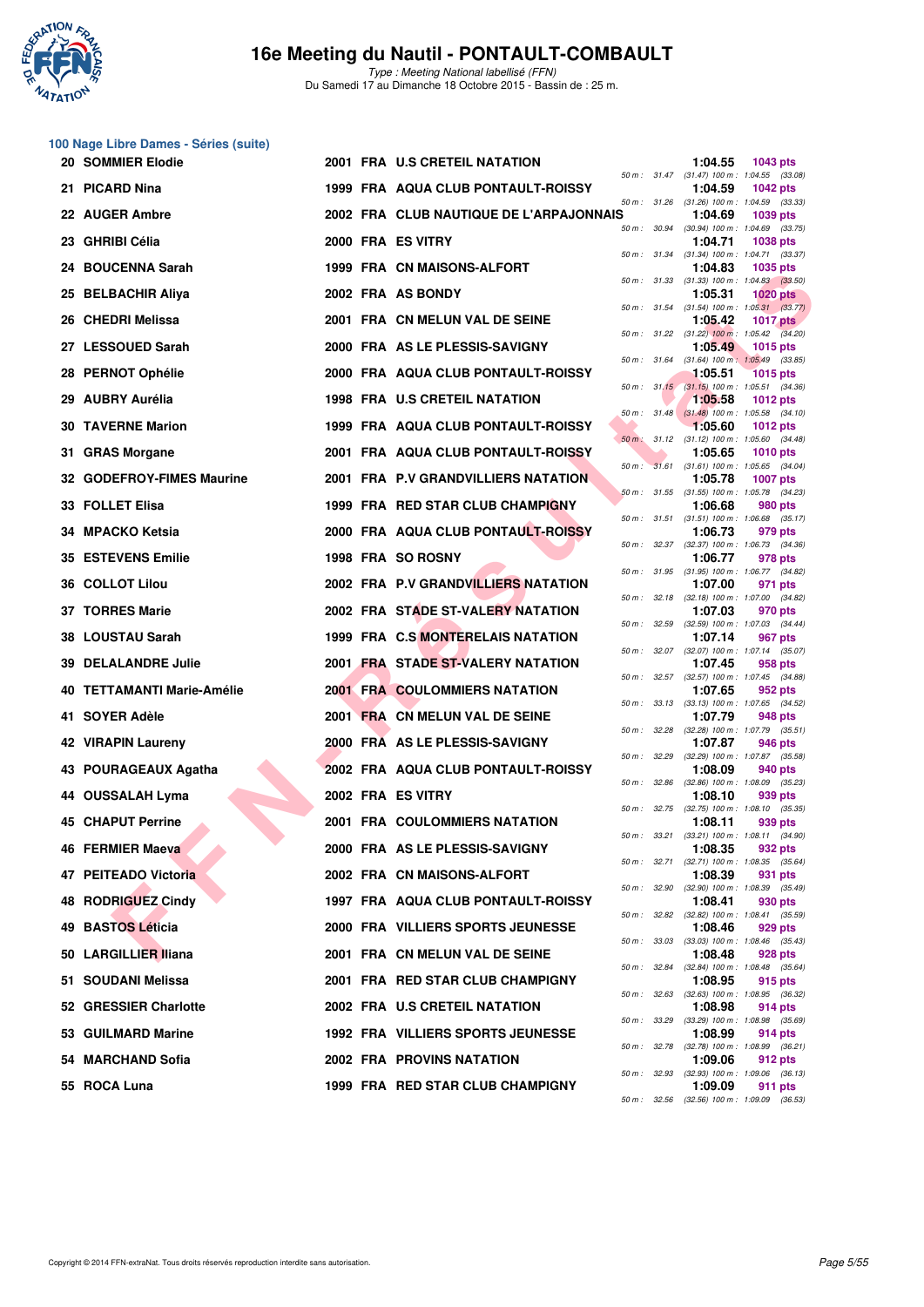# 16e Meeting du Nautil - PONTAULT-COMBAULT

*Type : Meeting National labellisé (FFN)*
Du Samedi 17 au Dimanche 18 Octobre 2015 - Bassin de : 25 m.

## 100 Nage Libre Dames - Séries (suite)

| Rang | Nom | Année | Nat. | Club | Temps | Points | 50 m | 100 m |
|---|---|---|---|---|---|---|---|---|
| 20 | SOMMIER Elodie | 2001 | FRA | U.S CRETEIL NATATION | 1:04.55 | 1043 pts | 31.47 | (31.47) 1:04.55 (33.08) |
| 21 | PICARD Nina | 1999 | FRA | AQUA CLUB PONTAULT-ROISSY | 1:04.59 | 1042 pts | 31.26 | (31.26) 1:04.59 (33.33) |
| 22 | AUGER Ambre | 2002 | FRA | CLUB NAUTIQUE DE L'ARPAJONNAIS | 1:04.69 | 1039 pts | 30.94 | (30.94) 1:04.69 (33.75) |
| 23 | GHRIBI Célia | 2000 | FRA | ES VITRY | 1:04.71 | 1038 pts | 31.34 | (31.34) 1:04.71 (33.37) |
| 24 | BOUCENNA Sarah | 1999 | FRA | CN MAISONS-ALFORT | 1:04.83 | 1035 pts | 31.33 | (31.33) 1:04.83 (33.50) |
| 25 | BELBACHIR Aliya | 2002 | FRA | AS BONDY | 1:05.31 | 1020 pts | 31.54 | (31.54) 1:05.31 (33.77) |
| 26 | CHEDRI Melissa | 2001 | FRA | CN MELUN VAL DE SEINE | 1:05.42 | 1017 pts | 31.22 | (31.22) 1:05.42 (34.20) |
| 27 | LESSOUED Sarah | 2000 | FRA | AS LE PLESSIS-SAVIGNY | 1:05.49 | 1015 pts | 31.64 | (31.64) 1:05.49 (33.85) |
| 28 | PERNOT Ophélie | 2000 | FRA | AQUA CLUB PONTAULT-ROISSY | 1:05.51 | 1015 pts | 31.15 | (31.15) 1:05.51 (34.36) |
| 29 | AUBRY Aurélia | 1998 | FRA | U.S CRETEIL NATATION | 1:05.58 | 1012 pts | 31.48 | (31.48) 1:05.58 (34.10) |
| 30 | TAVERNE Marion | 1999 | FRA | AQUA CLUB PONTAULT-ROISSY | 1:05.60 | 1012 pts | 31.12 | (31.12) 1:05.60 (34.48) |
| 31 | GRAS Morgane | 2001 | FRA | AQUA CLUB PONTAULT-ROISSY | 1:05.65 | 1010 pts | 31.61 | (31.61) 1:05.65 (34.04) |
| 32 | GODEFROY-FIMES Maurine | 2001 | FRA | P.V GRANDVILLIERS NATATION | 1:05.78 | 1007 pts | 31.55 | (31.55) 1:05.78 (34.23) |
| 33 | FOLLET Elisa | 1999 | FRA | RED STAR CLUB CHAMPIGNY | 1:06.68 | 980 pts | 31.51 | (31.51) 1:06.68 (35.17) |
| 34 | MPACKO Ketsia | 2000 | FRA | AQUA CLUB PONTAULT-ROISSY | 1:06.73 | 979 pts | 32.37 | (32.37) 1:06.73 (34.36) |
| 35 | ESTEVENS Emilie | 1998 | FRA | SO ROSNY | 1:06.77 | 978 pts | 31.95 | (31.95) 1:06.77 (34.82) |
| 36 | COLLOT Lilou | 2002 | FRA | P.V GRANDVILLIERS NATATION | 1:07.00 | 971 pts | 32.18 | (32.18) 1:07.00 (34.82) |
| 37 | TORRES Marie | 2002 | FRA | STADE ST-VALERY NATATION | 1:07.03 | 970 pts | 32.59 | (32.59) 1:07.03 (34.44) |
| 38 | LOUSTAU Sarah | 1999 | FRA | C.S MONTERELAIS NATATION | 1:07.14 | 967 pts | 32.07 | (32.07) 1:07.14 (35.07) |
| 39 | DELALANDRE Julie | 2001 | FRA | STADE ST-VALERY NATATION | 1:07.45 | 958 pts | 32.57 | (32.57) 1:07.45 (34.88) |
| 40 | TETTAMANTI Marie-Amélie | 2001 | FRA | COULOMMIERS NATATION | 1:07.65 | 952 pts | 33.13 | (33.13) 1:07.65 (34.52) |
| 41 | SOYER Adèle | 2001 | FRA | CN MELUN VAL DE SEINE | 1:07.79 | 948 pts | 32.28 | (32.28) 1:07.79 (35.51) |
| 42 | VIRAPIN Laureny | 2000 | FRA | AS LE PLESSIS-SAVIGNY | 1:07.87 | 946 pts | 32.29 | (32.29) 1:07.87 (35.58) |
| 43 | POURAGEAUX Agatha | 2002 | FRA | AQUA CLUB PONTAULT-ROISSY | 1:08.09 | 940 pts | 32.86 | (32.86) 1:08.09 (35.23) |
| 44 | OUSSALAH Lyma | 2002 | FRA | ES VITRY | 1:08.10 | 939 pts | 32.75 | (32.75) 1:08.10 (35.35) |
| 45 | CHAPUT Perrine | 2001 | FRA | COULOMMIERS NATATION | 1:08.11 | 939 pts | 33.21 | (33.21) 1:08.11 (34.90) |
| 46 | FERMIER Maeva | 2000 | FRA | AS LE PLESSIS-SAVIGNY | 1:08.35 | 932 pts | 32.71 | (32.71) 1:08.35 (35.64) |
| 47 | PEITEADO Victoria | 2002 | FRA | CN MAISONS-ALFORT | 1:08.39 | 931 pts | 32.90 | (32.90) 1:08.39 (35.49) |
| 48 | RODRIGUEZ Cindy | 1997 | FRA | AQUA CLUB PONTAULT-ROISSY | 1:08.41 | 930 pts | 32.82 | (32.82) 1:08.41 (35.59) |
| 49 | BASTOS Léticia | 2000 | FRA | VILLIERS SPORTS JEUNESSE | 1:08.46 | 929 pts | 33.03 | (33.03) 1:08.46 (35.43) |
| 50 | LARGILLIER Iliana | 2001 | FRA | CN MELUN VAL DE SEINE | 1:08.48 | 928 pts | 32.84 | (32.84) 1:08.48 (35.64) |
| 51 | SOUDANI Melissa | 2001 | FRA | RED STAR CLUB CHAMPIGNY | 1:08.95 | 915 pts | 32.63 | (32.63) 1:08.95 (36.32) |
| 52 | GRESSIER Charlotte | 2002 | FRA | U.S CRETEIL NATATION | 1:08.98 | 914 pts | 33.29 | (33.29) 1:08.98 (35.69) |
| 53 | GUILMARD Marine | 1992 | FRA | VILLIERS SPORTS JEUNESSE | 1:08.99 | 914 pts | 32.78 | (32.78) 1:08.99 (36.21) |
| 54 | MARCHAND Sofia | 2002 | FRA | PROVINS NATATION | 1:09.06 | 912 pts | 32.93 | (32.93) 1:09.06 (36.13) |
| 55 | ROCA Luna | 1999 | FRA | RED STAR CLUB CHAMPIGNY | 1:09.09 | 911 pts | 32.56 | (32.56) 1:09.09 (36.53) |

Copyright © 2014 FFN-extraNat. Tous droits réservés reproduction interdite sans autorisation.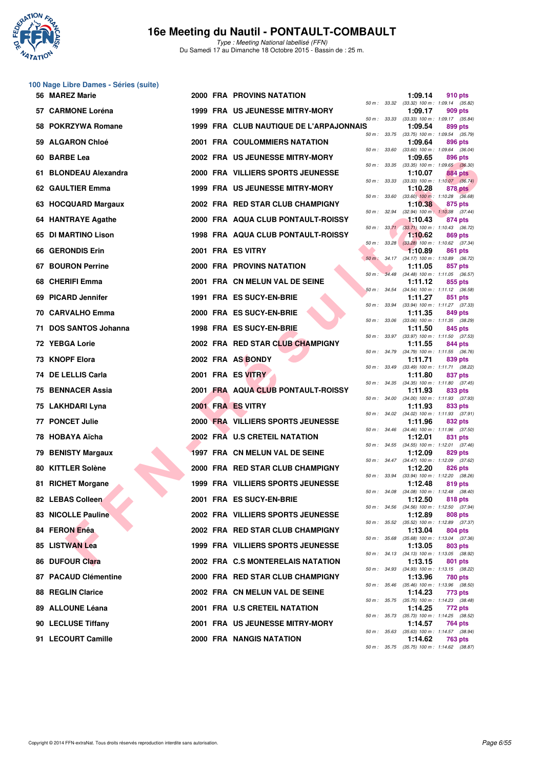# 16e Meeting du Nautil - PONTAULT-COMBAULT

*Type : Meeting National labellisé (FFN)*
Du Samedi 17 au Dimanche 18 Octobre 2015 - Bassin de : 25 m.

## 100 Nage Libre Dames - Séries (suite)

| Rang | Nom | Année | Nat. | Club | Temps | Points | Intermédiaires |
|---|---|---|---|---|---|---|---|
| 56 | MAREZ Marie | 2000 | FRA | PROVINS NATATION | 1:09.14 | 910 pts | 50 m : 33.32 (33.32) 100 m : 1:09.14 (35.82) |
| 57 | CARMONE Loréna | 1999 | FRA | US JEUNESSE MITRY-MORY | 1:09.17 | 909 pts | 50 m : 33.33 (33.33) 100 m : 1:09.17 (35.84) |
| 58 | POKRZYWA Romane | 1999 | FRA | CLUB NAUTIQUE DE L'ARPAJONNAIS | 1:09.54 | 899 pts | 50 m : 33.75 (33.75) 100 m : 1:09.54 (35.79) |
| 59 | ALGARON Chloé | 2001 | FRA | COULOMMIERS NATATION | 1:09.64 | 896 pts | 50 m : 33.60 (33.60) 100 m : 1:09.64 (36.04) |
| 60 | BARBE Lea | 2002 | FRA | US JEUNESSE MITRY-MORY | 1:09.65 | 896 pts | 50 m : 33.35 (33.35) 100 m : 1:09.65 (36.30) |
| 61 | BLONDEAU Alexandra | 2000 | FRA | VILLIERS SPORTS JEUNESSE | 1:10.07 | 884 pts | 50 m : 33.33 (33.33) 100 m : 1:10.07 (36.74) |
| 62 | GAULTIER Emma | 1999 | FRA | US JEUNESSE MITRY-MORY | 1:10.28 | 878 pts | 50 m : 33.60 (33.60) 100 m : 1:10.28 (36.68) |
| 63 | HOCQUARD Margaux | 2002 | FRA | RED STAR CLUB CHAMPIGNY | 1:10.38 | 875 pts | 50 m : 32.94 (32.94) 100 m : 1:10.38 (37.44) |
| 64 | HANTRAYE Agathe | 2000 | FRA | AQUA CLUB PONTAULT-ROISSY | 1:10.43 | 874 pts | 50 m : 33.71 (33.71) 100 m : 1:10.43 (36.72) |
| 65 | DI MARTINO Lison | 1998 | FRA | AQUA CLUB PONTAULT-ROISSY | 1:10.62 | 869 pts | 50 m : 33.28 (33.28) 100 m : 1:10.62 (37.34) |
| 66 | GERONDIS Erin | 2001 | FRA | ES VITRY | 1:10.89 | 861 pts | 50 m : 34.17 (34.17) 100 m : 1:10.89 (36.72) |
| 67 | BOURON Perrine | 2000 | FRA | PROVINS NATATION | 1:11.05 | 857 pts | 50 m : 34.48 (34.48) 100 m : 1:11.05 (36.57) |
| 68 | CHERIFI Emma | 2001 | FRA | CN MELUN VAL DE SEINE | 1:11.12 | 855 pts | 50 m : 34.54 (34.54) 100 m : 1:11.12 (36.58) |
| 69 | PICARD Jennifer | 1991 | FRA | ES SUCY-EN-BRIE | 1:11.27 | 851 pts | 50 m : 33.94 (33.94) 100 m : 1:11.27 (37.33) |
| 70 | CARVALHO Emma | 2000 | FRA | ES SUCY-EN-BRIE | 1:11.35 | 849 pts | 50 m : 33.06 (33.06) 100 m : 1:11.35 (38.29) |
| 71 | DOS SANTOS Johanna | 1998 | FRA | ES SUCY-EN-BRIE | 1:11.50 | 845 pts | 50 m : 33.97 (33.97) 100 m : 1:11.50 (37.53) |
| 72 | YEBGA Lorie | 2002 | FRA | RED STAR CLUB CHAMPIGNY | 1:11.55 | 844 pts | 50 m : 34.79 (34.79) 100 m : 1:11.55 (36.76) |
| 73 | KNOPF Elora | 2002 | FRA | AS BONDY | 1:11.71 | 839 pts | 50 m : 33.49 (33.49) 100 m : 1:11.71 (38.22) |
| 74 | DE LELLIS Carla | 2001 | FRA | ES VITRY | 1:11.80 | 837 pts | 50 m : 34.35 (34.35) 100 m : 1:11.80 (37.45) |
| 75 | BENNACER Assia | 2001 | FRA | AQUA CLUB PONTAULT-ROISSY | 1:11.93 | 833 pts | 50 m : 34.00 (34.00) 100 m : 1:11.93 (37.93) |
| 75 | LAKHDARI Lyna | 2001 | FRA | ES VITRY | 1:11.93 | 833 pts | 50 m : 34.02 (34.02) 100 m : 1:11.93 (37.91) |
| 77 | PONCET Julie | 2000 | FRA | VILLIERS SPORTS JEUNESSE | 1:11.96 | 832 pts | 50 m : 34.46 (34.46) 100 m : 1:11.96 (37.50) |
| 78 | HOBAYA Aïcha | 2002 | FRA | U.S CRETEIL NATATION | 1:12.01 | 831 pts | 50 m : 34.55 (34.55) 100 m : 1:12.01 (37.46) |
| 79 | BENISTY Margaux | 1997 | FRA | CN MELUN VAL DE SEINE | 1:12.09 | 829 pts | 50 m : 34.47 (34.47) 100 m : 1:12.09 (37.62) |
| 80 | KITTLER Solène | 2000 | FRA | RED STAR CLUB CHAMPIGNY | 1:12.20 | 826 pts | 50 m : 33.94 (33.94) 100 m : 1:12.20 (38.26) |
| 81 | RICHET Morgane | 1999 | FRA | VILLIERS SPORTS JEUNESSE | 1:12.48 | 819 pts | 50 m : 34.08 (34.08) 100 m : 1:12.48 (38.40) |
| 82 | LEBAS Colleen | 2001 | FRA | ES SUCY-EN-BRIE | 1:12.50 | 818 pts | 50 m : 34.56 (34.56) 100 m : 1:12.50 (37.94) |
| 83 | NICOLLE Pauline | 2002 | FRA | VILLIERS SPORTS JEUNESSE | 1:12.89 | 808 pts | 50 m : 35.52 (35.52) 100 m : 1:12.89 (37.37) |
| 84 | FERON Enêa | 2002 | FRA | RED STAR CLUB CHAMPIGNY | 1:13.04 | 804 pts | 50 m : 35.68 (35.68) 100 m : 1:13.04 (37.36) |
| 85 | LISTWAN Lea | 1999 | FRA | VILLIERS SPORTS JEUNESSE | 1:13.05 | 803 pts | 50 m : 34.13 (34.13) 100 m : 1:13.05 (38.92) |
| 86 | DUFOUR Clara | 2002 | FRA | C.S MONTERELAIS NATATION | 1:13.15 | 801 pts | 50 m : 34.93 (34.93) 100 m : 1:13.15 (38.22) |
| 87 | PACAUD Clémentine | 2000 | FRA | RED STAR CLUB CHAMPIGNY | 1:13.96 | 780 pts | 50 m : 35.46 (35.46) 100 m : 1:13.96 (38.50) |
| 88 | REGLIN Clarice | 2002 | FRA | CN MELUN VAL DE SEINE | 1:14.23 | 773 pts | 50 m : 35.75 (35.75) 100 m : 1:14.23 (38.48) |
| 89 | ALLOUNE Léana | 2001 | FRA | U.S CRETEIL NATATION | 1:14.25 | 772 pts | 50 m : 35.73 (35.73) 100 m : 1:14.25 (38.52) |
| 90 | LECLUSE Tiffany | 2001 | FRA | US JEUNESSE MITRY-MORY | 1:14.57 | 764 pts | 50 m : 35.63 (35.63) 100 m : 1:14.57 (38.94) |
| 91 | LECOURT Camille | 2000 | FRA | NANGIS NATATION | 1:14.62 | 763 pts | 50 m : 35.75 (35.75) 100 m : 1:14.62 (38.87) |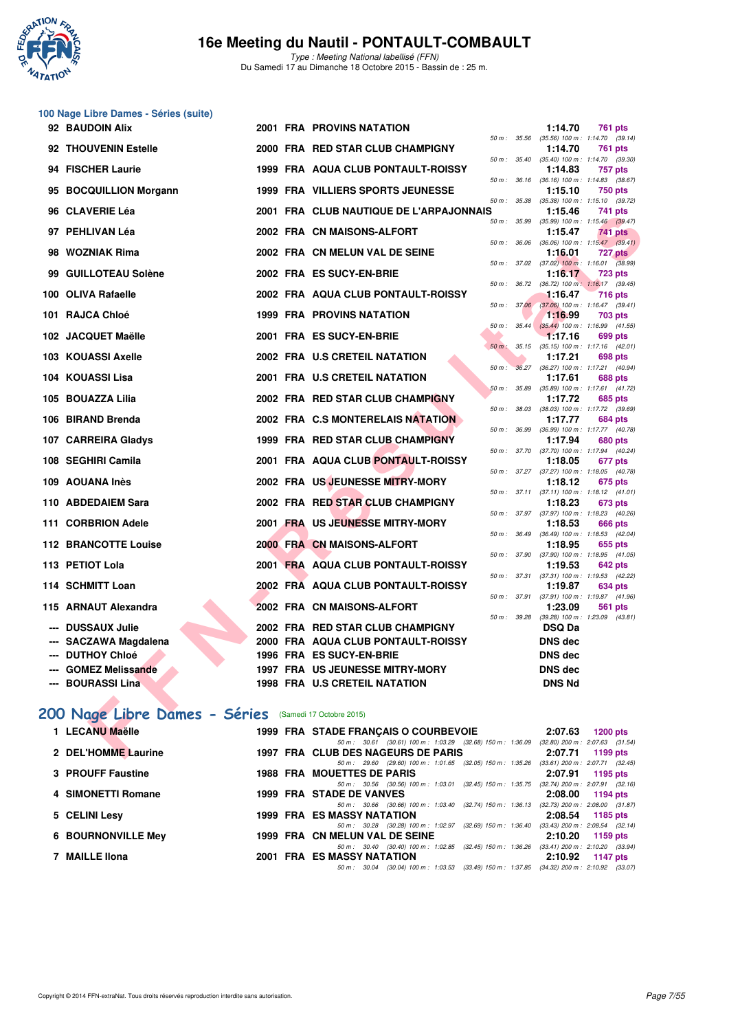## 100 Nage Libre Dames - Séries (suite)

| Place | Nom | Année | Nat | Club | Temps | Points | Splits |
|---|---|---|---|---|---|---|---|
| 92 | BAUDOIN Alix | 2001 | FRA | PROVINS NATATION | 1:14.70 | 761 pts | 50 m : 35.56 (35.56) 100 m : 1:14.70 (39.14) |
| 92 | THOUVENIN Estelle | 2000 | FRA | RED STAR CLUB CHAMPIGNY | 1:14.70 | 761 pts | 50 m : 35.40 (35.40) 100 m : 1:14.70 (39.30) |
| 94 | FISCHER Laurie | 1999 | FRA | AQUA CLUB PONTAULT-ROISSY | 1:14.83 | 757 pts | 50 m : 36.16 (36.16) 100 m : 1:14.83 (38.67) |
| 95 | BOCQUILLION Morgann | 1999 | FRA | VILLIERS SPORTS JEUNESSE | 1:15.10 | 750 pts | 50 m : 35.38 (35.38) 100 m : 1:15.10 (39.72) |
| 96 | CLAVERIE Léa | 2001 | FRA | CLUB NAUTIQUE DE L'ARPAJONNAIS | 1:15.46 | 741 pts | 50 m : 35.99 (35.99) 100 m : 1:15.46 (39.47) |
| 97 | PEHLIVAN Léa | 2002 | FRA | CN MAISONS-ALFORT | 1:15.47 | 741 pts | 50 m : 36.06 (36.06) 100 m : 1:15.47 (39.41) |
| 98 | WOZNIAK Rima | 2002 | FRA | CN MELUN VAL DE SEINE | 1:16.01 | 727 pts | 50 m : 37.02 (37.02) 100 m : 1:16.01 (38.99) |
| 99 | GUILLOTEAU Solène | 2002 | FRA | ES SUCY-EN-BRIE | 1:16.17 | 723 pts | 50 m : 36.72 (36.72) 100 m : 1:16.17 (39.45) |
| 100 | OLIVA Rafaelle | 2002 | FRA | AQUA CLUB PONTAULT-ROISSY | 1:16.47 | 716 pts | 50 m : 37.06 (37.06) 100 m : 1:16.47 (39.41) |
| 101 | RAJCA Chloé | 1999 | FRA | PROVINS NATATION | 1:16.99 | 703 pts | 50 m : 35.44 (35.44) 100 m : 1:16.99 (41.55) |
| 102 | JACQUET Maëlle | 2001 | FRA | ES SUCY-EN-BRIE | 1:17.16 | 699 pts | 50 m : 35.15 (35.15) 100 m : 1:17.16 (42.01) |
| 103 | KOUASSI Axelle | 2002 | FRA | U.S CRETEIL NATATION | 1:17.21 | 698 pts | 50 m : 36.27 (36.27) 100 m : 1:17.21 (40.94) |
| 104 | KOUASSI Lisa | 2001 | FRA | U.S CRETEIL NATATION | 1:17.61 | 688 pts | 50 m : 35.89 (35.89) 100 m : 1:17.61 (41.72) |
| 105 | BOUAZZA Lilia | 2002 | FRA | RED STAR CLUB CHAMPIGNY | 1:17.72 | 685 pts | 50 m : 38.03 (38.03) 100 m : 1:17.72 (39.69) |
| 106 | BIRAND Brenda | 2002 | FRA | C.S MONTERELAIS NATATION | 1:17.77 | 684 pts | 50 m : 36.99 (36.99) 100 m : 1:17.77 (40.78) |
| 107 | CARREIRA Gladys | 1999 | FRA | RED STAR CLUB CHAMPIGNY | 1:17.94 | 680 pts | 50 m : 37.70 (37.70) 100 m : 1:17.94 (40.24) |
| 108 | SEGHIRI Camila | 2001 | FRA | AQUA CLUB PONTAULT-ROISSY | 1:18.05 | 677 pts | 50 m : 37.27 (37.27) 100 m : 1:18.05 (40.78) |
| 109 | AOUANA Inès | 2002 | FRA | US JEUNESSE MITRY-MORY | 1:18.12 | 675 pts | 50 m : 37.11 (37.11) 100 m : 1:18.12 (41.01) |
| 110 | ABDEDAIEM Sara | 2002 | FRA | RED STAR CLUB CHAMPIGNY | 1:18.23 | 673 pts | 50 m : 37.97 (37.97) 100 m : 1:18.23 (40.26) |
| 111 | CORBRION Adele | 2001 | FRA | US JEUNESSE MITRY-MORY | 1:18.53 | 666 pts | 50 m : 36.49 (36.49) 100 m : 1:18.53 (42.04) |
| 112 | BRANCOTTE Louise | 2000 | FRA | CN MAISONS-ALFORT | 1:18.95 | 655 pts | 50 m : 37.90 (37.90) 100 m : 1:18.95 (41.05) |
| 113 | PETIOT Lola | 2001 | FRA | AQUA CLUB PONTAULT-ROISSY | 1:19.53 | 642 pts | 50 m : 37.31 (37.31) 100 m : 1:19.53 (42.22) |
| 114 | SCHMITT Loan | 2002 | FRA | AQUA CLUB PONTAULT-ROISSY | 1:19.87 | 634 pts | 50 m : 37.91 (37.91) 100 m : 1:19.87 (41.96) |
| 115 | ARNAUT Alexandra | 2002 | FRA | CN MAISONS-ALFORT | 1:23.09 | 561 pts | 50 m : 39.28 (39.28) 100 m : 1:23.09 (43.81) |
| --- | DUSSAUX Julie | 2002 | FRA | RED STAR CLUB CHAMPIGNY | DSQ Da | | |
| --- | SACZAWA Magdalena | 2000 | FRA | AQUA CLUB PONTAULT-ROISSY | DNS dec | | |
| --- | DUTHOY Chloé | 1996 | FRA | ES SUCY-EN-BRIE | DNS dec | | |
| --- | GOMEZ Melissande | 1997 | FRA | US JEUNESSE MITRY-MORY | DNS dec | | |
| --- | BOURASSI Lina | 1998 | FRA | U.S CRETEIL NATATION | DNS Nd | | |

## 200 Nage Libre Dames - Séries (Samedi 17 Octobre 2015)

| Place | Nom | Année | Nat | Club | Temps | Points | Splits |
|---|---|---|---|---|---|---|---|
| 1 | LECANU Maëlle | 1999 | FRA | STADE FRANÇAIS O COURBEVOIE | 2:07.63 | 1200 pts | 50 m : 30.61 (30.61) 100 m : 1:03.29 (32.68) 150 m : 1:36.09 (32.80) 200 m : 2:07.63 (31.54) |
| 2 | DEL'HOMME Laurine | 1997 | FRA | CLUB DES NAGEURS DE PARIS | 2:07.71 | 1199 pts | 50 m : 29.60 (29.60) 100 m : 1:01.65 (32.05) 150 m : 1:35.26 (33.61) 200 m : 2:07.71 (32.45) |
| 3 | PROUFF Faustine | 1988 | FRA | MOUETTES DE PARIS | 2:07.91 | 1195 pts | 50 m : 30.56 (30.56) 100 m : 1:03.01 (32.45) 150 m : 1:35.75 (32.74) 200 m : 2:07.91 (32.16) |
| 4 | SIMONETTI Romane | 1999 | FRA | STADE DE VANVES | 2:08.00 | 1194 pts | 50 m : 30.66 (30.66) 100 m : 1:03.40 (32.74) 150 m : 1:36.13 (32.73) 200 m : 2:08.00 (31.87) |
| 5 | CELINI Lesy | 1999 | FRA | ES MASSY NATATION | 2:08.54 | 1185 pts | 50 m : 30.28 (30.28) 100 m : 1:02.97 (32.69) 150 m : 1:36.40 (33.43) 200 m : 2:08.54 (32.14) |
| 6 | BOURNONVILLE Mey | 1999 | FRA | CN MELUN VAL DE SEINE | 2:10.20 | 1159 pts | 50 m : 30.40 (30.40) 100 m : 1:02.85 (32.45) 150 m : 1:36.26 (33.41) 200 m : 2:10.20 (33.94) |
| 7 | MAILLE Ilona | 2001 | FRA | ES MASSY NATATION | 2:10.92 | 1147 pts | 50 m : 30.04 (30.04) 100 m : 1:03.53 (33.49) 150 m : 1:37.85 (34.32) 200 m : 2:10.92 (33.07) |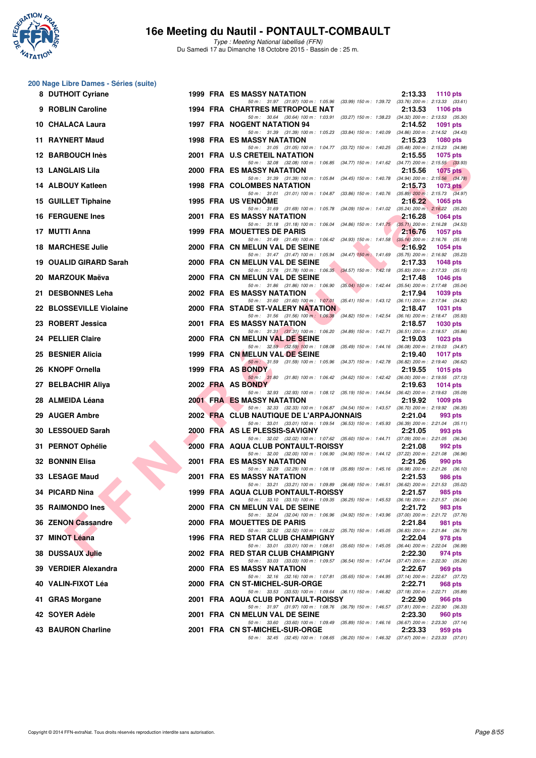## 200 Nage Libre Dames - Séries (suite)

| Rang | Nom | Année | Nat. | Club | Temps | Points |
|---|---|---|---|---|---|---|
| 8 | DUTHOIT Cyriane | 1999 | FRA | ES MASSY NATATION | 2:13.33 | 1110 pts |
| | 50 m : 31.97 (31.97) 100 m : 1:05.96 (33.99) 150 m : 1:39.72 (33.76) 200 m : 2:13.33 (33.61) | | | | | |
| 9 | ROBLIN Caroline | 1994 | FRA | CHARTRES METROPOLE NAT | 2:13.53 | 1106 pts |
| | 50 m : 30.64 (30.64) 100 m : 1:03.91 (33.27) 150 m : 1:38.23 (34.32) 200 m : 2:13.53 (35.30) | | | | | |
| 10 | CHALACA Laura | 1997 | FRA | NOGENT NATATION 94 | 2:14.52 | 1091 pts |
| | 50 m : 31.39 (31.39) 100 m : 1:05.23 (33.84) 150 m : 1:40.09 (34.86) 200 m : 2:14.52 (34.43) | | | | | |
| 11 | RAYNERT Maud | 1998 | FRA | ES MASSY NATATION | 2:15.23 | 1080 pts |
| | 50 m : 31.05 (31.05) 100 m : 1:04.77 (33.72) 150 m : 1:40.25 (35.48) 200 m : 2:15.23 (34.98) | | | | | |
| 12 | BARBOUCH Inès | 2001 | FRA | U.S CRETEIL NATATION | 2:15.55 | 1075 pts |
| | 50 m : 32.08 (32.08) 100 m : 1:06.85 (34.77) 150 m : 1:41.62 (34.77) 200 m : 2:15.55 (33.93) | | | | | |
| 13 | LANGLAIS Lila | 2000 | FRA | ES MASSY NATATION | 2:15.56 | 1075 pts |
| | 50 m : 31.39 (31.39) 100 m : 1:05.84 (34.45) 150 m : 1:40.78 (34.94) 200 m : 2:15.56 (34.78) | | | | | |
| 14 | ALBOUY Katleen | 1998 | FRA | COLOMBES NATATION | 2:15.73 | 1073 pts |
| | 50 m : 31.01 (31.01) 100 m : 1:04.87 (33.86) 150 m : 1:40.76 (35.89) 200 m : 2:15.73 (34.97) | | | | | |
| 15 | GUILLET Tiphaine | 1995 | FRA | US VENDÔME | 2:16.22 | 1065 pts |
| | 50 m : 31.69 (31.69) 100 m : 1:05.78 (34.09) 150 m : 1:41.02 (35.24) 200 m : 2:16.22 (35.20) | | | | | |
| 16 | FERGUENE Ines | 2001 | FRA | ES MASSY NATATION | 2:16.28 | 1064 pts |
| | 50 m : 31.18 (31.18) 100 m : 1:06.04 (34.86) 150 m : 1:41.75 (35.71) 200 m : 2:16.28 (34.53) | | | | | |
| 17 | MUTTI Anna | 1999 | FRA | MOUETTES DE PARIS | 2:16.76 | 1057 pts |
| | 50 m : 31.49 (31.49) 100 m : 1:06.42 (34.93) 150 m : 1:41.58 (35.16) 200 m : 2:16.76 (35.18) | | | | | |
| 18 | MARCHESE Julie | 2000 | FRA | CN MELUN VAL DE SEINE | 2:16.92 | 1054 pts |
| | 50 m : 31.47 (31.47) 100 m : 1:05.94 (34.47) 150 m : 1:41.69 (35.75) 200 m : 2:16.92 (35.23) | | | | | |
| 19 | OUALID GIRARD Sarah | 2000 | FRA | CN MELUN VAL DE SEINE | 2:17.33 | 1048 pts |
| | 50 m : 31.78 (31.78) 100 m : 1:06.35 (34.57) 150 m : 1:42.18 (35.83) 200 m : 2:17.33 (35.15) | | | | | |
| 20 | MARZOUK Maëva | 2000 | FRA | CN MELUN VAL DE SEINE | 2:17.48 | 1046 pts |
| | 50 m : 31.86 (31.86) 100 m : 1:06.90 (35.04) 150 m : 1:42.44 (35.54) 200 m : 2:17.48 (35.04) | | | | | |
| 21 | DESBONNES Leha | 2002 | FRA | ES MASSY NATATION | 2:17.94 | 1039 pts |
| | 50 m : 31.60 (31.60) 100 m : 1:07.01 (35.41) 150 m : 1:43.12 (36.11) 200 m : 2:17.94 (34.82) | | | | | |
| 22 | BLOSSEVILLE Violaine | 2000 | FRA | STADE ST-VALERY NATATION | 2:18.47 | 1031 pts |
| | 50 m : 31.56 (31.56) 100 m : 1:06.38 (34.82) 150 m : 1:42.54 (36.16) 200 m : 2:18.47 (35.93) | | | | | |
| 23 | ROBERT Jessica | 2001 | FRA | ES MASSY NATATION | 2:18.57 | 1030 pts |
| | 50 m : 31.31 (31.31) 100 m : 1:06.20 (34.89) 150 m : 1:42.71 (36.51) 200 m : 2:18.57 (35.86) | | | | | |
| 24 | PELLIER Claire | 2000 | FRA | CN MELUN VAL DE SEINE | 2:19.03 | 1023 pts |
| | 50 m : 32.59 (32.59) 100 m : 1:08.08 (35.49) 150 m : 1:44.16 (36.08) 200 m : 2:19.03 (34.87) | | | | | |
| 25 | BESNIER Alicia | 1999 | FRA | CN MELUN VAL DE SEINE | 2:19.40 | 1017 pts |
| | 50 m : 31.59 (31.59) 100 m : 1:05.96 (34.37) 150 m : 1:42.78 (36.82) 200 m : 2:19.40 (36.62) | | | | | |
| 26 | KNOPF Ornella | 1999 | FRA | AS BONDY | 2:19.55 | 1015 pts |
| | 50 m : 31.80 (31.80) 100 m : 1:06.42 (34.62) 150 m : 1:42.42 (36.00) 200 m : 2:19.55 (37.13) | | | | | |
| 27 | BELBACHIR Aliya | 2002 | FRA | AS BONDY | 2:19.63 | 1014 pts |
| | 50 m : 32.93 (32.93) 100 m : 1:08.12 (35.19) 150 m : 1:44.54 (36.42) 200 m : 2:19.63 (35.09) | | | | | |
| 28 | ALMEIDA Léana | 2001 | FRA | ES MASSY NATATION | 2:19.92 | 1009 pts |
| | 50 m : 32.33 (32.33) 100 m : 1:06.87 (34.54) 150 m : 1:43.57 (36.70) 200 m : 2:19.92 (36.35) | | | | | |
| 29 | AUGER Ambre | 2002 | FRA | CLUB NAUTIQUE DE L'ARPAJONNAIS | 2:21.04 | 993 pts |
| | 50 m : 33.01 (33.01) 100 m : 1:09.54 (36.53) 150 m : 1:45.93 (36.39) 200 m : 2:21.04 (35.11) | | | | | |
| 30 | LESSOUED Sarah | 2000 | FRA | AS LE PLESSIS-SAVIGNY | 2:21.05 | 993 pts |
| | 50 m : 32.02 (32.02) 100 m : 1:07.62 (35.60) 150 m : 1:44.71 (37.09) 200 m : 2:21.05 (36.34) | | | | | |
| 31 | PERNOT Ophélie | 2000 | FRA | AQUA CLUB PONTAULT-ROISSY | 2:21.08 | 992 pts |
| | 50 m : 32.00 (32.00) 100 m : 1:06.90 (34.90) 150 m : 1:44.12 (37.22) 200 m : 2:21.08 (36.96) | | | | | |
| 32 | BONNIN Elisa | 2001 | FRA | ES MASSY NATATION | 2:21.26 | 990 pts |
| | 50 m : 32.29 (32.29) 100 m : 1:08.18 (35.89) 150 m : 1:45.16 (36.98) 200 m : 2:21.26 (36.10) | | | | | |
| 33 | LESAGE Maud | 2001 | FRA | ES MASSY NATATION | 2:21.53 | 986 pts |
| | 50 m : 33.21 (33.21) 100 m : 1:09.89 (36.68) 150 m : 1:46.51 (36.62) 200 m : 2:21.53 (35.02) | | | | | |
| 34 | PICARD Nina | 1999 | FRA | AQUA CLUB PONTAULT-ROISSY | 2:21.57 | 985 pts |
| | 50 m : 33.10 (33.10) 100 m : 1:09.35 (36.25) 150 m : 1:45.53 (36.18) 200 m : 2:21.57 (36.04) | | | | | |
| 35 | RAIMONDO Ines | 2000 | FRA | CN MELUN VAL DE SEINE | 2:21.72 | 983 pts |
| | 50 m : 32.04 (32.04) 100 m : 1:06.96 (34.92) 150 m : 1:43.96 (37.00) 200 m : 2:21.72 (37.76) | | | | | |
| 36 | ZENON Cassandre | 2000 | FRA | MOUETTES DE PARIS | 2:21.84 | 981 pts |
| | 50 m : 32.52 (32.52) 100 m : 1:08.22 (35.70) 150 m : 1:45.05 (36.83) 200 m : 2:21.84 (36.79) | | | | | |
| 37 | MINOT Léana | 1996 | FRA | RED STAR CLUB CHAMPIGNY | 2:22.04 | 978 pts |
| | 50 m : 33.01 (33.01) 100 m : 1:08.61 (35.60) 150 m : 1:45.05 (36.44) 200 m : 2:22.04 (36.99) | | | | | |
| 38 | DUSSAUX Julie | 2002 | FRA | RED STAR CLUB CHAMPIGNY | 2:22.30 | 974 pts |
| | 50 m : 33.03 (33.03) 100 m : 1:09.57 (36.54) 150 m : 1:47.04 (37.47) 200 m : 2:22.30 (35.26) | | | | | |
| 39 | VERDIER Alexandra | 2000 | FRA | ES MASSY NATATION | 2:22.67 | 969 pts |
| | 50 m : 32.16 (32.16) 100 m : 1:07.81 (35.65) 150 m : 1:44.95 (37.14) 200 m : 2:22.67 (37.72) | | | | | |
| 40 | VALIN-FIXOT Léa | 2000 | FRA | CN ST-MICHEL-SUR-ORGE | 2:22.71 | 968 pts |
| | 50 m : 33.53 (33.53) 100 m : 1:09.64 (36.11) 150 m : 1:46.82 (37.18) 200 m : 2:22.71 (35.89) | | | | | |
| 41 | GRAS Morgane | 2001 | FRA | AQUA CLUB PONTAULT-ROISSY | 2:22.90 | 966 pts |
| | 50 m : 31.97 (31.97) 100 m : 1:08.76 (36.79) 150 m : 1:46.57 (37.81) 200 m : 2:22.90 (36.33) | | | | | |
| 42 | SOYER Adèle | 2001 | FRA | CN MELUN VAL DE SEINE | 2:23.30 | 960 pts |
| | 50 m : 33.60 (33.60) 100 m : 1:09.49 (35.89) 150 m : 1:46.16 (36.67) 200 m : 2:23.30 (37.14) | | | | | |
| 43 | BAURON Charline | 2001 | FRA | CN ST-MICHEL-SUR-ORGE | 2:23.33 | 959 pts |
| | 50 m : 32.45 (32.45) 100 m : 1:08.65 (36.20) 150 m : 1:46.32 (37.67) 200 m : 2:23.33 (37.01) | | | | | |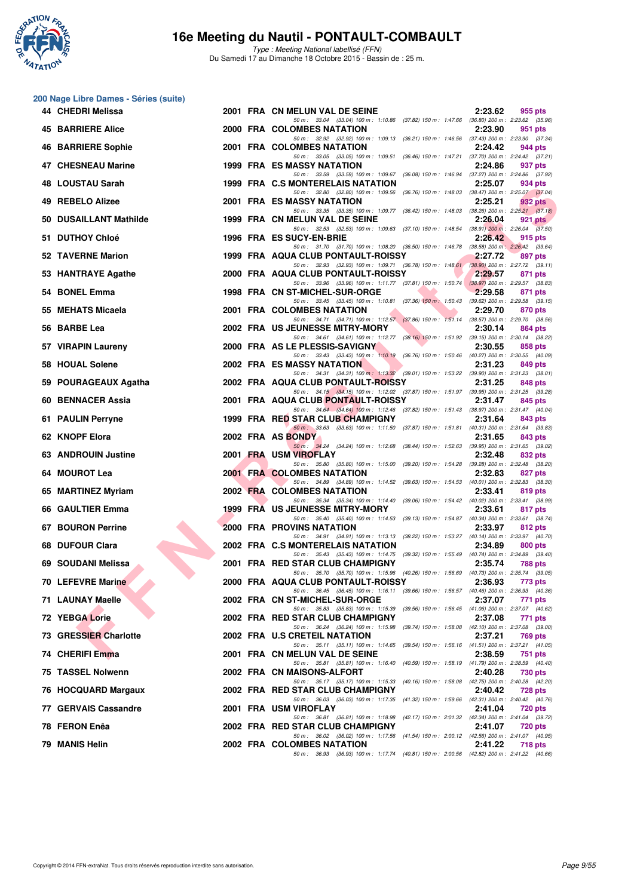# 16e Meeting du Nautil - PONTAULT-COMBAULT

*Type : Meeting National labellisé (FFN)*

Du Samedi 17 au Dimanche 18 Octobre 2015 - Bassin de : 25 m.

## 200 Nage Libre Dames - Séries (suite)

| Place | Nom | Année | Nat. | Club | Temps | Points |
|---|---|---|---|---|---|---|
| 44 | CHEDRI Melissa | 2001 | FRA | CN MELUN VAL DE SEINE | 2:23.62 | 955 pts |
| | 50 m : 33.04 (33.04) 100 m : 1:10.86 (37.82) 150 m : 1:47.66 (36.80) 200 m : 2:23.62 (35.96) | | | | | |
| 45 | BARRIERE Alice | 2000 | FRA | COLOMBES NATATION | 2:23.90 | 951 pts |
| | 50 m : 32.92 (32.92) 100 m : 1:09.13 (36.21) 150 m : 1:46.56 (37.43) 200 m : 2:23.90 (37.34) | | | | | |
| 46 | BARRIERE Sophie | 2001 | FRA | COLOMBES NATATION | 2:24.42 | 944 pts |
| | 50 m : 33.05 (33.05) 100 m : 1:09.51 (36.46) 150 m : 1:47.21 (37.70) 200 m : 2:24.42 (37.21) | | | | | |
| 47 | CHESNEAU Marine | 1999 | FRA | ES MASSY NATATION | 2:24.86 | 937 pts |
| | 50 m : 33.59 (33.59) 100 m : 1:09.67 (36.08) 150 m : 1:46.94 (37.27) 200 m : 2:24.86 (37.92) | | | | | |
| 48 | LOUSTAU Sarah | 1999 | FRA | C.S MONTERELAIS NATATION | 2:25.07 | 934 pts |
| | 50 m : 32.80 (32.80) 100 m : 1:09.56 (36.76) 150 m : 1:48.03 (38.47) 200 m : 2:25.07 (37.04) | | | | | |
| 49 | REBELO Alizee | 2001 | FRA | ES MASSY NATATION | 2:25.21 | 932 pts |
| | 50 m : 33.35 (33.35) 100 m : 1:09.77 (36.42) 150 m : 1:48.03 (38.26) 200 m : 2:25.21 (37.18) | | | | | |
| 50 | DUSAILLANT Mathilde | 1999 | FRA | CN MELUN VAL DE SEINE | 2:26.04 | 921 pts |
| | 50 m : 32.53 (32.53) 100 m : 1:09.63 (37.10) 150 m : 1:48.54 (38.91) 200 m : 2:26.04 (37.50) | | | | | |
| 51 | DUTHOY Chloé | 1996 | FRA | ES SUCY-EN-BRIE | 2:26.42 | 915 pts |
| | 50 m : 31.70 (31.70) 100 m : 1:08.20 (36.50) 150 m : 1:46.78 (38.58) 200 m : 2:26.42 (39.64) | | | | | |
| 52 | TAVERNE Marion | 1999 | FRA | AQUA CLUB PONTAULT-ROISSY | 2:27.72 | 897 pts |
| | 50 m : 32.93 (32.93) 100 m : 1:09.71 (36.78) 150 m : 1:48.61 (38.90) 200 m : 2:27.72 (39.11) | | | | | |
| 53 | HANTRAYE Agathe | 2000 | FRA | AQUA CLUB PONTAULT-ROISSY | 2:29.57 | 871 pts |
| | 50 m : 33.96 (33.96) 100 m : 1:11.77 (37.81) 150 m : 1:50.74 (38.97) 200 m : 2:29.57 (38.83) | | | | | |
| 54 | BONEL Emma | 1998 | FRA | CN ST-MICHEL-SUR-ORGE | 2:29.58 | 871 pts |
| | 50 m : 33.45 (33.45) 100 m : 1:10.81 (37.36) 150 m : 1:50.43 (39.62) 200 m : 2:29.58 (39.15) | | | | | |
| 55 | MEHATS Micaela | 2001 | FRA | COLOMBES NATATION | 2:29.70 | 870 pts |
| | 50 m : 34.71 (34.71) 100 m : 1:12.57 (37.86) 150 m : 1:51.14 (38.57) 200 m : 2:29.70 (38.56) | | | | | |
| 56 | BARBE Lea | 2002 | FRA | US JEUNESSE MITRY-MORY | 2:30.14 | 864 pts |
| | 50 m : 34.61 (34.61) 100 m : 1:12.77 (38.16) 150 m : 1:51.92 (39.15) 200 m : 2:30.14 (38.22) | | | | | |
| 57 | VIRAPIN Laureny | 2000 | FRA | AS LE PLESSIS-SAVIGNY | 2:30.55 | 858 pts |
| | 50 m : 33.43 (33.43) 100 m : 1:10.19 (36.76) 150 m : 1:50.46 (40.27) 200 m : 2:30.55 (40.09) | | | | | |
| 58 | HOUAL Solene | 2002 | FRA | ES MASSY NATATION | 2:31.23 | 849 pts |
| | 50 m : 34.31 (34.31) 100 m : 1:13.32 (39.01) 150 m : 1:53.22 (39.90) 200 m : 2:31.23 (38.01) | | | | | |
| 59 | POURAGEAUX Agatha | 2002 | FRA | AQUA CLUB PONTAULT-ROISSY | 2:31.25 | 848 pts |
| | 50 m : 34.15 (34.15) 100 m : 1:12.02 (37.87) 150 m : 1:51.97 (39.95) 200 m : 2:31.25 (39.28) | | | | | |
| 60 | BENNACER Assia | 2001 | FRA | AQUA CLUB PONTAULT-ROISSY | 2:31.47 | 845 pts |
| | 50 m : 34.64 (34.64) 100 m : 1:12.46 (37.82) 150 m : 1:51.43 (38.97) 200 m : 2:31.47 (40.04) | | | | | |
| 61 | PAULIN Perryne | 1999 | FRA | RED STAR CLUB CHAMPIGNY | 2:31.64 | 843 pts |
| | 50 m : 33.63 (33.63) 100 m : 1:11.50 (37.87) 150 m : 1:51.81 (40.31) 200 m : 2:31.64 (39.83) | | | | | |
| 62 | KNOPF Elora | 2002 | FRA | AS BONDY | 2:31.65 | 843 pts |
| | 50 m : 34.24 (34.24) 100 m : 1:12.68 (38.44) 150 m : 1:52.63 (39.95) 200 m : 2:31.65 (39.02) | | | | | |
| 63 | ANDROUIN Justine | 2001 | FRA | USM VIROFLAY | 2:32.48 | 832 pts |
| | 50 m : 35.80 (35.80) 100 m : 1:15.00 (39.20) 150 m : 1:54.28 (39.28) 200 m : 2:32.48 (38.20) | | | | | |
| 64 | MOUROT Lea | 2001 | FRA | COLOMBES NATATION | 2:32.83 | 827 pts |
| | 50 m : 34.89 (34.89) 100 m : 1:14.52 (39.63) 150 m : 1:54.53 (40.01) 200 m : 2:32.83 (38.30) | | | | | |
| 65 | MARTINEZ Myriam | 2002 | FRA | COLOMBES NATATION | 2:33.41 | 819 pts |
| | 50 m : 35.34 (35.34) 100 m : 1:14.40 (39.06) 150 m : 1:54.42 (40.02) 200 m : 2:33.41 (38.99) | | | | | |
| 66 | GAULTIER Emma | 1999 | FRA | US JEUNESSE MITRY-MORY | 2:33.61 | 817 pts |
| | 50 m : 35.40 (35.40) 100 m : 1:14.53 (39.13) 150 m : 1:54.87 (40.34) 200 m : 2:33.61 (38.74) | | | | | |
| 67 | BOURON Perrine | 2000 | FRA | PROVINS NATATION | 2:33.97 | 812 pts |
| | 50 m : 34.91 (34.91) 100 m : 1:13.13 (38.22) 150 m : 1:53.27 (40.14) 200 m : 2:33.97 (40.70) | | | | | |
| 68 | DUFOUR Clara | 2002 | FRA | C.S MONTERELAIS NATATION | 2:34.89 | 800 pts |
| | 50 m : 35.43 (35.43) 100 m : 1:14.75 (39.32) 150 m : 1:55.49 (40.74) 200 m : 2:34.89 (39.40) | | | | | |
| 69 | SOUDANI Melissa | 2001 | FRA | RED STAR CLUB CHAMPIGNY | 2:35.74 | 788 pts |
| | 50 m : 35.70 (35.70) 100 m : 1:15.96 (40.26) 150 m : 1:56.69 (40.73) 200 m : 2:35.74 (39.05) | | | | | |
| 70 | LEFEVRE Marine | 2000 | FRA | AQUA CLUB PONTAULT-ROISSY | 2:36.93 | 773 pts |
| | 50 m : 36.45 (36.45) 100 m : 1:16.11 (39.66) 150 m : 1:56.57 (40.46) 200 m : 2:36.93 (40.36) | | | | | |
| 71 | LAUNAY Maelle | 2002 | FRA | CN ST-MICHEL-SUR-ORGE | 2:37.07 | 771 pts |
| | 50 m : 35.83 (35.83) 100 m : 1:15.39 (39.56) 150 m : 1:56.45 (41.06) 200 m : 2:37.07 (40.62) | | | | | |
| 72 | YEBGA Lorie | 2002 | FRA | RED STAR CLUB CHAMPIGNY | 2:37.08 | 771 pts |
| | 50 m : 36.24 (36.24) 100 m : 1:15.98 (39.74) 150 m : 1:58.08 (42.10) 200 m : 2:37.08 (39.00) | | | | | |
| 73 | GRESSIER Charlotte | 2002 | FRA | U.S CRETEIL NATATION | 2:37.21 | 769 pts |
| | 50 m : 35.11 (35.11) 100 m : 1:14.65 (39.54) 150 m : 1:56.16 (41.51) 200 m : 2:37.21 (41.05) | | | | | |
| 74 | CHERIFI Emma | 2001 | FRA | CN MELUN VAL DE SEINE | 2:38.59 | 751 pts |
| | 50 m : 35.81 (35.81) 100 m : 1:16.40 (40.59) 150 m : 1:58.19 (41.79) 200 m : 2:38.59 (40.40) | | | | | |
| 75 | TASSEL Nolwenn | 2002 | FRA | CN MAISONS-ALFORT | 2:40.28 | 730 pts |
| | 50 m : 35.17 (35.17) 100 m : 1:15.33 (40.16) 150 m : 1:58.08 (42.75) 200 m : 2:40.28 (42.20) | | | | | |
| 76 | HOCQUARD Margaux | 2002 | FRA | RED STAR CLUB CHAMPIGNY | 2:40.42 | 728 pts |
| | 50 m : 36.03 (36.03) 100 m : 1:17.35 (41.32) 150 m : 1:59.66 (42.31) 200 m : 2:40.42 (40.76) | | | | | |
| 77 | GERVAIS Cassandre | 2001 | FRA | USM VIROFLAY | 2:41.04 | 720 pts |
| | 50 m : 36.81 (36.81) 100 m : 1:18.98 (42.17) 150 m : 2:01.32 (42.34) 200 m : 2:41.04 (39.72) | | | | | |
| 78 | FERON Enêa | 2002 | FRA | RED STAR CLUB CHAMPIGNY | 2:41.07 | 720 pts |
| | 50 m : 36.02 (36.02) 100 m : 1:17.56 (41.54) 150 m : 2:00.12 (42.56) 200 m : 2:41.07 (40.95) | | | | | |
| 79 | MANIS Helin | 2002 | FRA | COLOMBES NATATION | 2:41.22 | 718 pts |
| | 50 m : 36.93 (36.93) 100 m : 1:17.74 (40.81) 150 m : 2:00.56 (42.82) 200 m : 2:41.22 (40.66) | | | | | |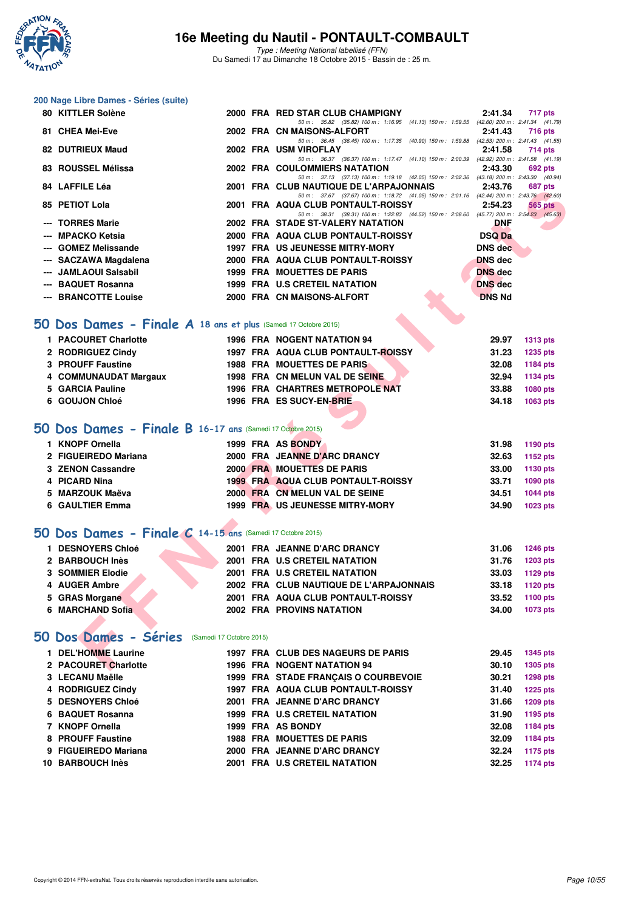### 200 Nage Libre Dames - Séries (suite)

| | | | | | | |
|---|---|---|---|---|---|---|
| 80 | KITTLER Solène | 2000 | FRA | RED STAR CLUB CHAMPIGNY | 2:41.34 | 717 pts |
| | | | | 50 m : 35.82 (35.82) 100 m : 1:16.95 (41.13) 150 m : 1:59.55 (42.60) 200 m : 2:41.34 (41.79) | | |
| 81 | CHEA Mei-Eve | 2002 | FRA | CN MAISONS-ALFORT | 2:41.43 | 716 pts |
| | | | | 50 m : 36.45 (36.45) 100 m : 1:17.35 (40.90) 150 m : 1:59.88 (42.53) 200 m : 2:41.43 (41.55) | | |
| 82 | DUTRIEUX Maud | 2002 | FRA | USM VIROFLAY | 2:41.58 | 714 pts |
| | | | | 50 m : 36.37 (36.37) 100 m : 1:17.47 (41.10) 150 m : 2:00.39 (42.92) 200 m : 2:41.58 (41.19) | | |
| 83 | ROUSSEL Mélissa | 2002 | FRA | COULOMMIERS NATATION | 2:43.30 | 692 pts |
| | | | | 50 m : 37.13 (37.13) 100 m : 1:19.18 (42.05) 150 m : 2:02.36 (43.18) 200 m : 2:43.30 (40.94) | | |
| 84 | LAFFILE Léa | 2001 | FRA | CLUB NAUTIQUE DE L'ARPAJONNAIS | 2:43.76 | 687 pts |
| | | | | 50 m : 37.67 (37.67) 100 m : 1:18.72 (41.05) 150 m : 2:01.16 (42.44) 200 m : 2:43.76 (42.60) | | |
| 85 | PETIOT Lola | 2001 | FRA | AQUA CLUB PONTAULT-ROISSY | 2:54.23 | 565 pts |
| | | | | 50 m : 38.31 (38.31) 100 m : 1:22.83 (44.52) 150 m : 2:08.60 (45.77) 200 m : 2:54.23 (45.63) | | |
| --- | TORRES Marie | 2002 | FRA | STADE ST-VALERY NATATION | DNF | |
| --- | MPACKO Ketsia | 2000 | FRA | AQUA CLUB PONTAULT-ROISSY | DSQ Da | |
| --- | GOMEZ Melissande | 1997 | FRA | US JEUNESSE MITRY-MORY | DNS dec | |
| --- | SACZAWA Magdalena | 2000 | FRA | AQUA CLUB PONTAULT-ROISSY | DNS dec | |
| --- | JAMLAOUI Salsabil | 1999 | FRA | MOUETTES DE PARIS | DNS dec | |
| --- | BAQUET Rosanna | 1999 | FRA | U.S CRETEIL NATATION | DNS dec | |
| --- | BRANCOTTE Louise | 2000 | FRA | CN MAISONS-ALFORT | DNS Nd | |

## 50 Dos Dames - Finale A 18 ans et plus (Samedi 17 Octobre 2015)

| | | | | | | |
|---|---|---|---|---|---|---|
| 1 | PACOURET Charlotte | 1996 | FRA | NOGENT NATATION 94 | 29.97 | 1313 pts |
| 2 | RODRIGUEZ Cindy | 1997 | FRA | AQUA CLUB PONTAULT-ROISSY | 31.23 | 1235 pts |
| 3 | PROUFF Faustine | 1988 | FRA | MOUETTES DE PARIS | 32.08 | 1184 pts |
| 4 | COMMUNAUDAT Margaux | 1998 | FRA | CN MELUN VAL DE SEINE | 32.94 | 1134 pts |
| 5 | GARCIA Pauline | 1996 | FRA | CHARTRES METROPOLE NAT | 33.88 | 1080 pts |
| 6 | GOUJON Chloé | 1996 | FRA | ES SUCY-EN-BRIE | 34.18 | 1063 pts |

## 50 Dos Dames - Finale B 16-17 ans (Samedi 17 Octobre 2015)

| | | | | | | |
|---|---|---|---|---|---|---|
| 1 | KNOPF Ornella | 1999 | FRA | AS BONDY | 31.98 | 1190 pts |
| 2 | FIGUEIREDO Mariana | 2000 | FRA | JEANNE D'ARC DRANCY | 32.63 | 1152 pts |
| 3 | ZENON Cassandre | 2000 | FRA | MOUETTES DE PARIS | 33.00 | 1130 pts |
| 4 | PICARD Nina | 1999 | FRA | AQUA CLUB PONTAULT-ROISSY | 33.71 | 1090 pts |
| 5 | MARZOUK Maëva | 2000 | FRA | CN MELUN VAL DE SEINE | 34.51 | 1044 pts |
| 6 | GAULTIER Emma | 1999 | FRA | US JEUNESSE MITRY-MORY | 34.90 | 1023 pts |

## 50 Dos Dames - Finale C 14-15 ans (Samedi 17 Octobre 2015)

| | | | | | | |
|---|---|---|---|---|---|---|
| 1 | DESNOYERS Chloé | 2001 | FRA | JEANNE D'ARC DRANCY | 31.06 | 1246 pts |
| 2 | BARBOUCH Inès | 2001 | FRA | U.S CRETEIL NATATION | 31.76 | 1203 pts |
| 3 | SOMMIER Elodie | 2001 | FRA | U.S CRETEIL NATATION | 33.03 | 1129 pts |
| 4 | AUGER Ambre | 2002 | FRA | CLUB NAUTIQUE DE L'ARPAJONNAIS | 33.18 | 1120 pts |
| 5 | GRAS Morgane | 2001 | FRA | AQUA CLUB PONTAULT-ROISSY | 33.52 | 1100 pts |
| 6 | MARCHAND Sofia | 2002 | FRA | PROVINS NATATION | 34.00 | 1073 pts |

## 50 Dos Dames - Séries (Samedi 17 Octobre 2015)

| | | | | | | |
|---|---|---|---|---|---|---|
| 1 | DEL'HOMME Laurine | 1997 | FRA | CLUB DES NAGEURS DE PARIS | 29.45 | 1345 pts |
| 2 | PACOURET Charlotte | 1996 | FRA | NOGENT NATATION 94 | 30.10 | 1305 pts |
| 3 | LECANU Maëlle | 1999 | FRA | STADE FRANÇAIS O COURBEVOIE | 30.21 | 1298 pts |
| 4 | RODRIGUEZ Cindy | 1997 | FRA | AQUA CLUB PONTAULT-ROISSY | 31.40 | 1225 pts |
| 5 | DESNOYERS Chloé | 2001 | FRA | JEANNE D'ARC DRANCY | 31.66 | 1209 pts |
| 6 | BAQUET Rosanna | 1999 | FRA | U.S CRETEIL NATATION | 31.90 | 1195 pts |
| 7 | KNOPF Ornella | 1999 | FRA | AS BONDY | 32.08 | 1184 pts |
| 8 | PROUFF Faustine | 1988 | FRA | MOUETTES DE PARIS | 32.09 | 1184 pts |
| 9 | FIGUEIREDO Mariana | 2000 | FRA | JEANNE D'ARC DRANCY | 32.24 | 1175 pts |
| 10 | BARBOUCH Inès | 2001 | FRA | U.S CRETEIL NATATION | 32.25 | 1174 pts |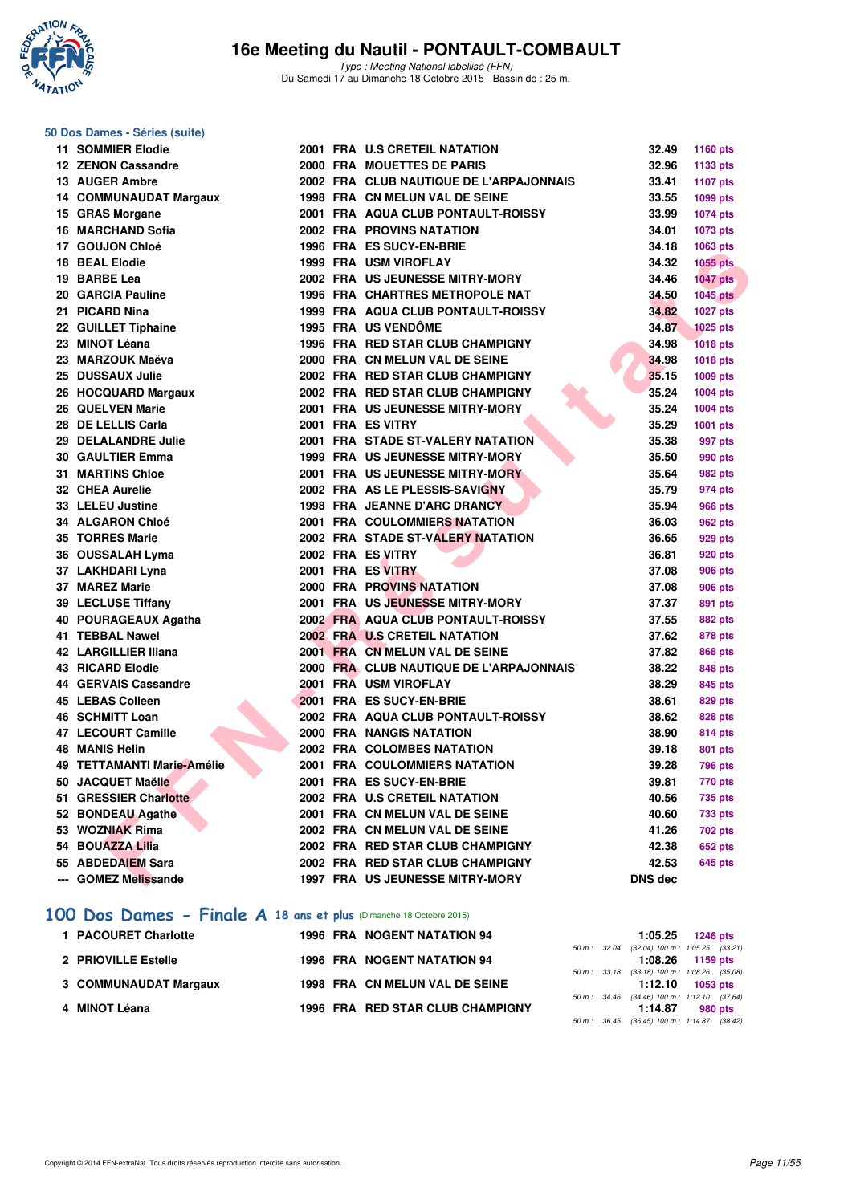## 50 Dos Dames - Séries (suite)

| Place | Nom | Année | Nat | Club | Temps | Points |
|---|---|---|---|---|---|---|
| 11 | SOMMIER Elodie | 2001 | FRA | U.S CRETEIL NATATION | 32.49 | 1160 pts |
| 12 | ZENON Cassandre | 2000 | FRA | MOUETTES DE PARIS | 32.96 | 1133 pts |
| 13 | AUGER Ambre | 2002 | FRA | CLUB NAUTIQUE DE L'ARPAJONNAIS | 33.41 | 1107 pts |
| 14 | COMMUNAUDAT Margaux | 1998 | FRA | CN MELUN VAL DE SEINE | 33.55 | 1099 pts |
| 15 | GRAS Morgane | 2001 | FRA | AQUA CLUB PONTAULT-ROISSY | 33.99 | 1074 pts |
| 16 | MARCHAND Sofia | 2002 | FRA | PROVINS NATATION | 34.01 | 1073 pts |
| 17 | GOUJON Chloé | 1996 | FRA | ES SUCY-EN-BRIE | 34.18 | 1063 pts |
| 18 | BEAL Elodie | 1999 | FRA | USM VIROFLAY | 34.32 | 1055 pts |
| 19 | BARBE Lea | 2002 | FRA | US JEUNESSE MITRY-MORY | 34.46 | 1047 pts |
| 20 | GARCIA Pauline | 1996 | FRA | CHARTRES METROPOLE NAT | 34.50 | 1045 pts |
| 21 | PICARD Nina | 1999 | FRA | AQUA CLUB PONTAULT-ROISSY | 34.82 | 1027 pts |
| 22 | GUILLET Tiphaine | 1995 | FRA | US VENDÔME | 34.87 | 1025 pts |
| 23 | MINOT Léana | 1996 | FRA | RED STAR CLUB CHAMPIGNY | 34.98 | 1018 pts |
| 23 | MARZOUK Maëva | 2000 | FRA | CN MELUN VAL DE SEINE | 34.98 | 1018 pts |
| 25 | DUSSAUX Julie | 2002 | FRA | RED STAR CLUB CHAMPIGNY | 35.15 | 1009 pts |
| 26 | HOCQUARD Margaux | 2002 | FRA | RED STAR CLUB CHAMPIGNY | 35.24 | 1004 pts |
| 26 | QUELVEN Marie | 2001 | FRA | US JEUNESSE MITRY-MORY | 35.24 | 1004 pts |
| 28 | DE LELLIS Carla | 2001 | FRA | ES VITRY | 35.29 | 1001 pts |
| 29 | DELALANDRE Julie | 2001 | FRA | STADE ST-VALERY NATATION | 35.38 | 997 pts |
| 30 | GAULTIER Emma | 1999 | FRA | US JEUNESSE MITRY-MORY | 35.50 | 990 pts |
| 31 | MARTINS Chloe | 2001 | FRA | US JEUNESSE MITRY-MORY | 35.64 | 982 pts |
| 32 | CHEA Aurelie | 2002 | FRA | AS LE PLESSIS-SAVIGNY | 35.79 | 974 pts |
| 33 | LELEU Justine | 1998 | FRA | JEANNE D'ARC DRANCY | 35.94 | 966 pts |
| 34 | ALGARON Chloé | 2001 | FRA | COULOMMIERS NATATION | 36.03 | 962 pts |
| 35 | TORRES Marie | 2002 | FRA | STADE ST-VALERY NATATION | 36.65 | 929 pts |
| 36 | OUSSALAH Lyma | 2002 | FRA | ES VITRY | 36.81 | 920 pts |
| 37 | LAKHDARI Lyna | 2001 | FRA | ES VITRY | 37.08 | 906 pts |
| 37 | MAREZ Marie | 2000 | FRA | PROVINS NATATION | 37.08 | 906 pts |
| 39 | LECLUSE Tiffany | 2001 | FRA | US JEUNESSE MITRY-MORY | 37.37 | 891 pts |
| 40 | POURAGEAUX Agatha | 2002 | FRA | AQUA CLUB PONTAULT-ROISSY | 37.55 | 882 pts |
| 41 | TEBBAL Nawel | 2002 | FRA | U.S CRETEIL NATATION | 37.62 | 878 pts |
| 42 | LARGILLIER Iliana | 2001 | FRA | CN MELUN VAL DE SEINE | 37.82 | 868 pts |
| 43 | RICARD Elodie | 2000 | FRA | CLUB NAUTIQUE DE L'ARPAJONNAIS | 38.22 | 848 pts |
| 44 | GERVAIS Cassandre | 2001 | FRA | USM VIROFLAY | 38.29 | 845 pts |
| 45 | LEBAS Colleen | 2001 | FRA | ES SUCY-EN-BRIE | 38.61 | 829 pts |
| 46 | SCHMITT Loan | 2002 | FRA | AQUA CLUB PONTAULT-ROISSY | 38.62 | 828 pts |
| 47 | LECOURT Camille | 2000 | FRA | NANGIS NATATION | 38.90 | 814 pts |
| 48 | MANIS Helin | 2002 | FRA | COLOMBES NATATION | 39.18 | 801 pts |
| 49 | TETTAMANTI Marie-Amélie | 2001 | FRA | COULOMMIERS NATATION | 39.28 | 796 pts |
| 50 | JACQUET Maëlle | 2001 | FRA | ES SUCY-EN-BRIE | 39.81 | 770 pts |
| 51 | GRESSIER Charlotte | 2002 | FRA | U.S CRETEIL NATATION | 40.56 | 735 pts |
| 52 | BONDEAU Agathe | 2001 | FRA | CN MELUN VAL DE SEINE | 40.60 | 733 pts |
| 53 | WOZNIAK Rima | 2002 | FRA | CN MELUN VAL DE SEINE | 41.26 | 702 pts |
| 54 | BOUAZZA Lilia | 2002 | FRA | RED STAR CLUB CHAMPIGNY | 42.38 | 652 pts |
| 55 | ABDEDAIEM Sara | 2002 | FRA | RED STAR CLUB CHAMPIGNY | 42.53 | 645 pts |
| --- | GOMEZ Melissande | 1997 | FRA | US JEUNESSE MITRY-MORY | DNS dec | |

## 100 Dos Dames - Finale A 18 ans et plus (Dimanche 18 Octobre 2015)

| Place | Nom | Année | Nat | Club | Temps | Points |
|---|---|---|---|---|---|---|
| 1 | PACOURET Charlotte | 1996 | FRA | NOGENT NATATION 94 | 1:05.25 | 1246 pts |
| | | | | 50 m : 32.04 (32.04) 100 m : 1:05.25 (33.21) | | |
| 2 | PRIOVILLE Estelle | 1996 | FRA | NOGENT NATATION 94 | 1:08.26 | 1159 pts |
| | | | | 50 m : 33.18 (33.18) 100 m : 1:08.26 (35.08) | | |
| 3 | COMMUNAUDAT Margaux | 1998 | FRA | CN MELUN VAL DE SEINE | 1:12.10 | 1053 pts |
| | | | | 50 m : 34.46 (34.46) 100 m : 1:12.10 (37.64) | | |
| 4 | MINOT Léana | 1996 | FRA | RED STAR CLUB CHAMPIGNY | 1:14.87 | 980 pts |
| | | | | 50 m : 36.45 (36.45) 100 m : 1:14.87 (38.42) | | |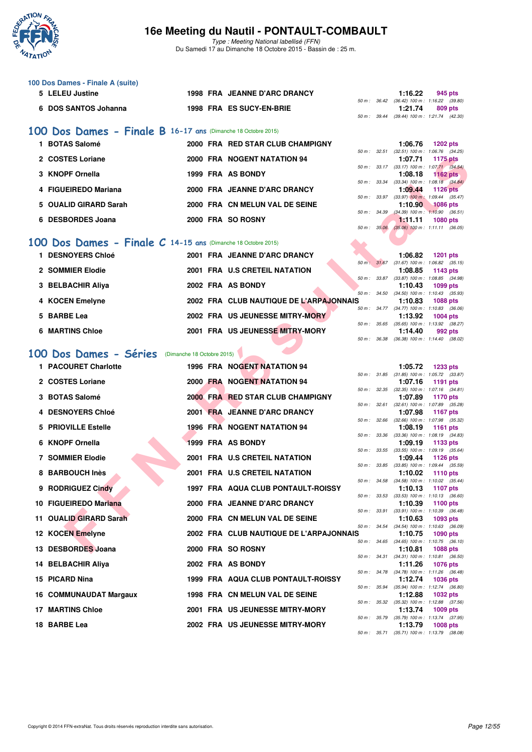## 100 Dos Dames - Finale A (suite)

| Place | Nom | Année | Nat | Club | Temps | Points | Splits |
|---|---|---|---|---|---|---|---|
| 5 | LELEU Justine | 1998 | FRA | JEANNE D'ARC DRANCY | 1:16.22 | 945 pts | 50 m : 36.42 (36.42) 100 m : 1:16.22 (39.80) |
| 6 | DOS SANTOS Johanna | 1998 | FRA | ES SUCY-EN-BRIE | 1:21.74 | 809 pts | 50 m : 39.44 (39.44) 100 m : 1:21.74 (42.30) |

## 100 Dos Dames - Finale B 16-17 ans (Dimanche 18 Octobre 2015)

| Place | Nom | Année | Nat | Club | Temps | Points | Splits |
|---|---|---|---|---|---|---|---|
| 1 | BOTAS Salomé | 2000 | FRA | RED STAR CLUB CHAMPIGNY | 1:06.76 | 1202 pts | 50 m : 32.51 (32.51) 100 m : 1:06.76 (34.25) |
| 2 | COSTES Loriane | 2000 | FRA | NOGENT NATATION 94 | 1:07.71 | 1175 pts | 50 m : 33.17 (33.17) 100 m : 1:07.71 (34.54) |
| 3 | KNOPF Ornella | 1999 | FRA | AS BONDY | 1:08.18 | 1162 pts | 50 m : 33.34 (33.34) 100 m : 1:08.18 (34.84) |
| 4 | FIGUEIREDO Mariana | 2000 | FRA | JEANNE D'ARC DRANCY | 1:09.44 | 1126 pts | 50 m : 33.97 (33.97) 100 m : 1:09.44 (35.47) |
| 5 | OUALID GIRARD Sarah | 2000 | FRA | CN MELUN VAL DE SEINE | 1:10.90 | 1086 pts | 50 m : 34.39 (34.39) 100 m : 1:10.90 (36.51) |
| 6 | DESBORDES Joana | 2000 | FRA | SO ROSNY | 1:11.11 | 1080 pts | 50 m : 35.06 (35.06) 100 m : 1:11.11 (36.05) |

## 100 Dos Dames - Finale C 14-15 ans (Dimanche 18 Octobre 2015)

| Place | Nom | Année | Nat | Club | Temps | Points | Splits |
|---|---|---|---|---|---|---|---|
| 1 | DESNOYERS Chloé | 2001 | FRA | JEANNE D'ARC DRANCY | 1:06.82 | 1201 pts | 50 m : 31.67 (31.67) 100 m : 1:06.82 (35.15) |
| 2 | SOMMIER Elodie | 2001 | FRA | U.S CRETEIL NATATION | 1:08.85 | 1143 pts | 50 m : 33.87 (33.87) 100 m : 1:08.85 (34.98) |
| 3 | BELBACHIR Aliya | 2002 | FRA | AS BONDY | 1:10.43 | 1099 pts | 50 m : 34.50 (34.50) 100 m : 1:10.43 (35.93) |
| 4 | KOCEN Emelyne | 2002 | FRA | CLUB NAUTIQUE DE L'ARPAJONNAIS | 1:10.83 | 1088 pts | 50 m : 34.77 (34.77) 100 m : 1:10.83 (36.06) |
| 5 | BARBE Lea | 2002 | FRA | US JEUNESSE MITRY-MORY | 1:13.92 | 1004 pts | 50 m : 35.65 (35.65) 100 m : 1:13.92 (38.27) |
| 6 | MARTINS Chloe | 2001 | FRA | US JEUNESSE MITRY-MORY | 1:14.40 | 992 pts | 50 m : 36.38 (36.38) 100 m : 1:14.40 (38.02) |

## 100 Dos Dames - Séries (Dimanche 18 Octobre 2015)

| Place | Nom | Année | Nat | Club | Temps | Points | Splits |
|---|---|---|---|---|---|---|---|
| 1 | PACOURET Charlotte | 1996 | FRA | NOGENT NATATION 94 | 1:05.72 | 1233 pts | 50 m : 31.85 (31.85) 100 m : 1:05.72 (33.87) |
| 2 | COSTES Loriane | 2000 | FRA | NOGENT NATATION 94 | 1:07.16 | 1191 pts | 50 m : 32.35 (32.35) 100 m : 1:07.16 (34.81) |
| 3 | BOTAS Salomé | 2000 | FRA | RED STAR CLUB CHAMPIGNY | 1:07.89 | 1170 pts | 50 m : 32.61 (32.61) 100 m : 1:07.89 (35.28) |
| 4 | DESNOYERS Chloé | 2001 | FRA | JEANNE D'ARC DRANCY | 1:07.98 | 1167 pts | 50 m : 32.66 (32.66) 100 m : 1:07.98 (35.32) |
| 5 | PRIOVILLE Estelle | 1996 | FRA | NOGENT NATATION 94 | 1:08.19 | 1161 pts | 50 m : 33.36 (33.36) 100 m : 1:08.19 (34.83) |
| 6 | KNOPF Ornella | 1999 | FRA | AS BONDY | 1:09.19 | 1133 pts | 50 m : 33.55 (33.55) 100 m : 1:09.19 (35.64) |
| 7 | SOMMIER Elodie | 2001 | FRA | U.S CRETEIL NATATION | 1:09.44 | 1126 pts | 50 m : 33.85 (33.85) 100 m : 1:09.44 (35.59) |
| 8 | BARBOUCH Inès | 2001 | FRA | U.S CRETEIL NATATION | 1:10.02 | 1110 pts | 50 m : 34.58 (34.58) 100 m : 1:10.02 (35.44) |
| 9 | RODRIGUEZ Cindy | 1997 | FRA | AQUA CLUB PONTAULT-ROISSY | 1:10.13 | 1107 pts | 50 m : 33.53 (33.53) 100 m : 1:10.13 (36.60) |
| 10 | FIGUEIREDO Mariana | 2000 | FRA | JEANNE D'ARC DRANCY | 1:10.39 | 1100 pts | 50 m : 33.91 (33.91) 100 m : 1:10.39 (36.48) |
| 11 | OUALID GIRARD Sarah | 2000 | FRA | CN MELUN VAL DE SEINE | 1:10.63 | 1093 pts | 50 m : 34.54 (34.54) 100 m : 1:10.63 (36.09) |
| 12 | KOCEN Emelyne | 2002 | FRA | CLUB NAUTIQUE DE L'ARPAJONNAIS | 1:10.75 | 1090 pts | 50 m : 34.65 (34.65) 100 m : 1:10.75 (36.10) |
| 13 | DESBORDES Joana | 2000 | FRA | SO ROSNY | 1:10.81 | 1088 pts | 50 m : 34.31 (34.31) 100 m : 1:10.81 (36.50) |
| 14 | BELBACHIR Aliya | 2002 | FRA | AS BONDY | 1:11.26 | 1076 pts | 50 m : 34.78 (34.78) 100 m : 1:11.26 (36.48) |
| 15 | PICARD Nina | 1999 | FRA | AQUA CLUB PONTAULT-ROISSY | 1:12.74 | 1036 pts | 50 m : 35.94 (35.94) 100 m : 1:12.74 (36.80) |
| 16 | COMMUNAUDAT Margaux | 1998 | FRA | CN MELUN VAL DE SEINE | 1:12.88 | 1032 pts | 50 m : 35.32 (35.32) 100 m : 1:12.88 (37.56) |
| 17 | MARTINS Chloe | 2001 | FRA | US JEUNESSE MITRY-MORY | 1:13.74 | 1009 pts | 50 m : 35.79 (35.79) 100 m : 1:13.74 (37.95) |
| 18 | BARBE Lea | 2002 | FRA | US JEUNESSE MITRY-MORY | 1:13.79 | 1008 pts | 50 m : 35.71 (35.71) 100 m : 1:13.79 (38.08) |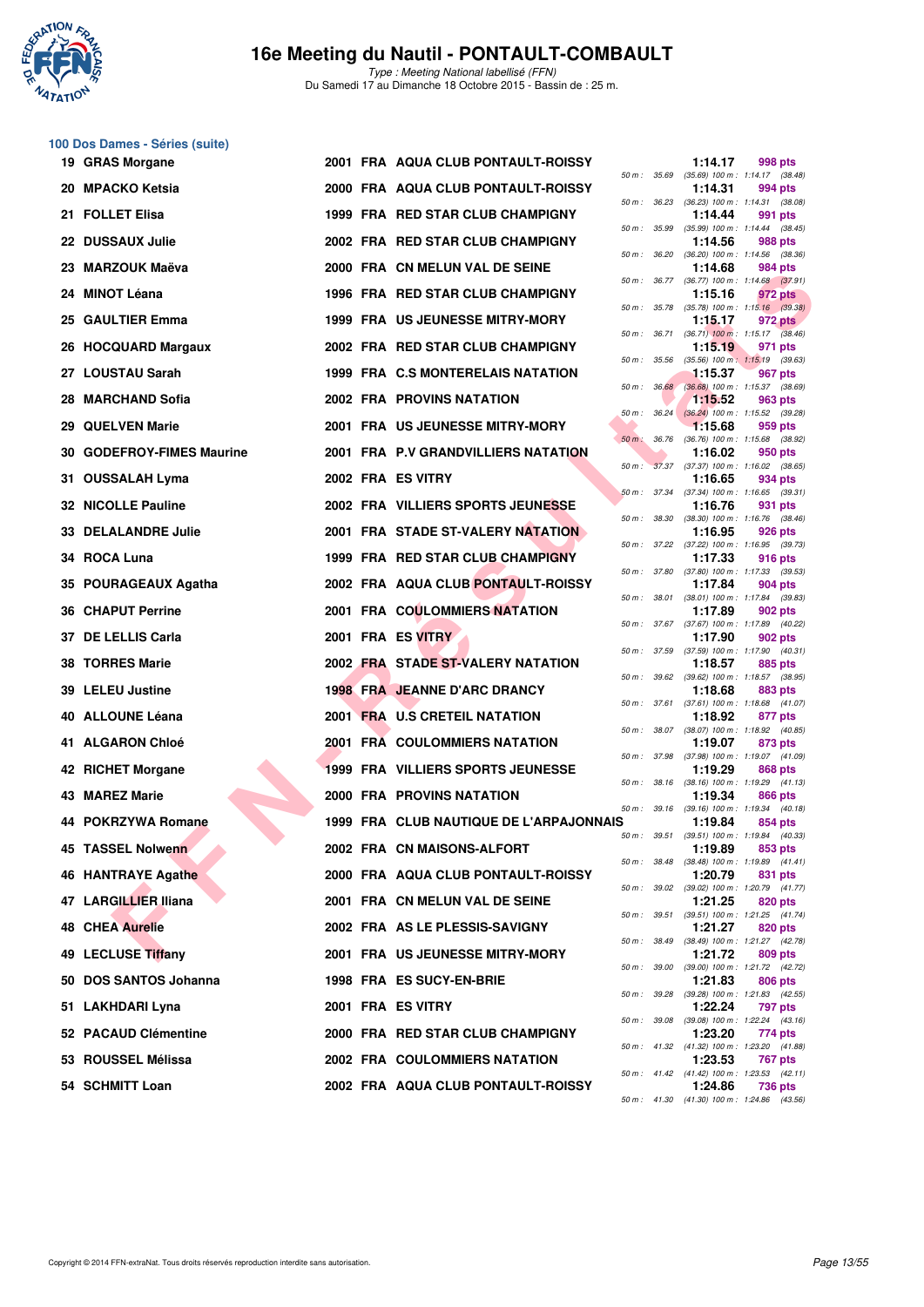# 16e Meeting du Nautil - PONTAULT-COMBAULT

*Type : Meeting National labellisé (FFN)*

Du Samedi 17 au Dimanche 18 Octobre 2015 - Bassin de : 25 m.

## 100 Dos Dames - Séries (suite)

| Rang | Nom | Année | Nat. | Club | Temps | Points | Splits |
|---|---|---|---|---|---|---|---|
| 19 | GRAS Morgane | 2001 | FRA | AQUA CLUB PONTAULT-ROISSY | 1:14.17 | 998 pts | 50 m : 35.69 (35.69) 100 m : 1:14.17 (38.48) |
| 20 | MPACKO Ketsia | 2000 | FRA | AQUA CLUB PONTAULT-ROISSY | 1:14.31 | 994 pts | 50 m : 36.23 (36.23) 100 m : 1:14.31 (38.08) |
| 21 | FOLLET Elisa | 1999 | FRA | RED STAR CLUB CHAMPIGNY | 1:14.44 | 991 pts | 50 m : 35.99 (35.99) 100 m : 1:14.44 (38.45) |
| 22 | DUSSAUX Julie | 2002 | FRA | RED STAR CLUB CHAMPIGNY | 1:14.56 | 988 pts | 50 m : 36.20 (36.20) 100 m : 1:14.56 (38.36) |
| 23 | MARZOUK Maëva | 2000 | FRA | CN MELUN VAL DE SEINE | 1:14.68 | 984 pts | 50 m : 36.77 (36.77) 100 m : 1:14.68 (37.91) |
| 24 | MINOT Léana | 1996 | FRA | RED STAR CLUB CHAMPIGNY | 1:15.16 | 972 pts | 50 m : 35.78 (35.78) 100 m : 1:15.16 (39.38) |
| 25 | GAULTIER Emma | 1999 | FRA | US JEUNESSE MITRY-MORY | 1:15.17 | 972 pts | 50 m : 36.71 (36.71) 100 m : 1:15.17 (38.46) |
| 26 | HOCQUARD Margaux | 2002 | FRA | RED STAR CLUB CHAMPIGNY | 1:15.19 | 971 pts | 50 m : 35.56 (35.56) 100 m : 1:15.19 (39.63) |
| 27 | LOUSTAU Sarah | 1999 | FRA | C.S MONTERELAIS NATATION | 1:15.37 | 967 pts | 50 m : 36.68 (36.68) 100 m : 1:15.37 (38.69) |
| 28 | MARCHAND Sofia | 2002 | FRA | PROVINS NATATION | 1:15.52 | 963 pts | 50 m : 36.24 (36.24) 100 m : 1:15.52 (39.28) |
| 29 | QUELVEN Marie | 2001 | FRA | US JEUNESSE MITRY-MORY | 1:15.68 | 959 pts | 50 m : 36.76 (36.76) 100 m : 1:15.68 (38.92) |
| 30 | GODEFROY-FIMES Maurine | 2001 | FRA | P.V GRANDVILLIERS NATATION | 1:16.02 | 950 pts | 50 m : 37.37 (37.37) 100 m : 1:16.02 (38.65) |
| 31 | OUSSALAH Lyma | 2002 | FRA | ES VITRY | 1:16.65 | 934 pts | 50 m : 37.34 (37.34) 100 m : 1:16.65 (39.31) |
| 32 | NICOLLE Pauline | 2002 | FRA | VILLIERS SPORTS JEUNESSE | 1:16.76 | 931 pts | 50 m : 38.30 (38.30) 100 m : 1:16.76 (38.46) |
| 33 | DELALANDRE Julie | 2001 | FRA | STADE ST-VALERY NATATION | 1:16.95 | 926 pts | 50 m : 37.22 (37.22) 100 m : 1:16.95 (39.73) |
| 34 | ROCA Luna | 1999 | FRA | RED STAR CLUB CHAMPIGNY | 1:17.33 | 916 pts | 50 m : 37.80 (37.80) 100 m : 1:17.33 (39.53) |
| 35 | POURAGEAUX Agatha | 2002 | FRA | AQUA CLUB PONTAULT-ROISSY | 1:17.84 | 904 pts | 50 m : 38.01 (38.01) 100 m : 1:17.84 (39.83) |
| 36 | CHAPUT Perrine | 2001 | FRA | COULOMMIERS NATATION | 1:17.89 | 902 pts | 50 m : 37.67 (37.67) 100 m : 1:17.89 (40.22) |
| 37 | DE LELLIS Carla | 2001 | FRA | ES VITRY | 1:17.90 | 902 pts | 50 m : 37.59 (37.59) 100 m : 1:17.90 (40.31) |
| 38 | TORRES Marie | 2002 | FRA | STADE ST-VALERY NATATION | 1:18.57 | 885 pts | 50 m : 39.62 (39.62) 100 m : 1:18.57 (38.95) |
| 39 | LELEU Justine | 1998 | FRA | JEANNE D'ARC DRANCY | 1:18.68 | 883 pts | 50 m : 37.61 (37.61) 100 m : 1:18.68 (41.07) |
| 40 | ALLOUNE Léana | 2001 | FRA | U.S CRETEIL NATATION | 1:18.92 | 877 pts | 50 m : 38.07 (38.07) 100 m : 1:18.92 (40.85) |
| 41 | ALGARON Chloé | 2001 | FRA | COULOMMIERS NATATION | 1:19.07 | 873 pts | 50 m : 37.98 (37.98) 100 m : 1:19.07 (41.09) |
| 42 | RICHET Morgane | 1999 | FRA | VILLIERS SPORTS JEUNESSE | 1:19.29 | 868 pts | 50 m : 38.16 (38.16) 100 m : 1:19.29 (41.13) |
| 43 | MAREZ Marie | 2000 | FRA | PROVINS NATATION | 1:19.34 | 866 pts | 50 m : 39.16 (39.16) 100 m : 1:19.34 (40.18) |
| 44 | POKRZYWA Romane | 1999 | FRA | CLUB NAUTIQUE DE L'ARPAJONNAIS | 1:19.84 | 854 pts | 50 m : 39.51 (39.51) 100 m : 1:19.84 (40.33) |
| 45 | TASSEL Nolwenn | 2002 | FRA | CN MAISONS-ALFORT | 1:19.89 | 853 pts | 50 m : 38.48 (38.48) 100 m : 1:19.89 (41.41) |
| 46 | HANTRAYE Agathe | 2000 | FRA | AQUA CLUB PONTAULT-ROISSY | 1:20.79 | 831 pts | 50 m : 39.02 (39.02) 100 m : 1:20.79 (41.77) |
| 47 | LARGILLIER Iliana | 2001 | FRA | CN MELUN VAL DE SEINE | 1:21.25 | 820 pts | 50 m : 39.51 (39.51) 100 m : 1:21.25 (41.74) |
| 48 | CHEA Aurelie | 2002 | FRA | AS LE PLESSIS-SAVIGNY | 1:21.27 | 820 pts | 50 m : 38.49 (38.49) 100 m : 1:21.27 (42.78) |
| 49 | LECLUSE Tiffany | 2001 | FRA | US JEUNESSE MITRY-MORY | 1:21.72 | 809 pts | 50 m : 39.00 (39.00) 100 m : 1:21.72 (42.72) |
| 50 | DOS SANTOS Johanna | 1998 | FRA | ES SUCY-EN-BRIE | 1:21.83 | 806 pts | 50 m : 39.28 (39.28) 100 m : 1:21.83 (42.55) |
| 51 | LAKHDARI Lyna | 2001 | FRA | ES VITRY | 1:22.24 | 797 pts | 50 m : 39.08 (39.08) 100 m : 1:22.24 (43.16) |
| 52 | PACAUD Clémentine | 2000 | FRA | RED STAR CLUB CHAMPIGNY | 1:23.20 | 774 pts | 50 m : 41.32 (41.32) 100 m : 1:23.20 (41.88) |
| 53 | ROUSSEL Mélissa | 2002 | FRA | COULOMMIERS NATATION | 1:23.53 | 767 pts | 50 m : 41.42 (41.42) 100 m : 1:23.53 (42.11) |
| 54 | SCHMITT Loan | 2002 | FRA | AQUA CLUB PONTAULT-ROISSY | 1:24.86 | 736 pts | 50 m : 41.30 (41.30) 100 m : 1:24.86 (43.56) |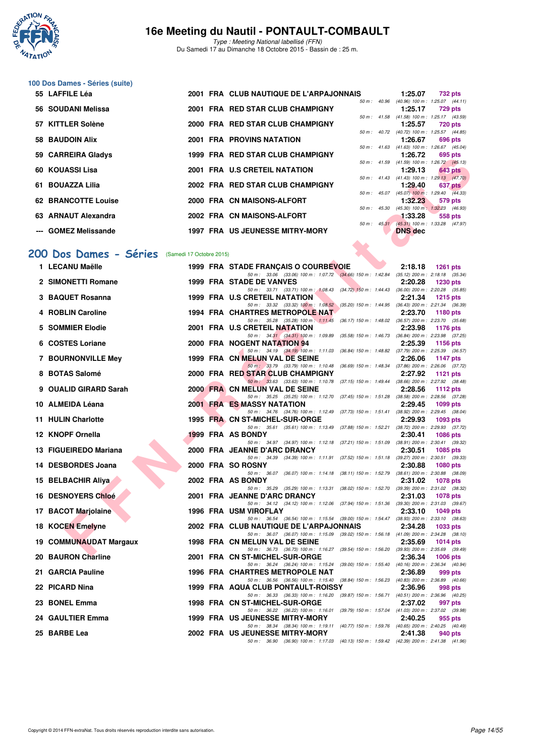## 100 Dos Dames - Séries (suite)

| Rg | Nom | Année | Nat | Club | Temps | Points | Splits |
|---|---|---|---|---|---|---|---|
| 55 | LAFFILE Léa | 2001 | FRA | CLUB NAUTIQUE DE L'ARPAJONNAIS | 1:25.07 | 732 pts | 50 m : 40.96 (40.96) 100 m : 1:25.07 (44.11) |
| 56 | SOUDANI Melissa | 2001 | FRA | RED STAR CLUB CHAMPIGNY | 1:25.17 | 729 pts | 50 m : 41.58 (41.58) 100 m : 1:25.17 (43.59) |
| 57 | KITTLER Solène | 2000 | FRA | RED STAR CLUB CHAMPIGNY | 1:25.57 | 720 pts | 50 m : 40.72 (40.72) 100 m : 1:25.57 (44.85) |
| 58 | BAUDOIN Alix | 2001 | FRA | PROVINS NATATION | 1:26.67 | 696 pts | 50 m : 41.63 (41.63) 100 m : 1:26.67 (45.04) |
| 59 | CARREIRA Gladys | 1999 | FRA | RED STAR CLUB CHAMPIGNY | 1:26.72 | 695 pts | 50 m : 41.59 (41.59) 100 m : 1:26.72 (45.13) |
| 60 | KOUASSI Lisa | 2001 | FRA | U.S CRETEIL NATATION | 1:29.13 | 643 pts | 50 m : 41.43 (41.43) 100 m : 1:29.13 (47.70) |
| 61 | BOUAZZA Lilia | 2002 | FRA | RED STAR CLUB CHAMPIGNY | 1:29.40 | 637 pts | 50 m : 45.07 (45.07) 100 m : 1:29.40 (44.33) |
| 62 | BRANCOTTE Louise | 2000 | FRA | CN MAISONS-ALFORT | 1:32.23 | 579 pts | 50 m : 45.30 (45.30) 100 m : 1:32.23 (46.93) |
| 63 | ARNAUT Alexandra | 2002 | FRA | CN MAISONS-ALFORT | 1:33.28 | 558 pts | 50 m : 45.31 (45.31) 100 m : 1:33.28 (47.97) |
| --- | GOMEZ Melissande | 1997 | FRA | US JEUNESSE MITRY-MORY | DNS dec | | |

## 200 Dos Dames - Séries (Samedi 17 Octobre 2015)

| Rg | Nom | Année | Nat | Club | Temps | Points | Splits |
|---|---|---|---|---|---|---|---|
| 1 | LECANU Maëlle | 1999 | FRA | STADE FRANÇAIS O COURBEVOIE | 2:18.18 | 1261 pts | 50 m : 33.06 (33.06) 100 m : 1:07.72 (34.66) 150 m : 1:42.84 (35.12) 200 m : 2:18.18 (35.34) |
| 2 | SIMONETTI Romane | 1999 | FRA | STADE DE VANVES | 2:20.28 | 1230 pts | 50 m : 33.71 (33.71) 100 m : 1:08.43 (34.72) 150 m : 1:44.43 (36.00) 200 m : 2:20.28 (35.85) |
| 3 | BAQUET Rosanna | 1999 | FRA | U.S CRETEIL NATATION | 2:21.34 | 1215 pts | 50 m : 33.32 (33.32) 100 m : 1:08.52 (35.20) 150 m : 1:44.95 (36.43) 200 m : 2:21.34 (36.39) |
| 4 | ROBLIN Caroline | 1994 | FRA | CHARTRES METROPOLE NAT | 2:23.70 | 1180 pts | 50 m : 35.28 (35.28) 100 m : 1:11.45 (36.17) 150 m : 1:48.02 (36.57) 200 m : 2:23.70 (35.68) |
| 5 | SOMMIER Elodie | 2001 | FRA | U.S CRETEIL NATATION | 2:23.98 | 1176 pts | 50 m : 34.31 (34.31) 100 m : 1:09.89 (35.58) 150 m : 1:46.73 (36.84) 200 m : 2:23.98 (37.25) |
| 6 | COSTES Loriane | 2000 | FRA | NOGENT NATATION 94 | 2:25.39 | 1156 pts | 50 m : 34.19 (34.19) 100 m : 1:11.03 (36.84) 150 m : 1:48.82 (37.79) 200 m : 2:25.39 (36.57) |
| 7 | BOURNONVILLE Mey | 1999 | FRA | CN MELUN VAL DE SEINE | 2:26.06 | 1147 pts | 50 m : 33.79 (33.79) 100 m : 1:10.48 (36.69) 150 m : 1:48.34 (37.86) 200 m : 2:26.06 (37.72) |
| 8 | BOTAS Salomé | 2000 | FRA | RED STAR CLUB CHAMPIGNY | 2:27.92 | 1121 pts | 50 m : 33.63 (33.63) 100 m : 1:10.78 (37.15) 150 m : 1:49.44 (38.66) 200 m : 2:27.92 (38.48) |
| 9 | OUALID GIRARD Sarah | 2000 | FRA | CN MELUN VAL DE SEINE | 2:28.56 | 1112 pts | 50 m : 35.25 (35.25) 100 m : 1:12.70 (37.45) 150 m : 1:51.28 (38.58) 200 m : 2:28.56 (37.28) |
| 10 | ALMEIDA Léana | 2001 | FRA | ES MASSY NATATION | 2:29.45 | 1099 pts | 50 m : 34.76 (34.76) 100 m : 1:12.49 (37.73) 150 m : 1:51.41 (38.92) 200 m : 2:29.45 (38.04) |
| 11 | HULIN Charlotte | 1995 | FRA | CN ST-MICHEL-SUR-ORGE | 2:29.93 | 1093 pts | 50 m : 35.61 (35.61) 100 m : 1:13.49 (37.88) 150 m : 1:52.21 (38.72) 200 m : 2:29.93 (37.72) |
| 12 | KNOPF Ornella | 1999 | FRA | AS BONDY | 2:30.41 | 1086 pts | 50 m : 34.97 (34.97) 100 m : 1:12.18 (37.21) 150 m : 1:51.09 (38.91) 200 m : 2:30.41 (39.32) |
| 13 | FIGUEIREDO Mariana | 2000 | FRA | JEANNE D'ARC DRANCY | 2:30.51 | 1085 pts | 50 m : 34.39 (34.39) 100 m : 1:11.91 (37.52) 150 m : 1:51.18 (39.27) 200 m : 2:30.51 (39.33) |
| 14 | DESBORDES Joana | 2000 | FRA | SO ROSNY | 2:30.88 | 1080 pts | 50 m : 36.07 (36.07) 100 m : 1:14.18 (38.11) 150 m : 1:52.79 (38.61) 200 m : 2:30.88 (38.09) |
| 15 | BELBACHIR Aliya | 2002 | FRA | AS BONDY | 2:31.02 | 1078 pts | 50 m : 35.29 (35.29) 100 m : 1:13.31 (38.02) 150 m : 1:52.70 (39.39) 200 m : 2:31.02 (38.32) |
| 16 | DESNOYERS Chloé | 2001 | FRA | JEANNE D'ARC DRANCY | 2:31.03 | 1078 pts | 50 m : 34.12 (34.12) 100 m : 1:12.06 (37.94) 150 m : 1:51.36 (39.30) 200 m : 2:31.03 (39.67) |
| 17 | BACOT Marjolaine | 1996 | FRA | USM VIROFLAY | 2:33.10 | 1049 pts | 50 m : 36.54 (36.54) 100 m : 1:15.54 (39.00) 150 m : 1:54.47 (38.93) 200 m : 2:33.10 (38.63) |
| 18 | KOCEN Emelyne | 2002 | FRA | CLUB NAUTIQUE DE L'ARPAJONNAIS | 2:34.28 | 1033 pts | 50 m : 36.07 (36.07) 100 m : 1:15.09 (39.02) 150 m : 1:56.18 (41.09) 200 m : 2:34.28 (38.10) |
| 19 | COMMUNAUDAT Margaux | 1998 | FRA | CN MELUN VAL DE SEINE | 2:35.69 | 1014 pts | 50 m : 36.73 (36.73) 100 m : 1:16.27 (39.54) 150 m : 1:56.20 (39.93) 200 m : 2:35.69 (39.49) |
| 20 | BAURON Charline | 2001 | FRA | CN ST-MICHEL-SUR-ORGE | 2:36.34 | 1006 pts | 50 m : 36.24 (36.24) 100 m : 1:15.24 (39.00) 150 m : 1:55.40 (40.16) 200 m : 2:36.34 (40.94) |
| 21 | GARCIA Pauline | 1996 | FRA | CHARTRES METROPOLE NAT | 2:36.89 | 999 pts | 50 m : 36.56 (36.56) 100 m : 1:15.40 (38.84) 150 m : 1:56.23 (40.83) 200 m : 2:36.89 (40.66) |
| 22 | PICARD Nina | 1999 | FRA | AQUA CLUB PONTAULT-ROISSY | 2:36.96 | 998 pts | 50 m : 36.33 (36.33) 100 m : 1:16.20 (39.87) 150 m : 1:56.71 (40.51) 200 m : 2:36.96 (40.25) |
| 23 | BONEL Emma | 1998 | FRA | CN ST-MICHEL-SUR-ORGE | 2:37.02 | 997 pts | 50 m : 36.22 (36.22) 100 m : 1:16.01 (39.79) 150 m : 1:57.04 (41.03) 200 m : 2:37.02 (39.98) |
| 24 | GAULTIER Emma | 1999 | FRA | US JEUNESSE MITRY-MORY | 2:40.25 | 955 pts | 50 m : 38.34 (38.34) 100 m : 1:19.11 (40.77) 150 m : 1:59.76 (40.65) 200 m : 2:40.25 (40.49) |
| 25 | BARBE Lea | 2002 | FRA | US JEUNESSE MITRY-MORY | 2:41.38 | 940 pts | 50 m : 36.90 (36.90) 100 m : 1:17.03 (40.13) 150 m : 1:59.42 (42.39) 200 m : 2:41.38 (41.96) |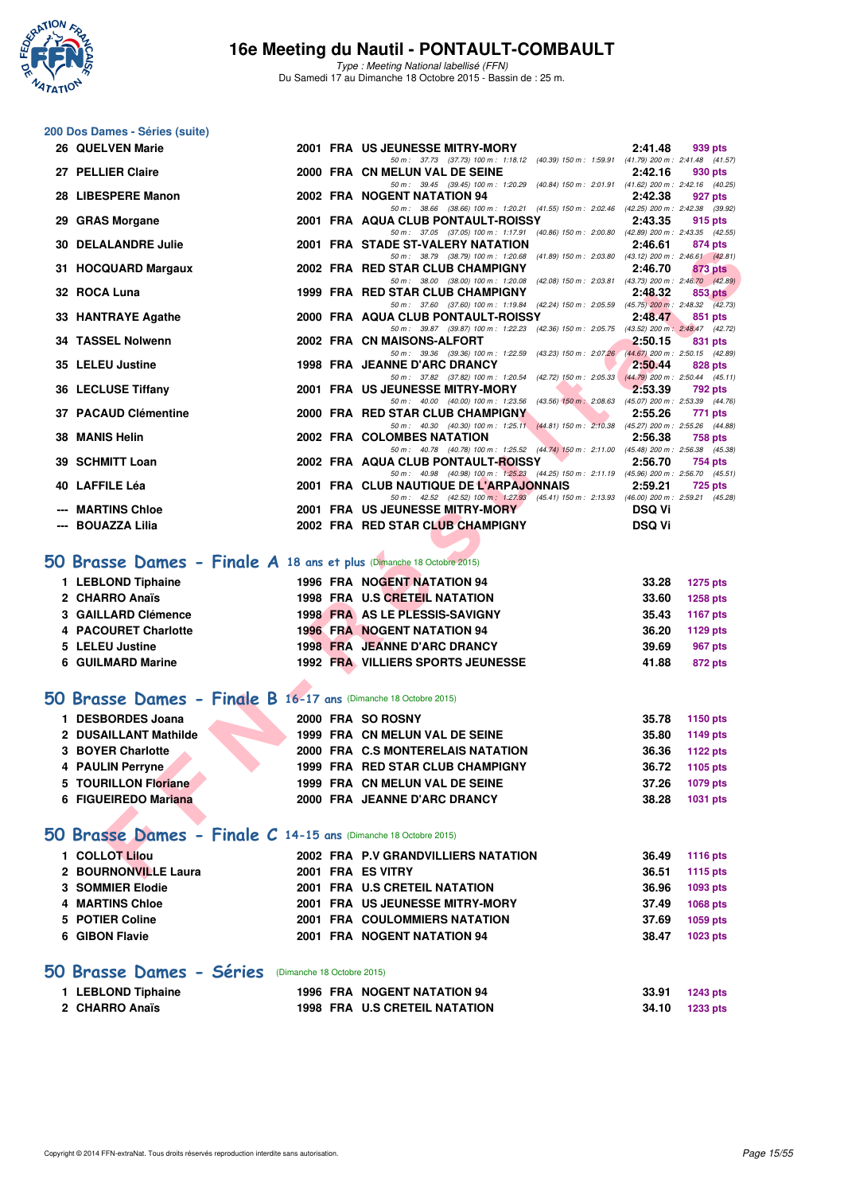# 16e Meeting du Nautil - PONTAULT-COMBAULT

*Type : Meeting National labellisé (FFN)*
Du Samedi 17 au Dimanche 18 Octobre 2015 - Bassin de : 25 m.

## 200 Dos Dames - Séries (suite)

| Rang | Nom | Année | Nat. | Club | Temps | Points |
|---|---|---|---|---|---|---|
| 26 | QUELVEN Marie | 2001 | FRA | US JEUNESSE MITRY-MORY | 2:41.48 | 939 pts |
| | 50 m : 37.73 (37.73) 100 m : 1:18.12 (40.39) 150 m : 1:59.91 (41.79) 200 m : 2:41.48 (41.57) | | | | | |
| 27 | PELLIER Claire | 2000 | FRA | CN MELUN VAL DE SEINE | 2:42.16 | 930 pts |
| | 50 m : 39.45 (39.45) 100 m : 1:20.29 (40.84) 150 m : 2:01.91 (41.62) 200 m : 2:42.16 (40.25) | | | | | |
| 28 | LIBESPERE Manon | 2002 | FRA | NOGENT NATATION 94 | 2:42.38 | 927 pts |
| | 50 m : 38.66 (38.66) 100 m : 1:20.21 (41.55) 150 m : 2:02.46 (42.25) 200 m : 2:42.38 (39.92) | | | | | |
| 29 | GRAS Morgane | 2001 | FRA | AQUA CLUB PONTAULT-ROISSY | 2:43.35 | 915 pts |
| | 50 m : 37.05 (37.05) 100 m : 1:17.91 (40.86) 150 m : 2:00.80 (42.89) 200 m : 2:43.35 (42.55) | | | | | |
| 30 | DELALANDRE Julie | 2001 | FRA | STADE ST-VALERY NATATION | 2:46.61 | 874 pts |
| | 50 m : 38.79 (38.79) 100 m : 1:20.68 (41.89) 150 m : 2:03.80 (43.12) 200 m : 2:46.61 (42.81) | | | | | |
| 31 | HOCQUARD Margaux | 2002 | FRA | RED STAR CLUB CHAMPIGNY | 2:46.70 | 873 pts |
| | 50 m : 38.00 (38.00) 100 m : 1:20.08 (42.08) 150 m : 2:03.81 (43.73) 200 m : 2:46.70 (42.89) | | | | | |
| 32 | ROCA Luna | 1999 | FRA | RED STAR CLUB CHAMPIGNY | 2:48.32 | 853 pts |
| | 50 m : 37.60 (37.60) 100 m : 1:19.84 (42.24) 150 m : 2:05.59 (45.75) 200 m : 2:48.32 (42.73) | | | | | |
| 33 | HANTRAYE Agathe | 2000 | FRA | AQUA CLUB PONTAULT-ROISSY | 2:48.47 | 851 pts |
| | 50 m : 39.87 (39.87) 100 m : 1:22.23 (42.36) 150 m : 2:05.75 (43.52) 200 m : 2:48.47 (42.72) | | | | | |
| 34 | TASSEL Nolwenn | 2002 | FRA | CN MAISONS-ALFORT | 2:50.15 | 831 pts |
| | 50 m : 39.36 (39.36) 100 m : 1:22.59 (43.23) 150 m : 2:07.26 (44.67) 200 m : 2:50.15 (42.89) | | | | | |
| 35 | LELEU Justine | 1998 | FRA | JEANNE D'ARC DRANCY | 2:50.44 | 828 pts |
| | 50 m : 37.82 (37.82) 100 m : 1:20.54 (42.72) 150 m : 2:05.33 (44.79) 200 m : 2:50.44 (45.11) | | | | | |
| 36 | LECLUSE Tiffany | 2001 | FRA | US JEUNESSE MITRY-MORY | 2:53.39 | 792 pts |
| | 50 m : 40.00 (40.00) 100 m : 1:23.56 (43.56) 150 m : 2:08.63 (45.07) 200 m : 2:53.39 (44.76) | | | | | |
| 37 | PACAUD Clémentine | 2000 | FRA | RED STAR CLUB CHAMPIGNY | 2:55.26 | 771 pts |
| | 50 m : 40.30 (40.30) 100 m : 1:25.11 (44.81) 150 m : 2:10.38 (45.27) 200 m : 2:55.26 (44.88) | | | | | |
| 38 | MANIS Helin | 2002 | FRA | COLOMBES NATATION | 2:56.38 | 758 pts |
| | 50 m : 40.78 (40.78) 100 m : 1:25.52 (44.74) 150 m : 2:11.00 (45.48) 200 m : 2:56.38 (45.38) | | | | | |
| 39 | SCHMITT Loan | 2002 | FRA | AQUA CLUB PONTAULT-ROISSY | 2:56.70 | 754 pts |
| | 50 m : 40.98 (40.98) 100 m : 1:25.23 (44.25) 150 m : 2:11.19 (45.96) 200 m : 2:56.70 (45.51) | | | | | |
| 40 | LAFFILE Léa | 2001 | FRA | CLUB NAUTIQUE DE L'ARPAJONNAIS | 2:59.21 | 725 pts |
| | 50 m : 42.52 (42.52) 100 m : 1:27.93 (45.41) 150 m : 2:13.93 (46.00) 200 m : 2:59.21 (45.28) | | | | | |
| --- | MARTINS Chloe | 2001 | FRA | US JEUNESSE MITRY-MORY | DSQ Vi | |
| --- | BOUAZZA Lilia | 2002 | FRA | RED STAR CLUB CHAMPIGNY | DSQ Vi | |

## 50 Brasse Dames - Finale A 18 ans et plus (Dimanche 18 Octobre 2015)

| Rang | Nom | Année | Nat. | Club | Temps | Points |
|---|---|---|---|---|---|---|
| 1 | LEBLOND Tiphaine | 1996 | FRA | NOGENT NATATION 94 | 33.28 | 1275 pts |
| 2 | CHARRO Anaïs | 1998 | FRA | U.S CRETEIL NATATION | 33.60 | 1258 pts |
| 3 | GAILLARD Clémence | 1998 | FRA | AS LE PLESSIS-SAVIGNY | 35.43 | 1167 pts |
| 4 | PACOURET Charlotte | 1996 | FRA | NOGENT NATATION 94 | 36.20 | 1129 pts |
| 5 | LELEU Justine | 1998 | FRA | JEANNE D'ARC DRANCY | 39.69 | 967 pts |
| 6 | GUILMARD Marine | 1992 | FRA | VILLIERS SPORTS JEUNESSE | 41.88 | 872 pts |

## 50 Brasse Dames - Finale B 16-17 ans (Dimanche 18 Octobre 2015)

| Rang | Nom | Année | Nat. | Club | Temps | Points |
|---|---|---|---|---|---|---|
| 1 | DESBORDES Joana | 2000 | FRA | SO ROSNY | 35.78 | 1150 pts |
| 2 | DUSAILLANT Mathilde | 1999 | FRA | CN MELUN VAL DE SEINE | 35.80 | 1149 pts |
| 3 | BOYER Charlotte | 2000 | FRA | C.S MONTERELAIS NATATION | 36.36 | 1122 pts |
| 4 | PAULIN Perryne | 1999 | FRA | RED STAR CLUB CHAMPIGNY | 36.72 | 1105 pts |
| 5 | TOURILLON Floriane | 1999 | FRA | CN MELUN VAL DE SEINE | 37.26 | 1079 pts |
| 6 | FIGUEIREDO Mariana | 2000 | FRA | JEANNE D'ARC DRANCY | 38.28 | 1031 pts |

## 50 Brasse Dames - Finale C 14-15 ans (Dimanche 18 Octobre 2015)

| Rang | Nom | Année | Nat. | Club | Temps | Points |
|---|---|---|---|---|---|---|
| 1 | COLLOT Lilou | 2002 | FRA | P.V GRANDVILLIERS NATATION | 36.49 | 1116 pts |
| 2 | BOURNONVILLE Laura | 2001 | FRA | ES VITRY | 36.51 | 1115 pts |
| 3 | SOMMIER Elodie | 2001 | FRA | U.S CRETEIL NATATION | 36.96 | 1093 pts |
| 4 | MARTINS Chloe | 2001 | FRA | US JEUNESSE MITRY-MORY | 37.49 | 1068 pts |
| 5 | POTIER Coline | 2001 | FRA | COULOMMIERS NATATION | 37.69 | 1059 pts |
| 6 | GIBON Flavie | 2001 | FRA | NOGENT NATATION 94 | 38.47 | 1023 pts |

## 50 Brasse Dames - Séries (Dimanche 18 Octobre 2015)

| Rang | Nom | Année | Nat. | Club | Temps | Points |
|---|---|---|---|---|---|---|
| 1 | LEBLOND Tiphaine | 1996 | FRA | NOGENT NATATION 94 | 33.91 | 1243 pts |
| 2 | CHARRO Anaïs | 1998 | FRA | U.S CRETEIL NATATION | 34.10 | 1233 pts |

Copyright © 2014 FFN-extraNat. Tous droits réservés reproduction interdite sans autorisation.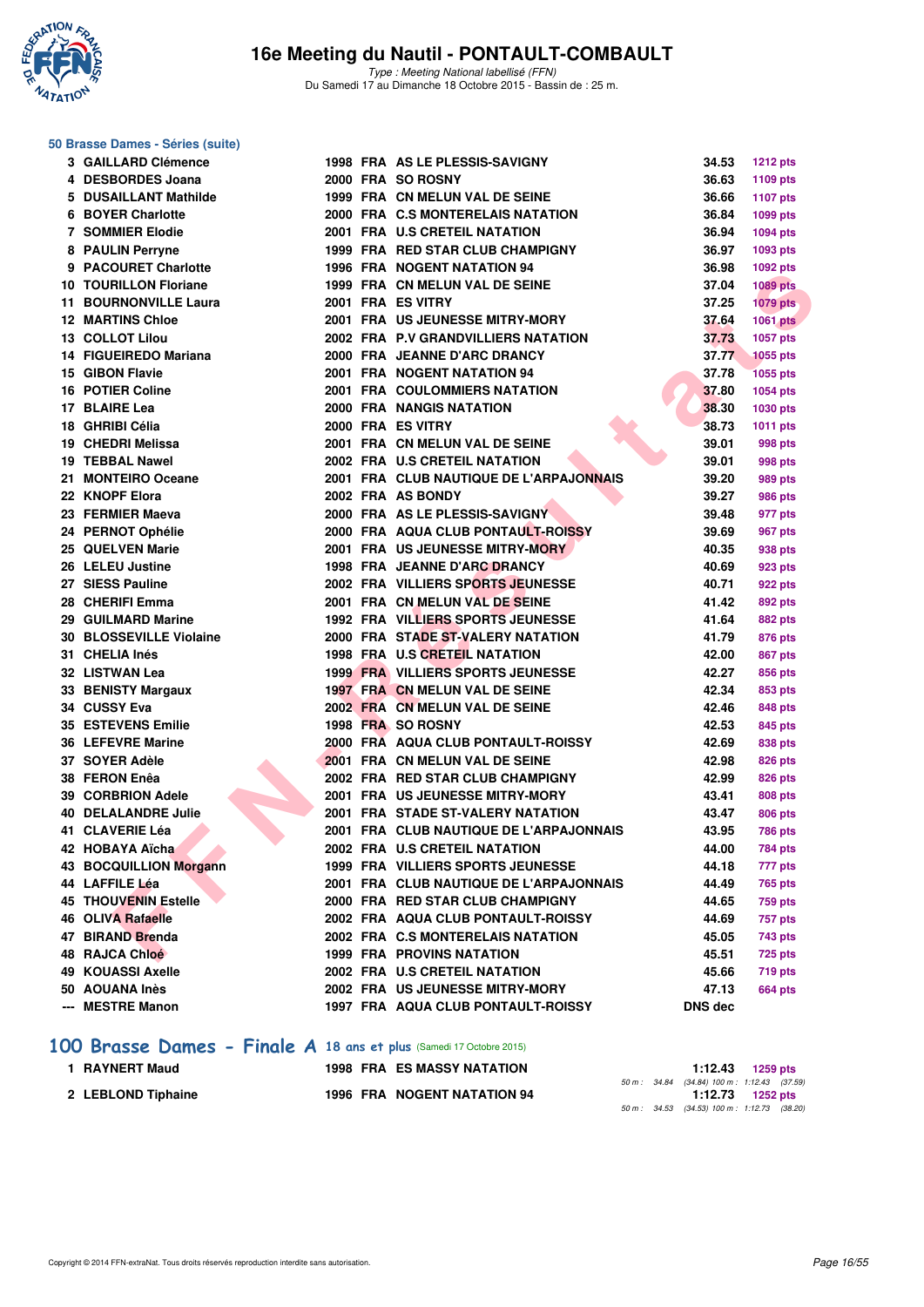## 50 Brasse Dames - Séries (suite)

| Rang | Nom | Année | Nat | Club | Temps | Points |
|---|---|---|---|---|---|---|
| 3 | GAILLARD Clémence | 1998 | FRA | AS LE PLESSIS-SAVIGNY | 34.53 | 1212 pts |
| 4 | DESBORDES Joana | 2000 | FRA | SO ROSNY | 36.63 | 1109 pts |
| 5 | DUSAILLANT Mathilde | 1999 | FRA | CN MELUN VAL DE SEINE | 36.66 | 1107 pts |
| 6 | BOYER Charlotte | 2000 | FRA | C.S MONTERELAIS NATATION | 36.84 | 1099 pts |
| 7 | SOMMIER Elodie | 2001 | FRA | U.S CRETEIL NATATION | 36.94 | 1094 pts |
| 8 | PAULIN Perryne | 1999 | FRA | RED STAR CLUB CHAMPIGNY | 36.97 | 1093 pts |
| 9 | PACOURET Charlotte | 1996 | FRA | NOGENT NATATION 94 | 36.98 | 1092 pts |
| 10 | TOURILLON Floriane | 1999 | FRA | CN MELUN VAL DE SEINE | 37.04 | 1089 pts |
| 11 | BOURNONVILLE Laura | 2001 | FRA | ES VITRY | 37.25 | 1079 pts |
| 12 | MARTINS Chloe | 2001 | FRA | US JEUNESSE MITRY-MORY | 37.64 | 1061 pts |
| 13 | COLLOT Lilou | 2002 | FRA | P.V GRANDVILLIERS NATATION | 37.73 | 1057 pts |
| 14 | FIGUEIREDO Mariana | 2000 | FRA | JEANNE D'ARC DRANCY | 37.77 | 1055 pts |
| 15 | GIBON Flavie | 2001 | FRA | NOGENT NATATION 94 | 37.78 | 1055 pts |
| 16 | POTIER Coline | 2001 | FRA | COULOMMIERS NATATION | 37.80 | 1054 pts |
| 17 | BLAIRE Lea | 2000 | FRA | NANGIS NATATION | 38.30 | 1030 pts |
| 18 | GHRIBI Célia | 2000 | FRA | ES VITRY | 38.73 | 1011 pts |
| 19 | CHEDRI Melissa | 2001 | FRA | CN MELUN VAL DE SEINE | 39.01 | 998 pts |
| 19 | TEBBAL Nawel | 2002 | FRA | U.S CRETEIL NATATION | 39.01 | 998 pts |
| 21 | MONTEIRO Oceane | 2001 | FRA | CLUB NAUTIQUE DE L'ARPAJONNAIS | 39.20 | 989 pts |
| 22 | KNOPF Elora | 2002 | FRA | AS BONDY | 39.27 | 986 pts |
| 23 | FERMIER Maeva | 2000 | FRA | AS LE PLESSIS-SAVIGNY | 39.48 | 977 pts |
| 24 | PERNOT Ophélie | 2000 | FRA | AQUA CLUB PONTAULT-ROISSY | 39.69 | 967 pts |
| 25 | QUELVEN Marie | 2001 | FRA | US JEUNESSE MITRY-MORY | 40.35 | 938 pts |
| 26 | LELEU Justine | 1998 | FRA | JEANNE D'ARC DRANCY | 40.69 | 923 pts |
| 27 | SIESS Pauline | 2002 | FRA | VILLIERS SPORTS JEUNESSE | 40.71 | 922 pts |
| 28 | CHERIFI Emma | 2001 | FRA | CN MELUN VAL DE SEINE | 41.42 | 892 pts |
| 29 | GUILMARD Marine | 1992 | FRA | VILLIERS SPORTS JEUNESSE | 41.64 | 882 pts |
| 30 | BLOSSEVILLE Violaine | 2000 | FRA | STADE ST-VALERY NATATION | 41.79 | 876 pts |
| 31 | CHELIA Inés | 1998 | FRA | U.S CRETEIL NATATION | 42.00 | 867 pts |
| 32 | LISTWAN Lea | 1999 | FRA | VILLIERS SPORTS JEUNESSE | 42.27 | 856 pts |
| 33 | BENISTY Margaux | 1997 | FRA | CN MELUN VAL DE SEINE | 42.34 | 853 pts |
| 34 | CUSSY Eva | 2002 | FRA | CN MELUN VAL DE SEINE | 42.46 | 848 pts |
| 35 | ESTEVENS Emilie | 1998 | FRA | SO ROSNY | 42.53 | 845 pts |
| 36 | LEFEVRE Marine | 2000 | FRA | AQUA CLUB PONTAULT-ROISSY | 42.69 | 838 pts |
| 37 | SOYER Adèle | 2001 | FRA | CN MELUN VAL DE SEINE | 42.98 | 826 pts |
| 38 | FERON Enêa | 2002 | FRA | RED STAR CLUB CHAMPIGNY | 42.99 | 826 pts |
| 39 | CORBRION Adele | 2001 | FRA | US JEUNESSE MITRY-MORY | 43.41 | 808 pts |
| 40 | DELALANDRE Julie | 2001 | FRA | STADE ST-VALERY NATATION | 43.47 | 806 pts |
| 41 | CLAVERIE Léa | 2001 | FRA | CLUB NAUTIQUE DE L'ARPAJONNAIS | 43.95 | 786 pts |
| 42 | HOBAYA Aïcha | 2002 | FRA | U.S CRETEIL NATATION | 44.00 | 784 pts |
| 43 | BOCQUILLION Morgann | 1999 | FRA | VILLIERS SPORTS JEUNESSE | 44.18 | 777 pts |
| 44 | LAFFILE Léa | 2001 | FRA | CLUB NAUTIQUE DE L'ARPAJONNAIS | 44.49 | 765 pts |
| 45 | THOUVENIN Estelle | 2000 | FRA | RED STAR CLUB CHAMPIGNY | 44.65 | 759 pts |
| 46 | OLIVA Rafaelle | 2002 | FRA | AQUA CLUB PONTAULT-ROISSY | 44.69 | 757 pts |
| 47 | BIRAND Brenda | 2002 | FRA | C.S MONTERELAIS NATATION | 45.05 | 743 pts |
| 48 | RAJCA Chloé | 1999 | FRA | PROVINS NATATION | 45.51 | 725 pts |
| 49 | KOUASSI Axelle | 2002 | FRA | U.S CRETEIL NATATION | 45.66 | 719 pts |
| 50 | AOUANA Inès | 2002 | FRA | US JEUNESSE MITRY-MORY | 47.13 | 664 pts |
| --- | MESTRE Manon | 1997 | FRA | AQUA CLUB PONTAULT-ROISSY | DNS dec | |

## 100 Brasse Dames - Finale A 18 ans et plus (Samedi 17 Octobre 2015)

| Rang | Nom | Année | Nat | Club | Temps | Points |
|---|---|---|---|---|---|---|
| 1 | RAYNERT Maud | 1998 | FRA | ES MASSY NATATION | 1:12.43 | 1259 pts |
| | | | | 50 m : 34.84 (34.84) 100 m : 1:12.43 (37.59) | | |
| 2 | LEBLOND Tiphaine | 1996 | FRA | NOGENT NATATION 94 | 1:12.73 | 1252 pts |
| | | | | 50 m : 34.53 (34.53) 100 m : 1:12.73 (38.20) | | |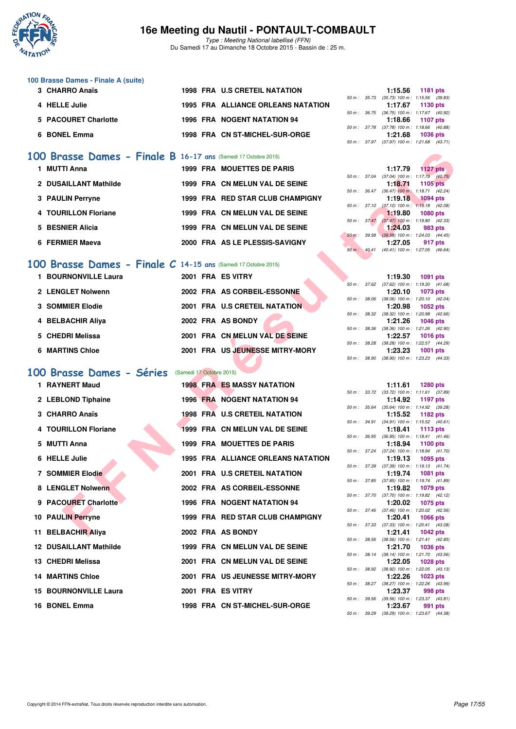# 16e Meeting du Nautil - PONTAULT-COMBAULT

*Type : Meeting National labellisé (FFN)*
Du Samedi 17 au Dimanche 18 Octobre 2015 - Bassin de : 25 m.

### 100 Brasse Dames - Finale A (suite)

| Place | Nom | Année | Nat | Club | Temps | Points | Splits |
|---|---|---|---|---|---|---|---|
| 3 | CHARRO Anaïs | 1998 | FRA | U.S CRETEIL NATATION | 1:15.56 | 1181 pts | 50 m : 35.73 (35.73) 100 m : 1:15.56 (39.83) |
| 4 | HELLE Julie | 1995 | FRA | ALLIANCE ORLEANS NATATION | 1:17.67 | 1130 pts | 50 m : 36.75 (36.75) 100 m : 1:17.67 (40.92) |
| 5 | PACOURET Charlotte | 1996 | FRA | NOGENT NATATION 94 | 1:18.66 | 1107 pts | 50 m : 37.78 (37.78) 100 m : 1:18.66 (40.88) |
| 6 | BONEL Emma | 1998 | FRA | CN ST-MICHEL-SUR-ORGE | 1:21.68 | 1036 pts | 50 m : 37.97 (37.97) 100 m : 1:21.68 (43.71) |

## 100 Brasse Dames - Finale B 16-17 ans (Samedi 17 Octobre 2015)

| Place | Nom | Année | Nat | Club | Temps | Points | Splits |
|---|---|---|---|---|---|---|---|
| 1 | MUTTI Anna | 1999 | FRA | MOUETTES DE PARIS | 1:17.79 | 1127 pts | 50 m : 37.04 (37.04) 100 m : 1:17.79 (40.75) |
| 2 | DUSAILLANT Mathilde | 1999 | FRA | CN MELUN VAL DE SEINE | 1:18.71 | 1105 pts | 50 m : 36.47 (36.47) 100 m : 1:18.71 (42.24) |
| 3 | PAULIN Perryne | 1999 | FRA | RED STAR CLUB CHAMPIGNY | 1:19.18 | 1094 pts | 50 m : 37.10 (37.10) 100 m : 1:19.18 (42.08) |
| 4 | TOURILLON Floriane | 1999 | FRA | CN MELUN VAL DE SEINE | 1:19.80 | 1080 pts | 50 m : 37.47 (37.47) 100 m : 1:19.80 (42.33) |
| 5 | BESNIER Alicia | 1999 | FRA | CN MELUN VAL DE SEINE | 1:24.03 | 983 pts | 50 m : 39.58 (39.58) 100 m : 1:24.03 (44.45) |
| 6 | FERMIER Maeva | 2000 | FRA | AS LE PLESSIS-SAVIGNY | 1:27.05 | 917 pts | 50 m : 40.41 (40.41) 100 m : 1:27.05 (46.64) |

## 100 Brasse Dames - Finale C 14-15 ans (Samedi 17 Octobre 2015)

| Place | Nom | Année | Nat | Club | Temps | Points | Splits |
|---|---|---|---|---|---|---|---|
| 1 | BOURNONVILLE Laura | 2001 | FRA | ES VITRY | 1:19.30 | 1091 pts | 50 m : 37.62 (37.62) 100 m : 1:19.30 (41.68) |
| 2 | LENGLET Nolwenn | 2002 | FRA | AS CORBEIL-ESSONNE | 1:20.10 | 1073 pts | 50 m : 38.06 (38.06) 100 m : 1:20.10 (42.04) |
| 3 | SOMMIER Elodie | 2001 | FRA | U.S CRETEIL NATATION | 1:20.98 | 1052 pts | 50 m : 38.32 (38.32) 100 m : 1:20.98 (42.66) |
| 4 | BELBACHIR Aliya | 2002 | FRA | AS BONDY | 1:21.26 | 1046 pts | 50 m : 38.36 (38.36) 100 m : 1:21.26 (42.90) |
| 5 | CHEDRI Melissa | 2001 | FRA | CN MELUN VAL DE SEINE | 1:22.57 | 1016 pts | 50 m : 38.28 (38.28) 100 m : 1:22.57 (44.29) |
| 6 | MARTINS Chloe | 2001 | FRA | US JEUNESSE MITRY-MORY | 1:23.23 | 1001 pts | 50 m : 38.90 (38.90) 100 m : 1:23.23 (44.33) |

## 100 Brasse Dames - Séries (Samedi 17 Octobre 2015)

| Place | Nom | Année | Nat | Club | Temps | Points | Splits |
|---|---|---|---|---|---|---|---|
| 1 | RAYNERT Maud | 1998 | FRA | ES MASSY NATATION | 1:11.61 | 1280 pts | 50 m : 33.72 (33.72) 100 m : 1:11.61 (37.89) |
| 2 | LEBLOND Tiphaine | 1996 | FRA | NOGENT NATATION 94 | 1:14.92 | 1197 pts | 50 m : 35.64 (35.64) 100 m : 1:14.92 (39.28) |
| 3 | CHARRO Anaïs | 1998 | FRA | U.S CRETEIL NATATION | 1:15.52 | 1182 pts | 50 m : 34.91 (34.91) 100 m : 1:15.52 (40.61) |
| 4 | TOURILLON Floriane | 1999 | FRA | CN MELUN VAL DE SEINE | 1:18.41 | 1113 pts | 50 m : 36.95 (36.95) 100 m : 1:18.41 (41.46) |
| 5 | MUTTI Anna | 1999 | FRA | MOUETTES DE PARIS | 1:18.94 | 1100 pts | 50 m : 37.24 (37.24) 100 m : 1:18.94 (41.70) |
| 6 | HELLE Julie | 1995 | FRA | ALLIANCE ORLEANS NATATION | 1:19.13 | 1095 pts | 50 m : 37.39 (37.39) 100 m : 1:19.13 (41.74) |
| 7 | SOMMIER Elodie | 2001 | FRA | U.S CRETEIL NATATION | 1:19.74 | 1081 pts | 50 m : 37.85 (37.85) 100 m : 1:19.74 (41.89) |
| 8 | LENGLET Nolwenn | 2002 | FRA | AS CORBEIL-ESSONNE | 1:19.82 | 1079 pts | 50 m : 37.70 (37.70) 100 m : 1:19.82 (42.12) |
| 9 | PACOURET Charlotte | 1996 | FRA | NOGENT NATATION 94 | 1:20.02 | 1075 pts | 50 m : 37.46 (37.46) 100 m : 1:20.02 (42.56) |
| 10 | PAULIN Perryne | 1999 | FRA | RED STAR CLUB CHAMPIGNY | 1:20.41 | 1066 pts | 50 m : 37.33 (37.33) 100 m : 1:20.41 (43.08) |
| 11 | BELBACHIR Aliya | 2002 | FRA | AS BONDY | 1:21.41 | 1042 pts | 50 m : 38.56 (38.56) 100 m : 1:21.41 (42.85) |
| 12 | DUSAILLANT Mathilde | 1999 | FRA | CN MELUN VAL DE SEINE | 1:21.70 | 1036 pts | 50 m : 38.14 (38.14) 100 m : 1:21.70 (43.56) |
| 13 | CHEDRI Melissa | 2001 | FRA | CN MELUN VAL DE SEINE | 1:22.05 | 1028 pts | 50 m : 38.92 (38.92) 100 m : 1:22.05 (43.13) |
| 14 | MARTINS Chloe | 2001 | FRA | US JEUNESSE MITRY-MORY | 1:22.26 | 1023 pts | 50 m : 38.27 (38.27) 100 m : 1:22.26 (43.99) |
| 15 | BOURNONVILLE Laura | 2001 | FRA | ES VITRY | 1:23.37 | 998 pts | 50 m : 39.56 (39.56) 100 m : 1:23.37 (43.81) |
| 16 | BONEL Emma | 1998 | FRA | CN ST-MICHEL-SUR-ORGE | 1:23.67 | 991 pts | 50 m : 39.29 (39.29) 100 m : 1:23.67 (44.38) |

Copyright © 2014 FFN-extraNat. Tous droits réservés reproduction interdite sans autorisation.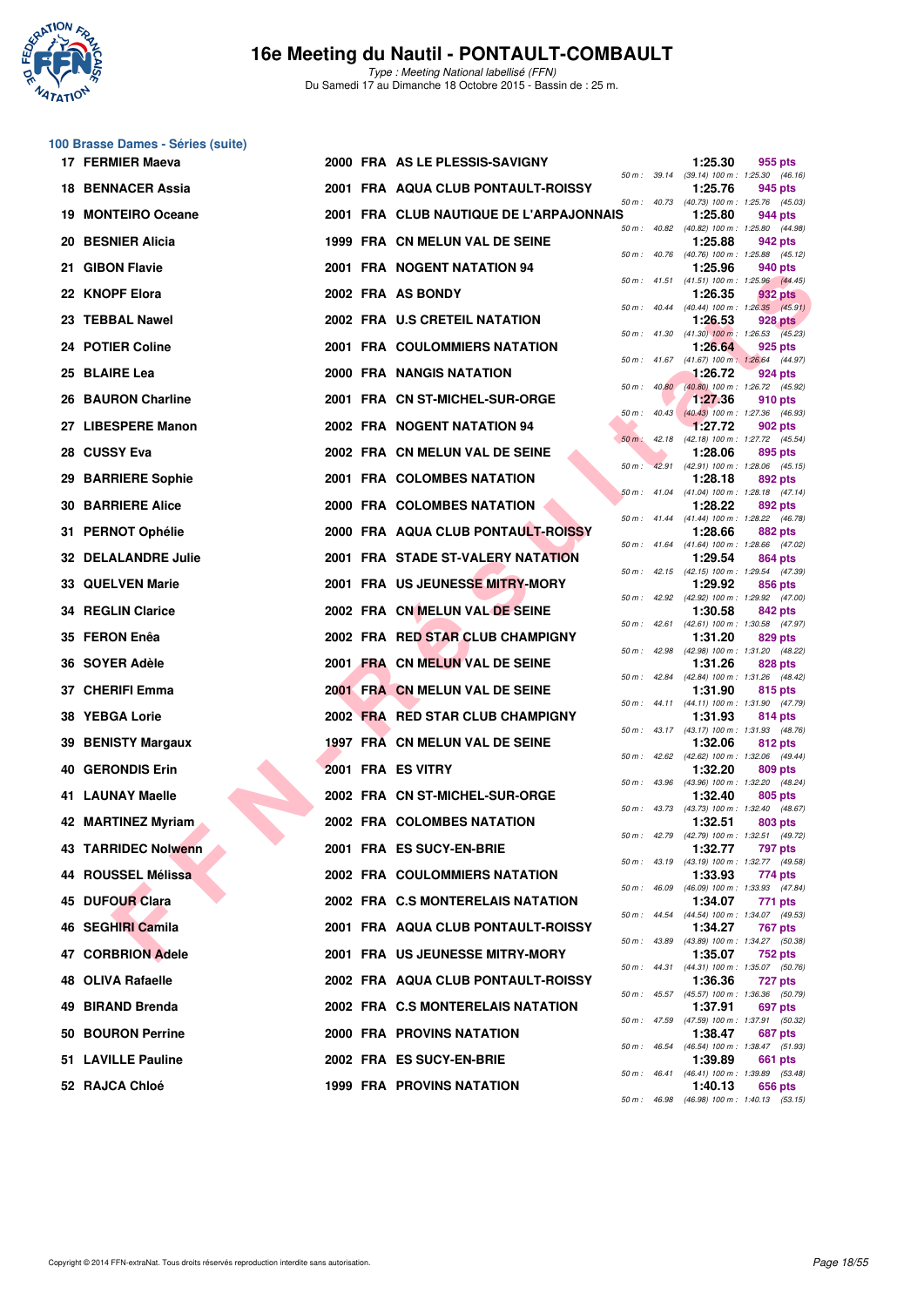# 16e Meeting du Nautil - PONTAULT-COMBAULT

*Type : Meeting National labellisé (FFN)*
Du Samedi 17 au Dimanche 18 Octobre 2015 - Bassin de : 25 m.

## 100 Brasse Dames - Séries (suite)

| Rang | Nom | Année | Nat | Club | Temps | Points | Splits |
|---|---|---|---|---|---|---|---|
| 17 | FERMIER Maeva | 2000 | FRA | AS LE PLESSIS-SAVIGNY | 1:25.30 | 955 pts | 50 m : 39.14 (39.14) 100 m : 1:25.30 (46.16) |
| 18 | BENNACER Assia | 2001 | FRA | AQUA CLUB PONTAULT-ROISSY | 1:25.76 | 945 pts | 50 m : 40.73 (40.73) 100 m : 1:25.76 (45.03) |
| 19 | MONTEIRO Oceane | 2001 | FRA | CLUB NAUTIQUE DE L'ARPAJONNAIS | 1:25.80 | 944 pts | 50 m : 40.82 (40.82) 100 m : 1:25.80 (44.98) |
| 20 | BESNIER Alicia | 1999 | FRA | CN MELUN VAL DE SEINE | 1:25.88 | 942 pts | 50 m : 40.76 (40.76) 100 m : 1:25.88 (45.12) |
| 21 | GIBON Flavie | 2001 | FRA | NOGENT NATATION 94 | 1:25.96 | 940 pts | 50 m : 41.51 (41.51) 100 m : 1:25.96 (44.45) |
| 22 | KNOPF Elora | 2002 | FRA | AS BONDY | 1:26.35 | 932 pts | 50 m : 40.44 (40.44) 100 m : 1:26.35 (45.91) |
| 23 | TEBBAL Nawel | 2002 | FRA | U.S CRETEIL NATATION | 1:26.53 | 928 pts | 50 m : 41.30 (41.30) 100 m : 1:26.53 (45.23) |
| 24 | POTIER Coline | 2001 | FRA | COULOMMIERS NATATION | 1:26.64 | 925 pts | 50 m : 41.67 (41.67) 100 m : 1:26.64 (44.97) |
| 25 | BLAIRE Lea | 2000 | FRA | NANGIS NATATION | 1:26.72 | 924 pts | 50 m : 40.80 (40.80) 100 m : 1:26.72 (45.92) |
| 26 | BAURON Charline | 2001 | FRA | CN ST-MICHEL-SUR-ORGE | 1:27.36 | 910 pts | 50 m : 40.43 (40.43) 100 m : 1:27.36 (46.93) |
| 27 | LIBESPERE Manon | 2002 | FRA | NOGENT NATATION 94 | 1:27.72 | 902 pts | 50 m : 42.18 (42.18) 100 m : 1:27.72 (45.54) |
| 28 | CUSSY Eva | 2002 | FRA | CN MELUN VAL DE SEINE | 1:28.06 | 895 pts | 50 m : 42.91 (42.91) 100 m : 1:28.06 (45.15) |
| 29 | BARRIERE Sophie | 2001 | FRA | COLOMBES NATATION | 1:28.18 | 892 pts | 50 m : 41.04 (41.04) 100 m : 1:28.18 (47.14) |
| 30 | BARRIERE Alice | 2000 | FRA | COLOMBES NATATION | 1:28.22 | 892 pts | 50 m : 41.44 (41.44) 100 m : 1:28.22 (46.78) |
| 31 | PERNOT Ophélie | 2000 | FRA | AQUA CLUB PONTAULT-ROISSY | 1:28.66 | 882 pts | 50 m : 41.64 (41.64) 100 m : 1:28.66 (47.02) |
| 32 | DELALANDRE Julie | 2001 | FRA | STADE ST-VALERY NATATION | 1:29.54 | 864 pts | 50 m : 42.15 (42.15) 100 m : 1:29.54 (47.39) |
| 33 | QUELVEN Marie | 2001 | FRA | US JEUNESSE MITRY-MORY | 1:29.92 | 856 pts | 50 m : 42.92 (42.92) 100 m : 1:29.92 (47.00) |
| 34 | REGLIN Clarice | 2002 | FRA | CN MELUN VAL DE SEINE | 1:30.58 | 842 pts | 50 m : 42.61 (42.61) 100 m : 1:30.58 (47.97) |
| 35 | FERON Enêa | 2002 | FRA | RED STAR CLUB CHAMPIGNY | 1:31.20 | 829 pts | 50 m : 42.98 (42.98) 100 m : 1:31.20 (48.22) |
| 36 | SOYER Adèle | 2001 | FRA | CN MELUN VAL DE SEINE | 1:31.26 | 828 pts | 50 m : 42.84 (42.84) 100 m : 1:31.26 (48.42) |
| 37 | CHERIFI Emma | 2001 | FRA | CN MELUN VAL DE SEINE | 1:31.90 | 815 pts | 50 m : 44.11 (44.11) 100 m : 1:31.90 (47.79) |
| 38 | YEBGA Lorie | 2002 | FRA | RED STAR CLUB CHAMPIGNY | 1:31.93 | 814 pts | 50 m : 43.17 (43.17) 100 m : 1:31.93 (48.76) |
| 39 | BENISTY Margaux | 1997 | FRA | CN MELUN VAL DE SEINE | 1:32.06 | 812 pts | 50 m : 42.62 (42.62) 100 m : 1:32.06 (49.44) |
| 40 | GERONDIS Erin | 2001 | FRA | ES VITRY | 1:32.20 | 809 pts | 50 m : 43.96 (43.96) 100 m : 1:32.20 (48.24) |
| 41 | LAUNAY Maelle | 2002 | FRA | CN ST-MICHEL-SUR-ORGE | 1:32.40 | 805 pts | 50 m : 43.73 (43.73) 100 m : 1:32.40 (48.67) |
| 42 | MARTINEZ Myriam | 2002 | FRA | COLOMBES NATATION | 1:32.51 | 803 pts | 50 m : 42.79 (42.79) 100 m : 1:32.51 (49.72) |
| 43 | TARRIDEC Nolwenn | 2001 | FRA | ES SUCY-EN-BRIE | 1:32.77 | 797 pts | 50 m : 43.19 (43.19) 100 m : 1:32.77 (49.58) |
| 44 | ROUSSEL Mélissa | 2002 | FRA | COULOMMIERS NATATION | 1:33.93 | 774 pts | 50 m : 46.09 (46.09) 100 m : 1:33.93 (47.84) |
| 45 | DUFOUR Clara | 2002 | FRA | C.S MONTERELAIS NATATION | 1:34.07 | 771 pts | 50 m : 44.54 (44.54) 100 m : 1:34.07 (49.53) |
| 46 | SEGHIRI Camila | 2001 | FRA | AQUA CLUB PONTAULT-ROISSY | 1:34.27 | 767 pts | 50 m : 43.89 (43.89) 100 m : 1:34.27 (50.38) |
| 47 | CORBRION Adele | 2001 | FRA | US JEUNESSE MITRY-MORY | 1:35.07 | 752 pts | 50 m : 44.31 (44.31) 100 m : 1:35.07 (50.76) |
| 48 | OLIVA Rafaelle | 2002 | FRA | AQUA CLUB PONTAULT-ROISSY | 1:36.36 | 727 pts | 50 m : 45.57 (45.57) 100 m : 1:36.36 (50.79) |
| 49 | BIRAND Brenda | 2002 | FRA | C.S MONTERELAIS NATATION | 1:37.91 | 697 pts | 50 m : 47.59 (47.59) 100 m : 1:37.91 (50.32) |
| 50 | BOURON Perrine | 2000 | FRA | PROVINS NATATION | 1:38.47 | 687 pts | 50 m : 46.54 (46.54) 100 m : 1:38.47 (51.93) |
| 51 | LAVILLE Pauline | 2002 | FRA | ES SUCY-EN-BRIE | 1:39.89 | 661 pts | 50 m : 46.41 (46.41) 100 m : 1:39.89 (53.48) |
| 52 | RAJCA Chloé | 1999 | FRA | PROVINS NATATION | 1:40.13 | 656 pts | 50 m : 46.98 (46.98) 100 m : 1:40.13 (53.15) |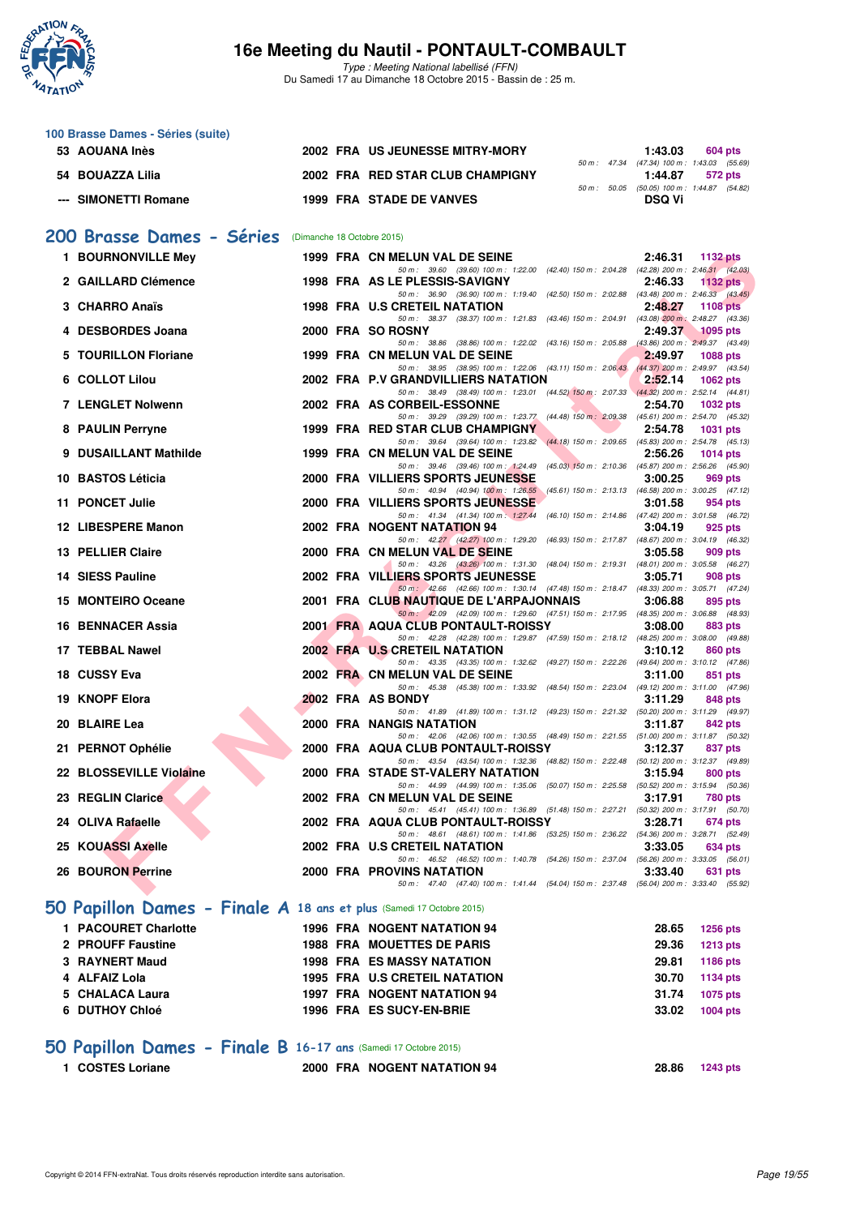## 100 Brasse Dames - Séries (suite)

| | Nom | Année | Nat | Club | Temps | Points |
|---|---|---|---|---|---|---|
| 53 | AOUANA Inès | 2002 | FRA | US JEUNESSE MITRY-MORY | 1:43.03 | 604 pts |
| | | | | 50 m : 47.34 (47.34) 100 m : 1:43.03 (55.69) | | |
| 54 | BOUAZZA Lilia | 2002 | FRA | RED STAR CLUB CHAMPIGNY | 1:44.87 | 572 pts |
| | | | | 50 m : 50.05 (50.05) 100 m : 1:44.87 (54.82) | | |
| --- | SIMONETTI Romane | 1999 | FRA | STADE DE VANVES | DSQ Vi | |

## 200 Brasse Dames - Séries (Dimanche 18 Octobre 2015)

| | Nom | Année | Nat | Club | Temps | Points |
|---|---|---|---|---|---|---|
| 1 | BOURNONVILLE Mey | 1999 | FRA | CN MELUN VAL DE SEINE | 2:46.31 | 1132 pts |
| | | | | 50 m : 39.60 (39.60) 100 m : 1:22.00 (42.40) 150 m : 2:04.28 (42.28) 200 m : 2:46.31 (42.03) | | |
| 2 | GAILLARD Clémence | 1998 | FRA | AS LE PLESSIS-SAVIGNY | 2:46.33 | 1132 pts |
| | | | | 50 m : 36.90 (36.90) 100 m : 1:19.40 (42.50) 150 m : 2:02.88 (43.48) 200 m : 2:46.33 (43.45) | | |
| 3 | CHARRO Anaïs | 1998 | FRA | U.S CRETEIL NATATION | 2:48.27 | 1108 pts |
| | | | | 50 m : 38.37 (38.37) 100 m : 1:21.83 (43.46) 150 m : 2:04.91 (43.08) 200 m : 2:48.27 (43.36) | | |
| 4 | DESBORDES Joana | 2000 | FRA | SO ROSNY | 2:49.37 | 1095 pts |
| | | | | 50 m : 38.86 (38.86) 100 m : 1:22.02 (43.16) 150 m : 2:05.88 (43.86) 200 m : 2:49.37 (43.49) | | |
| 5 | TOURILLON Floriane | 1999 | FRA | CN MELUN VAL DE SEINE | 2:49.97 | 1088 pts |
| | | | | 50 m : 38.95 (38.95) 100 m : 1:22.06 (43.11) 150 m : 2:06.43 (44.37) 200 m : 2:49.97 (43.54) | | |
| 6 | COLLOT Lilou | 2002 | FRA | P.V GRANDVILLIERS NATATION | 2:52.14 | 1062 pts |
| | | | | 50 m : 38.49 (38.49) 100 m : 1:23.01 (44.52) 150 m : 2:07.33 (44.32) 200 m : 2:52.14 (44.81) | | |
| 7 | LENGLET Nolwenn | 2002 | FRA | AS CORBEIL-ESSONNE | 2:54.70 | 1032 pts |
| | | | | 50 m : 39.29 (39.29) 100 m : 1:23.77 (44.48) 150 m : 2:09.38 (45.61) 200 m : 2:54.70 (45.32) | | |
| 8 | PAULIN Perryne | 1999 | FRA | RED STAR CLUB CHAMPIGNY | 2:54.78 | 1031 pts |
| | | | | 50 m : 39.64 (39.64) 100 m : 1:23.82 (44.18) 150 m : 2:09.65 (45.83) 200 m : 2:54.78 (45.13) | | |
| 9 | DUSAILLANT Mathilde | 1999 | FRA | CN MELUN VAL DE SEINE | 2:56.26 | 1014 pts |
| | | | | 50 m : 39.46 (39.46) 100 m : 1:24.49 (45.03) 150 m : 2:10.36 (45.87) 200 m : 2:56.26 (45.90) | | |
| 10 | BASTOS Léticia | 2000 | FRA | VILLIERS SPORTS JEUNESSE | 3:00.25 | 969 pts |
| | | | | 50 m : 40.94 (40.94) 100 m : 1:26.55 (45.61) 150 m : 2:13.13 (46.58) 200 m : 3:00.25 (47.12) | | |
| 11 | PONCET Julie | 2000 | FRA | VILLIERS SPORTS JEUNESSE | 3:01.58 | 954 pts |
| | | | | 50 m : 41.34 (41.34) 100 m : 1:27.44 (46.10) 150 m : 2:14.86 (47.42) 200 m : 3:01.58 (46.72) | | |
| 12 | LIBESPERE Manon | 2002 | FRA | NOGENT NATATION 94 | 3:04.19 | 925 pts |
| | | | | 50 m : 42.27 (42.27) 100 m : 1:29.20 (46.93) 150 m : 2:17.87 (48.67) 200 m : 3:04.19 (46.32) | | |
| 13 | PELLIER Claire | 2000 | FRA | CN MELUN VAL DE SEINE | 3:05.58 | 909 pts |
| | | | | 50 m : 43.26 (43.26) 100 m : 1:31.30 (48.04) 150 m : 2:19.31 (48.01) 200 m : 3:05.58 (46.27) | | |
| 14 | SIESS Pauline | 2002 | FRA | VILLIERS SPORTS JEUNESSE | 3:05.71 | 908 pts |
| | | | | 50 m : 42.66 (42.66) 100 m : 1:30.14 (47.48) 150 m : 2:18.47 (48.33) 200 m : 3:05.71 (47.24) | | |
| 15 | MONTEIRO Oceane | 2001 | FRA | CLUB NAUTIQUE DE L'ARPAJONNAIS | 3:06.88 | 895 pts |
| | | | | 50 m : 42.09 (42.09) 100 m : 1:29.60 (47.51) 150 m : 2:17.95 (48.35) 200 m : 3:06.88 (48.93) | | |
| 16 | BENNACER Assia | 2001 | FRA | AQUA CLUB PONTAULT-ROISSY | 3:08.00 | 883 pts |
| | | | | 50 m : 42.28 (42.28) 100 m : 1:29.87 (47.59) 150 m : 2:18.12 (48.25) 200 m : 3:08.00 (49.88) | | |
| 17 | TEBBAL Nawel | 2002 | FRA | U.S CRETEIL NATATION | 3:10.12 | 860 pts |
| | | | | 50 m : 43.35 (43.35) 100 m : 1:32.62 (49.27) 150 m : 2:22.26 (49.64) 200 m : 3:10.12 (47.86) | | |
| 18 | CUSSY Eva | 2002 | FRA | CN MELUN VAL DE SEINE | 3:11.00 | 851 pts |
| | | | | 50 m : 45.38 (45.38) 100 m : 1:33.92 (48.54) 150 m : 2:23.04 (49.12) 200 m : 3:11.00 (47.96) | | |
| 19 | KNOPF Elora | 2002 | FRA | AS BONDY | 3:11.29 | 848 pts |
| | | | | 50 m : 41.89 (41.89) 100 m : 1:31.12 (49.23) 150 m : 2:21.32 (50.20) 200 m : 3:11.29 (49.97) | | |
| 20 | BLAIRE Lea | 2000 | FRA | NANGIS NATATION | 3:11.87 | 842 pts |
| | | | | 50 m : 42.06 (42.06) 100 m : 1:30.55 (48.49) 150 m : 2:21.55 (51.00) 200 m : 3:11.87 (50.32) | | |
| 21 | PERNOT Ophélie | 2000 | FRA | AQUA CLUB PONTAULT-ROISSY | 3:12.37 | 837 pts |
| | | | | 50 m : 43.54 (43.54) 100 m : 1:32.36 (48.82) 150 m : 2:22.48 (50.12) 200 m : 3:12.37 (49.89) | | |
| 22 | BLOSSEVILLE Violaine | 2000 | FRA | STADE ST-VALERY NATATION | 3:15.94 | 800 pts |
| | | | | 50 m : 44.99 (44.99) 100 m : 1:35.06 (50.07) 150 m : 2:25.58 (50.52) 200 m : 3:15.94 (50.36) | | |
| 23 | REGLIN Clarice | 2002 | FRA | CN MELUN VAL DE SEINE | 3:17.91 | 780 pts |
| | | | | 50 m : 45.41 (45.41) 100 m : 1:36.89 (51.48) 150 m : 2:27.21 (50.32) 200 m : 3:17.91 (50.70) | | |
| 24 | OLIVA Rafaelle | 2002 | FRA | AQUA CLUB PONTAULT-ROISSY | 3:28.71 | 674 pts |
| | | | | 50 m : 48.61 (48.61) 100 m : 1:41.86 (53.25) 150 m : 2:36.22 (54.36) 200 m : 3:28.71 (52.49) | | |
| 25 | KOUASSI Axelle | 2002 | FRA | U.S CRETEIL NATATION | 3:33.05 | 634 pts |
| | | | | 50 m : 46.52 (46.52) 100 m : 1:40.78 (54.26) 150 m : 2:37.04 (56.26) 200 m : 3:33.05 (56.01) | | |
| 26 | BOURON Perrine | 2000 | FRA | PROVINS NATATION | 3:33.40 | 631 pts |
| | | | | 50 m : 47.40 (47.40) 100 m : 1:41.44 (54.04) 150 m : 2:37.48 (56.04) 200 m : 3:33.40 (55.92) | | |

## 50 Papillon Dames - Finale A 18 ans et plus (Samedi 17 Octobre 2015)

| | Nom | Année | Nat | Club | Temps | Points |
|---|---|---|---|---|---|---|
| 1 | PACOURET Charlotte | 1996 | FRA | NOGENT NATATION 94 | 28.65 | 1256 pts |
| 2 | PROUFF Faustine | 1988 | FRA | MOUETTES DE PARIS | 29.36 | 1213 pts |
| 3 | RAYNERT Maud | 1998 | FRA | ES MASSY NATATION | 29.81 | 1186 pts |
| 4 | ALFAIZ Lola | 1995 | FRA | U.S CRETEIL NATATION | 30.70 | 1134 pts |
| 5 | CHALACA Laura | 1997 | FRA | NOGENT NATATION 94 | 31.74 | 1075 pts |
| 6 | DUTHOY Chloé | 1996 | FRA | ES SUCY-EN-BRIE | 33.02 | 1004 pts |

## 50 Papillon Dames - Finale B 16-17 ans (Samedi 17 Octobre 2015)

| | Nom | Année | Nat | Club | Temps | Points |
|---|---|---|---|---|---|---|
| 1 | COSTES Loriane | 2000 | FRA | NOGENT NATATION 94 | 28.86 | 1243 pts |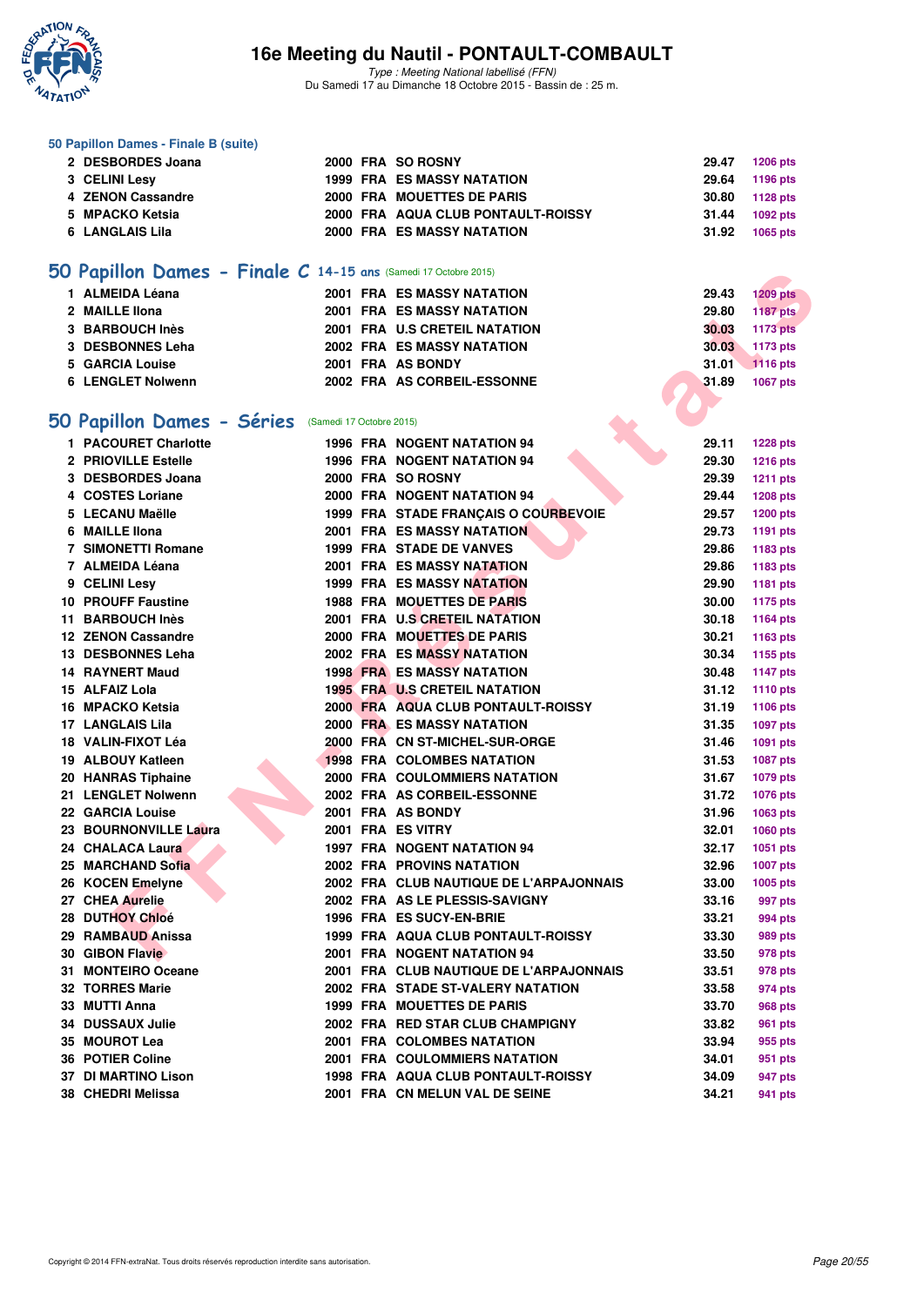### 50 Papillon Dames - Finale B (suite)

| | | | | | | |
|---|---|---|---|---|---|---|
| 2 | DESBORDES Joana | 2000 | FRA | SO ROSNY | 29.47 | 1206 pts |
| 3 | CELINI Lesy | 1999 | FRA | ES MASSY NATATION | 29.64 | 1196 pts |
| 4 | ZENON Cassandre | 2000 | FRA | MOUETTES DE PARIS | 30.80 | 1128 pts |
| 5 | MPACKO Ketsia | 2000 | FRA | AQUA CLUB PONTAULT-ROISSY | 31.44 | 1092 pts |
| 6 | LANGLAIS Lila | 2000 | FRA | ES MASSY NATATION | 31.92 | 1065 pts |

## 50 Papillon Dames - Finale C 14-15 ans (Samedi 17 Octobre 2015)

| | | | | | | |
|---|---|---|---|---|---|---|
| 1 | ALMEIDA Léana | 2001 | FRA | ES MASSY NATATION | 29.43 | 1209 pts |
| 2 | MAILLE Ilona | 2001 | FRA | ES MASSY NATATION | 29.80 | 1187 pts |
| 3 | BARBOUCH Inès | 2001 | FRA | U.S CRETEIL NATATION | 30.03 | 1173 pts |
| 3 | DESBONNES Leha | 2002 | FRA | ES MASSY NATATION | 30.03 | 1173 pts |
| 5 | GARCIA Louise | 2001 | FRA | AS BONDY | 31.01 | 1116 pts |
| 6 | LENGLET Nolwenn | 2002 | FRA | AS CORBEIL-ESSONNE | 31.89 | 1067 pts |

## 50 Papillon Dames - Séries (Samedi 17 Octobre 2015)

| | | | | | | |
|---|---|---|---|---|---|---|
| 1 | PACOURET Charlotte | 1996 | FRA | NOGENT NATATION 94 | 29.11 | 1228 pts |
| 2 | PRIOVILLE Estelle | 1996 | FRA | NOGENT NATATION 94 | 29.30 | 1216 pts |
| 3 | DESBORDES Joana | 2000 | FRA | SO ROSNY | 29.39 | 1211 pts |
| 4 | COSTES Loriane | 2000 | FRA | NOGENT NATATION 94 | 29.44 | 1208 pts |
| 5 | LECANU Maëlle | 1999 | FRA | STADE FRANÇAIS O COURBEVOIE | 29.57 | 1200 pts |
| 6 | MAILLE Ilona | 2001 | FRA | ES MASSY NATATION | 29.73 | 1191 pts |
| 7 | SIMONETTI Romane | 1999 | FRA | STADE DE VANVES | 29.86 | 1183 pts |
| 7 | ALMEIDA Léana | 2001 | FRA | ES MASSY NATATION | 29.86 | 1183 pts |
| 9 | CELINI Lesy | 1999 | FRA | ES MASSY NATATION | 29.90 | 1181 pts |
| 10 | PROUFF Faustine | 1988 | FRA | MOUETTES DE PARIS | 30.00 | 1175 pts |
| 11 | BARBOUCH Inès | 2001 | FRA | U.S CRETEIL NATATION | 30.18 | 1164 pts |
| 12 | ZENON Cassandre | 2000 | FRA | MOUETTES DE PARIS | 30.21 | 1163 pts |
| 13 | DESBONNES Leha | 2002 | FRA | ES MASSY NATATION | 30.34 | 1155 pts |
| 14 | RAYNERT Maud | 1998 | FRA | ES MASSY NATATION | 30.48 | 1147 pts |
| 15 | ALFAIZ Lola | 1995 | FRA | U.S CRETEIL NATATION | 31.12 | 1110 pts |
| 16 | MPACKO Ketsia | 2000 | FRA | AQUA CLUB PONTAULT-ROISSY | 31.19 | 1106 pts |
| 17 | LANGLAIS Lila | 2000 | FRA | ES MASSY NATATION | 31.35 | 1097 pts |
| 18 | VALIN-FIXOT Léa | 2000 | FRA | CN ST-MICHEL-SUR-ORGE | 31.46 | 1091 pts |
| 19 | ALBOUY Katleen | 1998 | FRA | COLOMBES NATATION | 31.53 | 1087 pts |
| 20 | HANRAS Tiphaine | 2000 | FRA | COULOMMIERS NATATION | 31.67 | 1079 pts |
| 21 | LENGLET Nolwenn | 2002 | FRA | AS CORBEIL-ESSONNE | 31.72 | 1076 pts |
| 22 | GARCIA Louise | 2001 | FRA | AS BONDY | 31.96 | 1063 pts |
| 23 | BOURNONVILLE Laura | 2001 | FRA | ES VITRY | 32.01 | 1060 pts |
| 24 | CHALACA Laura | 1997 | FRA | NOGENT NATATION 94 | 32.17 | 1051 pts |
| 25 | MARCHAND Sofia | 2002 | FRA | PROVINS NATATION | 32.96 | 1007 pts |
| 26 | KOCEN Emelyne | 2002 | FRA | CLUB NAUTIQUE DE L'ARPAJONNAIS | 33.00 | 1005 pts |
| 27 | CHEA Aurelie | 2002 | FRA | AS LE PLESSIS-SAVIGNY | 33.16 | 997 pts |
| 28 | DUTHOY Chloé | 1996 | FRA | ES SUCY-EN-BRIE | 33.21 | 994 pts |
| 29 | RAMBAUD Anissa | 1999 | FRA | AQUA CLUB PONTAULT-ROISSY | 33.30 | 989 pts |
| 30 | GIBON Flavie | 2001 | FRA | NOGENT NATATION 94 | 33.50 | 978 pts |
| 31 | MONTEIRO Oceane | 2001 | FRA | CLUB NAUTIQUE DE L'ARPAJONNAIS | 33.51 | 978 pts |
| 32 | TORRES Marie | 2002 | FRA | STADE ST-VALERY NATATION | 33.58 | 974 pts |
| 33 | MUTTI Anna | 1999 | FRA | MOUETTES DE PARIS | 33.70 | 968 pts |
| 34 | DUSSAUX Julie | 2002 | FRA | RED STAR CLUB CHAMPIGNY | 33.82 | 961 pts |
| 35 | MOUROT Lea | 2001 | FRA | COLOMBES NATATION | 33.94 | 955 pts |
| 36 | POTIER Coline | 2001 | FRA | COULOMMIERS NATATION | 34.01 | 951 pts |
| 37 | DI MARTINO Lison | 1998 | FRA | AQUA CLUB PONTAULT-ROISSY | 34.09 | 947 pts |
| 38 | CHEDRI Melissa | 2001 | FRA | CN MELUN VAL DE SEINE | 34.21 | 941 pts |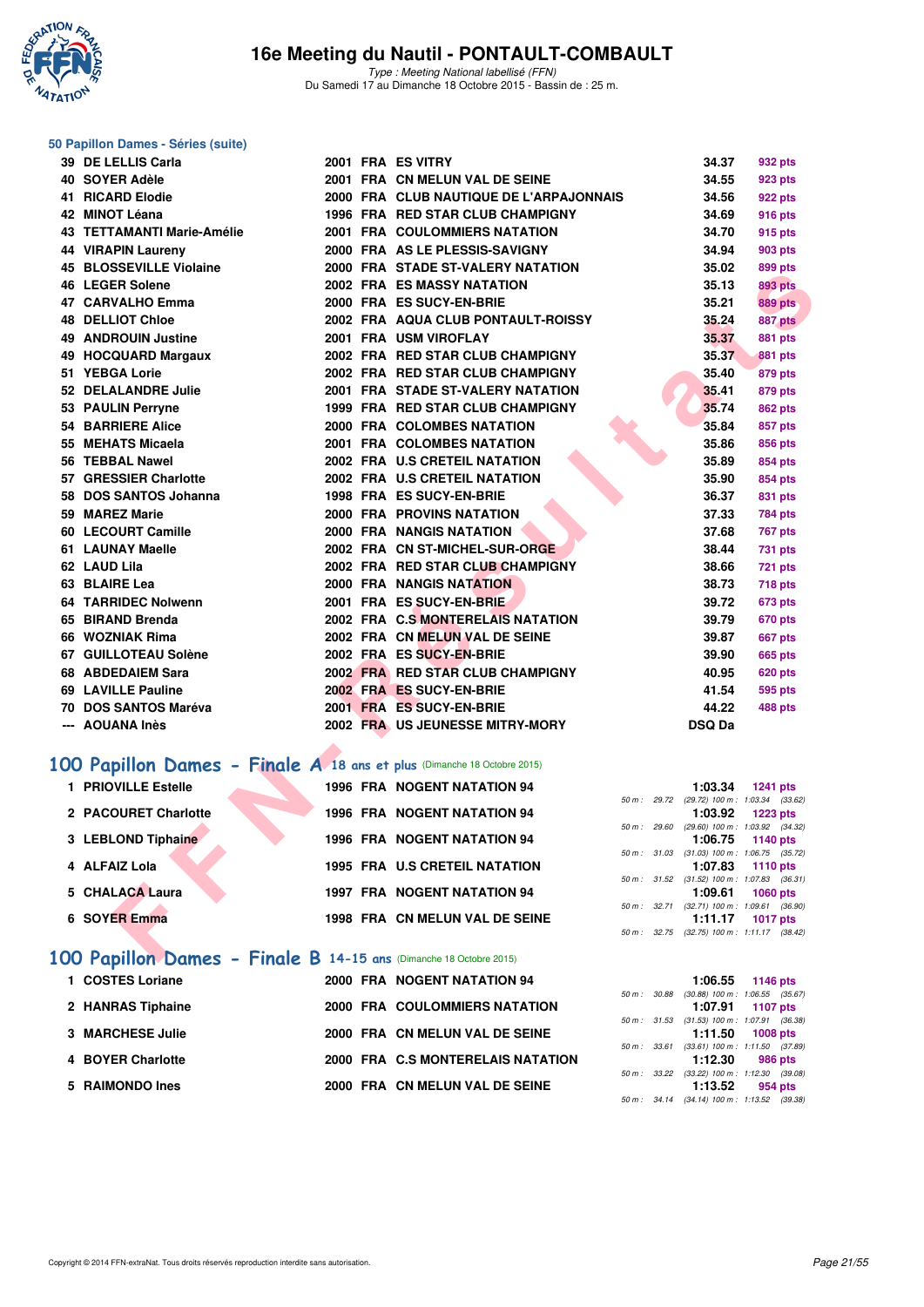## 50 Papillon Dames - Séries (suite)

| Rang | Nom | Année | Nat. | Club | Temps | Points |
|---|---|---|---|---|---|---|
| 39 | DE LELLIS Carla | 2001 | FRA | ES VITRY | 34.37 | 932 pts |
| 40 | SOYER Adèle | 2001 | FRA | CN MELUN VAL DE SEINE | 34.55 | 923 pts |
| 41 | RICARD Elodie | 2000 | FRA | CLUB NAUTIQUE DE L'ARPAJONNAIS | 34.56 | 922 pts |
| 42 | MINOT Léana | 1996 | FRA | RED STAR CLUB CHAMPIGNY | 34.69 | 916 pts |
| 43 | TETTAMANTI Marie-Amélie | 2001 | FRA | COULOMMIERS NATATION | 34.70 | 915 pts |
| 44 | VIRAPIN Laureny | 2000 | FRA | AS LE PLESSIS-SAVIGNY | 34.94 | 903 pts |
| 45 | BLOSSEVILLE Violaine | 2000 | FRA | STADE ST-VALERY NATATION | 35.02 | 899 pts |
| 46 | LEGER Solene | 2002 | FRA | ES MASSY NATATION | 35.13 | 893 pts |
| 47 | CARVALHO Emma | 2000 | FRA | ES SUCY-EN-BRIE | 35.21 | 889 pts |
| 48 | DELLIOT Chloe | 2002 | FRA | AQUA CLUB PONTAULT-ROISSY | 35.24 | 887 pts |
| 49 | ANDROUIN Justine | 2001 | FRA | USM VIROFLAY | 35.37 | 881 pts |
| 49 | HOCQUARD Margaux | 2002 | FRA | RED STAR CLUB CHAMPIGNY | 35.37 | 881 pts |
| 51 | YEBGA Lorie | 2002 | FRA | RED STAR CLUB CHAMPIGNY | 35.40 | 879 pts |
| 52 | DELALANDRE Julie | 2001 | FRA | STADE ST-VALERY NATATION | 35.41 | 879 pts |
| 53 | PAULIN Perryne | 1999 | FRA | RED STAR CLUB CHAMPIGNY | 35.74 | 862 pts |
| 54 | BARRIERE Alice | 2000 | FRA | COLOMBES NATATION | 35.84 | 857 pts |
| 55 | MEHATS Micaela | 2001 | FRA | COLOMBES NATATION | 35.86 | 856 pts |
| 56 | TEBBAL Nawel | 2002 | FRA | U.S CRETEIL NATATION | 35.89 | 854 pts |
| 57 | GRESSIER Charlotte | 2002 | FRA | U.S CRETEIL NATATION | 35.90 | 854 pts |
| 58 | DOS SANTOS Johanna | 1998 | FRA | ES SUCY-EN-BRIE | 36.37 | 831 pts |
| 59 | MAREZ Marie | 2000 | FRA | PROVINS NATATION | 37.33 | 784 pts |
| 60 | LECOURT Camille | 2000 | FRA | NANGIS NATATION | 37.68 | 767 pts |
| 61 | LAUNAY Maelle | 2002 | FRA | CN ST-MICHEL-SUR-ORGE | 38.44 | 731 pts |
| 62 | LAUD Lila | 2002 | FRA | RED STAR CLUB CHAMPIGNY | 38.66 | 721 pts |
| 63 | BLAIRE Lea | 2000 | FRA | NANGIS NATATION | 38.73 | 718 pts |
| 64 | TARRIDEC Nolwenn | 2001 | FRA | ES SUCY-EN-BRIE | 39.72 | 673 pts |
| 65 | BIRAND Brenda | 2002 | FRA | C.S MONTERELAIS NATATION | 39.79 | 670 pts |
| 66 | WOZNIAK Rima | 2002 | FRA | CN MELUN VAL DE SEINE | 39.87 | 667 pts |
| 67 | GUILLOTEAU Solène | 2002 | FRA | ES SUCY-EN-BRIE | 39.90 | 665 pts |
| 68 | ABDEDAIEM Sara | 2002 | FRA | RED STAR CLUB CHAMPIGNY | 40.95 | 620 pts |
| 69 | LAVILLE Pauline | 2002 | FRA | ES SUCY-EN-BRIE | 41.54 | 595 pts |
| 70 | DOS SANTOS Maréva | 2001 | FRA | ES SUCY-EN-BRIE | 44.22 | 488 pts |
| --- | AOUANA Inès | 2002 | FRA | US JEUNESSE MITRY-MORY | DSQ Da | |

## 100 Papillon Dames - Finale A 18 ans et plus (Dimanche 18 Octobre 2015)

| Rang | Nom | Année | Nat. | Club | Temps | Points | Intermédiaires |
|---|---|---|---|---|---|---|---|
| 1 | PRIOVILLE Estelle | 1996 | FRA | NOGENT NATATION 94 | 1:03.34 | 1241 pts | 50 m : 29.72 (29.72) 100 m : 1:03.34 (33.62) |
| 2 | PACOURET Charlotte | 1996 | FRA | NOGENT NATATION 94 | 1:03.92 | 1223 pts | 50 m : 29.60 (29.60) 100 m : 1:03.92 (34.32) |
| 3 | LEBLOND Tiphaine | 1996 | FRA | NOGENT NATATION 94 | 1:06.75 | 1140 pts | 50 m : 31.03 (31.03) 100 m : 1:06.75 (35.72) |
| 4 | ALFAIZ Lola | 1995 | FRA | U.S CRETEIL NATATION | 1:07.83 | 1110 pts | 50 m : 31.52 (31.52) 100 m : 1:07.83 (36.31) |
| 5 | CHALACA Laura | 1997 | FRA | NOGENT NATATION 94 | 1:09.61 | 1060 pts | 50 m : 32.71 (32.71) 100 m : 1:09.61 (36.90) |
| 6 | SOYER Emma | 1998 | FRA | CN MELUN VAL DE SEINE | 1:11.17 | 1017 pts | 50 m : 32.75 (32.75) 100 m : 1:11.17 (38.42) |

## 100 Papillon Dames - Finale B 14-15 ans (Dimanche 18 Octobre 2015)

| Rang | Nom | Année | Nat. | Club | Temps | Points | Intermédiaires |
|---|---|---|---|---|---|---|---|
| 1 | COSTES Loriane | 2000 | FRA | NOGENT NATATION 94 | 1:06.55 | 1146 pts | 50 m : 30.88 (30.88) 100 m : 1:06.55 (35.67) |
| 2 | HANRAS Tiphaine | 2000 | FRA | COULOMMIERS NATATION | 1:07.91 | 1107 pts | 50 m : 31.53 (31.53) 100 m : 1:07.91 (36.38) |
| 3 | MARCHESE Julie | 2000 | FRA | CN MELUN VAL DE SEINE | 1:11.50 | 1008 pts | 50 m : 33.61 (33.61) 100 m : 1:11.50 (37.89) |
| 4 | BOYER Charlotte | 2000 | FRA | C.S MONTERELAIS NATATION | 1:12.30 | 986 pts | 50 m : 33.22 (33.22) 100 m : 1:12.30 (39.08) |
| 5 | RAIMONDO Ines | 2000 | FRA | CN MELUN VAL DE SEINE | 1:13.52 | 954 pts | 50 m : 34.14 (34.14) 100 m : 1:13.52 (39.38) |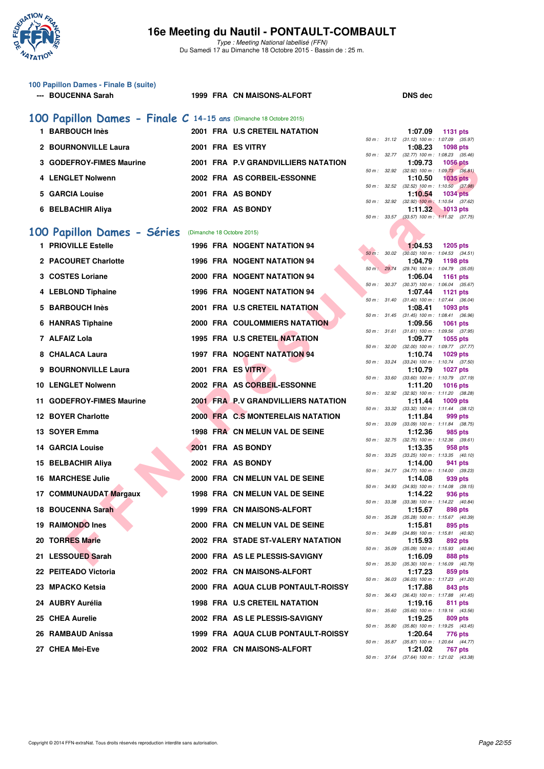### 100 Papillon Dames - Finale B (suite)

| | | | | | | |
|---|---|---|---|---|---|---|
| --- | BOUCENNA Sarah | 1999 | FRA | CN MAISONS-ALFORT | DNS dec | |

## 100 Papillon Dames - Finale C 14-15 ans (Dimanche 18 Octobre 2015)

| Rang | Nom | Année | Nat | Club | Temps | Points | Splits |
|---|---|---|---|---|---|---|---|
| 1 | BARBOUCH Inès | 2001 | FRA | U.S CRETEIL NATATION | 1:07.09 | 1131 pts | 50 m : 31.12 (31.12) 100 m : 1:07.09 (35.97) |
| 2 | BOURNONVILLE Laura | 2001 | FRA | ES VITRY | 1:08.23 | 1098 pts | 50 m : 32.77 (32.77) 100 m : 1:08.23 (35.46) |
| 3 | GODEFROY-FIMES Maurine | 2001 | FRA | P.V GRANDVILLIERS NATATION | 1:09.73 | 1056 pts | 50 m : 32.92 (32.92) 100 m : 1:09.73 (36.81) |
| 4 | LENGLET Nolwenn | 2002 | FRA | AS CORBEIL-ESSONNE | 1:10.50 | 1035 pts | 50 m : 32.52 (32.52) 100 m : 1:10.50 (37.98) |
| 5 | GARCIA Louise | 2001 | FRA | AS BONDY | 1:10.54 | 1034 pts | 50 m : 32.92 (32.92) 100 m : 1:10.54 (37.62) |
| 6 | BELBACHIR Aliya | 2002 | FRA | AS BONDY | 1:11.32 | 1013 pts | 50 m : 33.57 (33.57) 100 m : 1:11.32 (37.75) |

## 100 Papillon Dames - Séries (Dimanche 18 Octobre 2015)

| Rang | Nom | Année | Nat | Club | Temps | Points | Splits |
|---|---|---|---|---|---|---|---|
| 1 | PRIOVILLE Estelle | 1996 | FRA | NOGENT NATATION 94 | 1:04.53 | 1205 pts | 50 m : 30.02 (30.02) 100 m : 1:04.53 (34.51) |
| 2 | PACOURET Charlotte | 1996 | FRA | NOGENT NATATION 94 | 1:04.79 | 1198 pts | 50 m : 29.74 (29.74) 100 m : 1:04.79 (35.05) |
| 3 | COSTES Loriane | 2000 | FRA | NOGENT NATATION 94 | 1:06.04 | 1161 pts | 50 m : 30.37 (30.37) 100 m : 1:06.04 (35.67) |
| 4 | LEBLOND Tiphaine | 1996 | FRA | NOGENT NATATION 94 | 1:07.44 | 1121 pts | 50 m : 31.40 (31.40) 100 m : 1:07.44 (36.04) |
| 5 | BARBOUCH Inès | 2001 | FRA | U.S CRETEIL NATATION | 1:08.41 | 1093 pts | 50 m : 31.45 (31.45) 100 m : 1:08.41 (36.96) |
| 6 | HANRAS Tiphaine | 2000 | FRA | COULOMMIERS NATATION | 1:09.56 | 1061 pts | 50 m : 31.61 (31.61) 100 m : 1:09.56 (37.95) |
| 7 | ALFAIZ Lola | 1995 | FRA | U.S CRETEIL NATATION | 1:09.77 | 1055 pts | 50 m : 32.00 (32.00) 100 m : 1:09.77 (37.77) |
| 8 | CHALACA Laura | 1997 | FRA | NOGENT NATATION 94 | 1:10.74 | 1029 pts | 50 m : 33.24 (33.24) 100 m : 1:10.74 (37.50) |
| 9 | BOURNONVILLE Laura | 2001 | FRA | ES VITRY | 1:10.79 | 1027 pts | 50 m : 33.60 (33.60) 100 m : 1:10.79 (37.19) |
| 10 | LENGLET Nolwenn | 2002 | FRA | AS CORBEIL-ESSONNE | 1:11.20 | 1016 pts | 50 m : 32.92 (32.92) 100 m : 1:11.20 (38.28) |
| 11 | GODEFROY-FIMES Maurine | 2001 | FRA | P.V GRANDVILLIERS NATATION | 1:11.44 | 1009 pts | 50 m : 33.32 (33.32) 100 m : 1:11.44 (38.12) |
| 12 | BOYER Charlotte | 2000 | FRA | C.S MONTERELAIS NATATION | 1:11.84 | 999 pts | 50 m : 33.09 (33.09) 100 m : 1:11.84 (38.75) |
| 13 | SOYER Emma | 1998 | FRA | CN MELUN VAL DE SEINE | 1:12.36 | 985 pts | 50 m : 32.75 (32.75) 100 m : 1:12.36 (39.61) |
| 14 | GARCIA Louise | 2001 | FRA | AS BONDY | 1:13.35 | 958 pts | 50 m : 33.25 (33.25) 100 m : 1:13.35 (40.10) |
| 15 | BELBACHIR Aliya | 2002 | FRA | AS BONDY | 1:14.00 | 941 pts | 50 m : 34.77 (34.77) 100 m : 1:14.00 (39.23) |
| 16 | MARCHESE Julie | 2000 | FRA | CN MELUN VAL DE SEINE | 1:14.08 | 939 pts | 50 m : 34.93 (34.93) 100 m : 1:14.08 (39.15) |
| 17 | COMMUNAUDAT Margaux | 1998 | FRA | CN MELUN VAL DE SEINE | 1:14.22 | 936 pts | 50 m : 33.38 (33.38) 100 m : 1:14.22 (40.84) |
| 18 | BOUCENNA Sarah | 1999 | FRA | CN MAISONS-ALFORT | 1:15.67 | 898 pts | 50 m : 35.28 (35.28) 100 m : 1:15.67 (40.39) |
| 19 | RAIMONDO Ines | 2000 | FRA | CN MELUN VAL DE SEINE | 1:15.81 | 895 pts | 50 m : 34.89 (34.89) 100 m : 1:15.81 (40.92) |
| 20 | TORRES Marie | 2002 | FRA | STADE ST-VALERY NATATION | 1:15.93 | 892 pts | 50 m : 35.09 (35.09) 100 m : 1:15.93 (40.84) |
| 21 | LESSOUED Sarah | 2000 | FRA | AS LE PLESSIS-SAVIGNY | 1:16.09 | 888 pts | 50 m : 35.30 (35.30) 100 m : 1:16.09 (40.79) |
| 22 | PEITEADO Victoria | 2002 | FRA | CN MAISONS-ALFORT | 1:17.23 | 859 pts | 50 m : 36.03 (36.03) 100 m : 1:17.23 (41.20) |
| 23 | MPACKO Ketsia | 2000 | FRA | AQUA CLUB PONTAULT-ROISSY | 1:17.88 | 843 pts | 50 m : 36.43 (36.43) 100 m : 1:17.88 (41.45) |
| 24 | AUBRY Aurélia | 1998 | FRA | U.S CRETEIL NATATION | 1:19.16 | 811 pts | 50 m : 35.60 (35.60) 100 m : 1:19.16 (43.56) |
| 25 | CHEA Aurelie | 2002 | FRA | AS LE PLESSIS-SAVIGNY | 1:19.25 | 809 pts | 50 m : 35.80 (35.80) 100 m : 1:19.25 (43.45) |
| 26 | RAMBAUD Anissa | 1999 | FRA | AQUA CLUB PONTAULT-ROISSY | 1:20.64 | 776 pts | 50 m : 35.87 (35.87) 100 m : 1:20.64 (44.77) |
| 27 | CHEA Mei-Eve | 2002 | FRA | CN MAISONS-ALFORT | 1:21.02 | 767 pts | 50 m : 37.64 (37.64) 100 m : 1:21.02 (43.38) |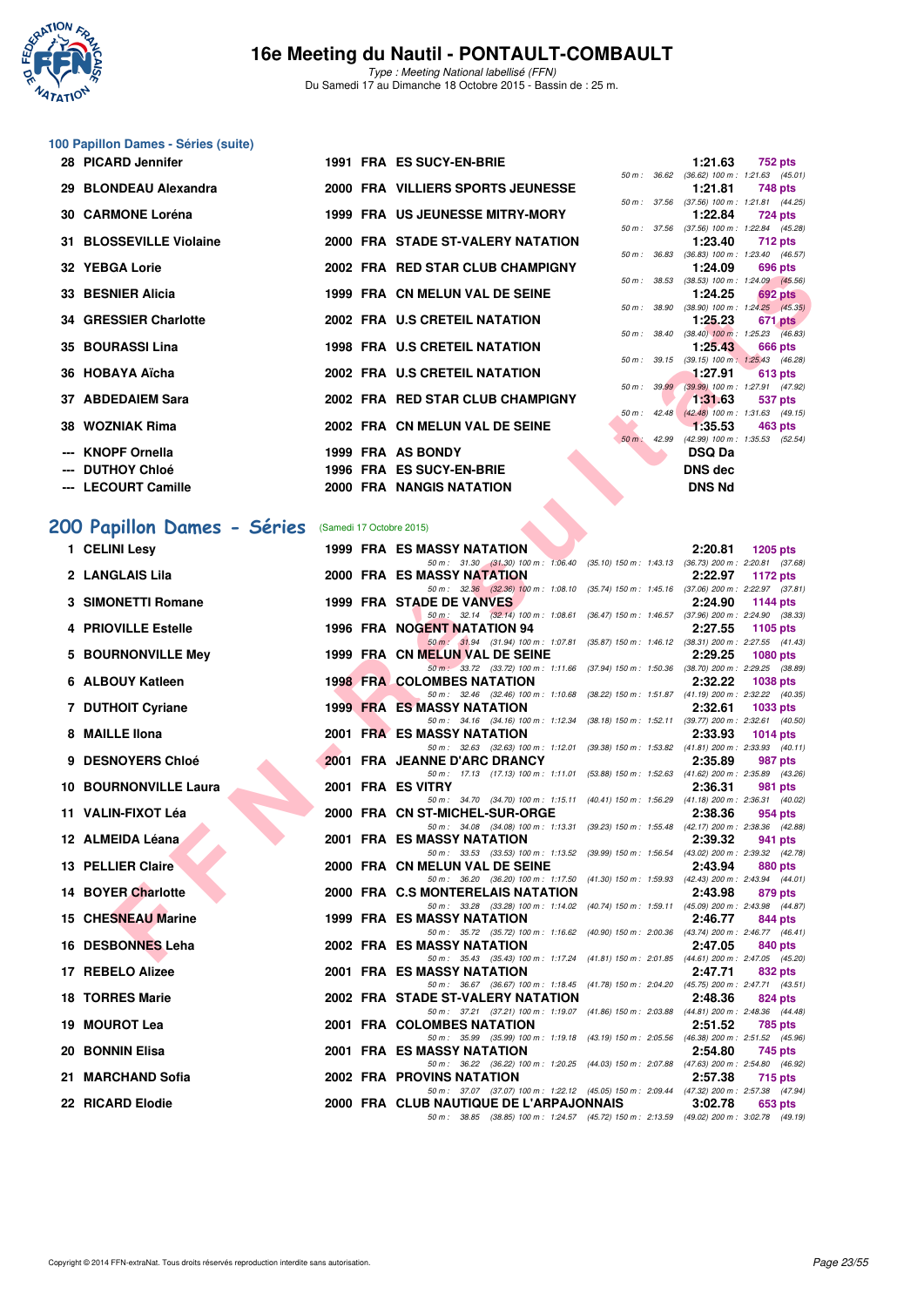# 16e Meeting du Nautil - PONTAULT-COMBAULT

*Type : Meeting National labellisé (FFN)*
Du Samedi 17 au Dimanche 18 Octobre 2015 - Bassin de : 25 m.

## 100 Papillon Dames - Séries (suite)

| Rg | Nom | Année | Nat | Club | Temps | Points | Splits |
|---|---|---|---|---|---|---|---|
| 28 | PICARD Jennifer | 1991 | FRA | ES SUCY-EN-BRIE | 1:21.63 | 752 pts | 50 m : 36.62 (36.62) 100 m : 1:21.63 (45.01) |
| 29 | BLONDEAU Alexandra | 2000 | FRA | VILLIERS SPORTS JEUNESSE | 1:21.81 | 748 pts | 50 m : 37.56 (37.56) 100 m : 1:21.81 (44.25) |
| 30 | CARMONE Loréna | 1999 | FRA | US JEUNESSE MITRY-MORY | 1:22.84 | 724 pts | 50 m : 37.56 (37.56) 100 m : 1:22.84 (45.28) |
| 31 | BLOSSEVILLE Violaine | 2000 | FRA | STADE ST-VALERY NATATION | 1:23.40 | 712 pts | 50 m : 36.83 (36.83) 100 m : 1:23.40 (46.57) |
| 32 | YEBGA Lorie | 2002 | FRA | RED STAR CLUB CHAMPIGNY | 1:24.09 | 696 pts | 50 m : 38.53 (38.53) 100 m : 1:24.09 (45.56) |
| 33 | BESNIER Alicia | 1999 | FRA | CN MELUN VAL DE SEINE | 1:24.25 | 692 pts | 50 m : 38.90 (38.90) 100 m : 1:24.25 (45.35) |
| 34 | GRESSIER Charlotte | 2002 | FRA | U.S CRETEIL NATATION | 1:25.23 | 671 pts | 50 m : 38.40 (38.40) 100 m : 1:25.23 (46.83) |
| 35 | BOURASSI Lina | 1998 | FRA | U.S CRETEIL NATATION | 1:25.43 | 666 pts | 50 m : 39.15 (39.15) 100 m : 1:25.43 (46.28) |
| 36 | HOBAYA Aïcha | 2002 | FRA | U.S CRETEIL NATATION | 1:27.91 | 613 pts | 50 m : 39.99 (39.99) 100 m : 1:27.91 (47.92) |
| 37 | ABDEDAIEM Sara | 2002 | FRA | RED STAR CLUB CHAMPIGNY | 1:31.63 | 537 pts | 50 m : 42.48 (42.48) 100 m : 1:31.63 (49.15) |
| 38 | WOZNIAK Rima | 2002 | FRA | CN MELUN VAL DE SEINE | 1:35.53 | 463 pts | 50 m : 42.99 (42.99) 100 m : 1:35.53 (52.54) |
| --- | KNOPF Ornella | 1999 | FRA | AS BONDY | DSQ Da | | |
| --- | DUTHOY Chloé | 1996 | FRA | ES SUCY-EN-BRIE | DNS dec | | |
| --- | LECOURT Camille | 2000 | FRA | NANGIS NATATION | DNS Nd | | |

## 200 Papillon Dames - Séries (Samedi 17 Octobre 2015)

| Rg | Nom | Année | Nat | Club | Temps | Points | Splits |
|---|---|---|---|---|---|---|---|
| 1 | CELINI Lesy | 1999 | FRA | ES MASSY NATATION | 2:20.81 | 1205 pts | 50 m : 31.30 (31.30) 100 m : 1:06.40 (35.10) 150 m : 1:43.13 (36.73) 200 m : 2:20.81 (37.68) |
| 2 | LANGLAIS Lila | 2000 | FRA | ES MASSY NATATION | 2:22.97 | 1172 pts | 50 m : 32.36 (32.36) 100 m : 1:08.10 (35.74) 150 m : 1:45.16 (37.06) 200 m : 2:22.97 (37.81) |
| 3 | SIMONETTI Romane | 1999 | FRA | STADE DE VANVES | 2:24.90 | 1144 pts | 50 m : 32.14 (32.14) 100 m : 1:08.61 (36.47) 150 m : 1:46.57 (37.96) 200 m : 2:24.90 (38.33) |
| 4 | PRIOVILLE Estelle | 1996 | FRA | NOGENT NATATION 94 | 2:27.55 | 1105 pts | 50 m : 31.94 (31.94) 100 m : 1:07.81 (35.87) 150 m : 1:46.12 (38.31) 200 m : 2:27.55 (41.43) |
| 5 | BOURNONVILLE Mey | 1999 | FRA | CN MELUN VAL DE SEINE | 2:29.25 | 1080 pts | 50 m : 33.72 (33.72) 100 m : 1:11.66 (37.94) 150 m : 1:50.36 (38.70) 200 m : 2:29.25 (38.89) |
| 6 | ALBOUY Katleen | 1998 | FRA | COLOMBES NATATION | 2:32.22 | 1038 pts | 50 m : 32.46 (32.46) 100 m : 1:10.68 (38.22) 150 m : 1:51.87 (41.19) 200 m : 2:32.22 (40.35) |
| 7 | DUTHOIT Cyriane | 1999 | FRA | ES MASSY NATATION | 2:32.61 | 1033 pts | 50 m : 34.16 (34.16) 100 m : 1:12.34 (38.18) 150 m : 1:52.11 (39.77) 200 m : 2:32.61 (40.50) |
| 8 | MAILLE Ilona | 2001 | FRA | ES MASSY NATATION | 2:33.93 | 1014 pts | 50 m : 32.63 (32.63) 100 m : 1:12.01 (39.38) 150 m : 1:53.82 (41.81) 200 m : 2:33.93 (40.11) |
| 9 | DESNOYERS Chloé | 2001 | FRA | JEANNE D'ARC DRANCY | 2:35.89 | 987 pts | 50 m : 17.13 (17.13) 100 m : 1:11.01 (53.88) 150 m : 1:52.63 (41.62) 200 m : 2:35.89 (43.26) |
| 10 | BOURNONVILLE Laura | 2001 | FRA | ES VITRY | 2:36.31 | 981 pts | 50 m : 34.70 (34.70) 100 m : 1:15.11 (40.41) 150 m : 1:56.29 (41.18) 200 m : 2:36.31 (40.02) |
| 11 | VALIN-FIXOT Léa | 2000 | FRA | CN ST-MICHEL-SUR-ORGE | 2:38.36 | 954 pts | 50 m : 34.08 (34.08) 100 m : 1:13.31 (39.23) 150 m : 1:55.48 (42.17) 200 m : 2:38.36 (42.88) |
| 12 | ALMEIDA Léana | 2001 | FRA | ES MASSY NATATION | 2:39.32 | 941 pts | 50 m : 33.53 (33.53) 100 m : 1:13.52 (39.99) 150 m : 1:56.54 (43.02) 200 m : 2:39.32 (42.78) |
| 13 | PELLIER Claire | 2000 | FRA | CN MELUN VAL DE SEINE | 2:43.94 | 880 pts | 50 m : 36.20 (36.20) 100 m : 1:17.50 (41.30) 150 m : 1:59.93 (42.43) 200 m : 2:43.94 (44.01) |
| 14 | BOYER Charlotte | 2000 | FRA | C.S MONTERELAIS NATATION | 2:43.98 | 879 pts | 50 m : 33.28 (33.28) 100 m : 1:14.02 (40.74) 150 m : 1:59.11 (45.09) 200 m : 2:43.98 (44.87) |
| 15 | CHESNEAU Marine | 1999 | FRA | ES MASSY NATATION | 2:46.77 | 844 pts | 50 m : 35.72 (35.72) 100 m : 1:16.62 (40.90) 150 m : 2:00.36 (43.74) 200 m : 2:46.77 (46.41) |
| 16 | DESBONNES Leha | 2002 | FRA | ES MASSY NATATION | 2:47.05 | 840 pts | 50 m : 35.43 (35.43) 100 m : 1:17.24 (41.81) 150 m : 2:01.85 (44.61) 200 m : 2:47.05 (45.20) |
| 17 | REBELO Alizee | 2001 | FRA | ES MASSY NATATION | 2:47.71 | 832 pts | 50 m : 36.67 (36.67) 100 m : 1:18.45 (41.78) 150 m : 2:04.20 (45.75) 200 m : 2:47.71 (43.51) |
| 18 | TORRES Marie | 2002 | FRA | STADE ST-VALERY NATATION | 2:48.36 | 824 pts | 50 m : 37.21 (37.21) 100 m : 1:19.07 (41.86) 150 m : 2:03.88 (44.81) 200 m : 2:48.36 (44.48) |
| 19 | MOUROT Lea | 2001 | FRA | COLOMBES NATATION | 2:51.52 | 785 pts | 50 m : 35.99 (35.99) 100 m : 1:19.18 (43.19) 150 m : 2:05.56 (46.38) 200 m : 2:51.52 (45.96) |
| 20 | BONNIN Elisa | 2001 | FRA | ES MASSY NATATION | 2:54.80 | 745 pts | 50 m : 36.22 (36.22) 100 m : 1:20.25 (44.03) 150 m : 2:07.88 (47.63) 200 m : 2:54.80 (46.92) |
| 21 | MARCHAND Sofia | 2002 | FRA | PROVINS NATATION | 2:57.38 | 715 pts | 50 m : 37.07 (37.07) 100 m : 1:22.12 (45.05) 150 m : 2:09.44 (47.32) 200 m : 2:57.38 (47.94) |
| 22 | RICARD Elodie | 2000 | FRA | CLUB NAUTIQUE DE L'ARPAJONNAIS | 3:02.78 | 653 pts | 50 m : 38.85 (38.85) 100 m : 1:24.57 (45.72) 150 m : 2:13.59 (49.02) 200 m : 3:02.78 (49.19) |

Copyright © 2014 FFN-extraNat. Tous droits réservés reproduction interdite sans autorisation.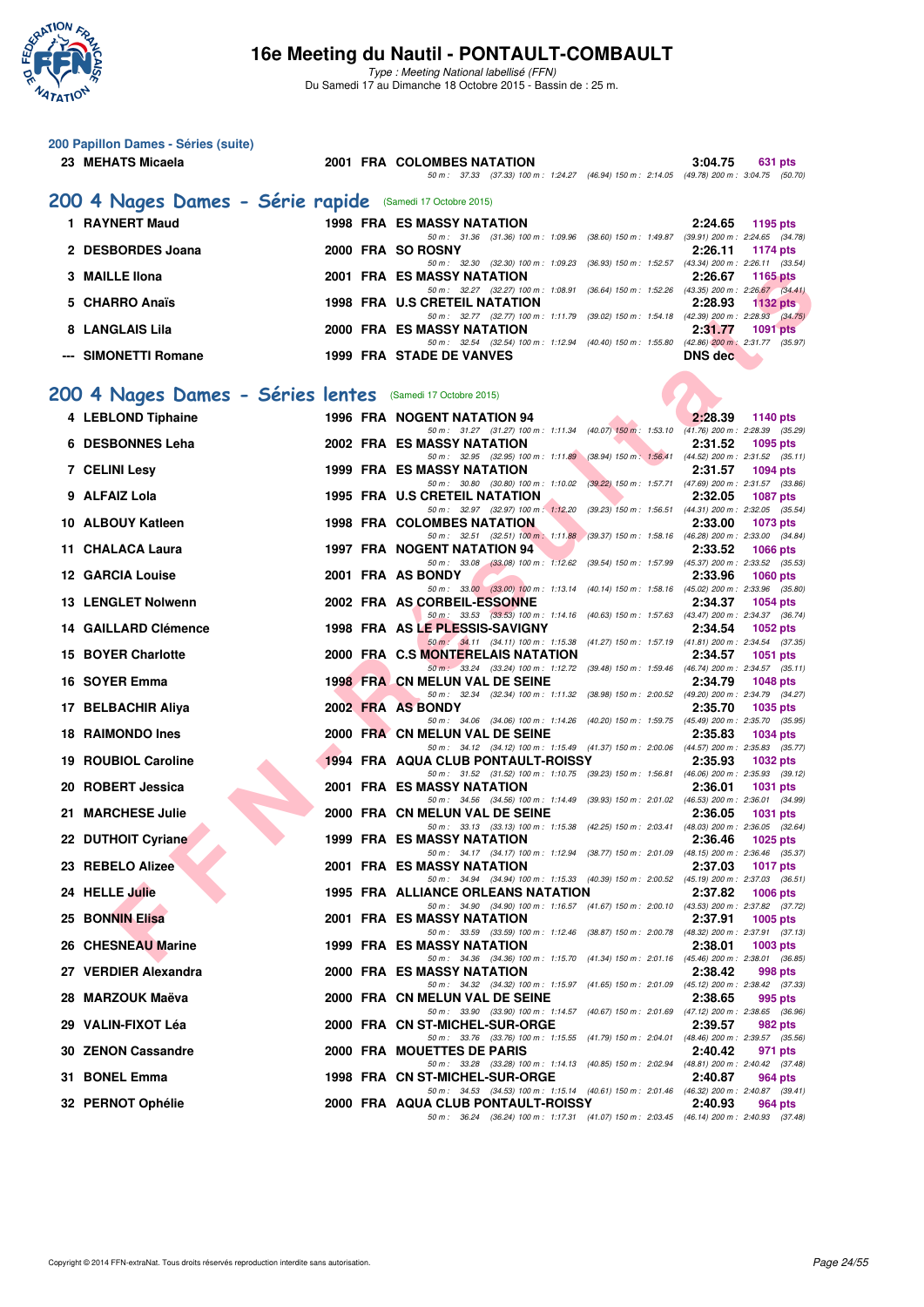# 16e Meeting du Nautil - PONTAULT-COMBAULT

*Type : Meeting National labellisé (FFN)*

Du Samedi 17 au Dimanche 18 Octobre 2015 - Bassin de : 25 m.

## 200 Papillon Dames - Séries (suite)

| Rang | Nom | Année | Nat. | Club | Temps | Points |
|---|---|---|---|---|---|---|
| 23 | MEHATS Micaela | 2001 | FRA | COLOMBES NATATION | 3:04.75 | 631 pts |
| | 50 m : 37.33 (37.33) 100 m : 1:24.27 (46.94) 150 m : 2:14.05 (49.78) 200 m : 3:04.75 (50.70) | | | | | |

## 200 4 Nages Dames - Série rapide (Samedi 17 Octobre 2015)

| Rang | Nom | Année | Nat. | Club | Temps | Points |
|---|---|---|---|---|---|---|
| 1 | RAYNERT Maud | 1998 | FRA | ES MASSY NATATION | 2:24.65 | 1195 pts |
| | 50 m : 31.36 (31.36) 100 m : 1:09.96 (38.60) 150 m : 1:49.87 (39.91) 200 m : 2:24.65 (34.78) | | | | | |
| 2 | DESBORDES Joana | 2000 | FRA | SO ROSNY | 2:26.11 | 1174 pts |
| | 50 m : 32.30 (32.30) 100 m : 1:09.23 (36.93) 150 m : 1:52.57 (43.34) 200 m : 2:26.11 (33.54) | | | | | |
| 3 | MAILLE Ilona | 2001 | FRA | ES MASSY NATATION | 2:26.67 | 1165 pts |
| | 50 m : 32.27 (32.27) 100 m : 1:08.91 (36.64) 150 m : 1:52.26 (43.35) 200 m : 2:26.67 (34.41) | | | | | |
| 5 | CHARRO Anaïs | 1998 | FRA | U.S CRETEIL NATATION | 2:28.93 | 1132 pts |
| | 50 m : 32.77 (32.77) 100 m : 1:11.79 (39.02) 150 m : 1:54.18 (42.39) 200 m : 2:28.93 (34.75) | | | | | |
| 8 | LANGLAIS Lila | 2000 | FRA | ES MASSY NATATION | 2:31.77 | 1091 pts |
| | 50 m : 32.54 (32.54) 100 m : 1:12.94 (40.40) 150 m : 1:55.80 (42.86) 200 m : 2:31.77 (35.97) | | | | | |
| --- | SIMONETTI Romane | 1999 | FRA | STADE DE VANVES | DNS dec | |

## 200 4 Nages Dames - Séries lentes (Samedi 17 Octobre 2015)

| Rang | Nom | Année | Nat. | Club | Temps | Points |
|---|---|---|---|---|---|---|
| 4 | LEBLOND Tiphaine | 1996 | FRA | NOGENT NATATION 94 | 2:28.39 | 1140 pts |
| | 50 m : 31.27 (31.27) 100 m : 1:11.34 (40.07) 150 m : 1:53.10 (41.76) 200 m : 2:28.39 (35.29) | | | | | |
| 6 | DESBONNES Leha | 2002 | FRA | ES MASSY NATATION | 2:31.52 | 1095 pts |
| | 50 m : 32.95 (32.95) 100 m : 1:11.89 (38.94) 150 m : 1:56.41 (44.52) 200 m : 2:31.52 (35.11) | | | | | |
| 7 | CELINI Lesy | 1999 | FRA | ES MASSY NATATION | 2:31.57 | 1094 pts |
| | 50 m : 30.80 (30.80) 100 m : 1:10.02 (39.22) 150 m : 1:57.71 (47.69) 200 m : 2:31.57 (33.86) | | | | | |
| 9 | ALFAIZ Lola | 1995 | FRA | U.S CRETEIL NATATION | 2:32.05 | 1087 pts |
| | 50 m : 32.97 (32.97) 100 m : 1:12.20 (39.23) 150 m : 1:56.51 (44.31) 200 m : 2:32.05 (35.54) | | | | | |
| 10 | ALBOUY Katleen | 1998 | FRA | COLOMBES NATATION | 2:33.00 | 1073 pts |
| | 50 m : 32.51 (32.51) 100 m : 1:11.88 (39.37) 150 m : 1:58.16 (46.28) 200 m : 2:33.00 (34.84) | | | | | |
| 11 | CHALACA Laura | 1997 | FRA | NOGENT NATATION 94 | 2:33.52 | 1066 pts |
| | 50 m : 33.08 (33.08) 100 m : 1:12.62 (39.54) 150 m : 1:57.99 (45.37) 200 m : 2:33.52 (35.53) | | | | | |
| 12 | GARCIA Louise | 2001 | FRA | AS BONDY | 2:33.96 | 1060 pts |
| | 50 m : 33.00 (33.00) 100 m : 1:13.14 (40.14) 150 m : 1:58.16 (45.02) 200 m : 2:33.96 (35.80) | | | | | |
| 13 | LENGLET Nolwenn | 2002 | FRA | AS CORBEIL-ESSONNE | 2:34.37 | 1054 pts |
| | 50 m : 33.53 (33.53) 100 m : 1:14.16 (40.63) 150 m : 1:57.63 (43.47) 200 m : 2:34.37 (36.74) | | | | | |
| 14 | GAILLARD Clémence | 1998 | FRA | AS LE PLESSIS-SAVIGNY | 2:34.54 | 1052 pts |
| | 50 m : 34.11 (34.11) 100 m : 1:15.38 (41.27) 150 m : 1:57.19 (41.81) 200 m : 2:34.54 (37.35) | | | | | |
| 15 | BOYER Charlotte | 2000 | FRA | C.S MONTERELAIS NATATION | 2:34.57 | 1051 pts |
| | 50 m : 33.24 (33.24) 100 m : 1:12.72 (39.48) 150 m : 1:59.46 (46.74) 200 m : 2:34.57 (35.11) | | | | | |
| 16 | SOYER Emma | 1998 | FRA | CN MELUN VAL DE SEINE | 2:34.79 | 1048 pts |
| | 50 m : 32.34 (32.34) 100 m : 1:11.32 (38.98) 150 m : 2:00.52 (49.20) 200 m : 2:34.79 (34.27) | | | | | |
| 17 | BELBACHIR Aliya | 2002 | FRA | AS BONDY | 2:35.70 | 1035 pts |
| | 50 m : 34.06 (34.06) 100 m : 1:14.26 (40.20) 150 m : 1:59.75 (45.49) 200 m : 2:35.70 (35.95) | | | | | |
| 18 | RAIMONDO Ines | 2000 | FRA | CN MELUN VAL DE SEINE | 2:35.83 | 1034 pts |
| | 50 m : 34.12 (34.12) 100 m : 1:15.49 (41.37) 150 m : 2:00.06 (44.57) 200 m : 2:35.83 (35.77) | | | | | |
| 19 | ROUBIOL Caroline | 1994 | FRA | AQUA CLUB PONTAULT-ROISSY | 2:35.93 | 1032 pts |
| | 50 m : 31.52 (31.52) 100 m : 1:10.75 (39.23) 150 m : 1:56.81 (46.06) 200 m : 2:35.93 (39.12) | | | | | |
| 20 | ROBERT Jessica | 2001 | FRA | ES MASSY NATATION | 2:36.01 | 1031 pts |
| | 50 m : 34.56 (34.56) 100 m : 1:14.49 (39.93) 150 m : 2:01.02 (46.53) 200 m : 2:36.01 (34.99) | | | | | |
| 21 | MARCHESE Julie | 2000 | FRA | CN MELUN VAL DE SEINE | 2:36.05 | 1031 pts |
| | 50 m : 33.13 (33.13) 100 m : 1:15.38 (42.25) 150 m : 2:03.41 (48.03) 200 m : 2:36.05 (32.64) | | | | | |
| 22 | DUTHOIT Cyriane | 1999 | FRA | ES MASSY NATATION | 2:36.46 | 1025 pts |
| | 50 m : 34.17 (34.17) 100 m : 1:12.94 (38.77) 150 m : 2:01.09 (48.15) 200 m : 2:36.46 (35.37) | | | | | |
| 23 | REBELO Alizee | 2001 | FRA | ES MASSY NATATION | 2:37.03 | 1017 pts |
| | 50 m : 34.94 (34.94) 100 m : 1:15.33 (40.39) 150 m : 2:00.52 (45.19) 200 m : 2:37.03 (36.51) | | | | | |
| 24 | HELLE Julie | 1995 | FRA | ALLIANCE ORLEANS NATATION | 2:37.82 | 1006 pts |
| | 50 m : 34.90 (34.90) 100 m : 1:16.57 (41.67) 150 m : 2:00.10 (43.53) 200 m : 2:37.82 (37.72) | | | | | |
| 25 | BONNIN Elisa | 2001 | FRA | ES MASSY NATATION | 2:37.91 | 1005 pts |
| | 50 m : 33.59 (33.59) 100 m : 1:12.46 (38.87) 150 m : 2:00.78 (48.32) 200 m : 2:37.91 (37.13) | | | | | |
| 26 | CHESNEAU Marine | 1999 | FRA | ES MASSY NATATION | 2:38.01 | 1003 pts |
| | 50 m : 34.36 (34.36) 100 m : 1:15.70 (41.34) 150 m : 2:01.16 (45.46) 200 m : 2:38.01 (36.85) | | | | | |
| 27 | VERDIER Alexandra | 2000 | FRA | ES MASSY NATATION | 2:38.42 | 998 pts |
| | 50 m : 34.32 (34.32) 100 m : 1:15.97 (41.65) 150 m : 2:01.09 (45.12) 200 m : 2:38.42 (37.33) | | | | | |
| 28 | MARZOUK Maëva | 2000 | FRA | CN MELUN VAL DE SEINE | 2:38.65 | 995 pts |
| | 50 m : 33.90 (33.90) 100 m : 1:14.57 (40.67) 150 m : 2:01.69 (47.12) 200 m : 2:38.65 (36.96) | | | | | |
| 29 | VALIN-FIXOT Léa | 2000 | FRA | CN ST-MICHEL-SUR-ORGE | 2:39.57 | 982 pts |
| | 50 m : 33.76 (33.76) 100 m : 1:15.55 (41.79) 150 m : 2:04.01 (48.46) 200 m : 2:39.57 (35.56) | | | | | |
| 30 | ZENON Cassandre | 2000 | FRA | MOUETTES DE PARIS | 2:40.42 | 971 pts |
| | 50 m : 33.28 (33.28) 100 m : 1:14.13 (40.85) 150 m : 2:02.94 (48.81) 200 m : 2:40.42 (37.48) | | | | | |
| 31 | BONEL Emma | 1998 | FRA | CN ST-MICHEL-SUR-ORGE | 2:40.87 | 964 pts |
| | 50 m : 34.53 (34.53) 100 m : 1:15.14 (40.61) 150 m : 2:01.46 (46.32) 200 m : 2:40.87 (39.41) | | | | | |
| 32 | PERNOT Ophélie | 2000 | FRA | AQUA CLUB PONTAULT-ROISSY | 2:40.93 | 964 pts |
| | 50 m : 36.24 (36.24) 100 m : 1:17.31 (41.07) 150 m : 2:03.45 (46.14) 200 m : 2:40.93 (37.48) | | | | | |

Copyright © 2014 FFN-extraNat. Tous droits réservés reproduction interdite sans autorisation.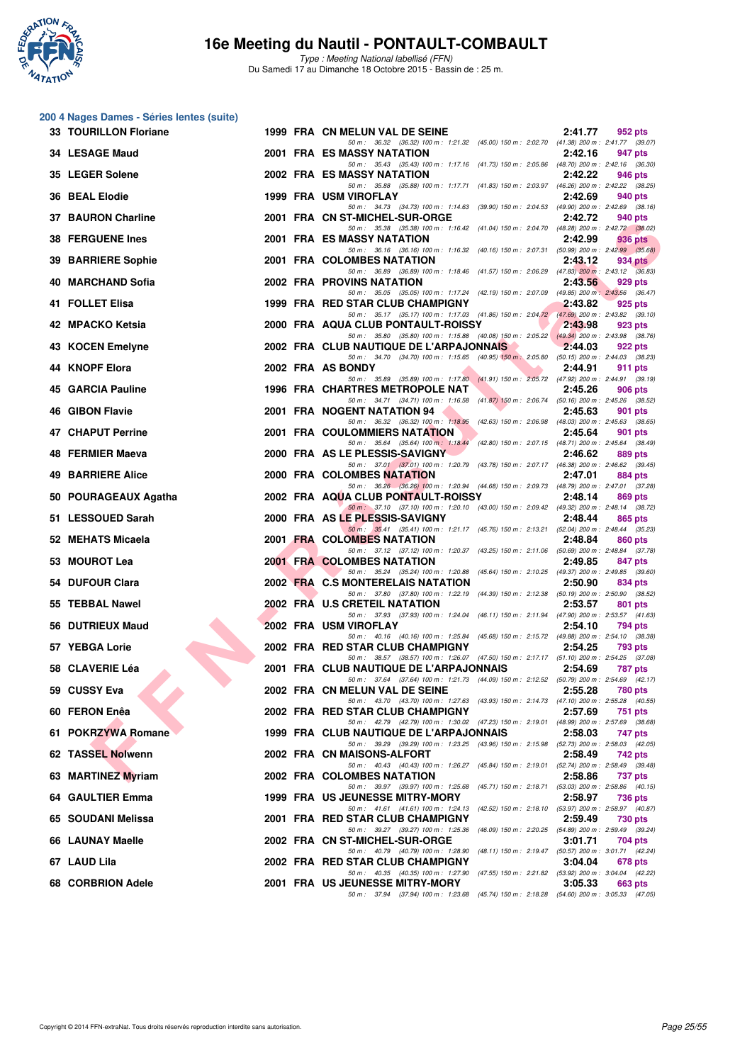## 200 4 Nages Dames - Séries lentes (suite)

| Rang | Nom | Année | Nat | Club | Temps | Points |
|---|---|---|---|---|---|---|
| 33 | TOURILLON Floriane | 1999 | FRA | CN MELUN VAL DE SEINE | 2:41.77 | 952 pts |
| | 50 m : 36.32 (36.32) 100 m : 1:21.32 (45.00) 150 m : 2:02.70 (41.38) 200 m : 2:41.77 (39.07) | | | | | |
| 34 | LESAGE Maud | 2001 | FRA | ES MASSY NATATION | 2:42.16 | 947 pts |
| | 50 m : 35.43 (35.43) 100 m : 1:17.16 (41.73) 150 m : 2:05.86 (48.70) 200 m : 2:42.16 (36.30) | | | | | |
| 35 | LEGER Solene | 2002 | FRA | ES MASSY NATATION | 2:42.22 | 946 pts |
| | 50 m : 35.88 (35.88) 100 m : 1:17.71 (41.83) 150 m : 2:03.97 (46.26) 200 m : 2:42.22 (38.25) | | | | | |
| 36 | BEAL Elodie | 1999 | FRA | USM VIROFLAY | 2:42.69 | 940 pts |
| | 50 m : 34.73 (34.73) 100 m : 1:14.63 (39.90) 150 m : 2:04.53 (49.90) 200 m : 2:42.69 (38.16) | | | | | |
| 37 | BAURON Charline | 2001 | FRA | CN ST-MICHEL-SUR-ORGE | 2:42.72 | 940 pts |
| | 50 m : 35.38 (35.38) 100 m : 1:16.42 (41.04) 150 m : 2:04.70 (48.28) 200 m : 2:42.72 (38.02) | | | | | |
| 38 | FERGUENE Ines | 2001 | FRA | ES MASSY NATATION | 2:42.99 | 936 pts |
| | 50 m : 36.16 (36.16) 100 m : 1:16.32 (40.16) 150 m : 2:07.31 (50.99) 200 m : 2:42.99 (35.68) | | | | | |
| 39 | BARRIERE Sophie | 2001 | FRA | COLOMBES NATATION | 2:43.12 | 934 pts |
| | 50 m : 36.89 (36.89) 100 m : 1:18.46 (41.57) 150 m : 2:06.29 (47.83) 200 m : 2:43.12 (36.83) | | | | | |
| 40 | MARCHAND Sofia | 2002 | FRA | PROVINS NATATION | 2:43.56 | 929 pts |
| | 50 m : 35.05 (35.05) 100 m : 1:17.24 (42.19) 150 m : 2:07.09 (49.85) 200 m : 2:43.56 (36.47) | | | | | |
| 41 | FOLLET Elisa | 1999 | FRA | RED STAR CLUB CHAMPIGNY | 2:43.82 | 925 pts |
| | 50 m : 35.17 (35.17) 100 m : 1:17.03 (41.86) 150 m : 2:04.72 (47.69) 200 m : 2:43.82 (39.10) | | | | | |
| 42 | MPACKO Ketsia | 2000 | FRA | AQUA CLUB PONTAULT-ROISSY | 2:43.98 | 923 pts |
| | 50 m : 35.80 (35.80) 100 m : 1:15.88 (40.08) 150 m : 2:05.22 (49.34) 200 m : 2:43.98 (38.76) | | | | | |
| 43 | KOCEN Emelyne | 2002 | FRA | CLUB NAUTIQUE DE L'ARPAJONNAIS | 2:44.03 | 922 pts |
| | 50 m : 34.70 (34.70) 100 m : 1:15.65 (40.95) 150 m : 2:05.80 (50.15) 200 m : 2:44.03 (38.23) | | | | | |
| 44 | KNOPF Elora | 2002 | FRA | AS BONDY | 2:44.91 | 911 pts |
| | 50 m : 35.89 (35.89) 100 m : 1:17.80 (41.91) 150 m : 2:05.72 (47.92) 200 m : 2:44.91 (39.19) | | | | | |
| 45 | GARCIA Pauline | 1996 | FRA | CHARTRES METROPOLE NAT | 2:45.26 | 906 pts |
| | 50 m : 34.71 (34.71) 100 m : 1:16.58 (41.87) 150 m : 2:06.74 (50.16) 200 m : 2:45.26 (38.52) | | | | | |
| 46 | GIBON Flavie | 2001 | FRA | NOGENT NATATION 94 | 2:45.63 | 901 pts |
| | 50 m : 36.32 (36.32) 100 m : 1:18.95 (42.63) 150 m : 2:06.98 (48.03) 200 m : 2:45.63 (38.65) | | | | | |
| 47 | CHAPUT Perrine | 2001 | FRA | COULOMMIERS NATATION | 2:45.64 | 901 pts |
| | 50 m : 35.64 (35.64) 100 m : 1:18.44 (42.80) 150 m : 2:07.15 (48.71) 200 m : 2:45.64 (38.49) | | | | | |
| 48 | FERMIER Maeva | 2000 | FRA | AS LE PLESSIS-SAVIGNY | 2:46.62 | 889 pts |
| | 50 m : 37.01 (37.01) 100 m : 1:20.79 (43.78) 150 m : 2:07.17 (46.38) 200 m : 2:46.62 (39.45) | | | | | |
| 49 | BARRIERE Alice | 2000 | FRA | COLOMBES NATATION | 2:47.01 | 884 pts |
| | 50 m : 36.26 (36.26) 100 m : 1:20.94 (44.68) 150 m : 2:09.73 (48.79) 200 m : 2:47.01 (37.28) | | | | | |
| 50 | POURAGEAUX Agatha | 2002 | FRA | AQUA CLUB PONTAULT-ROISSY | 2:48.14 | 869 pts |
| | 50 m : 37.10 (37.10) 100 m : 1:20.10 (43.00) 150 m : 2:09.42 (49.32) 200 m : 2:48.14 (38.72) | | | | | |
| 51 | LESSOUED Sarah | 2000 | FRA | AS LE PLESSIS-SAVIGNY | 2:48.44 | 865 pts |
| | 50 m : 35.41 (35.41) 100 m : 1:21.17 (45.76) 150 m : 2:13.21 (52.04) 200 m : 2:48.44 (35.23) | | | | | |
| 52 | MEHATS Micaela | 2001 | FRA | COLOMBES NATATION | 2:48.84 | 860 pts |
| | 50 m : 37.12 (37.12) 100 m : 1:20.37 (43.25) 150 m : 2:11.06 (50.69) 200 m : 2:48.84 (37.78) | | | | | |
| 53 | MOUROT Lea | 2001 | FRA | COLOMBES NATATION | 2:49.85 | 847 pts |
| | 50 m : 35.24 (35.24) 100 m : 1:20.88 (45.64) 150 m : 2:10.25 (49.37) 200 m : 2:49.85 (39.60) | | | | | |
| 54 | DUFOUR Clara | 2002 | FRA | C.S MONTERELAIS NATATION | 2:50.90 | 834 pts |
| | 50 m : 37.80 (37.80) 100 m : 1:22.19 (44.39) 150 m : 2:12.38 (50.19) 200 m : 2:50.90 (38.52) | | | | | |
| 55 | TEBBAL Nawel | 2002 | FRA | U.S CRETEIL NATATION | 2:53.57 | 801 pts |
| | 50 m : 37.93 (37.93) 100 m : 1:24.04 (46.11) 150 m : 2:11.94 (47.90) 200 m : 2:53.57 (41.63) | | | | | |
| 56 | DUTRIEUX Maud | 2002 | FRA | USM VIROFLAY | 2:54.10 | 794 pts |
| | 50 m : 40.16 (40.16) 100 m : 1:25.84 (45.68) 150 m : 2:15.72 (49.88) 200 m : 2:54.10 (38.38) | | | | | |
| 57 | YEBGA Lorie | 2002 | FRA | RED STAR CLUB CHAMPIGNY | 2:54.25 | 793 pts |
| | 50 m : 38.57 (38.57) 100 m : 1:26.07 (47.50) 150 m : 2:17.17 (51.10) 200 m : 2:54.25 (37.08) | | | | | |
| 58 | CLAVERIE Léa | 2001 | FRA | CLUB NAUTIQUE DE L'ARPAJONNAIS | 2:54.69 | 787 pts |
| | 50 m : 37.64 (37.64) 100 m : 1:21.73 (44.09) 150 m : 2:12.52 (50.79) 200 m : 2:54.69 (42.17) | | | | | |
| 59 | CUSSY Eva | 2002 | FRA | CN MELUN VAL DE SEINE | 2:55.28 | 780 pts |
| | 50 m : 43.70 (43.70) 100 m : 1:27.63 (43.93) 150 m : 2:14.73 (47.10) 200 m : 2:55.28 (40.55) | | | | | |
| 60 | FERON Enêa | 2002 | FRA | RED STAR CLUB CHAMPIGNY | 2:57.69 | 751 pts |
| | 50 m : 42.79 (42.79) 100 m : 1:30.02 (47.23) 150 m : 2:19.01 (48.99) 200 m : 2:57.69 (38.68) | | | | | |
| 61 | POKRZYWA Romane | 1999 | FRA | CLUB NAUTIQUE DE L'ARPAJONNAIS | 2:58.03 | 747 pts |
| | 50 m : 39.29 (39.29) 100 m : 1:23.25 (43.96) 150 m : 2:15.98 (52.73) 200 m : 2:58.03 (42.05) | | | | | |
| 62 | TASSEL Nolwenn | 2002 | FRA | CN MAISONS-ALFORT | 2:58.49 | 742 pts |
| | 50 m : 40.43 (40.43) 100 m : 1:26.27 (45.84) 150 m : 2:19.01 (52.74) 200 m : 2:58.49 (39.48) | | | | | |
| 63 | MARTINEZ Myriam | 2002 | FRA | COLOMBES NATATION | 2:58.86 | 737 pts |
| | 50 m : 39.97 (39.97) 100 m : 1:25.68 (45.71) 150 m : 2:18.71 (53.03) 200 m : 2:58.86 (40.15) | | | | | |
| 64 | GAULTIER Emma | 1999 | FRA | US JEUNESSE MITRY-MORY | 2:58.97 | 736 pts |
| | 50 m : 41.61 (41.61) 100 m : 1:24.13 (42.52) 150 m : 2:18.10 (53.97) 200 m : 2:58.97 (40.87) | | | | | |
| 65 | SOUDANI Melissa | 2001 | FRA | RED STAR CLUB CHAMPIGNY | 2:59.49 | 730 pts |
| | 50 m : 39.27 (39.27) 100 m : 1:25.36 (46.09) 150 m : 2:20.25 (54.89) 200 m : 2:59.49 (39.24) | | | | | |
| 66 | LAUNAY Maelle | 2002 | FRA | CN ST-MICHEL-SUR-ORGE | 3:01.71 | 704 pts |
| | 50 m : 40.79 (40.79) 100 m : 1:28.90 (48.11) 150 m : 2:19.47 (50.57) 200 m : 3:01.71 (42.24) | | | | | |
| 67 | LAUD Lila | 2002 | FRA | RED STAR CLUB CHAMPIGNY | 3:04.04 | 678 pts |
| | 50 m : 40.35 (40.35) 100 m : 1:27.90 (47.55) 150 m : 2:21.82 (53.92) 200 m : 3:04.04 (42.22) | | | | | |
| 68 | CORBRION Adele | 2001 | FRA | US JEUNESSE MITRY-MORY | 3:05.33 | 663 pts |
| | 50 m : 37.94 (37.94) 100 m : 1:23.68 (45.74) 150 m : 2:18.28 (54.60) 200 m : 3:05.33 (47.05) | | | | | |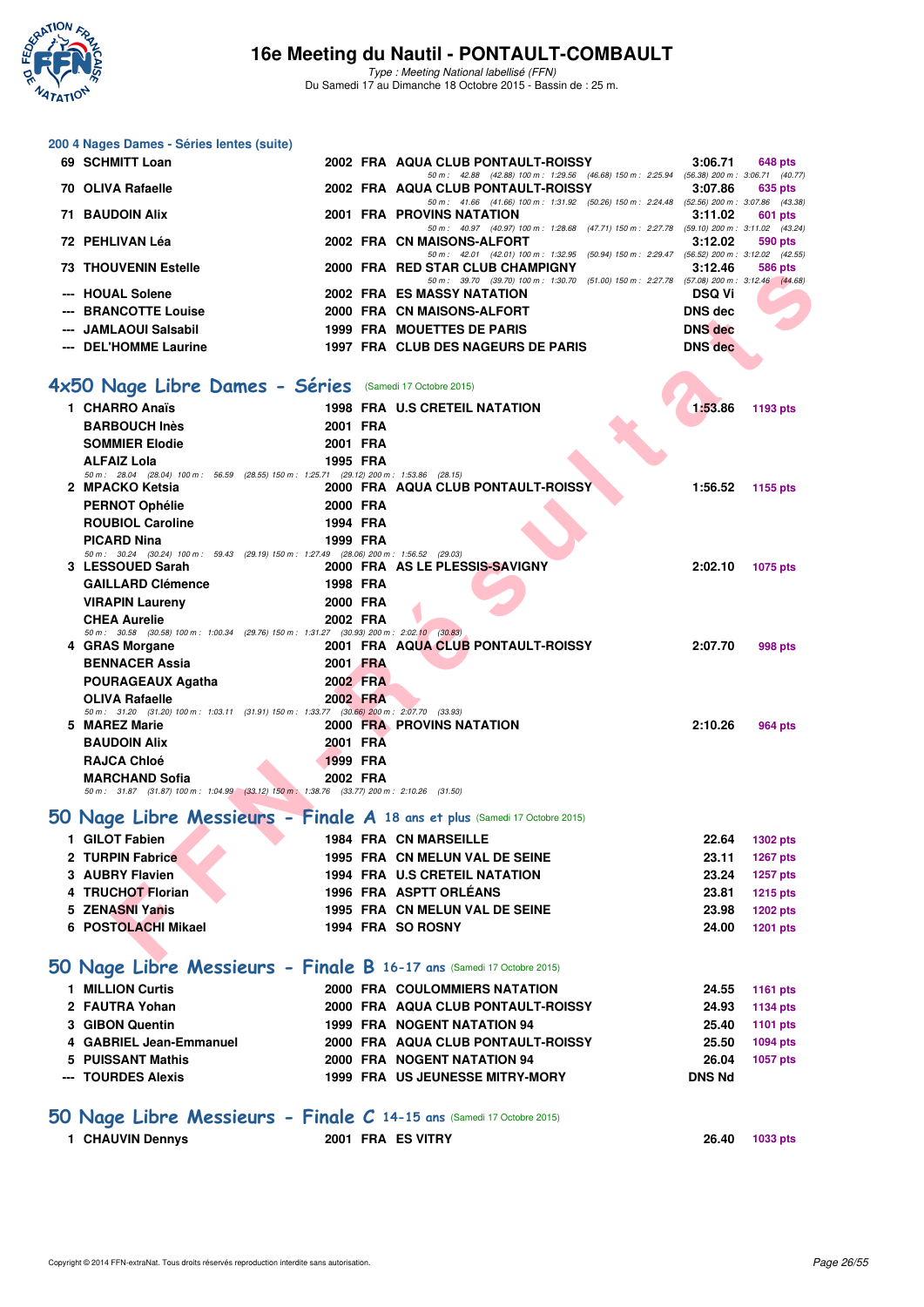# 16e Meeting du Nautil - PONTAULT-COMBAULT

*Type : Meeting National labellisé (FFN)*
Du Samedi 17 au Dimanche 18 Octobre 2015 - Bassin de : 25 m.

## 200 4 Nages Dames - Séries lentes (suite)

| Pl. | Nom | Année | Nat. | Club | Temps | Points |
|---|---|---|---|---|---|---|
| 69 | SCHMITT Loan | 2002 | FRA | AQUA CLUB PONTAULT-ROISSY | 3:06.71 | 648 pts |
| | *50 m : 42.88 (42.88) 100 m : 1:29.56 (46.68) 150 m : 2:25.94 (56.38) 200 m : 3:06.71 (40.77)* | | | | | |
| 70 | OLIVA Rafaelle | 2002 | FRA | AQUA CLUB PONTAULT-ROISSY | 3:07.86 | 635 pts |
| | *50 m : 41.66 (41.66) 100 m : 1:31.92 (50.26) 150 m : 2:24.48 (52.56) 200 m : 3:07.86 (43.38)* | | | | | |
| 71 | BAUDOIN Alix | 2001 | FRA | PROVINS NATATION | 3:11.02 | 601 pts |
| | *50 m : 40.97 (40.97) 100 m : 1:28.68 (47.71) 150 m : 2:27.78 (59.10) 200 m : 3:11.02 (43.24)* | | | | | |
| 72 | PEHLIVAN Léa | 2002 | FRA | CN MAISONS-ALFORT | 3:12.02 | 590 pts |
| | *50 m : 42.01 (42.01) 100 m : 1:32.95 (50.94) 150 m : 2:29.47 (56.52) 200 m : 3:12.02 (42.55)* | | | | | |
| 73 | THOUVENIN Estelle | 2000 | FRA | RED STAR CLUB CHAMPIGNY | 3:12.46 | 586 pts |
| | *50 m : 39.70 (39.70) 100 m : 1:30.70 (51.00) 150 m : 2:27.78 (57.08) 200 m : 3:12.46 (44.68)* | | | | | |
| --- | HOUAL Solene | 2002 | FRA | ES MASSY NATATION | DSQ Vi | |
| --- | BRANCOTTE Louise | 2000 | FRA | CN MAISONS-ALFORT | DNS dec | |
| --- | JAMLAOUI Salsabil | 1999 | FRA | MOUETTES DE PARIS | DNS dec | |
| --- | DEL'HOMME Laurine | 1997 | FRA | CLUB DES NAGEURS DE PARIS | DNS dec | |

## 4x50 Nage Libre Dames - Séries (Samedi 17 Octobre 2015)

| Pl. | Nom | Année | Nat. | Club | Temps | Points |
|---|---|---|---|---|---|---|
| 1 | CHARRO Anaïs | 1998 | FRA | U.S CRETEIL NATATION | 1:53.86 | 1193 pts |
| | BARBOUCH Inès | 2001 | FRA | | | |
| | SOMMIER Elodie | 2001 | FRA | | | |
| | ALFAIZ Lola | 1995 | FRA | | | |
| | *50 m : 28.04 (28.04) 100 m : 56.59 (28.55) 150 m : 1:25.71 (29.12) 200 m : 1:53.86 (28.15)* | | | | | |
| 2 | MPACKO Ketsia | 2000 | FRA | AQUA CLUB PONTAULT-ROISSY | 1:56.52 | 1155 pts |
| | PERNOT Ophélie | 2000 | FRA | | | |
| | ROUBIOL Caroline | 1994 | FRA | | | |
| | PICARD Nina | 1999 | FRA | | | |
| | *50 m : 30.24 (30.24) 100 m : 59.43 (29.19) 150 m : 1:27.49 (28.06) 200 m : 1:56.52 (29.03)* | | | | | |
| 3 | LESSOUED Sarah | 2000 | FRA | AS LE PLESSIS-SAVIGNY | 2:02.10 | 1075 pts |
| | GAILLARD Clémence | 1998 | FRA | | | |
| | VIRAPIN Laureny | 2000 | FRA | | | |
| | CHEA Aurelie | 2002 | FRA | | | |
| | *50 m : 30.58 (30.58) 100 m : 1:00.34 (29.76) 150 m : 1:31.27 (30.93) 200 m : 2:02.10 (30.83)* | | | | | |
| 4 | GRAS Morgane | 2001 | FRA | AQUA CLUB PONTAULT-ROISSY | 2:07.70 | 998 pts |
| | BENNACER Assia | 2001 | FRA | | | |
| | POURAGEAUX Agatha | 2002 | FRA | | | |
| | OLIVA Rafaelle | 2002 | FRA | | | |
| | *50 m : 31.20 (31.20) 100 m : 1:03.11 (31.91) 150 m : 1:33.77 (30.66) 200 m : 2:07.70 (33.93)* | | | | | |
| 5 | MAREZ Marie | 2000 | FRA | PROVINS NATATION | 2:10.26 | 964 pts |
| | BAUDOIN Alix | 2001 | FRA | | | |
| | RAJCA Chloé | 1999 | FRA | | | |
| | MARCHAND Sofia | 2002 | FRA | | | |
| | *50 m : 31.87 (31.87) 100 m : 1:04.99 (33.12) 150 m : 1:38.76 (33.77) 200 m : 2:10.26 (31.50)* | | | | | |

## 50 Nage Libre Messieurs - Finale A 18 ans et plus (Samedi 17 Octobre 2015)

| Pl. | Nom | Année | Nat. | Club | Temps | Points |
|---|---|---|---|---|---|---|
| 1 | GILOT Fabien | 1984 | FRA | CN MARSEILLE | 22.64 | 1302 pts |
| 2 | TURPIN Fabrice | 1995 | FRA | CN MELUN VAL DE SEINE | 23.11 | 1267 pts |
| 3 | AUBRY Flavien | 1994 | FRA | U.S CRETEIL NATATION | 23.24 | 1257 pts |
| 4 | TRUCHOT Florian | 1996 | FRA | ASPTT ORLÉANS | 23.81 | 1215 pts |
| 5 | ZENASNI Yanis | 1995 | FRA | CN MELUN VAL DE SEINE | 23.98 | 1202 pts |
| 6 | POSTOLACHI Mikael | 1994 | FRA | SO ROSNY | 24.00 | 1201 pts |

## 50 Nage Libre Messieurs - Finale B 16-17 ans (Samedi 17 Octobre 2015)

| Pl. | Nom | Année | Nat. | Club | Temps | Points |
|---|---|---|---|---|---|---|
| 1 | MILLION Curtis | 2000 | FRA | COULOMMIERS NATATION | 24.55 | 1161 pts |
| 2 | FAUTRA Yohan | 2000 | FRA | AQUA CLUB PONTAULT-ROISSY | 24.93 | 1134 pts |
| 3 | GIBON Quentin | 1999 | FRA | NOGENT NATATION 94 | 25.40 | 1101 pts |
| 4 | GABRIEL Jean-Emmanuel | 2000 | FRA | AQUA CLUB PONTAULT-ROISSY | 25.50 | 1094 pts |
| 5 | PUISSANT Mathis | 2000 | FRA | NOGENT NATATION 94 | 26.04 | 1057 pts |
| --- | TOURDES Alexis | 1999 | FRA | US JEUNESSE MITRY-MORY | DNS Nd | |

## 50 Nage Libre Messieurs - Finale C 14-15 ans (Samedi 17 Octobre 2015)

| Pl. | Nom | Année | Nat. | Club | Temps | Points |
|---|---|---|---|---|---|---|
| 1 | CHAUVIN Dennys | 2001 | FRA | ES VITRY | 26.40 | 1033 pts |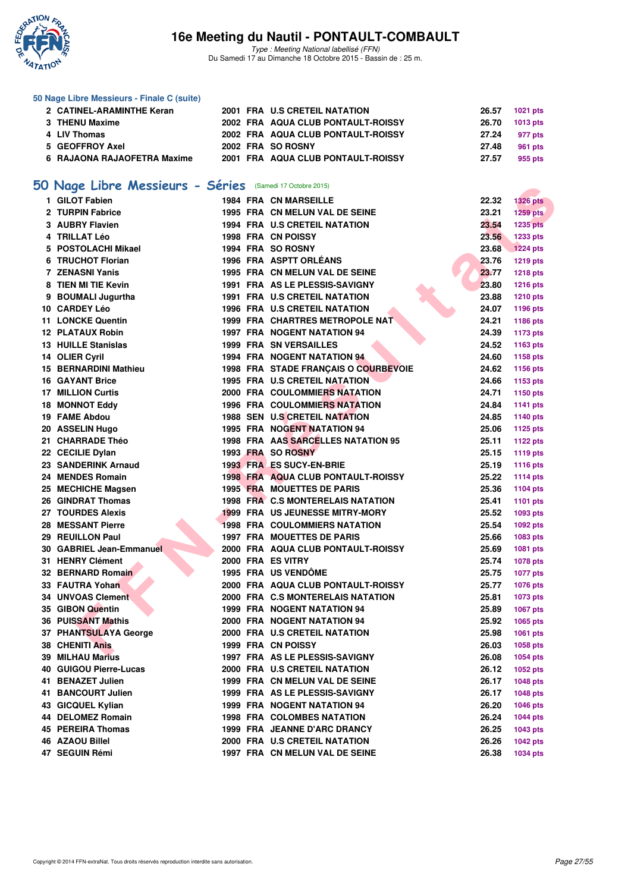### 50 Nage Libre Messieurs - Finale C (suite)

| | | | | | | |
|---|---|---|---|---|---|---|
| 2 | CATINEL-ARAMINTHE Keran | 2001 | FRA | U.S CRETEIL NATATION | 26.57 | 1021 pts |
| 3 | THENU Maxime | 2002 | FRA | AQUA CLUB PONTAULT-ROISSY | 26.70 | 1013 pts |
| 4 | LIV Thomas | 2002 | FRA | AQUA CLUB PONTAULT-ROISSY | 27.24 | 977 pts |
| 5 | GEOFFROY Axel | 2002 | FRA | SO ROSNY | 27.48 | 961 pts |
| 6 | RAJAONA RAJAOFETRA Maxime | 2001 | FRA | AQUA CLUB PONTAULT-ROISSY | 27.57 | 955 pts |

## 50 Nage Libre Messieurs - Séries (Samedi 17 Octobre 2015)

| | | | | | | |
|---|---|---|---|---|---|---|
| 1 | GILOT Fabien | 1984 | FRA | CN MARSEILLE | 22.32 | 1326 pts |
| 2 | TURPIN Fabrice | 1995 | FRA | CN MELUN VAL DE SEINE | 23.21 | 1259 pts |
| 3 | AUBRY Flavien | 1994 | FRA | U.S CRETEIL NATATION | 23.54 | 1235 pts |
| 4 | TRILLAT Léo | 1998 | FRA | CN POISSY | 23.56 | 1233 pts |
| 5 | POSTOLACHI Mikael | 1994 | FRA | SO ROSNY | 23.68 | 1224 pts |
| 6 | TRUCHOT Florian | 1996 | FRA | ASPTT ORLÉANS | 23.76 | 1219 pts |
| 7 | ZENASNI Yanis | 1995 | FRA | CN MELUN VAL DE SEINE | 23.77 | 1218 pts |
| 8 | TIEN MI TIE Kevin | 1991 | FRA | AS LE PLESSIS-SAVIGNY | 23.80 | 1216 pts |
| 9 | BOUMALI Jugurtha | 1991 | FRA | U.S CRETEIL NATATION | 23.88 | 1210 pts |
| 10 | CARDEY Léo | 1996 | FRA | U.S CRETEIL NATATION | 24.07 | 1196 pts |
| 11 | LONCKE Quentin | 1999 | FRA | CHARTRES METROPOLE NAT | 24.21 | 1186 pts |
| 12 | PLATAUX Robin | 1997 | FRA | NOGENT NATATION 94 | 24.39 | 1173 pts |
| 13 | HUILLE Stanislas | 1999 | FRA | SN VERSAILLES | 24.52 | 1163 pts |
| 14 | OLIER Cyril | 1994 | FRA | NOGENT NATATION 94 | 24.60 | 1158 pts |
| 15 | BERNARDINI Mathieu | 1998 | FRA | STADE FRANÇAIS O COURBEVOIE | 24.62 | 1156 pts |
| 16 | GAYANT Brice | 1995 | FRA | U.S CRETEIL NATATION | 24.66 | 1153 pts |
| 17 | MILLION Curtis | 2000 | FRA | COULOMMIERS NATATION | 24.71 | 1150 pts |
| 18 | MONNOT Eddy | 1996 | FRA | COULOMMIERS NATATION | 24.84 | 1141 pts |
| 19 | FAME Abdou | 1988 | SEN | U.S CRETEIL NATATION | 24.85 | 1140 pts |
| 20 | ASSELIN Hugo | 1995 | FRA | NOGENT NATATION 94 | 25.06 | 1125 pts |
| 21 | CHARRADE Théo | 1998 | FRA | AAS SARCELLES NATATION 95 | 25.11 | 1122 pts |
| 22 | CECILE Dylan | 1993 | FRA | SO ROSNY | 25.15 | 1119 pts |
| 23 | SANDERINK Arnaud | 1993 | FRA | ES SUCY-EN-BRIE | 25.19 | 1116 pts |
| 24 | MENDES Romain | 1998 | FRA | AQUA CLUB PONTAULT-ROISSY | 25.22 | 1114 pts |
| 25 | MECHICHE Magsen | 1995 | FRA | MOUETTES DE PARIS | 25.36 | 1104 pts |
| 26 | GINDRAT Thomas | 1998 | FRA | C.S MONTERELAIS NATATION | 25.41 | 1101 pts |
| 27 | TOURDES Alexis | 1999 | FRA | US JEUNESSE MITRY-MORY | 25.52 | 1093 pts |
| 28 | MESSANT Pierre | 1998 | FRA | COULOMMIERS NATATION | 25.54 | 1092 pts |
| 29 | REUILLON Paul | 1997 | FRA | MOUETTES DE PARIS | 25.66 | 1083 pts |
| 30 | GABRIEL Jean-Emmanuel | 2000 | FRA | AQUA CLUB PONTAULT-ROISSY | 25.69 | 1081 pts |
| 31 | HENRY Clément | 2000 | FRA | ES VITRY | 25.74 | 1078 pts |
| 32 | BERNARD Romain | 1995 | FRA | US VENDÔME | 25.75 | 1077 pts |
| 33 | FAUTRA Yohan | 2000 | FRA | AQUA CLUB PONTAULT-ROISSY | 25.77 | 1076 pts |
| 34 | UNVOAS Clement | 2000 | FRA | C.S MONTERELAIS NATATION | 25.81 | 1073 pts |
| 35 | GIBON Quentin | 1999 | FRA | NOGENT NATATION 94 | 25.89 | 1067 pts |
| 36 | PUISSANT Mathis | 2000 | FRA | NOGENT NATATION 94 | 25.92 | 1065 pts |
| 37 | PHANTSULAYA George | 2000 | FRA | U.S CRETEIL NATATION | 25.98 | 1061 pts |
| 38 | CHENITI Anis | 1999 | FRA | CN POISSY | 26.03 | 1058 pts |
| 39 | MILHAU Marius | 1997 | FRA | AS LE PLESSIS-SAVIGNY | 26.08 | 1054 pts |
| 40 | GUIGOU Pierre-Lucas | 2000 | FRA | U.S CRETEIL NATATION | 26.12 | 1052 pts |
| 41 | BENAZET Julien | 1999 | FRA | CN MELUN VAL DE SEINE | 26.17 | 1048 pts |
| 41 | BANCOURT Julien | 1999 | FRA | AS LE PLESSIS-SAVIGNY | 26.17 | 1048 pts |
| 43 | GICQUEL Kylian | 1999 | FRA | NOGENT NATATION 94 | 26.20 | 1046 pts |
| 44 | DELOMEZ Romain | 1998 | FRA | COLOMBES NATATION | 26.24 | 1044 pts |
| 45 | PEREIRA Thomas | 1999 | FRA | JEANNE D'ARC DRANCY | 26.25 | 1043 pts |
| 46 | AZAOU Billel | 2000 | FRA | U.S CRETEIL NATATION | 26.26 | 1042 pts |
| 47 | SEGUIN Rémi | 1997 | FRA | CN MELUN VAL DE SEINE | 26.38 | 1034 pts |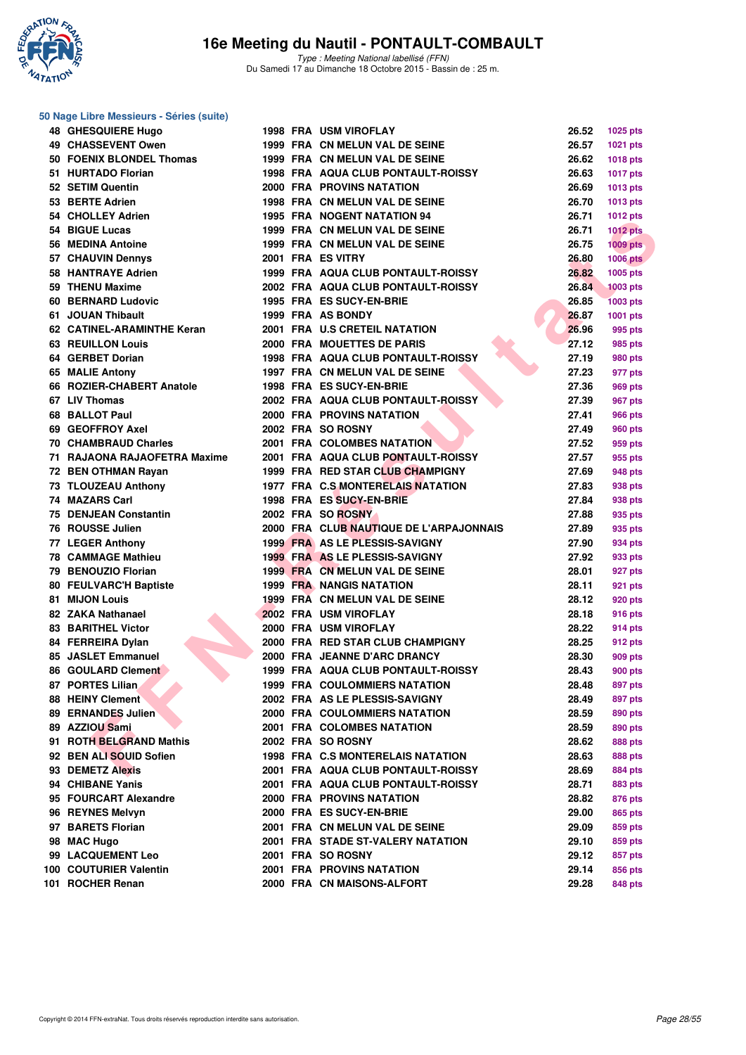# 16e Meeting du Nautil - PONTAULT-COMBAULT

*Type : Meeting National labellisé (FFN)*
Du Samedi 17 au Dimanche 18 Octobre 2015 - Bassin de : 25 m.

## 50 Nage Libre Messieurs - Séries (suite)

| Place | Nom | Année | Nat. | Club | Temps | Points |
|---|---|---|---|---|---|---|
| 48 | GHESQUIERE Hugo | 1998 | FRA | USM VIROFLAY | 26.52 | 1025 pts |
| 49 | CHASSEVENT Owen | 1999 | FRA | CN MELUN VAL DE SEINE | 26.57 | 1021 pts |
| 50 | FOENIX BLONDEL Thomas | 1999 | FRA | CN MELUN VAL DE SEINE | 26.62 | 1018 pts |
| 51 | HURTADO Florian | 1998 | FRA | AQUA CLUB PONTAULT-ROISSY | 26.63 | 1017 pts |
| 52 | SETIM Quentin | 2000 | FRA | PROVINS NATATION | 26.69 | 1013 pts |
| 53 | BERTE Adrien | 1998 | FRA | CN MELUN VAL DE SEINE | 26.70 | 1013 pts |
| 54 | CHOLLEY Adrien | 1995 | FRA | NOGENT NATATION 94 | 26.71 | 1012 pts |
| 54 | BIGUE Lucas | 1999 | FRA | CN MELUN VAL DE SEINE | 26.71 | 1012 pts |
| 56 | MEDINA Antoine | 1999 | FRA | CN MELUN VAL DE SEINE | 26.75 | 1009 pts |
| 57 | CHAUVIN Dennys | 2001 | FRA | ES VITRY | 26.80 | 1006 pts |
| 58 | HANTRAYE Adrien | 1999 | FRA | AQUA CLUB PONTAULT-ROISSY | 26.82 | 1005 pts |
| 59 | THENU Maxime | 2002 | FRA | AQUA CLUB PONTAULT-ROISSY | 26.84 | 1003 pts |
| 60 | BERNARD Ludovic | 1995 | FRA | ES SUCY-EN-BRIE | 26.85 | 1003 pts |
| 61 | JOUAN Thibault | 1999 | FRA | AS BONDY | 26.87 | 1001 pts |
| 62 | CATINEL-ARAMINTHE Keran | 2001 | FRA | U.S CRETEIL NATATION | 26.96 | 995 pts |
| 63 | REUILLON Louis | 2000 | FRA | MOUETTES DE PARIS | 27.12 | 985 pts |
| 64 | GERBET Dorian | 1998 | FRA | AQUA CLUB PONTAULT-ROISSY | 27.19 | 980 pts |
| 65 | MALIE Antony | 1997 | FRA | CN MELUN VAL DE SEINE | 27.23 | 977 pts |
| 66 | ROZIER-CHABERT Anatole | 1998 | FRA | ES SUCY-EN-BRIE | 27.36 | 969 pts |
| 67 | LIV Thomas | 2002 | FRA | AQUA CLUB PONTAULT-ROISSY | 27.39 | 967 pts |
| 68 | BALLOT Paul | 2000 | FRA | PROVINS NATATION | 27.41 | 966 pts |
| 69 | GEOFFROY Axel | 2002 | FRA | SO ROSNY | 27.49 | 960 pts |
| 70 | CHAMBRAUD Charles | 2001 | FRA | COLOMBES NATATION | 27.52 | 959 pts |
| 71 | RAJAONA RAJAOFETRA Maxime | 2001 | FRA | AQUA CLUB PONTAULT-ROISSY | 27.57 | 955 pts |
| 72 | BEN OTHMAN Rayan | 1999 | FRA | RED STAR CLUB CHAMPIGNY | 27.69 | 948 pts |
| 73 | TLOUZEAU Anthony | 1977 | FRA | C.S MONTERELAIS NATATION | 27.83 | 938 pts |
| 74 | MAZARS Carl | 1998 | FRA | ES SUCY-EN-BRIE | 27.84 | 938 pts |
| 75 | DENJEAN Constantin | 2002 | FRA | SO ROSNY | 27.88 | 935 pts |
| 76 | ROUSSE Julien | 2000 | FRA | CLUB NAUTIQUE DE L'ARPAJONNAIS | 27.89 | 935 pts |
| 77 | LEGER Anthony | 1999 | FRA | AS LE PLESSIS-SAVIGNY | 27.90 | 934 pts |
| 78 | CAMMAGE Mathieu | 1999 | FRA | AS LE PLESSIS-SAVIGNY | 27.92 | 933 pts |
| 79 | BENOUZIO Florian | 1999 | FRA | CN MELUN VAL DE SEINE | 28.01 | 927 pts |
| 80 | FEULVARC'H Baptiste | 1999 | FRA | NANGIS NATATION | 28.11 | 921 pts |
| 81 | MIJON Louis | 1999 | FRA | CN MELUN VAL DE SEINE | 28.12 | 920 pts |
| 82 | ZAKA Nathanael | 2002 | FRA | USM VIROFLAY | 28.18 | 916 pts |
| 83 | BARITHEL Victor | 2000 | FRA | USM VIROFLAY | 28.22 | 914 pts |
| 84 | FERREIRA Dylan | 2000 | FRA | RED STAR CLUB CHAMPIGNY | 28.25 | 912 pts |
| 85 | JASLET Emmanuel | 2000 | FRA | JEANNE D'ARC DRANCY | 28.30 | 909 pts |
| 86 | GOULARD Clement | 1999 | FRA | AQUA CLUB PONTAULT-ROISSY | 28.43 | 900 pts |
| 87 | PORTES Lilian | 1999 | FRA | COULOMMIERS NATATION | 28.48 | 897 pts |
| 88 | HEINY Clement | 2002 | FRA | AS LE PLESSIS-SAVIGNY | 28.49 | 897 pts |
| 89 | ERNANDES Julien | 2000 | FRA | COULOMMIERS NATATION | 28.59 | 890 pts |
| 89 | AZZIOU Sami | 2001 | FRA | COLOMBES NATATION | 28.59 | 890 pts |
| 91 | ROTH BELGRAND Mathis | 2002 | FRA | SO ROSNY | 28.62 | 888 pts |
| 92 | BEN ALI SOUID Sofien | 1998 | FRA | C.S MONTERELAIS NATATION | 28.63 | 888 pts |
| 93 | DEMETZ Alexis | 2001 | FRA | AQUA CLUB PONTAULT-ROISSY | 28.69 | 884 pts |
| 94 | CHIBANE Yanis | 2001 | FRA | AQUA CLUB PONTAULT-ROISSY | 28.71 | 883 pts |
| 95 | FOURCART Alexandre | 2000 | FRA | PROVINS NATATION | 28.82 | 876 pts |
| 96 | REYNES Melvyn | 2000 | FRA | ES SUCY-EN-BRIE | 29.00 | 865 pts |
| 97 | BARETS Florian | 2001 | FRA | CN MELUN VAL DE SEINE | 29.09 | 859 pts |
| 98 | MAC Hugo | 2001 | FRA | STADE ST-VALERY NATATION | 29.10 | 859 pts |
| 99 | LACQUEMENT Leo | 2001 | FRA | SO ROSNY | 29.12 | 857 pts |
| 100 | COUTURIER Valentin | 2001 | FRA | PROVINS NATATION | 29.14 | 856 pts |
| 101 | ROCHER Renan | 2000 | FRA | CN MAISONS-ALFORT | 29.28 | 848 pts |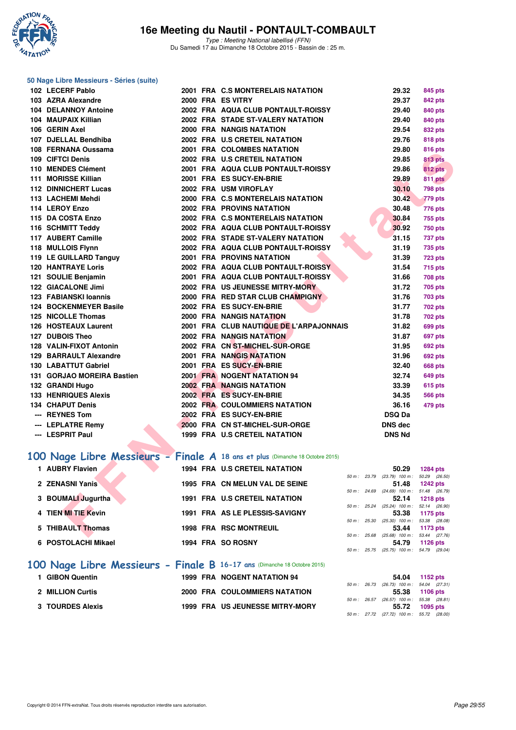# 16e Meeting du Nautil - PONTAULT-COMBAULT

*Type : Meeting National labellisé (FFN)*
Du Samedi 17 au Dimanche 18 Octobre 2015 - Bassin de : 25 m.

## 50 Nage Libre Messieurs - Séries (suite)

| Place | Nom | Année | Nat. | Club | Temps | Points |
|---|---|---|---|---|---|---|
| 102 | LECERF Pablo | 2001 | FRA | C.S MONTERELAIS NATATION | 29.32 | 845 pts |
| 103 | AZRA Alexandre | 2000 | FRA | ES VITRY | 29.37 | 842 pts |
| 104 | DELANNOY Antoine | 2002 | FRA | AQUA CLUB PONTAULT-ROISSY | 29.40 | 840 pts |
| 104 | MAUPAIX Killian | 2002 | FRA | STADE ST-VALERY NATATION | 29.40 | 840 pts |
| 106 | GERIN Axel | 2000 | FRA | NANGIS NATATION | 29.54 | 832 pts |
| 107 | DJELLAL Bendhiba | 2002 | FRA | U.S CRETEIL NATATION | 29.76 | 818 pts |
| 108 | FERNANA Oussama | 2001 | FRA | COLOMBES NATATION | 29.80 | 816 pts |
| 109 | CIFTCI Denis | 2002 | FRA | U.S CRETEIL NATATION | 29.85 | 813 pts |
| 110 | MENDES Clément | 2001 | FRA | AQUA CLUB PONTAULT-ROISSY | 29.86 | 812 pts |
| 111 | MORISSE Killian | 2001 | FRA | ES SUCY-EN-BRIE | 29.89 | 811 pts |
| 112 | DINNICHERT Lucas | 2002 | FRA | USM VIROFLAY | 30.10 | 798 pts |
| 113 | LACHEMI Mehdi | 2000 | FRA | C.S MONTERELAIS NATATION | 30.42 | 779 pts |
| 114 | LEROY Enzo | 2002 | FRA | PROVINS NATATION | 30.48 | 776 pts |
| 115 | DA COSTA Enzo | 2002 | FRA | C.S MONTERELAIS NATATION | 30.84 | 755 pts |
| 116 | SCHMITT Teddy | 2002 | FRA | AQUA CLUB PONTAULT-ROISSY | 30.92 | 750 pts |
| 117 | AUBERT Camille | 2002 | FRA | STADE ST-VALERY NATATION | 31.15 | 737 pts |
| 118 | MULLOIS Flynn | 2002 | FRA | AQUA CLUB PONTAULT-ROISSY | 31.19 | 735 pts |
| 119 | LE GUILLARD Tanguy | 2001 | FRA | PROVINS NATATION | 31.39 | 723 pts |
| 120 | HANTRAYE Loris | 2002 | FRA | AQUA CLUB PONTAULT-ROISSY | 31.54 | 715 pts |
| 121 | SOULIE Benjamin | 2001 | FRA | AQUA CLUB PONTAULT-ROISSY | 31.66 | 708 pts |
| 122 | GIACALONE Jimi | 2002 | FRA | US JEUNESSE MITRY-MORY | 31.72 | 705 pts |
| 123 | FABIANSKI Ioannis | 2000 | FRA | RED STAR CLUB CHAMPIGNY | 31.76 | 703 pts |
| 124 | BOCKENMEYER Basile | 2002 | FRA | ES SUCY-EN-BRIE | 31.77 | 702 pts |
| 125 | NICOLLE Thomas | 2000 | FRA | NANGIS NATATION | 31.78 | 702 pts |
| 126 | HOSTEAUX Laurent | 2001 | FRA | CLUB NAUTIQUE DE L'ARPAJONNAIS | 31.82 | 699 pts |
| 127 | DUBOIS Theo | 2002 | FRA | NANGIS NATATION | 31.87 | 697 pts |
| 128 | VALIN-FIXOT Antonin | 2002 | FRA | CN ST-MICHEL-SUR-ORGE | 31.95 | 692 pts |
| 129 | BARRAULT Alexandre | 2001 | FRA | NANGIS NATATION | 31.96 | 692 pts |
| 130 | LABATTUT Gabriel | 2001 | FRA | ES SUCY-EN-BRIE | 32.40 | 668 pts |
| 131 | GORJAO MOREIRA Bastien | 2001 | FRA | NOGENT NATATION 94 | 32.74 | 649 pts |
| 132 | GRANDI Hugo | 2002 | FRA | NANGIS NATATION | 33.39 | 615 pts |
| 133 | HENRIQUES Alexis | 2002 | FRA | ES SUCY-EN-BRIE | 34.35 | 566 pts |
| 134 | CHAPUT Denis | 2002 | FRA | COULOMMIERS NATATION | 36.16 | 479 pts |
| --- | REYNES Tom | 2002 | FRA | ES SUCY-EN-BRIE | DSQ Da | |
| --- | LEPLATRE Remy | 2000 | FRA | CN ST-MICHEL-SUR-ORGE | DNS dec | |
| --- | LESPRIT Paul | 1999 | FRA | U.S CRETEIL NATATION | DNS Nd | |

## 100 Nage Libre Messieurs - Finale A 18 ans et plus (Dimanche 18 Octobre 2015)

| Place | Nom | Année | Nat. | Club | Temps | Points | 50 m | 100 m |
|---|---|---|---|---|---|---|---|---|
| 1 | AUBRY Flavien | 1994 | FRA | U.S CRETEIL NATATION | 50.29 | 1284 pts | 23.79 (23.79) | 50.29 (26.50) |
| 2 | ZENASNI Yanis | 1995 | FRA | CN MELUN VAL DE SEINE | 51.48 | 1242 pts | 24.69 (24.69) | 51.48 (26.79) |
| 3 | BOUMALI Jugurtha | 1991 | FRA | U.S CRETEIL NATATION | 52.14 | 1218 pts | 25.24 (25.24) | 52.14 (26.90) |
| 4 | TIEN MI TIE Kevin | 1991 | FRA | AS LE PLESSIS-SAVIGNY | 53.38 | 1175 pts | 25.30 (25.30) | 53.38 (28.08) |
| 5 | THIBAULT Thomas | 1998 | FRA | RSC MONTREUIL | 53.44 | 1173 pts | 25.68 (25.68) | 53.44 (27.76) |
| 6 | POSTOLACHI Mikael | 1994 | FRA | SO ROSNY | 54.79 | 1126 pts | 25.75 (25.75) | 54.79 (29.04) |

## 100 Nage Libre Messieurs - Finale B 16-17 ans (Dimanche 18 Octobre 2015)

| Place | Nom | Année | Nat. | Club | Temps | Points | 50 m | 100 m |
|---|---|---|---|---|---|---|---|---|
| 1 | GIBON Quentin | 1999 | FRA | NOGENT NATATION 94 | 54.04 | 1152 pts | 26.73 (26.73) | 54.04 (27.31) |
| 2 | MILLION Curtis | 2000 | FRA | COULOMMIERS NATATION | 55.38 | 1106 pts | 26.57 (26.57) | 55.38 (28.81) |
| 3 | TOURDES Alexis | 1999 | FRA | US JEUNESSE MITRY-MORY | 55.72 | 1095 pts | 27.72 (27.72) | 55.72 (28.00) |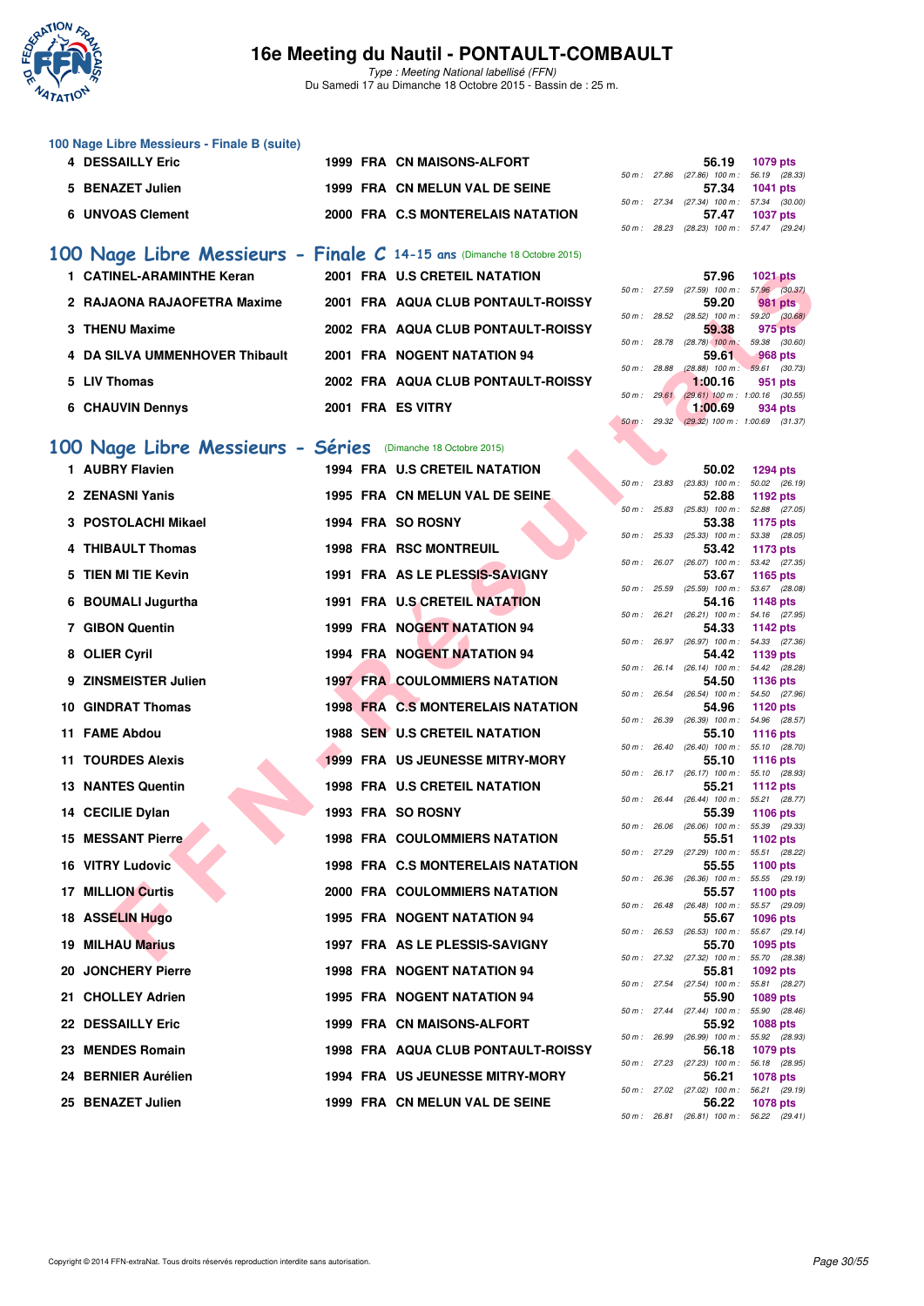# 16e Meeting du Nautil - PONTAULT-COMBAULT

*Type : Meeting National labellisé (FFN)*
Du Samedi 17 au Dimanche 18 Octobre 2015 - Bassin de : 25 m.

### 100 Nage Libre Messieurs - Finale B (suite)

| Rang | Nom | Année | Nat. | Club | Temps | Points | 50 m | 100 m |
|---|---|---|---|---|---|---|---|---|
| 4 | DESSAILLY Eric | 1999 | FRA | CN MAISONS-ALFORT | 56.19 | 1079 pts | 27.86 | (27.86) 56.19 (28.33) |
| 5 | BENAZET Julien | 1999 | FRA | CN MELUN VAL DE SEINE | 57.34 | 1041 pts | 27.34 | (27.34) 57.34 (30.00) |
| 6 | UNVOAS Clement | 2000 | FRA | C.S MONTERELAIS NATATION | 57.47 | 1037 pts | 28.23 | (28.23) 57.47 (29.24) |

## 100 Nage Libre Messieurs - Finale C 14-15 ans (Dimanche 18 Octobre 2015)

| Rang | Nom | Année | Nat. | Club | Temps | Points | 50 m | 100 m |
|---|---|---|---|---|---|---|---|---|
| 1 | CATINEL-ARAMINTHE Keran | 2001 | FRA | U.S CRETEIL NATATION | 57.96 | 1021 pts | 27.59 | (27.59) 57.96 (30.37) |
| 2 | RAJAONA RAJAOFETRA Maxime | 2001 | FRA | AQUA CLUB PONTAULT-ROISSY | 59.20 | 981 pts | 28.52 | (28.52) 59.20 (30.68) |
| 3 | THENU Maxime | 2002 | FRA | AQUA CLUB PONTAULT-ROISSY | 59.38 | 975 pts | 28.78 | (28.78) 59.38 (30.60) |
| 4 | DA SILVA UMMENHOVER Thibault | 2001 | FRA | NOGENT NATATION 94 | 59.61 | 968 pts | 28.88 | (28.88) 59.61 (30.73) |
| 5 | LIV Thomas | 2002 | FRA | AQUA CLUB PONTAULT-ROISSY | 1:00.16 | 951 pts | 29.61 | (29.61) 1:00.16 (30.55) |
| 6 | CHAUVIN Dennys | 2001 | FRA | ES VITRY | 1:00.69 | 934 pts | 29.32 | (29.32) 1:00.69 (31.37) |

## 100 Nage Libre Messieurs - Séries (Dimanche 18 Octobre 2015)

| Rang | Nom | Année | Nat. | Club | Temps | Points | 50 m | 100 m |
|---|---|---|---|---|---|---|---|---|
| 1 | AUBRY Flavien | 1994 | FRA | U.S CRETEIL NATATION | 50.02 | 1294 pts | 23.83 | (23.83) 50.02 (26.19) |
| 2 | ZENASNI Yanis | 1995 | FRA | CN MELUN VAL DE SEINE | 52.88 | 1192 pts | 25.83 | (25.83) 52.88 (27.05) |
| 3 | POSTOLACHI Mikael | 1994 | FRA | SO ROSNY | 53.38 | 1175 pts | 25.33 | (25.33) 53.38 (28.05) |
| 4 | THIBAULT Thomas | 1998 | FRA | RSC MONTREUIL | 53.42 | 1173 pts | 26.07 | (26.07) 53.42 (27.35) |
| 5 | TIEN MI TIE Kevin | 1991 | FRA | AS LE PLESSIS-SAVIGNY | 53.67 | 1165 pts | 25.59 | (25.59) 53.67 (28.08) |
| 6 | BOUMALI Jugurtha | 1991 | FRA | U.S CRETEIL NATATION | 54.16 | 1148 pts | 26.21 | (26.21) 54.16 (27.95) |
| 7 | GIBON Quentin | 1999 | FRA | NOGENT NATATION 94 | 54.33 | 1142 pts | 26.97 | (26.97) 54.33 (27.36) |
| 8 | OLIER Cyril | 1994 | FRA | NOGENT NATATION 94 | 54.42 | 1139 pts | 26.14 | (26.14) 54.42 (28.28) |
| 9 | ZINSMEISTER Julien | 1997 | FRA | COULOMMIERS NATATION | 54.50 | 1136 pts | 26.54 | (26.54) 54.50 (27.96) |
| 10 | GINDRAT Thomas | 1998 | FRA | C.S MONTERELAIS NATATION | 54.96 | 1120 pts | 26.39 | (26.39) 54.96 (28.57) |
| 11 | FAME Abdou | 1988 | SEN | U.S CRETEIL NATATION | 55.10 | 1116 pts | 26.40 | (26.40) 55.10 (28.70) |
| 11 | TOURDES Alexis | 1999 | FRA | US JEUNESSE MITRY-MORY | 55.10 | 1116 pts | 26.17 | (26.17) 55.10 (28.93) |
| 13 | NANTES Quentin | 1998 | FRA | U.S CRETEIL NATATION | 55.21 | 1112 pts | 26.44 | (26.44) 55.21 (28.77) |
| 14 | CECILIE Dylan | 1993 | FRA | SO ROSNY | 55.39 | 1106 pts | 26.06 | (26.06) 55.39 (29.33) |
| 15 | MESSANT Pierre | 1998 | FRA | COULOMMIERS NATATION | 55.51 | 1102 pts | 27.29 | (27.29) 55.51 (28.22) |
| 16 | VITRY Ludovic | 1998 | FRA | C.S MONTERELAIS NATATION | 55.55 | 1100 pts | 26.36 | (26.36) 55.55 (29.19) |
| 17 | MILLION Curtis | 2000 | FRA | COULOMMIERS NATATION | 55.57 | 1100 pts | 26.48 | (26.48) 55.57 (29.09) |
| 18 | ASSELIN Hugo | 1995 | FRA | NOGENT NATATION 94 | 55.67 | 1096 pts | 26.53 | (26.53) 55.67 (29.14) |
| 19 | MILHAU Marius | 1997 | FRA | AS LE PLESSIS-SAVIGNY | 55.70 | 1095 pts | 27.32 | (27.32) 55.70 (28.38) |
| 20 | JONCHERY Pierre | 1998 | FRA | NOGENT NATATION 94 | 55.81 | 1092 pts | 27.54 | (27.54) 55.81 (28.27) |
| 21 | CHOLLEY Adrien | 1995 | FRA | NOGENT NATATION 94 | 55.90 | 1089 pts | 27.44 | (27.44) 55.90 (28.46) |
| 22 | DESSAILLY Eric | 1999 | FRA | CN MAISONS-ALFORT | 55.92 | 1088 pts | 26.99 | (26.99) 55.92 (28.93) |
| 23 | MENDES Romain | 1998 | FRA | AQUA CLUB PONTAULT-ROISSY | 56.18 | 1079 pts | 27.23 | (27.23) 56.18 (28.95) |
| 24 | BERNIER Aurélien | 1994 | FRA | US JEUNESSE MITRY-MORY | 56.21 | 1078 pts | 27.02 | (27.02) 56.21 (29.19) |
| 25 | BENAZET Julien | 1999 | FRA | CN MELUN VAL DE SEINE | 56.22 | 1078 pts | 26.81 | (26.81) 56.22 (29.41) |

Copyright © 2014 FFN-extraNat. Tous droits réservés reproduction interdite sans autorisation.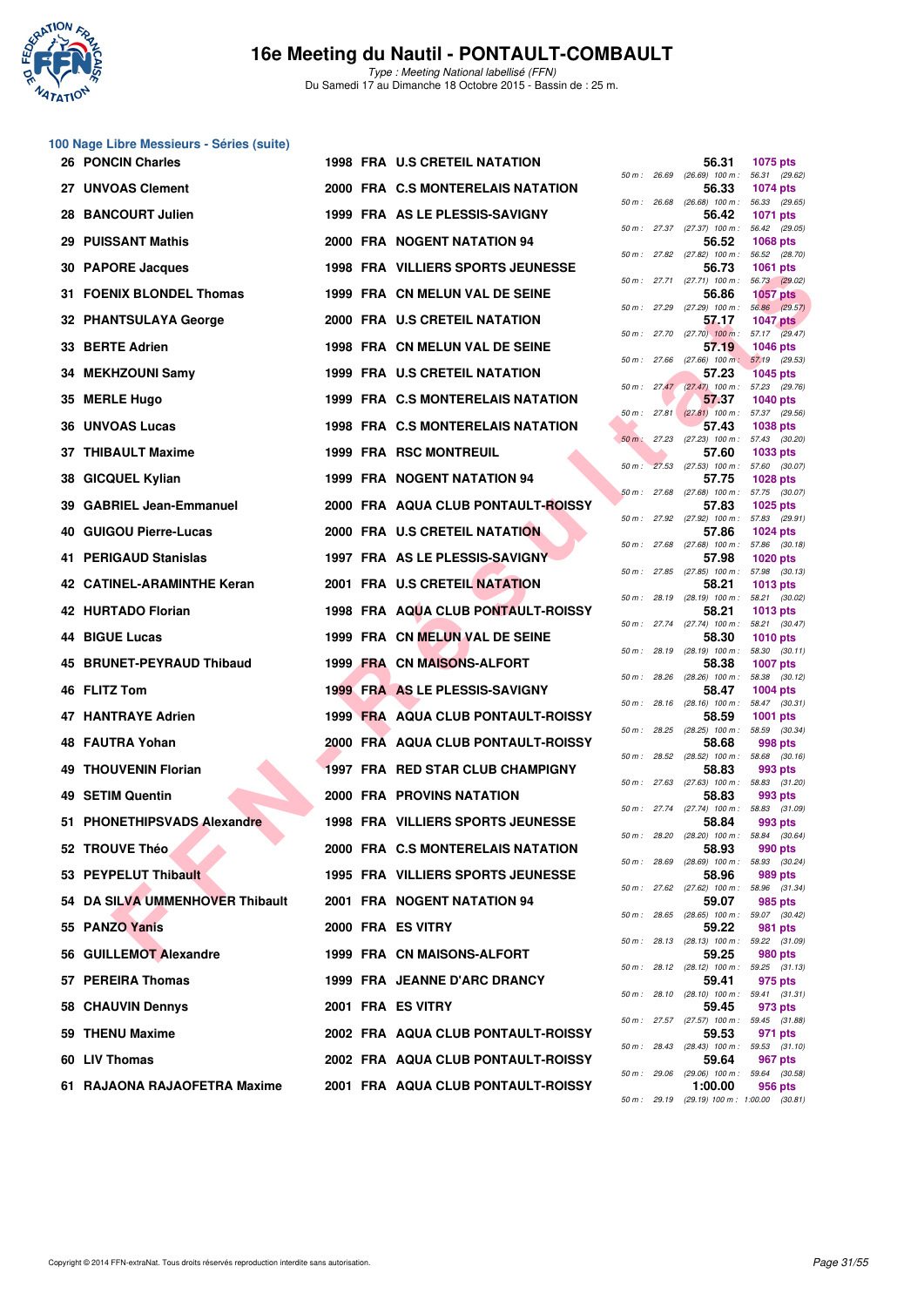# 16e Meeting du Nautil - PONTAULT-COMBAULT

*Type : Meeting National labellisé (FFN)*
Du Samedi 17 au Dimanche 18 Octobre 2015 - Bassin de : 25 m.

## 100 Nage Libre Messieurs - Séries (suite)

| Rang | Nom | Année | Nat. | Club | Temps | Points | 50 m | 100 m |
|---|---|---|---|---|---|---|---|---|
| 26 | PONCIN Charles | 1998 | FRA | U.S CRETEIL NATATION | 56.31 | 1075 pts | 26.69 | (26.69) 56.31 (29.62) |
| 27 | UNVOAS Clement | 2000 | FRA | C.S MONTERELAIS NATATION | 56.33 | 1074 pts | 26.68 | (26.68) 56.33 (29.65) |
| 28 | BANCOURT Julien | 1999 | FRA | AS LE PLESSIS-SAVIGNY | 56.42 | 1071 pts | 27.37 | (27.37) 56.42 (29.05) |
| 29 | PUISSANT Mathis | 2000 | FRA | NOGENT NATATION 94 | 56.52 | 1068 pts | 27.82 | (27.82) 56.52 (28.70) |
| 30 | PAPORE Jacques | 1998 | FRA | VILLIERS SPORTS JEUNESSE | 56.73 | 1061 pts | 27.71 | (27.71) 56.73 (29.02) |
| 31 | FOENIX BLONDEL Thomas | 1999 | FRA | CN MELUN VAL DE SEINE | 56.86 | 1057 pts | 27.29 | (27.29) 56.86 (29.57) |
| 32 | PHANTSULAYA George | 2000 | FRA | U.S CRETEIL NATATION | 57.17 | 1047 pts | 27.70 | (27.70) 57.17 (29.47) |
| 33 | BERTE Adrien | 1998 | FRA | CN MELUN VAL DE SEINE | 57.19 | 1046 pts | 27.66 | (27.66) 57.19 (29.53) |
| 34 | MEKHZOUNI Samy | 1999 | FRA | U.S CRETEIL NATATION | 57.23 | 1045 pts | 27.47 | (27.47) 57.23 (29.76) |
| 35 | MERLE Hugo | 1999 | FRA | C.S MONTERELAIS NATATION | 57.37 | 1040 pts | 27.81 | (27.81) 57.37 (29.56) |
| 36 | UNVOAS Lucas | 1998 | FRA | C.S MONTERELAIS NATATION | 57.43 | 1038 pts | 27.23 | (27.23) 57.43 (30.20) |
| 37 | THIBAULT Maxime | 1999 | FRA | RSC MONTREUIL | 57.60 | 1033 pts | 27.53 | (27.53) 57.60 (30.07) |
| 38 | GICQUEL Kylian | 1999 | FRA | NOGENT NATATION 94 | 57.75 | 1028 pts | 27.68 | (27.68) 57.75 (30.07) |
| 39 | GABRIEL Jean-Emmanuel | 2000 | FRA | AQUA CLUB PONTAULT-ROISSY | 57.83 | 1025 pts | 27.92 | (27.92) 57.83 (29.91) |
| 40 | GUIGOU Pierre-Lucas | 2000 | FRA | U.S CRETEIL NATATION | 57.86 | 1024 pts | 27.68 | (27.68) 57.86 (30.18) |
| 41 | PERIGAUD Stanislas | 1997 | FRA | AS LE PLESSIS-SAVIGNY | 57.98 | 1020 pts | 27.85 | (27.85) 57.98 (30.13) |
| 42 | CATINEL-ARAMINTHE Keran | 2001 | FRA | U.S CRETEIL NATATION | 58.21 | 1013 pts | 28.19 | (28.19) 58.21 (30.02) |
| 42 | HURTADO Florian | 1998 | FRA | AQUA CLUB PONTAULT-ROISSY | 58.21 | 1013 pts | 27.74 | (27.74) 58.21 (30.47) |
| 44 | BIGUE Lucas | 1999 | FRA | CN MELUN VAL DE SEINE | 58.30 | 1010 pts | 28.19 | (28.19) 58.30 (30.11) |
| 45 | BRUNET-PEYRAUD Thibaud | 1999 | FRA | CN MAISONS-ALFORT | 58.38 | 1007 pts | 28.26 | (28.26) 58.38 (30.12) |
| 46 | FLITZ Tom | 1999 | FRA | AS LE PLESSIS-SAVIGNY | 58.47 | 1004 pts | 28.16 | (28.16) 58.47 (30.31) |
| 47 | HANTRAYE Adrien | 1999 | FRA | AQUA CLUB PONTAULT-ROISSY | 58.59 | 1001 pts | 28.25 | (28.25) 58.59 (30.34) |
| 48 | FAUTRA Yohan | 2000 | FRA | AQUA CLUB PONTAULT-ROISSY | 58.68 | 998 pts | 28.52 | (28.52) 58.68 (30.16) |
| 49 | THOUVENIN Florian | 1997 | FRA | RED STAR CLUB CHAMPIGNY | 58.83 | 993 pts | 27.63 | (27.63) 58.83 (31.20) |
| 49 | SETIM Quentin | 2000 | FRA | PROVINS NATATION | 58.83 | 993 pts | 27.74 | (27.74) 58.83 (31.09) |
| 51 | PHONETHIPSVADS Alexandre | 1998 | FRA | VILLIERS SPORTS JEUNESSE | 58.84 | 993 pts | 28.20 | (28.20) 58.84 (30.64) |
| 52 | TROUVE Théo | 2000 | FRA | C.S MONTERELAIS NATATION | 58.93 | 990 pts | 28.69 | (28.69) 58.93 (30.24) |
| 53 | PEYPELUT Thibault | 1995 | FRA | VILLIERS SPORTS JEUNESSE | 58.96 | 989 pts | 27.62 | (27.62) 58.96 (31.34) |
| 54 | DA SILVA UMMENHOVER Thibault | 2001 | FRA | NOGENT NATATION 94 | 59.07 | 985 pts | 28.65 | (28.65) 59.07 (30.42) |
| 55 | PANZO Yanis | 2000 | FRA | ES VITRY | 59.22 | 981 pts | 28.13 | (28.13) 59.22 (31.09) |
| 56 | GUILLEMOT Alexandre | 1999 | FRA | CN MAISONS-ALFORT | 59.25 | 980 pts | 28.12 | (28.12) 59.25 (31.13) |
| 57 | PEREIRA Thomas | 1999 | FRA | JEANNE D'ARC DRANCY | 59.41 | 975 pts | 28.10 | (28.10) 59.41 (31.31) |
| 58 | CHAUVIN Dennys | 2001 | FRA | ES VITRY | 59.45 | 973 pts | 27.57 | (27.57) 59.45 (31.88) |
| 59 | THENU Maxime | 2002 | FRA | AQUA CLUB PONTAULT-ROISSY | 59.53 | 971 pts | 28.43 | (28.43) 59.53 (31.10) |
| 60 | LIV Thomas | 2002 | FRA | AQUA CLUB PONTAULT-ROISSY | 59.64 | 967 pts | 29.06 | (29.06) 59.64 (30.58) |
| 61 | RAJAONA RAJAOFETRA Maxime | 2001 | FRA | AQUA CLUB PONTAULT-ROISSY | 1:00.00 | 956 pts | 29.19 | (29.19) 1:00.00 (30.81) |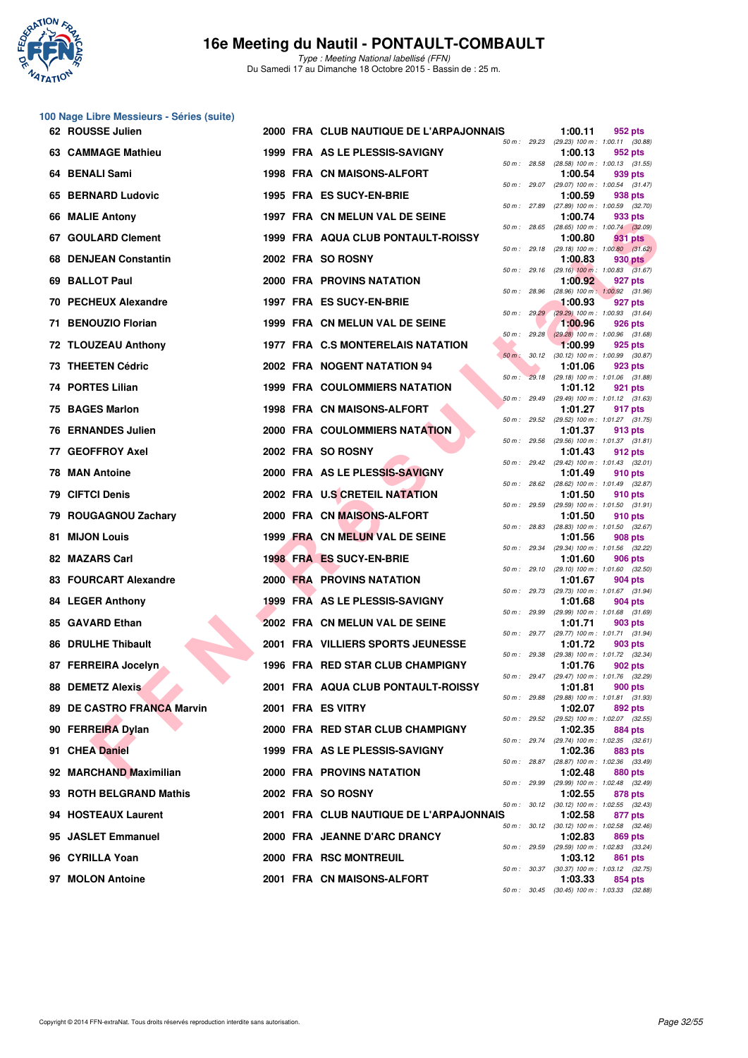## 100 Nage Libre Messieurs - Séries (suite)

| Rang | Nom | Année | Nat. | Club | Temps | Points | 50 m | 100 m |
|---|---|---|---|---|---|---|---|---|
| 62 | ROUSSE Julien | 2000 | FRA | CLUB NAUTIQUE DE L'ARPAJONNAIS | 1:00.11 | 952 pts | 29.23 | (29.23) 100 m : 1:00.11 (30.88) |
| 63 | CAMMAGE Mathieu | 1999 | FRA | AS LE PLESSIS-SAVIGNY | 1:00.13 | 952 pts | 28.58 | (28.58) 100 m : 1:00.13 (31.55) |
| 64 | BENALI Sami | 1998 | FRA | CN MAISONS-ALFORT | 1:00.54 | 939 pts | 29.07 | (29.07) 100 m : 1:00.54 (31.47) |
| 65 | BERNARD Ludovic | 1995 | FRA | ES SUCY-EN-BRIE | 1:00.59 | 938 pts | 27.89 | (27.89) 100 m : 1:00.59 (32.70) |
| 66 | MALIE Antony | 1997 | FRA | CN MELUN VAL DE SEINE | 1:00.74 | 933 pts | 28.65 | (28.65) 100 m : 1:00.74 (32.09) |
| 67 | GOULARD Clement | 1999 | FRA | AQUA CLUB PONTAULT-ROISSY | 1:00.80 | 931 pts | 29.18 | (29.18) 100 m : 1:00.80 (31.62) |
| 68 | DENJEAN Constantin | 2002 | FRA | SO ROSNY | 1:00.83 | 930 pts | 29.16 | (29.16) 100 m : 1:00.83 (31.67) |
| 69 | BALLOT Paul | 2000 | FRA | PROVINS NATATION | 1:00.92 | 927 pts | 28.96 | (28.96) 100 m : 1:00.92 (31.96) |
| 70 | PECHEUX Alexandre | 1997 | FRA | ES SUCY-EN-BRIE | 1:00.93 | 927 pts | 29.29 | (29.29) 100 m : 1:00.93 (31.64) |
| 71 | BENOUZIO Florian | 1999 | FRA | CN MELUN VAL DE SEINE | 1:00.96 | 926 pts | 29.28 | (29.28) 100 m : 1:00.96 (31.68) |
| 72 | TLOUZEAU Anthony | 1977 | FRA | C.S MONTERELAIS NATATION | 1:00.99 | 925 pts | 30.12 | (30.12) 100 m : 1:00.99 (30.87) |
| 73 | THEETEN Cédric | 2002 | FRA | NOGENT NATATION 94 | 1:01.06 | 923 pts | 29.18 | (29.18) 100 m : 1:01.06 (31.88) |
| 74 | PORTES Lilian | 1999 | FRA | COULOMMIERS NATATION | 1:01.12 | 921 pts | 29.49 | (29.49) 100 m : 1:01.12 (31.63) |
| 75 | BAGES Marlon | 1998 | FRA | CN MAISONS-ALFORT | 1:01.27 | 917 pts | 29.52 | (29.52) 100 m : 1:01.27 (31.75) |
| 76 | ERNANDES Julien | 2000 | FRA | COULOMMIERS NATATION | 1:01.37 | 913 pts | 29.56 | (29.56) 100 m : 1:01.37 (31.81) |
| 77 | GEOFFROY Axel | 2002 | FRA | SO ROSNY | 1:01.43 | 912 pts | 29.42 | (29.42) 100 m : 1:01.43 (32.01) |
| 78 | MAN Antoine | 2000 | FRA | AS LE PLESSIS-SAVIGNY | 1:01.49 | 910 pts | 28.62 | (28.62) 100 m : 1:01.49 (32.87) |
| 79 | CIFTCI Denis | 2002 | FRA | U.S CRETEIL NATATION | 1:01.50 | 910 pts | 29.59 | (29.59) 100 m : 1:01.50 (31.91) |
| 79 | ROUGAGNOU Zachary | 2000 | FRA | CN MAISONS-ALFORT | 1:01.50 | 910 pts | 28.83 | (28.83) 100 m : 1:01.50 (32.67) |
| 81 | MIJON Louis | 1999 | FRA | CN MELUN VAL DE SEINE | 1:01.56 | 908 pts | 29.34 | (29.34) 100 m : 1:01.56 (32.22) |
| 82 | MAZARS Carl | 1998 | FRA | ES SUCY-EN-BRIE | 1:01.60 | 906 pts | 29.10 | (29.10) 100 m : 1:01.60 (32.50) |
| 83 | FOURCART Alexandre | 2000 | FRA | PROVINS NATATION | 1:01.67 | 904 pts | 29.73 | (29.73) 100 m : 1:01.67 (31.94) |
| 84 | LEGER Anthony | 1999 | FRA | AS LE PLESSIS-SAVIGNY | 1:01.68 | 904 pts | 29.99 | (29.99) 100 m : 1:01.68 (31.69) |
| 85 | GAVARD Ethan | 2002 | FRA | CN MELUN VAL DE SEINE | 1:01.71 | 903 pts | 29.77 | (29.77) 100 m : 1:01.71 (31.94) |
| 86 | DRULHE Thibault | 2001 | FRA | VILLIERS SPORTS JEUNESSE | 1:01.72 | 903 pts | 29.38 | (29.38) 100 m : 1:01.72 (32.34) |
| 87 | FERREIRA Jocelyn | 1996 | FRA | RED STAR CLUB CHAMPIGNY | 1:01.76 | 902 pts | 29.47 | (29.47) 100 m : 1:01.76 (32.29) |
| 88 | DEMETZ Alexis | 2001 | FRA | AQUA CLUB PONTAULT-ROISSY | 1:01.81 | 900 pts | 29.88 | (29.88) 100 m : 1:01.81 (31.93) |
| 89 | DE CASTRO FRANCA Marvin | 2001 | FRA | ES VITRY | 1:02.07 | 892 pts | 29.52 | (29.52) 100 m : 1:02.07 (32.55) |
| 90 | FERREIRA Dylan | 2000 | FRA | RED STAR CLUB CHAMPIGNY | 1:02.35 | 884 pts | 29.74 | (29.74) 100 m : 1:02.35 (32.61) |
| 91 | CHEA Daniel | 1999 | FRA | AS LE PLESSIS-SAVIGNY | 1:02.36 | 883 pts | 28.87 | (28.87) 100 m : 1:02.36 (33.49) |
| 92 | MARCHAND Maximilian | 2000 | FRA | PROVINS NATATION | 1:02.48 | 880 pts | 29.99 | (29.99) 100 m : 1:02.48 (32.49) |
| 93 | ROTH BELGRAND Mathis | 2002 | FRA | SO ROSNY | 1:02.55 | 878 pts | 30.12 | (30.12) 100 m : 1:02.55 (32.43) |
| 94 | HOSTEAUX Laurent | 2001 | FRA | CLUB NAUTIQUE DE L'ARPAJONNAIS | 1:02.58 | 877 pts | 30.12 | (30.12) 100 m : 1:02.58 (32.46) |
| 95 | JASLET Emmanuel | 2000 | FRA | JEANNE D'ARC DRANCY | 1:02.83 | 869 pts | 29.59 | (29.59) 100 m : 1:02.83 (33.24) |
| 96 | CYRILLA Yoan | 2000 | FRA | RSC MONTREUIL | 1:03.12 | 861 pts | 30.37 | (30.37) 100 m : 1:03.12 (32.75) |
| 97 | MOLON Antoine | 2001 | FRA | CN MAISONS-ALFORT | 1:03.33 | 854 pts | 30.45 | (30.45) 100 m : 1:03.33 (32.88) |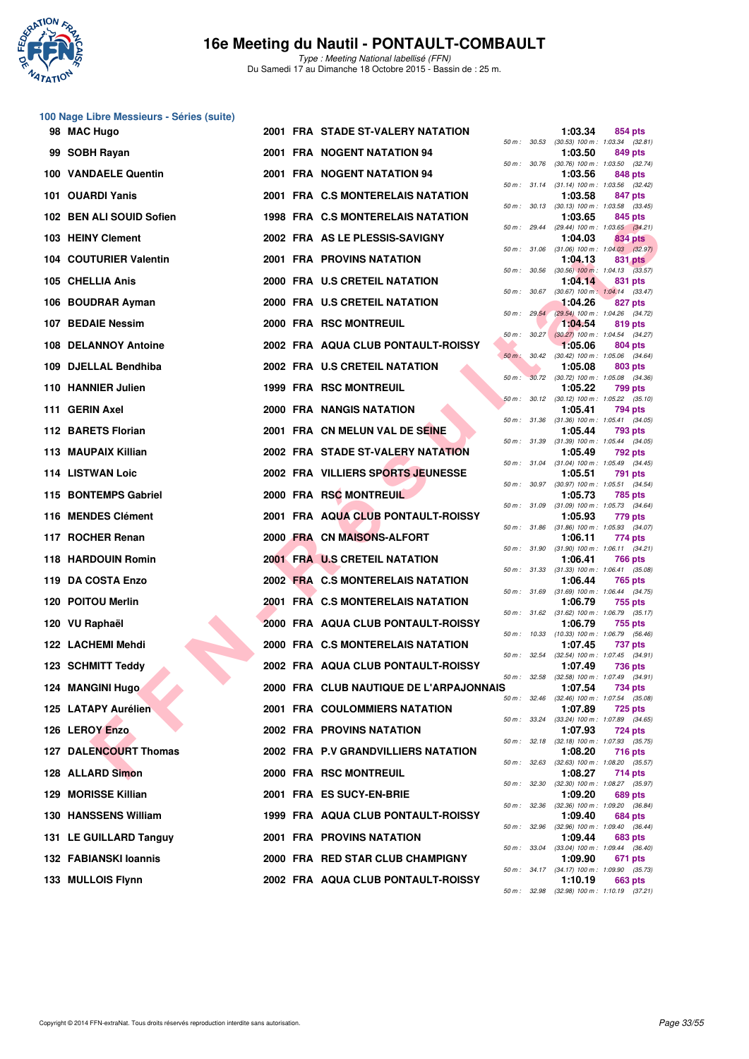# 16e Meeting du Nautil - PONTAULT-COMBAULT

*Type : Meeting National labellisé (FFN)*
Du Samedi 17 au Dimanche 18 Octobre 2015 - Bassin de : 25 m.

## 100 Nage Libre Messieurs - Séries (suite)

| Rang | Nom | Année | Nat. | Club | Temps | Points | 50 m | Splits |
|---|---|---|---|---|---|---|---|---|
| 98 | MAC Hugo | 2001 | FRA | STADE ST-VALERY NATATION | 1:03.34 | 854 pts | 30.53 | (30.53) 100 m : 1:03.34 (32.81) |
| 99 | SOBH Rayan | 2001 | FRA | NOGENT NATATION 94 | 1:03.50 | 849 pts | 30.76 | (30.76) 100 m : 1:03.50 (32.74) |
| 100 | VANDAELE Quentin | 2001 | FRA | NOGENT NATATION 94 | 1:03.56 | 848 pts | 31.14 | (31.14) 100 m : 1:03.56 (32.42) |
| 101 | OUARDI Yanis | 2001 | FRA | C.S MONTERELAIS NATATION | 1:03.58 | 847 pts | 30.13 | (30.13) 100 m : 1:03.58 (33.45) |
| 102 | BEN ALI SOUID Sofien | 1998 | FRA | C.S MONTERELAIS NATATION | 1:03.65 | 845 pts | 29.44 | (29.44) 100 m : 1:03.65 (34.21) |
| 103 | HEINY Clement | 2002 | FRA | AS LE PLESSIS-SAVIGNY | 1:04.03 | 834 pts | 31.06 | (31.06) 100 m : 1:04.03 (32.97) |
| 104 | COUTURIER Valentin | 2001 | FRA | PROVINS NATATION | 1:04.13 | 831 pts | 30.56 | (30.56) 100 m : 1:04.13 (33.57) |
| 105 | CHELLIA Anis | 2000 | FRA | U.S CRETEIL NATATION | 1:04.14 | 831 pts | 30.67 | (30.67) 100 m : 1:04.14 (33.47) |
| 106 | BOUDRAR Ayman | 2000 | FRA | U.S CRETEIL NATATION | 1:04.26 | 827 pts | 29.54 | (29.54) 100 m : 1:04.26 (34.72) |
| 107 | BEDAIE Nessim | 2000 | FRA | RSC MONTREUIL | 1:04.54 | 819 pts | 30.27 | (30.27) 100 m : 1:04.54 (34.27) |
| 108 | DELANNOY Antoine | 2002 | FRA | AQUA CLUB PONTAULT-ROISSY | 1:05.06 | 804 pts | 30.42 | (30.42) 100 m : 1:05.06 (34.64) |
| 109 | DJELLAL Bendhiba | 2002 | FRA | U.S CRETEIL NATATION | 1:05.08 | 803 pts | 30.72 | (30.72) 100 m : 1:05.08 (34.36) |
| 110 | HANNIER Julien | 1999 | FRA | RSC MONTREUIL | 1:05.22 | 799 pts | 30.12 | (30.12) 100 m : 1:05.22 (35.10) |
| 111 | GERIN Axel | 2000 | FRA | NANGIS NATATION | 1:05.41 | 794 pts | 31.36 | (31.36) 100 m : 1:05.41 (34.05) |
| 112 | BARETS Florian | 2001 | FRA | CN MELUN VAL DE SEINE | 1:05.44 | 793 pts | 31.39 | (31.39) 100 m : 1:05.44 (34.05) |
| 113 | MAUPAIX Killian | 2002 | FRA | STADE ST-VALERY NATATION | 1:05.49 | 792 pts | 31.04 | (31.04) 100 m : 1:05.49 (34.45) |
| 114 | LISTWAN Loic | 2002 | FRA | VILLIERS SPORTS JEUNESSE | 1:05.51 | 791 pts | 30.97 | (30.97) 100 m : 1:05.51 (34.54) |
| 115 | BONTEMPS Gabriel | 2000 | FRA | RSC MONTREUIL | 1:05.73 | 785 pts | 31.09 | (31.09) 100 m : 1:05.73 (34.64) |
| 116 | MENDES Clément | 2001 | FRA | AQUA CLUB PONTAULT-ROISSY | 1:05.93 | 779 pts | 31.86 | (31.86) 100 m : 1:05.93 (34.07) |
| 117 | ROCHER Renan | 2000 | FRA | CN MAISONS-ALFORT | 1:06.11 | 774 pts | 31.90 | (31.90) 100 m : 1:06.11 (34.21) |
| 118 | HARDOUIN Romin | 2001 | FRA | U.S CRETEIL NATATION | 1:06.41 | 766 pts | 31.33 | (31.33) 100 m : 1:06.41 (35.08) |
| 119 | DA COSTA Enzo | 2002 | FRA | C.S MONTERELAIS NATATION | 1:06.44 | 765 pts | 31.69 | (31.69) 100 m : 1:06.44 (34.75) |
| 120 | POITOU Merlin | 2001 | FRA | C.S MONTERELAIS NATATION | 1:06.79 | 755 pts | 31.62 | (31.62) 100 m : 1:06.79 (35.17) |
| 120 | VU Raphaël | 2000 | FRA | AQUA CLUB PONTAULT-ROISSY | 1:06.79 | 755 pts | 10.33 | (10.33) 100 m : 1:06.79 (56.46) |
| 122 | LACHEMI Mehdi | 2000 | FRA | C.S MONTERELAIS NATATION | 1:07.45 | 737 pts | 32.54 | (32.54) 100 m : 1:07.45 (34.91) |
| 123 | SCHMITT Teddy | 2002 | FRA | AQUA CLUB PONTAULT-ROISSY | 1:07.49 | 736 pts | 32.58 | (32.58) 100 m : 1:07.49 (34.91) |
| 124 | MANGINI Hugo | 2000 | FRA | CLUB NAUTIQUE DE L'ARPAJONNAIS | 1:07.54 | 734 pts | 32.46 | (32.46) 100 m : 1:07.54 (35.08) |
| 125 | LATAPY Aurélien | 2001 | FRA | COULOMMIERS NATATION | 1:07.89 | 725 pts | 33.24 | (33.24) 100 m : 1:07.89 (34.65) |
| 126 | LEROY Enzo | 2002 | FRA | PROVINS NATATION | 1:07.93 | 724 pts | 32.18 | (32.18) 100 m : 1:07.93 (35.75) |
| 127 | DALENCOURT Thomas | 2002 | FRA | P.V GRANDVILLIERS NATATION | 1:08.20 | 716 pts | 32.63 | (32.63) 100 m : 1:08.20 (35.57) |
| 128 | ALLARD Simon | 2000 | FRA | RSC MONTREUIL | 1:08.27 | 714 pts | 32.30 | (32.30) 100 m : 1:08.27 (35.97) |
| 129 | MORISSE Killian | 2001 | FRA | ES SUCY-EN-BRIE | 1:09.20 | 689 pts | 32.36 | (32.36) 100 m : 1:09.20 (36.84) |
| 130 | HANSSENS William | 1999 | FRA | AQUA CLUB PONTAULT-ROISSY | 1:09.40 | 684 pts | 32.96 | (32.96) 100 m : 1:09.40 (36.44) |
| 131 | LE GUILLARD Tanguy | 2001 | FRA | PROVINS NATATION | 1:09.44 | 683 pts | 33.04 | (33.04) 100 m : 1:09.44 (36.40) |
| 132 | FABIANSKI Ioannis | 2000 | FRA | RED STAR CLUB CHAMPIGNY | 1:09.90 | 671 pts | 34.17 | (34.17) 100 m : 1:09.90 (35.73) |
| 133 | MULLOIS Flynn | 2002 | FRA | AQUA CLUB PONTAULT-ROISSY | 1:10.19 | 663 pts | 32.98 | (32.98) 100 m : 1:10.19 (37.21) |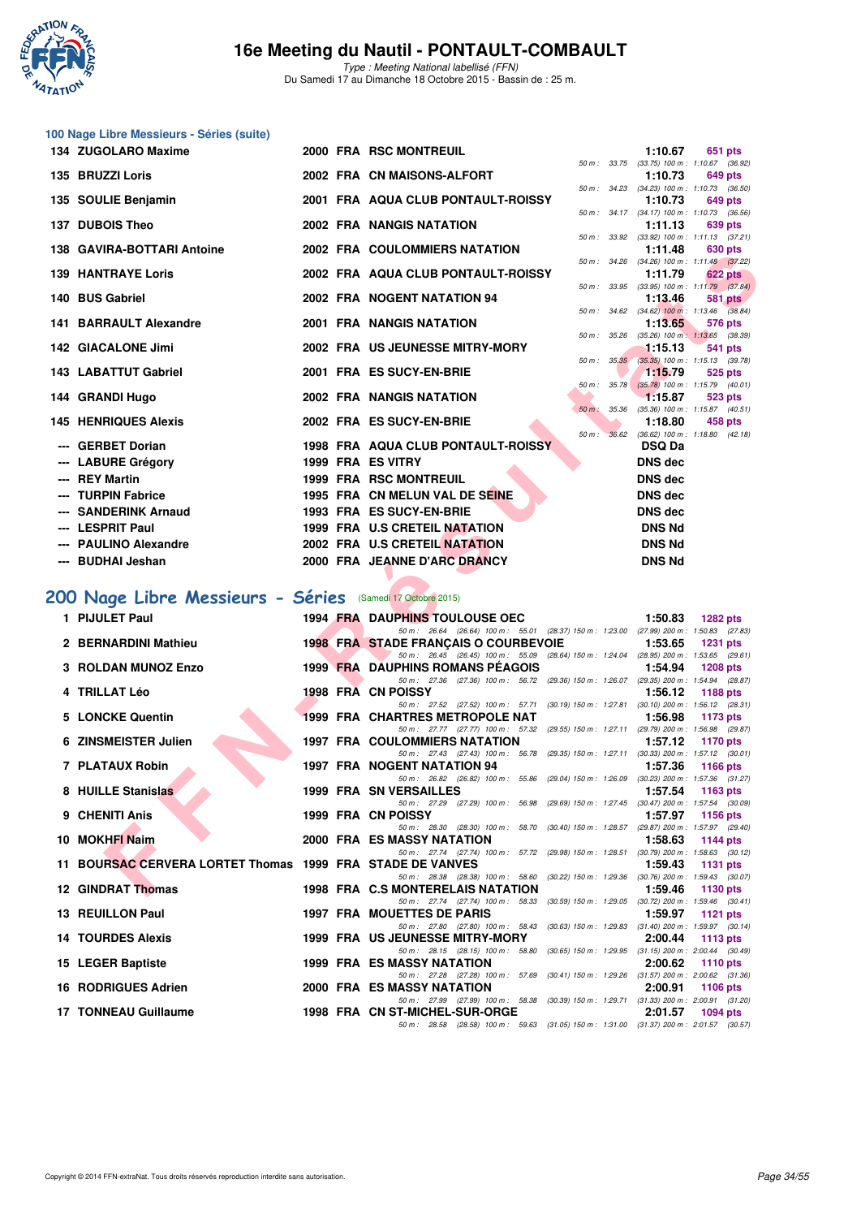## 100 Nage Libre Messieurs - Séries (suite)

| Rang | Nom | Année | Nat | Club | Temps | Points | Splits |
|---|---|---|---|---|---|---|---|
| 134 | ZUGOLARO Maxime | 2000 | FRA | RSC MONTREUIL | 1:10.67 | 651 pts | 50 m : 33.75 (33.75) 100 m : 1:10.67 (36.92) |
| 135 | BRUZZI Loris | 2002 | FRA | CN MAISONS-ALFORT | 1:10.73 | 649 pts | 50 m : 34.23 (34.23) 100 m : 1:10.73 (36.50) |
| 135 | SOULIE Benjamin | 2001 | FRA | AQUA CLUB PONTAULT-ROISSY | 1:10.73 | 649 pts | 50 m : 34.17 (34.17) 100 m : 1:10.73 (36.56) |
| 137 | DUBOIS Theo | 2002 | FRA | NANGIS NATATION | 1:11.13 | 639 pts | 50 m : 33.92 (33.92) 100 m : 1:11.13 (37.21) |
| 138 | GAVIRA-BOTTARI Antoine | 2002 | FRA | COULOMMIERS NATATION | 1:11.48 | 630 pts | 50 m : 34.26 (34.26) 100 m : 1:11.48 (37.22) |
| 139 | HANTRAYE Loris | 2002 | FRA | AQUA CLUB PONTAULT-ROISSY | 1:11.79 | 622 pts | 50 m : 33.95 (33.95) 100 m : 1:11.79 (37.84) |
| 140 | BUS Gabriel | 2002 | FRA | NOGENT NATATION 94 | 1:13.46 | 581 pts | 50 m : 34.62 (34.62) 100 m : 1:13.46 (38.84) |
| 141 | BARRAULT Alexandre | 2001 | FRA | NANGIS NATATION | 1:13.65 | 576 pts | 50 m : 35.26 (35.26) 100 m : 1:13.65 (38.39) |
| 142 | GIACALONE Jimi | 2002 | FRA | US JEUNESSE MITRY-MORY | 1:15.13 | 541 pts | 50 m : 35.35 (35.35) 100 m : 1:15.13 (39.78) |
| 143 | LABATTUT Gabriel | 2001 | FRA | ES SUCY-EN-BRIE | 1:15.79 | 525 pts | 50 m : 35.78 (35.78) 100 m : 1:15.79 (40.01) |
| 144 | GRANDI Hugo | 2002 | FRA | NANGIS NATATION | 1:15.87 | 523 pts | 50 m : 35.36 (35.36) 100 m : 1:15.87 (40.51) |
| 145 | HENRIQUES Alexis | 2002 | FRA | ES SUCY-EN-BRIE | 1:18.80 | 458 pts | 50 m : 36.62 (36.62) 100 m : 1:18.80 (42.18) |
| --- | GERBET Dorian | 1998 | FRA | AQUA CLUB PONTAULT-ROISSY | DSQ Da | | |
| --- | LABURE Grégory | 1999 | FRA | ES VITRY | DNS dec | | |
| --- | REY Martin | 1999 | FRA | RSC MONTREUIL | DNS dec | | |
| --- | TURPIN Fabrice | 1995 | FRA | CN MELUN VAL DE SEINE | DNS dec | | |
| --- | SANDERINK Arnaud | 1993 | FRA | ES SUCY-EN-BRIE | DNS dec | | |
| --- | LESPRIT Paul | 1999 | FRA | U.S CRETEIL NATATION | DNS Nd | | |
| --- | PAULINO Alexandre | 2002 | FRA | U.S CRETEIL NATATION | DNS Nd | | |
| --- | BUDHAI Jeshan | 2000 | FRA | JEANNE D'ARC DRANCY | DNS Nd | | |

## 200 Nage Libre Messieurs - Séries (Samedi 17 Octobre 2015)

| Rang | Nom | Année | Nat | Club | Temps | Points | Splits |
|---|---|---|---|---|---|---|---|
| 1 | PIJULET Paul | 1994 | FRA | DAUPHINS TOULOUSE OEC | 1:50.83 | 1282 pts | 50 m : 26.64 (26.64) 100 m : 55.01 (28.37) 150 m : 1:23.00 (27.99) 200 m : 1:50.83 (27.83) |
| 2 | BERNARDINI Mathieu | 1998 | FRA | STADE FRANÇAIS O COURBEVOIE | 1:53.65 | 1231 pts | 50 m : 26.45 (26.45) 100 m : 55.09 (28.64) 150 m : 1:24.04 (28.95) 200 m : 1:53.65 (29.61) |
| 3 | ROLDAN MUNOZ Enzo | 1999 | FRA | DAUPHINS ROMANS PÉAGOIS | 1:54.94 | 1208 pts | 50 m : 27.36 (27.36) 100 m : 56.72 (29.36) 150 m : 1:26.07 (29.35) 200 m : 1:54.94 (28.87) |
| 4 | TRILLAT Léo | 1998 | FRA | CN POISSY | 1:56.12 | 1188 pts | 50 m : 27.52 (27.52) 100 m : 57.71 (30.19) 150 m : 1:27.81 (30.10) 200 m : 1:56.12 (28.31) |
| 5 | LONCKE Quentin | 1999 | FRA | CHARTRES METROPOLE NAT | 1:56.98 | 1173 pts | 50 m : 27.77 (27.77) 100 m : 57.32 (29.55) 150 m : 1:27.11 (29.79) 200 m : 1:56.98 (29.87) |
| 6 | ZINSMEISTER Julien | 1997 | FRA | COULOMMIERS NATATION | 1:57.12 | 1170 pts | 50 m : 27.43 (27.43) 100 m : 56.78 (29.35) 150 m : 1:27.11 (30.33) 200 m : 1:57.12 (30.01) |
| 7 | PLATAUX Robin | 1997 | FRA | NOGENT NATATION 94 | 1:57.36 | 1166 pts | 50 m : 26.82 (26.82) 100 m : 55.86 (29.04) 150 m : 1:26.09 (30.23) 200 m : 1:57.36 (31.27) |
| 8 | HUILLE Stanislas | 1999 | FRA | SN VERSAILLES | 1:57.54 | 1163 pts | 50 m : 27.29 (27.29) 100 m : 56.98 (29.69) 150 m : 1:27.45 (30.47) 200 m : 1:57.54 (30.09) |
| 9 | CHENITI Anis | 1999 | FRA | CN POISSY | 1:57.97 | 1156 pts | 50 m : 28.30 (28.30) 100 m : 58.70 (30.40) 150 m : 1:28.57 (29.87) 200 m : 1:57.97 (29.40) |
| 10 | MOKHFI Naim | 2000 | FRA | ES MASSY NATATION | 1:58.63 | 1144 pts | 50 m : 27.74 (27.74) 100 m : 57.72 (29.98) 150 m : 1:28.51 (30.79) 200 m : 1:58.63 (30.12) |
| 11 | BOURSAC CERVERA LORTET Thomas | 1999 | FRA | STADE DE VANVES | 1:59.43 | 1131 pts | 50 m : 28.38 (28.38) 100 m : 58.60 (30.22) 150 m : 1:29.36 (30.76) 200 m : 1:59.43 (30.07) |
| 12 | GINDRAT Thomas | 1998 | FRA | C.S MONTERELAIS NATATION | 1:59.46 | 1130 pts | 50 m : 27.74 (27.74) 100 m : 58.33 (30.59) 150 m : 1:29.05 (30.72) 200 m : 1:59.46 (30.41) |
| 13 | REUILLON Paul | 1997 | FRA | MOUETTES DE PARIS | 1:59.97 | 1121 pts | 50 m : 27.80 (27.80) 100 m : 58.43 (30.63) 150 m : 1:29.83 (31.40) 200 m : 1:59.97 (30.14) |
| 14 | TOURDES Alexis | 1999 | FRA | US JEUNESSE MITRY-MORY | 2:00.44 | 1113 pts | 50 m : 28.15 (28.15) 100 m : 58.80 (30.65) 150 m : 1:29.95 (31.15) 200 m : 2:00.44 (30.49) |
| 15 | LEGER Baptiste | 1999 | FRA | ES MASSY NATATION | 2:00.62 | 1110 pts | 50 m : 27.28 (27.28) 100 m : 57.69 (30.41) 150 m : 1:29.26 (31.57) 200 m : 2:00.62 (31.36) |
| 16 | RODRIGUES Adrien | 2000 | FRA | ES MASSY NATATION | 2:00.91 | 1106 pts | 50 m : 27.99 (27.99) 100 m : 58.38 (30.39) 150 m : 1:29.71 (31.33) 200 m : 2:00.91 (31.20) |
| 17 | TONNEAU Guillaume | 1998 | FRA | CN ST-MICHEL-SUR-ORGE | 2:01.57 | 1094 pts | 50 m : 28.58 (28.58) 100 m : 59.63 (31.05) 150 m : 1:31.00 (31.37) 200 m : 2:01.57 (30.57) |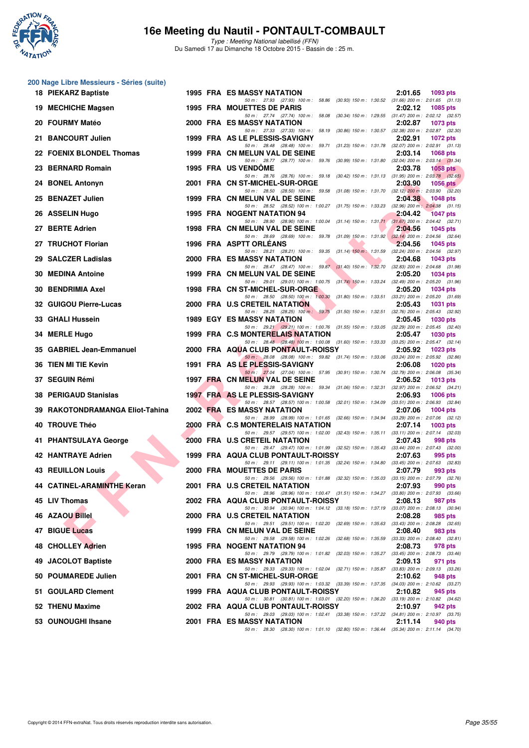# 16e Meeting du Nautil - PONTAULT-COMBAULT

*Type : Meeting National labellisé (FFN)*
Du Samedi 17 au Dimanche 18 Octobre 2015 - Bassin de : 25 m.

## 200 Nage Libre Messieurs - Séries (suite)

| Rang | Nom | Année | Nat | Club | Temps | Points |
|---|---|---|---|---|---|---|
| 18 | PIEKARZ Baptiste | 1995 | FRA | ES MASSY NATATION | 2:01.65 | 1093 pts |
| | 50 m : 27.93 (27.93) 100 m : 58.86 (30.93) 150 m : 1:30.52 (31.66) 200 m : 2:01.65 (31.13) | | | | | |
| 19 | MECHICHE Magsen | 1995 | FRA | MOUETTES DE PARIS | 2:02.12 | 1085 pts |
| | 50 m : 27.74 (27.74) 100 m : 58.08 (30.34) 150 m : 1:29.55 (31.47) 200 m : 2:02.12 (32.57) | | | | | |
| 20 | FOURMY Matéo | 2000 | FRA | ES MASSY NATATION | 2:02.87 | 1073 pts |
| | 50 m : 27.33 (27.33) 100 m : 58.19 (30.86) 150 m : 1:30.57 (32.38) 200 m : 2:02.87 (32.30) | | | | | |
| 21 | BANCOURT Julien | 1999 | FRA | AS LE PLESSIS-SAVIGNY | 2:02.91 | 1072 pts |
| | 50 m : 28.48 (28.48) 100 m : 59.71 (31.23) 150 m : 1:31.78 (32.07) 200 m : 2:02.91 (31.13) | | | | | |
| 22 | FOENIX BLONDEL Thomas | 1999 | FRA | CN MELUN VAL DE SEINE | 2:03.14 | 1068 pts |
| | 50 m : 28.77 (28.77) 100 m : 59.76 (30.99) 150 m : 1:31.80 (32.04) 200 m : 2:03.14 (31.34) | | | | | |
| 23 | BERNARD Romain | 1995 | FRA | US VENDÔME | 2:03.78 | 1058 pts |
| | 50 m : 28.76 (28.76) 100 m : 59.18 (30.42) 150 m : 1:31.13 (31.95) 200 m : 2:03.78 (32.65) | | | | | |
| 24 | BONEL Antonyn | 2001 | FRA | CN ST-MICHEL-SUR-ORGE | 2:03.90 | 1056 pts |
| | 50 m : 28.50 (28.50) 100 m : 59.58 (31.08) 150 m : 1:31.70 (32.12) 200 m : 2:03.90 (32.20) | | | | | |
| 25 | BENAZET Julien | 1999 | FRA | CN MELUN VAL DE SEINE | 2:04.38 | 1048 pts |
| | 50 m : 28.52 (28.52) 100 m : 1:00.27 (31.75) 150 m : 1:33.23 (32.96) 200 m : 2:04.38 (31.15) | | | | | |
| 26 | ASSELIN Hugo | 1995 | FRA | NOGENT NATATION 94 | 2:04.42 | 1047 pts |
| | 50 m : 28.90 (28.90) 100 m : 1:00.04 (31.14) 150 m : 1:31.71 (31.67) 200 m : 2:04.42 (32.71) | | | | | |
| 27 | BERTE Adrien | 1998 | FRA | CN MELUN VAL DE SEINE | 2:04.56 | 1045 pts |
| | 50 m : 28.69 (28.69) 100 m : 59.78 (31.09) 150 m : 1:31.92 (32.14) 200 m : 2:04.56 (32.64) | | | | | |
| 27 | TRUCHOT Florian | 1996 | FRA | ASPTT ORLÉANS | 2:04.56 | 1045 pts |
| | 50 m : 28.21 (28.21) 100 m : 59.35 (31.14) 150 m : 1:31.59 (32.24) 200 m : 2:04.56 (32.97) | | | | | |
| 29 | SALCZER Ladislas | 2000 | FRA | ES MASSY NATATION | 2:04.68 | 1043 pts |
| | 50 m : 28.47 (28.47) 100 m : 59.87 (31.40) 150 m : 1:32.70 (32.83) 200 m : 2:04.68 (31.98) | | | | | |
| 30 | MEDINA Antoine | 1999 | FRA | CN MELUN VAL DE SEINE | 2:05.20 | 1034 pts |
| | 50 m : 29.01 (29.01) 100 m : 1:00.75 (31.74) 150 m : 1:33.24 (32.49) 200 m : 2:05.20 (31.96) | | | | | |
| 30 | BENDRIMIA Axel | 1998 | FRA | CN ST-MICHEL-SUR-ORGE | 2:05.20 | 1034 pts |
| | 50 m : 28.50 (28.50) 100 m : 1:00.30 (31.80) 150 m : 1:33.51 (33.21) 200 m : 2:05.20 (31.69) | | | | | |
| 32 | GUIGOU Pierre-Lucas | 2000 | FRA | U.S CRETEIL NATATION | 2:05.43 | 1031 pts |
| | 50 m : 28.25 (28.25) 100 m : 59.75 (31.50) 150 m : 1:32.51 (32.76) 200 m : 2:05.43 (32.92) | | | | | |
| 33 | GHALI Hussein | 1989 | EGY | ES MASSY NATATION | 2:05.45 | 1030 pts |
| | 50 m : 29.21 (29.21) 100 m : 1:00.76 (31.55) 150 m : 1:33.05 (32.29) 200 m : 2:05.45 (32.40) | | | | | |
| 34 | MERLE Hugo | 1999 | FRA | C.S MONTERELAIS NATATION | 2:05.47 | 1030 pts |
| | 50 m : 28.48 (28.48) 100 m : 1:00.08 (31.60) 150 m : 1:33.33 (33.25) 200 m : 2:05.47 (32.14) | | | | | |
| 35 | GABRIEL Jean-Emmanuel | 2000 | FRA | AQUA CLUB PONTAULT-ROISSY | 2:05.92 | 1023 pts |
| | 50 m : 28.08 (28.08) 100 m : 59.82 (31.74) 150 m : 1:33.06 (33.24) 200 m : 2:05.92 (32.86) | | | | | |
| 36 | TIEN MI TIE Kevin | 1991 | FRA | AS LE PLESSIS-SAVIGNY | 2:06.08 | 1020 pts |
| | 50 m : 27.04 (27.04) 100 m : 57.95 (30.91) 150 m : 1:30.74 (32.79) 200 m : 2:06.08 (35.34) | | | | | |
| 37 | SEGUIN Rémi | 1997 | FRA | CN MELUN VAL DE SEINE | 2:06.52 | 1013 pts |
| | 50 m : 28.28 (28.28) 100 m : 59.34 (31.06) 150 m : 1:32.31 (32.97) 200 m : 2:06.52 (34.21) | | | | | |
| 38 | PERIGAUD Stanislas | 1997 | FRA | AS LE PLESSIS-SAVIGNY | 2:06.93 | 1006 pts |
| | 50 m : 28.57 (28.57) 100 m : 1:00.58 (32.01) 150 m : 1:34.09 (33.51) 200 m : 2:06.93 (32.84) | | | | | |
| 39 | RAKOTONDRAMANGA Eliot-Tahina | 2002 | FRA | ES MASSY NATATION | 2:07.06 | 1004 pts |
| | 50 m : 28.99 (28.99) 100 m : 1:01.65 (32.66) 150 m : 1:34.94 (33.29) 200 m : 2:07.06 (32.12) | | | | | |
| 40 | TROUVE Théo | 2000 | FRA | C.S MONTERELAIS NATATION | 2:07.14 | 1003 pts |
| | 50 m : 29.57 (29.57) 100 m : 1:02.00 (32.43) 150 m : 1:35.11 (33.11) 200 m : 2:07.14 (32.03) | | | | | |
| 41 | PHANTSULAYA George | 2000 | FRA | U.S CRETEIL NATATION | 2:07.43 | 998 pts |
| | 50 m : 29.47 (29.47) 100 m : 1:01.99 (32.52) 150 m : 1:35.43 (33.44) 200 m : 2:07.43 (32.00) | | | | | |
| 42 | HANTRAYE Adrien | 1999 | FRA | AQUA CLUB PONTAULT-ROISSY | 2:07.63 | 995 pts |
| | 50 m : 29.11 (29.11) 100 m : 1:01.35 (32.24) 150 m : 1:34.80 (33.45) 200 m : 2:07.63 (32.83) | | | | | |
| 43 | REUILLON Louis | 2000 | FRA | MOUETTES DE PARIS | 2:07.79 | 993 pts |
| | 50 m : 29.56 (29.56) 100 m : 1:01.88 (32.32) 150 m : 1:35.03 (33.15) 200 m : 2:07.79 (32.76) | | | | | |
| 44 | CATINEL-ARAMINTHE Keran | 2001 | FRA | U.S CRETEIL NATATION | 2:07.93 | 990 pts |
| | 50 m : 28.96 (28.96) 100 m : 1:00.47 (31.51) 150 m : 1:34.27 (33.80) 200 m : 2:07.93 (33.66) | | | | | |
| 45 | LIV Thomas | 2002 | FRA | AQUA CLUB PONTAULT-ROISSY | 2:08.13 | 987 pts |
| | 50 m : 30.94 (30.94) 100 m : 1:04.12 (33.18) 150 m : 1:37.19 (33.07) 200 m : 2:08.13 (30.94) | | | | | |
| 46 | AZAOU Billel | 2000 | FRA | U.S CRETEIL NATATION | 2:08.28 | 985 pts |
| | 50 m : 29.51 (29.51) 100 m : 1:02.20 (32.69) 150 m : 1:35.63 (33.43) 200 m : 2:08.28 (32.65) | | | | | |
| 47 | BIGUE Lucas | 1999 | FRA | CN MELUN VAL DE SEINE | 2:08.40 | 983 pts |
| | 50 m : 29.58 (29.58) 100 m : 1:02.26 (32.68) 150 m : 1:35.59 (33.33) 200 m : 2:08.40 (32.81) | | | | | |
| 48 | CHOLLEY Adrien | 1995 | FRA | NOGENT NATATION 94 | 2:08.73 | 978 pts |
| | 50 m : 29.79 (29.79) 100 m : 1:01.82 (32.03) 150 m : 1:35.27 (33.45) 200 m : 2:08.73 (33.46) | | | | | |
| 49 | JACOLOT Baptiste | 2000 | FRA | ES MASSY NATATION | 2:09.13 | 971 pts |
| | 50 m : 29.33 (29.33) 100 m : 1:02.04 (32.71) 150 m : 1:35.87 (33.83) 200 m : 2:09.13 (33.26) | | | | | |
| 50 | POUMAREDE Julien | 2001 | FRA | CN ST-MICHEL-SUR-ORGE | 2:10.62 | 948 pts |
| | 50 m : 29.93 (29.93) 100 m : 1:03.32 (33.39) 150 m : 1:37.35 (34.03) 200 m : 2:10.62 (33.27) | | | | | |
| 51 | GOULARD Clement | 1999 | FRA | AQUA CLUB PONTAULT-ROISSY | 2:10.82 | 945 pts |
| | 50 m : 30.81 (30.81) 100 m : 1:03.01 (32.20) 150 m : 1:36.20 (33.19) 200 m : 2:10.82 (34.62) | | | | | |
| 52 | THENU Maxime | 2002 | FRA | AQUA CLUB PONTAULT-ROISSY | 2:10.97 | 942 pts |
| | 50 m : 29.03 (29.03) 100 m : 1:02.41 (33.38) 150 m : 1:37.22 (34.81) 200 m : 2:10.97 (33.75) | | | | | |
| 53 | OUNOUGHI Ihsane | 2001 | FRA | ES MASSY NATATION | 2:11.14 | 940 pts |
| | 50 m : 28.30 (28.30) 100 m : 1:01.10 (32.80) 150 m : 1:36.44 (35.34) 200 m : 2:11.14 (34.70) | | | | | |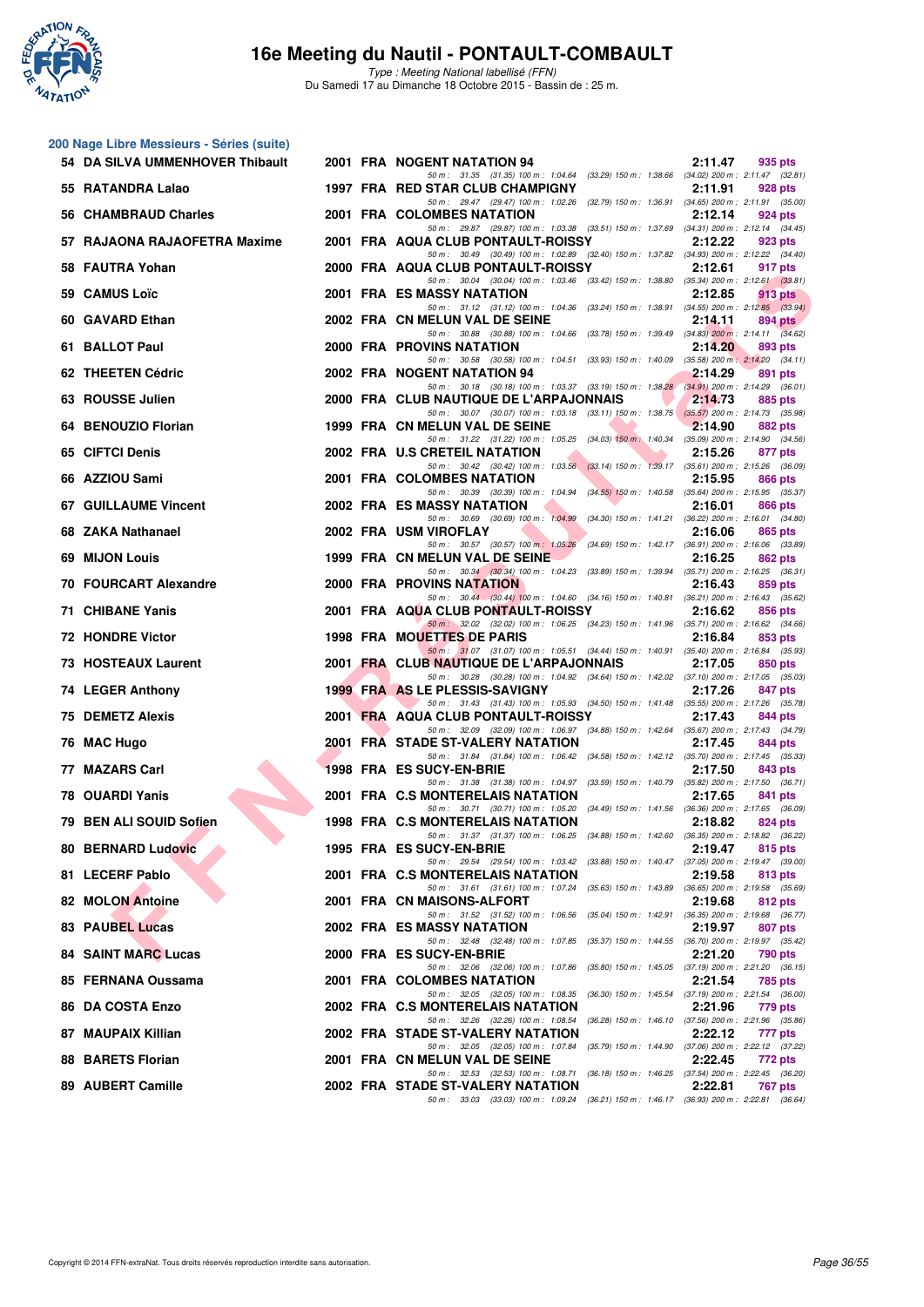# 16e Meeting du Nautil - PONTAULT-COMBAULT

*Type : Meeting National labellisé (FFN)*
Du Samedi 17 au Dimanche 18 Octobre 2015 - Bassin de : 25 m.

## 200 Nage Libre Messieurs - Séries (suite)

| Rang | Nom | Année | Nat. | Club | Temps | Points |
|---|---|---|---|---|---|---|
| 54 | DA SILVA UMMENHOVER Thibault | 2001 | FRA | NOGENT NATATION 94 | 2:11.47 | 935 pts |
| | 50 m : 31.35 (31.35) 100 m : 1:04.64 (33.29) 150 m : 1:38.66 (34.02) 200 m : 2:11.47 (32.81) | | | | | |
| 55 | RATANDRA Lalao | 1997 | FRA | RED STAR CLUB CHAMPIGNY | 2:11.91 | 928 pts |
| | 50 m : 29.47 (29.47) 100 m : 1:02.26 (32.79) 150 m : 1:36.91 (34.65) 200 m : 2:11.91 (35.00) | | | | | |
| 56 | CHAMBRAUD Charles | 2001 | FRA | COLOMBES NATATION | 2:12.14 | 924 pts |
| | 50 m : 29.87 (29.87) 100 m : 1:03.38 (33.51) 150 m : 1:37.69 (34.31) 200 m : 2:12.14 (34.45) | | | | | |
| 57 | RAJAONA RAJAOFETRA Maxime | 2001 | FRA | AQUA CLUB PONTAULT-ROISSY | 2:12.22 | 923 pts |
| | 50 m : 30.49 (30.49) 100 m : 1:02.89 (32.40) 150 m : 1:37.82 (34.93) 200 m : 2:12.22 (34.40) | | | | | |
| 58 | FAUTRA Yohan | 2000 | FRA | AQUA CLUB PONTAULT-ROISSY | 2:12.61 | 917 pts |
| | 50 m : 30.04 (30.04) 100 m : 1:03.46 (33.42) 150 m : 1:38.80 (35.34) 200 m : 2:12.61 (33.81) | | | | | |
| 59 | CAMUS Loïc | 2001 | FRA | ES MASSY NATATION | 2:12.85 | 913 pts |
| | 50 m : 31.12 (31.12) 100 m : 1:04.36 (33.24) 150 m : 1:38.91 (34.55) 200 m : 2:12.85 (33.94) | | | | | |
| 60 | GAVARD Ethan | 2002 | FRA | CN MELUN VAL DE SEINE | 2:14.11 | 894 pts |
| | 50 m : 30.88 (30.88) 100 m : 1:04.66 (33.78) 150 m : 1:39.49 (34.83) 200 m : 2:14.11 (34.62) | | | | | |
| 61 | BALLOT Paul | 2000 | FRA | PROVINS NATATION | 2:14.20 | 893 pts |
| | 50 m : 30.58 (30.58) 100 m : 1:04.51 (33.93) 150 m : 1:40.09 (35.58) 200 m : 2:14.20 (34.11) | | | | | |
| 62 | THEETEN Cédric | 2002 | FRA | NOGENT NATATION 94 | 2:14.29 | 891 pts |
| | 50 m : 30.18 (30.18) 100 m : 1:03.37 (33.19) 150 m : 1:38.28 (34.91) 200 m : 2:14.29 (36.01) | | | | | |
| 63 | ROUSSE Julien | 2000 | FRA | CLUB NAUTIQUE DE L'ARPAJONNAIS | 2:14.73 | 885 pts |
| | 50 m : 30.07 (30.07) 100 m : 1:03.18 (33.11) 150 m : 1:38.75 (35.57) 200 m : 2:14.73 (35.98) | | | | | |
| 64 | BENOUZIO Florian | 1999 | FRA | CN MELUN VAL DE SEINE | 2:14.90 | 882 pts |
| | 50 m : 31.22 (31.22) 100 m : 1:05.25 (34.03) 150 m : 1:40.34 (35.09) 200 m : 2:14.90 (34.56) | | | | | |
| 65 | CIFTCI Denis | 2002 | FRA | U.S CRETEIL NATATION | 2:15.26 | 877 pts |
| | 50 m : 30.42 (30.42) 100 m : 1:03.56 (33.14) 150 m : 1:39.17 (35.61) 200 m : 2:15.26 (36.09) | | | | | |
| 66 | AZZIOU Sami | 2001 | FRA | COLOMBES NATATION | 2:15.95 | 866 pts |
| | 50 m : 30.39 (30.39) 100 m : 1:04.94 (34.55) 150 m : 1:40.58 (35.64) 200 m : 2:15.95 (35.37) | | | | | |
| 67 | GUILLAUME Vincent | 2002 | FRA | ES MASSY NATATION | 2:16.01 | 866 pts |
| | 50 m : 30.69 (30.69) 100 m : 1:04.99 (34.30) 150 m : 1:41.21 (36.22) 200 m : 2:16.01 (34.80) | | | | | |
| 68 | ZAKA Nathanael | 2002 | FRA | USM VIROFLAY | 2:16.06 | 865 pts |
| | 50 m : 30.57 (30.57) 100 m : 1:05.26 (34.69) 150 m : 1:42.17 (36.91) 200 m : 2:16.06 (33.89) | | | | | |
| 69 | MIJON Louis | 1999 | FRA | CN MELUN VAL DE SEINE | 2:16.25 | 862 pts |
| | 50 m : 30.34 (30.34) 100 m : 1:04.23 (33.89) 150 m : 1:39.94 (35.71) 200 m : 2:16.25 (36.31) | | | | | |
| 70 | FOURCART Alexandre | 2000 | FRA | PROVINS NATATION | 2:16.43 | 859 pts |
| | 50 m : 30.44 (30.44) 100 m : 1:04.60 (34.16) 150 m : 1:40.81 (36.21) 200 m : 2:16.43 (35.62) | | | | | |
| 71 | CHIBANE Yanis | 2001 | FRA | AQUA CLUB PONTAULT-ROISSY | 2:16.62 | 856 pts |
| | 50 m : 32.02 (32.02) 100 m : 1:06.25 (34.23) 150 m : 1:41.96 (35.71) 200 m : 2:16.62 (34.66) | | | | | |
| 72 | HONDRE Victor | 1998 | FRA | MOUETTES DE PARIS | 2:16.84 | 853 pts |
| | 50 m : 31.07 (31.07) 100 m : 1:05.51 (34.44) 150 m : 1:40.91 (35.40) 200 m : 2:16.84 (35.93) | | | | | |
| 73 | HOSTEAUX Laurent | 2001 | FRA | CLUB NAUTIQUE DE L'ARPAJONNAIS | 2:17.05 | 850 pts |
| | 50 m : 30.28 (30.28) 100 m : 1:04.92 (34.64) 150 m : 1:42.02 (37.10) 200 m : 2:17.05 (35.03) | | | | | |
| 74 | LEGER Anthony | 1999 | FRA | AS LE PLESSIS-SAVIGNY | 2:17.26 | 847 pts |
| | 50 m : 31.43 (31.43) 100 m : 1:05.93 (34.50) 150 m : 1:41.48 (35.55) 200 m : 2:17.26 (35.78) | | | | | |
| 75 | DEMETZ Alexis | 2001 | FRA | AQUA CLUB PONTAULT-ROISSY | 2:17.43 | 844 pts |
| | 50 m : 32.09 (32.09) 100 m : 1:06.97 (34.88) 150 m : 1:42.64 (35.67) 200 m : 2:17.43 (34.79) | | | | | |
| 76 | MAC Hugo | 2001 | FRA | STADE ST-VALERY NATATION | 2:17.45 | 844 pts |
| | 50 m : 31.84 (31.84) 100 m : 1:06.42 (34.58) 150 m : 1:42.12 (35.70) 200 m : 2:17.45 (35.33) | | | | | |
| 77 | MAZARS Carl | 1998 | FRA | ES SUCY-EN-BRIE | 2:17.50 | 843 pts |
| | 50 m : 31.38 (31.38) 100 m : 1:04.97 (33.59) 150 m : 1:40.79 (35.82) 200 m : 2:17.50 (36.71) | | | | | |
| 78 | OUARDI Yanis | 2001 | FRA | C.S MONTERELAIS NATATION | 2:17.65 | 841 pts |
| | 50 m : 30.71 (30.71) 100 m : 1:05.20 (34.49) 150 m : 1:41.56 (36.36) 200 m : 2:17.65 (36.09) | | | | | |
| 79 | BEN ALI SOUID Sofien | 1998 | FRA | C.S MONTERELAIS NATATION | 2:18.82 | 824 pts |
| | 50 m : 31.37 (31.37) 100 m : 1:06.25 (34.88) 150 m : 1:42.60 (36.35) 200 m : 2:18.82 (36.22) | | | | | |
| 80 | BERNARD Ludovic | 1995 | FRA | ES SUCY-EN-BRIE | 2:19.47 | 815 pts |
| | 50 m : 29.54 (29.54) 100 m : 1:03.42 (33.88) 150 m : 1:40.47 (37.05) 200 m : 2:19.47 (39.00) | | | | | |
| 81 | LECERF Pablo | 2001 | FRA | C.S MONTERELAIS NATATION | 2:19.58 | 813 pts |
| | 50 m : 31.61 (31.61) 100 m : 1:07.24 (35.63) 150 m : 1:43.89 (36.65) 200 m : 2:19.58 (35.69) | | | | | |
| 82 | MOLON Antoine | 2001 | FRA | CN MAISONS-ALFORT | 2:19.68 | 812 pts |
| | 50 m : 31.52 (31.52) 100 m : 1:06.56 (35.04) 150 m : 1:42.91 (36.35) 200 m : 2:19.68 (36.77) | | | | | |
| 83 | PAUBEL Lucas | 2002 | FRA | ES MASSY NATATION | 2:19.97 | 807 pts |
| | 50 m : 32.48 (32.48) 100 m : 1:07.85 (35.37) 150 m : 1:44.55 (36.70) 200 m : 2:19.97 (35.42) | | | | | |
| 84 | SAINT MARC Lucas | 2000 | FRA | ES SUCY-EN-BRIE | 2:21.20 | 790 pts |
| | 50 m : 32.06 (32.06) 100 m : 1:07.86 (35.80) 150 m : 1:45.05 (37.19) 200 m : 2:21.20 (36.15) | | | | | |
| 85 | FERNANA Oussama | 2001 | FRA | COLOMBES NATATION | 2:21.54 | 785 pts |
| | 50 m : 32.05 (32.05) 100 m : 1:08.35 (36.30) 150 m : 1:45.54 (37.19) 200 m : 2:21.54 (36.00) | | | | | |
| 86 | DA COSTA Enzo | 2002 | FRA | C.S MONTERELAIS NATATION | 2:21.96 | 779 pts |
| | 50 m : 32.26 (32.26) 100 m : 1:08.54 (36.28) 150 m : 1:46.10 (37.56) 200 m : 2:21.96 (35.86) | | | | | |
| 87 | MAUPAIX Killian | 2002 | FRA | STADE ST-VALERY NATATION | 2:22.12 | 777 pts |
| | 50 m : 32.05 (32.05) 100 m : 1:07.84 (35.79) 150 m : 1:44.90 (37.06) 200 m : 2:22.12 (37.22) | | | | | |
| 88 | BARETS Florian | 2001 | FRA | CN MELUN VAL DE SEINE | 2:22.45 | 772 pts |
| | 50 m : 32.53 (32.53) 100 m : 1:08.71 (36.18) 150 m : 1:46.25 (37.54) 200 m : 2:22.45 (36.20) | | | | | |
| 89 | AUBERT Camille | 2002 | FRA | STADE ST-VALERY NATATION | 2:22.81 | 767 pts |
| | 50 m : 33.03 (33.03) 100 m : 1:09.24 (36.21) 150 m : 1:46.17 (36.93) 200 m : 2:22.81 (36.64) | | | | | |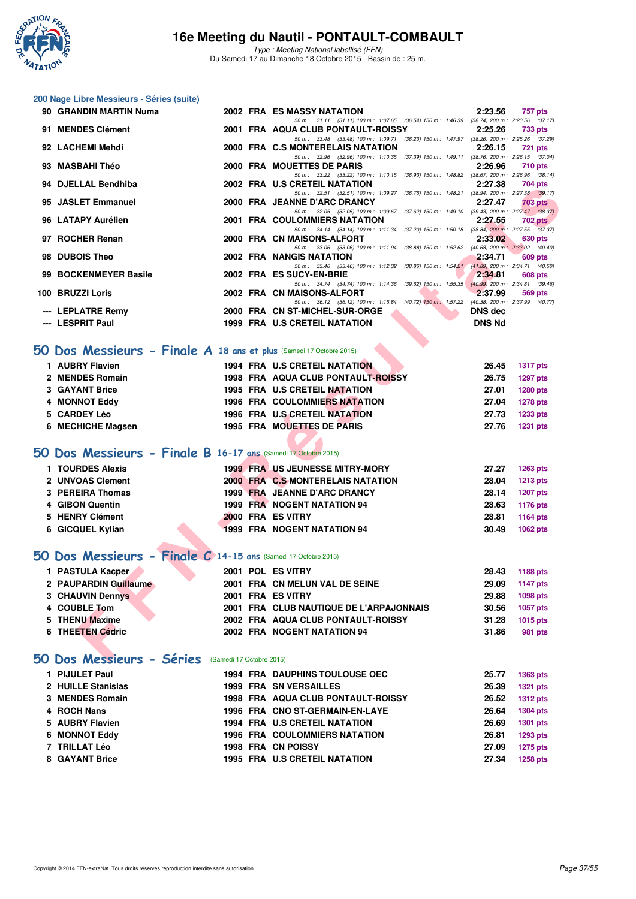## 200 Nage Libre Messieurs - Séries (suite)

| Rang | Nom | Année | Nat | Club | Temps | Points |
|---|---|---|---|---|---|---|
| 90 | GRANDIN MARTIN Numa | 2002 | FRA | ES MASSY NATATION | 2:23.56 | 757 pts |
| | | | | 50 m : 31.11 (31.11) 100 m : 1:07.65 (36.54) 150 m : 1:46.39 (38.74) 200 m : 2:23.56 (37.17) | | |
| 91 | MENDES Clément | 2001 | FRA | AQUA CLUB PONTAULT-ROISSY | 2:25.26 | 733 pts |
| | | | | 50 m : 33.48 (33.48) 100 m : 1:09.71 (36.23) 150 m : 1:47.97 (38.26) 200 m : 2:25.26 (37.29) | | |
| 92 | LACHEMI Mehdi | 2000 | FRA | C.S MONTERELAIS NATATION | 2:26.15 | 721 pts |
| | | | | 50 m : 32.96 (32.96) 100 m : 1:10.35 (37.39) 150 m : 1:49.11 (38.76) 200 m : 2:26.15 (37.04) | | |
| 93 | MASBAHI Théo | 2000 | FRA | MOUETTES DE PARIS | 2:26.96 | 710 pts |
| | | | | 50 m : 33.22 (33.22) 100 m : 1:10.15 (36.93) 150 m : 1:48.82 (38.67) 200 m : 2:26.96 (38.14) | | |
| 94 | DJELLAL Bendhiba | 2002 | FRA | U.S CRETEIL NATATION | 2:27.38 | 704 pts |
| | | | | 50 m : 32.51 (32.51) 100 m : 1:09.27 (36.76) 150 m : 1:48.21 (38.94) 200 m : 2:27.38 (39.17) | | |
| 95 | JASLET Emmanuel | 2000 | FRA | JEANNE D'ARC DRANCY | 2:27.47 | 703 pts |
| | | | | 50 m : 32.05 (32.05) 100 m : 1:09.67 (37.62) 150 m : 1:49.10 (39.43) 200 m : 2:27.47 (38.37) | | |
| 96 | LATAPY Aurélien | 2001 | FRA | COULOMMIERS NATATION | 2:27.55 | 702 pts |
| | | | | 50 m : 34.14 (34.14) 100 m : 1:11.34 (37.20) 150 m : 1:50.18 (38.84) 200 m : 2:27.55 (37.37) | | |
| 97 | ROCHER Renan | 2000 | FRA | CN MAISONS-ALFORT | 2:33.02 | 630 pts |
| | | | | 50 m : 33.06 (33.06) 100 m : 1:11.94 (38.88) 150 m : 1:52.62 (40.68) 200 m : 2:33.02 (40.40) | | |
| 98 | DUBOIS Theo | 2002 | FRA | NANGIS NATATION | 2:34.71 | 609 pts |
| | | | | 50 m : 33.46 (33.46) 100 m : 1:12.32 (38.86) 150 m : 1:54.21 (41.89) 200 m : 2:34.71 (40.50) | | |
| 99 | BOCKENMEYER Basile | 2002 | FRA | ES SUCY-EN-BRIE | 2:34.81 | 608 pts |
| | | | | 50 m : 34.74 (34.74) 100 m : 1:14.36 (39.62) 150 m : 1:55.35 (40.99) 200 m : 2:34.81 (39.46) | | |
| 100 | BRUZZI Loris | 2002 | FRA | CN MAISONS-ALFORT | 2:37.99 | 569 pts |
| | | | | 50 m : 36.12 (36.12) 100 m : 1:16.84 (40.72) 150 m : 1:57.22 (40.38) 200 m : 2:37.99 (40.77) | | |
| --- | LEPLATRE Remy | 2000 | FRA | CN ST-MICHEL-SUR-ORGE | DNS dec | |
| --- | LESPRIT Paul | 1999 | FRA | U.S CRETEIL NATATION | DNS Nd | |

## 50 Dos Messieurs - Finale A 18 ans et plus (Samedi 17 Octobre 2015)

| Rang | Nom | Année | Nat | Club | Temps | Points |
|---|---|---|---|---|---|---|
| 1 | AUBRY Flavien | 1994 | FRA | U.S CRETEIL NATATION | 26.45 | 1317 pts |
| 2 | MENDES Romain | 1998 | FRA | AQUA CLUB PONTAULT-ROISSY | 26.75 | 1297 pts |
| 3 | GAYANT Brice | 1995 | FRA | U.S CRETEIL NATATION | 27.01 | 1280 pts |
| 4 | MONNOT Eddy | 1996 | FRA | COULOMMIERS NATATION | 27.04 | 1278 pts |
| 5 | CARDEY Léo | 1996 | FRA | U.S CRETEIL NATATION | 27.73 | 1233 pts |
| 6 | MECHICHE Magsen | 1995 | FRA | MOUETTES DE PARIS | 27.76 | 1231 pts |

## 50 Dos Messieurs - Finale B 16-17 ans (Samedi 17 Octobre 2015)

| Rang | Nom | Année | Nat | Club | Temps | Points |
|---|---|---|---|---|---|---|
| 1 | TOURDES Alexis | 1999 | FRA | US JEUNESSE MITRY-MORY | 27.27 | 1263 pts |
| 2 | UNVOAS Clement | 2000 | FRA | C.S MONTERELAIS NATATION | 28.04 | 1213 pts |
| 3 | PEREIRA Thomas | 1999 | FRA | JEANNE D'ARC DRANCY | 28.14 | 1207 pts |
| 4 | GIBON Quentin | 1999 | FRA | NOGENT NATATION 94 | 28.63 | 1176 pts |
| 5 | HENRY Clément | 2000 | FRA | ES VITRY | 28.81 | 1164 pts |
| 6 | GICQUEL Kylian | 1999 | FRA | NOGENT NATATION 94 | 30.49 | 1062 pts |

## 50 Dos Messieurs - Finale C 14-15 ans (Samedi 17 Octobre 2015)

| Rang | Nom | Année | Nat | Club | Temps | Points |
|---|---|---|---|---|---|---|
| 1 | PASTULA Kacper | 2001 | POL | ES VITRY | 28.43 | 1188 pts |
| 2 | PAUPARDIN Guillaume | 2001 | FRA | CN MELUN VAL DE SEINE | 29.09 | 1147 pts |
| 3 | CHAUVIN Dennys | 2001 | FRA | ES VITRY | 29.88 | 1098 pts |
| 4 | COUBLE Tom | 2001 | FRA | CLUB NAUTIQUE DE L'ARPAJONNAIS | 30.56 | 1057 pts |
| 5 | THENU Maxime | 2002 | FRA | AQUA CLUB PONTAULT-ROISSY | 31.28 | 1015 pts |
| 6 | THEETEN Cédric | 2002 | FRA | NOGENT NATATION 94 | 31.86 | 981 pts |

## 50 Dos Messieurs - Séries (Samedi 17 Octobre 2015)

| Rang | Nom | Année | Nat | Club | Temps | Points |
|---|---|---|---|---|---|---|
| 1 | PIJULET Paul | 1994 | FRA | DAUPHINS TOULOUSE OEC | 25.77 | 1363 pts |
| 2 | HUILLE Stanislas | 1999 | FRA | SN VERSAILLES | 26.39 | 1321 pts |
| 3 | MENDES Romain | 1998 | FRA | AQUA CLUB PONTAULT-ROISSY | 26.52 | 1312 pts |
| 4 | ROCH Nans | 1996 | FRA | CNO ST-GERMAIN-EN-LAYE | 26.64 | 1304 pts |
| 5 | AUBRY Flavien | 1994 | FRA | U.S CRETEIL NATATION | 26.69 | 1301 pts |
| 6 | MONNOT Eddy | 1996 | FRA | COULOMMIERS NATATION | 26.81 | 1293 pts |
| 7 | TRILLAT Léo | 1998 | FRA | CN POISSY | 27.09 | 1275 pts |
| 8 | GAYANT Brice | 1995 | FRA | U.S CRETEIL NATATION | 27.34 | 1258 pts |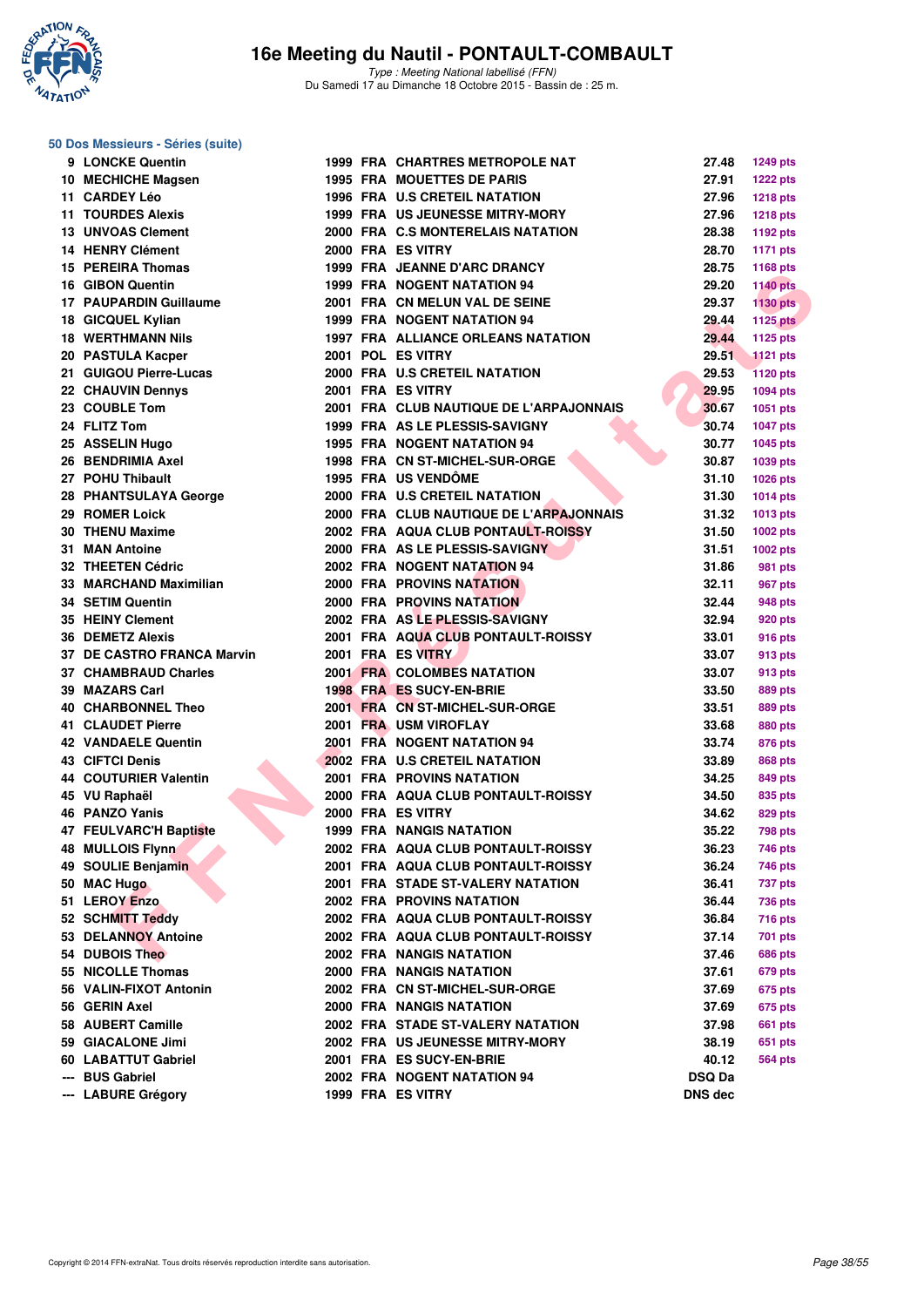# 16e Meeting du Nautil - PONTAULT-COMBAULT

*Type : Meeting National labellisé (FFN)*
Du Samedi 17 au Dimanche 18 Octobre 2015 - Bassin de : 25 m.

## 50 Dos Messieurs - Séries (suite)

| Place | Nom | Année | Nat. | Club | Temps | Points |
|---|---|---|---|---|---|---|
| 9 | LONCKE Quentin | 1999 | FRA | CHARTRES METROPOLE NAT | 27.48 | 1249 pts |
| 10 | MECHICHE Magsen | 1995 | FRA | MOUETTES DE PARIS | 27.91 | 1222 pts |
| 11 | CARDEY Léo | 1996 | FRA | U.S CRETEIL NATATION | 27.96 | 1218 pts |
| 11 | TOURDES Alexis | 1999 | FRA | US JEUNESSE MITRY-MORY | 27.96 | 1218 pts |
| 13 | UNVOAS Clement | 2000 | FRA | C.S MONTERELAIS NATATION | 28.38 | 1192 pts |
| 14 | HENRY Clément | 2000 | FRA | ES VITRY | 28.70 | 1171 pts |
| 15 | PEREIRA Thomas | 1999 | FRA | JEANNE D'ARC DRANCY | 28.75 | 1168 pts |
| 16 | GIBON Quentin | 1999 | FRA | NOGENT NATATION 94 | 29.20 | 1140 pts |
| 17 | PAUPARDIN Guillaume | 2001 | FRA | CN MELUN VAL DE SEINE | 29.37 | 1130 pts |
| 18 | GICQUEL Kylian | 1999 | FRA | NOGENT NATATION 94 | 29.44 | 1125 pts |
| 18 | WERTHMANN Nils | 1997 | FRA | ALLIANCE ORLEANS NATATION | 29.44 | 1125 pts |
| 20 | PASTULA Kacper | 2001 | POL | ES VITRY | 29.51 | 1121 pts |
| 21 | GUIGOU Pierre-Lucas | 2000 | FRA | U.S CRETEIL NATATION | 29.53 | 1120 pts |
| 22 | CHAUVIN Dennys | 2001 | FRA | ES VITRY | 29.95 | 1094 pts |
| 23 | COUBLE Tom | 2001 | FRA | CLUB NAUTIQUE DE L'ARPAJONNAIS | 30.67 | 1051 pts |
| 24 | FLITZ Tom | 1999 | FRA | AS LE PLESSIS-SAVIGNY | 30.74 | 1047 pts |
| 25 | ASSELIN Hugo | 1995 | FRA | NOGENT NATATION 94 | 30.77 | 1045 pts |
| 26 | BENDRIMIA Axel | 1998 | FRA | CN ST-MICHEL-SUR-ORGE | 30.87 | 1039 pts |
| 27 | POHU Thibault | 1995 | FRA | US VENDÔME | 31.10 | 1026 pts |
| 28 | PHANTSULAYA George | 2000 | FRA | U.S CRETEIL NATATION | 31.30 | 1014 pts |
| 29 | ROMER Loick | 2000 | FRA | CLUB NAUTIQUE DE L'ARPAJONNAIS | 31.32 | 1013 pts |
| 30 | THENU Maxime | 2002 | FRA | AQUA CLUB PONTAULT-ROISSY | 31.50 | 1002 pts |
| 31 | MAN Antoine | 2000 | FRA | AS LE PLESSIS-SAVIGNY | 31.51 | 1002 pts |
| 32 | THEETEN Cédric | 2002 | FRA | NOGENT NATATION 94 | 31.86 | 981 pts |
| 33 | MARCHAND Maximilian | 2000 | FRA | PROVINS NATATION | 32.11 | 967 pts |
| 34 | SETIM Quentin | 2000 | FRA | PROVINS NATATION | 32.44 | 948 pts |
| 35 | HEINY Clement | 2002 | FRA | AS LE PLESSIS-SAVIGNY | 32.94 | 920 pts |
| 36 | DEMETZ Alexis | 2001 | FRA | AQUA CLUB PONTAULT-ROISSY | 33.01 | 916 pts |
| 37 | DE CASTRO FRANCA Marvin | 2001 | FRA | ES VITRY | 33.07 | 913 pts |
| 37 | CHAMBRAUD Charles | 2001 | FRA | COLOMBES NATATION | 33.07 | 913 pts |
| 39 | MAZARS Carl | 1998 | FRA | ES SUCY-EN-BRIE | 33.50 | 889 pts |
| 40 | CHARBONNEL Theo | 2001 | FRA | CN ST-MICHEL-SUR-ORGE | 33.51 | 889 pts |
| 41 | CLAUDET Pierre | 2001 | FRA | USM VIROFLAY | 33.68 | 880 pts |
| 42 | VANDAELE Quentin | 2001 | FRA | NOGENT NATATION 94 | 33.74 | 876 pts |
| 43 | CIFTCI Denis | 2002 | FRA | U.S CRETEIL NATATION | 33.89 | 868 pts |
| 44 | COUTURIER Valentin | 2001 | FRA | PROVINS NATATION | 34.25 | 849 pts |
| 45 | VU Raphaël | 2000 | FRA | AQUA CLUB PONTAULT-ROISSY | 34.50 | 835 pts |
| 46 | PANZO Yanis | 2000 | FRA | ES VITRY | 34.62 | 829 pts |
| 47 | FEULVARC'H Baptiste | 1999 | FRA | NANGIS NATATION | 35.22 | 798 pts |
| 48 | MULLOIS Flynn | 2002 | FRA | AQUA CLUB PONTAULT-ROISSY | 36.23 | 746 pts |
| 49 | SOULIE Benjamin | 2001 | FRA | AQUA CLUB PONTAULT-ROISSY | 36.24 | 746 pts |
| 50 | MAC Hugo | 2001 | FRA | STADE ST-VALERY NATATION | 36.41 | 737 pts |
| 51 | LEROY Enzo | 2002 | FRA | PROVINS NATATION | 36.44 | 736 pts |
| 52 | SCHMITT Teddy | 2002 | FRA | AQUA CLUB PONTAULT-ROISSY | 36.84 | 716 pts |
| 53 | DELANNOY Antoine | 2002 | FRA | AQUA CLUB PONTAULT-ROISSY | 37.14 | 701 pts |
| 54 | DUBOIS Theo | 2002 | FRA | NANGIS NATATION | 37.46 | 686 pts |
| 55 | NICOLLE Thomas | 2000 | FRA | NANGIS NATATION | 37.61 | 679 pts |
| 56 | VALIN-FIXOT Antonin | 2002 | FRA | CN ST-MICHEL-SUR-ORGE | 37.69 | 675 pts |
| 56 | GERIN Axel | 2000 | FRA | NANGIS NATATION | 37.69 | 675 pts |
| 58 | AUBERT Camille | 2002 | FRA | STADE ST-VALERY NATATION | 37.98 | 661 pts |
| 59 | GIACALONE Jimi | 2002 | FRA | US JEUNESSE MITRY-MORY | 38.19 | 651 pts |
| 60 | LABATTUT Gabriel | 2001 | FRA | ES SUCY-EN-BRIE | 40.12 | 564 pts |
| --- | BUS Gabriel | 2002 | FRA | NOGENT NATATION 94 | DSQ Da | |
| --- | LABURE Grégory | 1999 | FRA | ES VITRY | DNS dec | |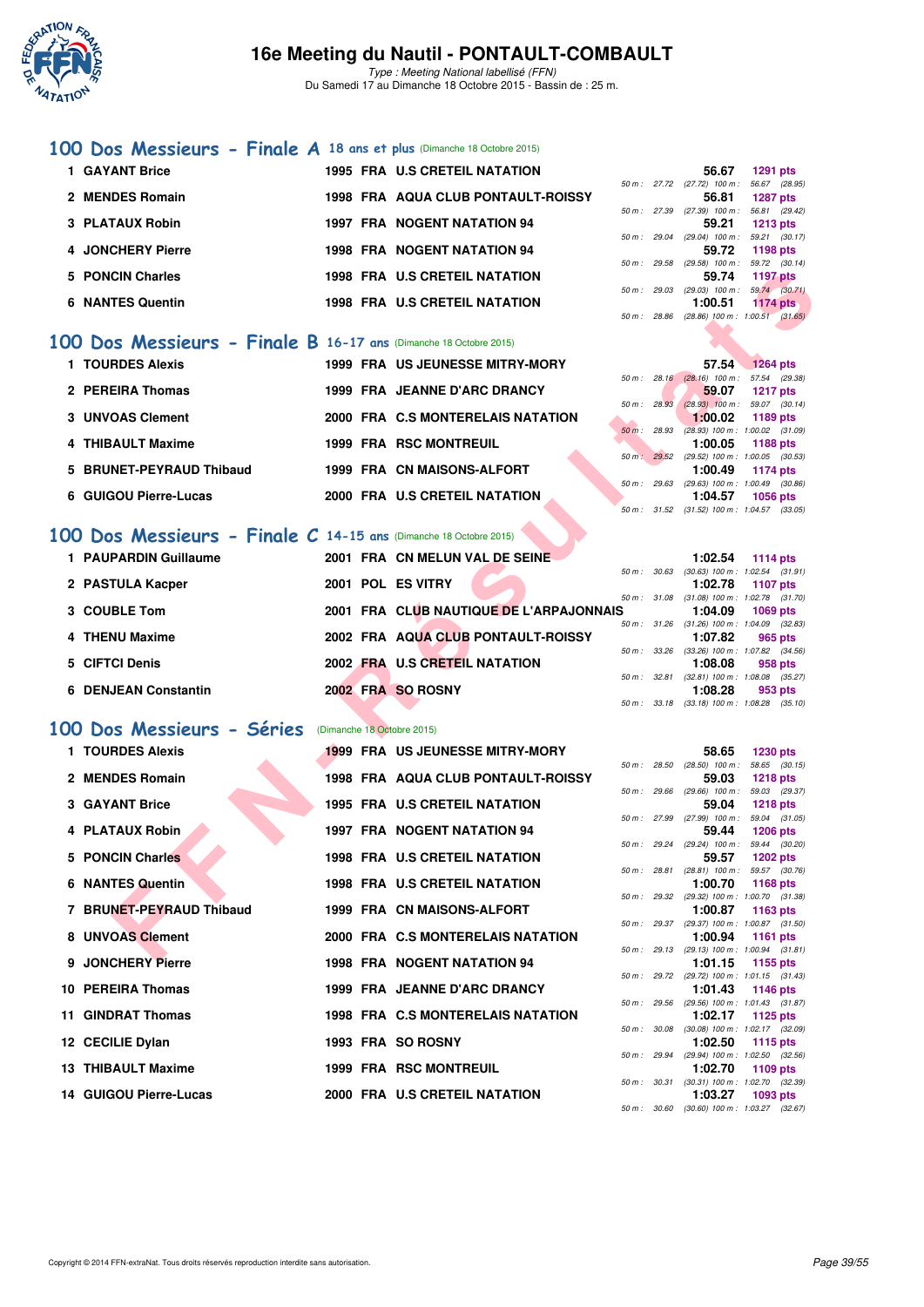# 16e Meeting du Nautil - PONTAULT-COMBAULT

*Type : Meeting National labellisé (FFN)*
Du Samedi 17 au Dimanche 18 Octobre 2015 - Bassin de : 25 m.

## 100 Dos Messieurs - Finale A 18 ans et plus (Dimanche 18 Octobre 2015)

| Rang | Nom | Année | Nat. | Club | Temps | Points | 50 m | 100 m |
|---|---|---|---|---|---|---|---|---|
| 1 | GAYANT Brice | 1995 | FRA | U.S CRETEIL NATATION | 56.67 | 1291 pts | 27.72 (27.72) | 56.67 (28.95) |
| 2 | MENDES Romain | 1998 | FRA | AQUA CLUB PONTAULT-ROISSY | 56.81 | 1287 pts | 27.39 (27.39) | 56.81 (29.42) |
| 3 | PLATAUX Robin | 1997 | FRA | NOGENT NATATION 94 | 59.21 | 1213 pts | 29.04 (29.04) | 59.21 (30.17) |
| 4 | JONCHERY Pierre | 1998 | FRA | NOGENT NATATION 94 | 59.72 | 1198 pts | 29.58 (29.58) | 59.72 (30.14) |
| 5 | PONCIN Charles | 1998 | FRA | U.S CRETEIL NATATION | 59.74 | 1197 pts | 29.03 (29.03) | 59.74 (30.71) |
| 6 | NANTES Quentin | 1998 | FRA | U.S CRETEIL NATATION | 1:00.51 | 1174 pts | 28.86 (28.86) | 1:00.51 (31.65) |

## 100 Dos Messieurs - Finale B 16-17 ans (Dimanche 18 Octobre 2015)

| Rang | Nom | Année | Nat. | Club | Temps | Points | 50 m | 100 m |
|---|---|---|---|---|---|---|---|---|
| 1 | TOURDES Alexis | 1999 | FRA | US JEUNESSE MITRY-MORY | 57.54 | 1264 pts | 28.16 (28.16) | 57.54 (29.38) |
| 2 | PEREIRA Thomas | 1999 | FRA | JEANNE D'ARC DRANCY | 59.07 | 1217 pts | 28.93 (28.93) | 59.07 (30.14) |
| 3 | UNVOAS Clement | 2000 | FRA | C.S MONTERELAIS NATATION | 1:00.02 | 1189 pts | 28.93 (28.93) | 1:00.02 (31.09) |
| 4 | THIBAULT Maxime | 1999 | FRA | RSC MONTREUIL | 1:00.05 | 1188 pts | 29.52 (29.52) | 1:00.05 (30.53) |
| 5 | BRUNET-PEYRAUD Thibaud | 1999 | FRA | CN MAISONS-ALFORT | 1:00.49 | 1174 pts | 29.63 (29.63) | 1:00.49 (30.86) |
| 6 | GUIGOU Pierre-Lucas | 2000 | FRA | U.S CRETEIL NATATION | 1:04.57 | 1056 pts | 31.52 (31.52) | 1:04.57 (33.05) |

## 100 Dos Messieurs - Finale C 14-15 ans (Dimanche 18 Octobre 2015)

| Rang | Nom | Année | Nat. | Club | Temps | Points | 50 m | 100 m |
|---|---|---|---|---|---|---|---|---|
| 1 | PAUPARDIN Guillaume | 2001 | FRA | CN MELUN VAL DE SEINE | 1:02.54 | 1114 pts | 30.63 (30.63) | 1:02.54 (31.91) |
| 2 | PASTULA Kacper | 2001 | POL | ES VITRY | 1:02.78 | 1107 pts | 31.08 (31.08) | 1:02.78 (31.70) |
| 3 | COUBLE Tom | 2001 | FRA | CLUB NAUTIQUE DE L'ARPAJONNAIS | 1:04.09 | 1069 pts | 31.26 (31.26) | 1:04.09 (32.83) |
| 4 | THENU Maxime | 2002 | FRA | AQUA CLUB PONTAULT-ROISSY | 1:07.82 | 965 pts | 33.26 (33.26) | 1:07.82 (34.56) |
| 5 | CIFTCI Denis | 2002 | FRA | U.S CRETEIL NATATION | 1:08.08 | 958 pts | 32.81 (32.81) | 1:08.08 (35.27) |
| 6 | DENJEAN Constantin | 2002 | FRA | SO ROSNY | 1:08.28 | 953 pts | 33.18 (33.18) | 1:08.28 (35.10) |

## 100 Dos Messieurs - Séries (Dimanche 18 Octobre 2015)

| Rang | Nom | Année | Nat. | Club | Temps | Points | 50 m | 100 m |
|---|---|---|---|---|---|---|---|---|
| 1 | TOURDES Alexis | 1999 | FRA | US JEUNESSE MITRY-MORY | 58.65 | 1230 pts | 28.50 (28.50) | 58.65 (30.15) |
| 2 | MENDES Romain | 1998 | FRA | AQUA CLUB PONTAULT-ROISSY | 59.03 | 1218 pts | 29.66 (29.66) | 59.03 (29.37) |
| 3 | GAYANT Brice | 1995 | FRA | U.S CRETEIL NATATION | 59.04 | 1218 pts | 27.99 (27.99) | 59.04 (31.05) |
| 4 | PLATAUX Robin | 1997 | FRA | NOGENT NATATION 94 | 59.44 | 1206 pts | 29.24 (29.24) | 59.44 (30.20) |
| 5 | PONCIN Charles | 1998 | FRA | U.S CRETEIL NATATION | 59.57 | 1202 pts | 28.81 (28.81) | 59.57 (30.76) |
| 6 | NANTES Quentin | 1998 | FRA | U.S CRETEIL NATATION | 1:00.70 | 1168 pts | 29.32 (29.32) | 1:00.70 (31.38) |
| 7 | BRUNET-PEYRAUD Thibaud | 1999 | FRA | CN MAISONS-ALFORT | 1:00.87 | 1163 pts | 29.37 (29.37) | 1:00.87 (31.50) |
| 8 | UNVOAS Clement | 2000 | FRA | C.S MONTERELAIS NATATION | 1:00.94 | 1161 pts | 29.13 (29.13) | 1:00.94 (31.81) |
| 9 | JONCHERY Pierre | 1998 | FRA | NOGENT NATATION 94 | 1:01.15 | 1155 pts | 29.72 (29.72) | 1:01.15 (31.43) |
| 10 | PEREIRA Thomas | 1999 | FRA | JEANNE D'ARC DRANCY | 1:01.43 | 1146 pts | 29.56 (29.56) | 1:01.43 (31.87) |
| 11 | GINDRAT Thomas | 1998 | FRA | C.S MONTERELAIS NATATION | 1:02.17 | 1125 pts | 30.08 (30.08) | 1:02.17 (32.09) |
| 12 | CECILIE Dylan | 1993 | FRA | SO ROSNY | 1:02.50 | 1115 pts | 29.94 (29.94) | 1:02.50 (32.56) |
| 13 | THIBAULT Maxime | 1999 | FRA | RSC MONTREUIL | 1:02.70 | 1109 pts | 30.31 (30.31) | 1:02.70 (32.39) |
| 14 | GUIGOU Pierre-Lucas | 2000 | FRA | U.S CRETEIL NATATION | 1:03.27 | 1093 pts | 30.60 (30.60) | 1:03.27 (32.67) |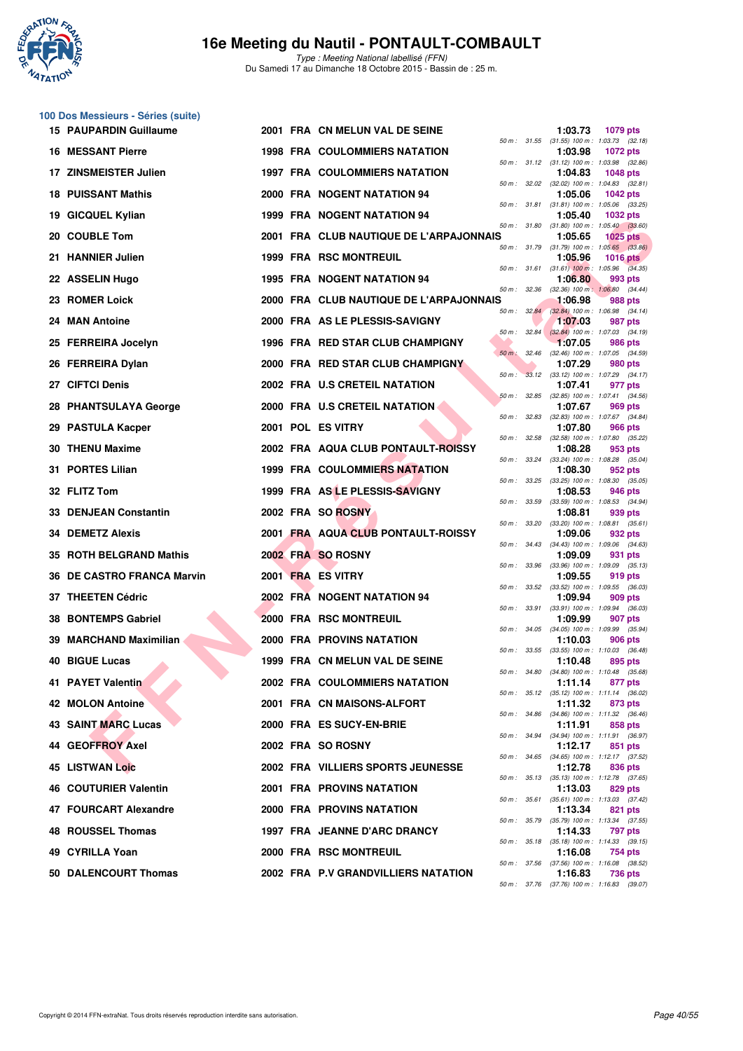# 16e Meeting du Nautil - PONTAULT-COMBAULT

*Type : Meeting National labellisé (FFN)*
Du Samedi 17 au Dimanche 18 Octobre 2015 - Bassin de : 25 m.

## 100 Dos Messieurs - Séries (suite)

| Rg | Nom | Année | Nat | Club | Temps | Points | Splits |
|---|---|---|---|---|---|---|---|
| 15 | PAUPARDIN Guillaume | 2001 | FRA | CN MELUN VAL DE SEINE | 1:03.73 | 1079 pts | 50 m : 31.55 (31.55) 100 m : 1:03.73 (32.18) |
| 16 | MESSANT Pierre | 1998 | FRA | COULOMMIERS NATATION | 1:03.98 | 1072 pts | 50 m : 31.12 (31.12) 100 m : 1:03.98 (32.86) |
| 17 | ZINSMEISTER Julien | 1997 | FRA | COULOMMIERS NATATION | 1:04.83 | 1048 pts | 50 m : 32.02 (32.02) 100 m : 1:04.83 (32.81) |
| 18 | PUISSANT Mathis | 2000 | FRA | NOGENT NATATION 94 | 1:05.06 | 1042 pts | 50 m : 31.81 (31.81) 100 m : 1:05.06 (33.25) |
| 19 | GICQUEL Kylian | 1999 | FRA | NOGENT NATATION 94 | 1:05.40 | 1032 pts | 50 m : 31.80 (31.80) 100 m : 1:05.40 (33.60) |
| 20 | COUBLE Tom | 2001 | FRA | CLUB NAUTIQUE DE L'ARPAJONNAIS | 1:05.65 | 1025 pts | 50 m : 31.79 (31.79) 100 m : 1:05.65 (33.86) |
| 21 | HANNIER Julien | 1999 | FRA | RSC MONTREUIL | 1:05.96 | 1016 pts | 50 m : 31.61 (31.61) 100 m : 1:05.96 (34.35) |
| 22 | ASSELIN Hugo | 1995 | FRA | NOGENT NATATION 94 | 1:06.80 | 993 pts | 50 m : 32.36 (32.36) 100 m : 1:06.80 (34.44) |
| 23 | ROMER Loick | 2000 | FRA | CLUB NAUTIQUE DE L'ARPAJONNAIS | 1:06.98 | 988 pts | 50 m : 32.84 (32.84) 100 m : 1:06.98 (34.14) |
| 24 | MAN Antoine | 2000 | FRA | AS LE PLESSIS-SAVIGNY | 1:07.03 | 987 pts | 50 m : 32.84 (32.84) 100 m : 1:07.03 (34.19) |
| 25 | FERREIRA Jocelyn | 1996 | FRA | RED STAR CLUB CHAMPIGNY | 1:07.05 | 986 pts | 50 m : 32.46 (32.46) 100 m : 1:07.05 (34.59) |
| 26 | FERREIRA Dylan | 2000 | FRA | RED STAR CLUB CHAMPIGNY | 1:07.29 | 980 pts | 50 m : 33.12 (33.12) 100 m : 1:07.29 (34.17) |
| 27 | CIFTCI Denis | 2002 | FRA | U.S CRETEIL NATATION | 1:07.41 | 977 pts | 50 m : 32.85 (32.85) 100 m : 1:07.41 (34.56) |
| 28 | PHANTSULAYA George | 2000 | FRA | U.S CRETEIL NATATION | 1:07.67 | 969 pts | 50 m : 32.83 (32.83) 100 m : 1:07.67 (34.84) |
| 29 | PASTULA Kacper | 2001 | POL | ES VITRY | 1:07.80 | 966 pts | 50 m : 32.58 (32.58) 100 m : 1:07.80 (35.22) |
| 30 | THENU Maxime | 2002 | FRA | AQUA CLUB PONTAULT-ROISSY | 1:08.28 | 953 pts | 50 m : 33.24 (33.24) 100 m : 1:08.28 (35.04) |
| 31 | PORTES Lilian | 1999 | FRA | COULOMMIERS NATATION | 1:08.30 | 952 pts | 50 m : 33.25 (33.25) 100 m : 1:08.30 (35.05) |
| 32 | FLITZ Tom | 1999 | FRA | AS LE PLESSIS-SAVIGNY | 1:08.53 | 946 pts | 50 m : 33.59 (33.59) 100 m : 1:08.53 (34.94) |
| 33 | DENJEAN Constantin | 2002 | FRA | SO ROSNY | 1:08.81 | 939 pts | 50 m : 33.20 (33.20) 100 m : 1:08.81 (35.61) |
| 34 | DEMETZ Alexis | 2001 | FRA | AQUA CLUB PONTAULT-ROISSY | 1:09.06 | 932 pts | 50 m : 34.43 (34.43) 100 m : 1:09.06 (34.63) |
| 35 | ROTH BELGRAND Mathis | 2002 | FRA | SO ROSNY | 1:09.09 | 931 pts | 50 m : 33.96 (33.96) 100 m : 1:09.09 (35.13) |
| 36 | DE CASTRO FRANCA Marvin | 2001 | FRA | ES VITRY | 1:09.55 | 919 pts | 50 m : 33.52 (33.52) 100 m : 1:09.55 (36.03) |
| 37 | THEETEN Cédric | 2002 | FRA | NOGENT NATATION 94 | 1:09.94 | 909 pts | 50 m : 33.91 (33.91) 100 m : 1:09.94 (36.03) |
| 38 | BONTEMPS Gabriel | 2000 | FRA | RSC MONTREUIL | 1:09.99 | 907 pts | 50 m : 34.05 (34.05) 100 m : 1:09.99 (35.94) |
| 39 | MARCHAND Maximilian | 2000 | FRA | PROVINS NATATION | 1:10.03 | 906 pts | 50 m : 33.55 (33.55) 100 m : 1:10.03 (36.48) |
| 40 | BIGUE Lucas | 1999 | FRA | CN MELUN VAL DE SEINE | 1:10.48 | 895 pts | 50 m : 34.80 (34.80) 100 m : 1:10.48 (35.68) |
| 41 | PAYET Valentin | 2002 | FRA | COULOMMIERS NATATION | 1:11.14 | 877 pts | 50 m : 35.12 (35.12) 100 m : 1:11.14 (36.02) |
| 42 | MOLON Antoine | 2001 | FRA | CN MAISONS-ALFORT | 1:11.32 | 873 pts | 50 m : 34.86 (34.86) 100 m : 1:11.32 (36.46) |
| 43 | SAINT MARC Lucas | 2000 | FRA | ES SUCY-EN-BRIE | 1:11.91 | 858 pts | 50 m : 34.94 (34.94) 100 m : 1:11.91 (36.97) |
| 44 | GEOFFROY Axel | 2002 | FRA | SO ROSNY | 1:12.17 | 851 pts | 50 m : 34.65 (34.65) 100 m : 1:12.17 (37.52) |
| 45 | LISTWAN Loïc | 2002 | FRA | VILLIERS SPORTS JEUNESSE | 1:12.78 | 836 pts | 50 m : 35.13 (35.13) 100 m : 1:12.78 (37.65) |
| 46 | COUTURIER Valentin | 2001 | FRA | PROVINS NATATION | 1:13.03 | 829 pts | 50 m : 35.61 (35.61) 100 m : 1:13.03 (37.42) |
| 47 | FOURCART Alexandre | 2000 | FRA | PROVINS NATATION | 1:13.34 | 821 pts | 50 m : 35.79 (35.79) 100 m : 1:13.34 (37.55) |
| 48 | ROUSSEL Thomas | 1997 | FRA | JEANNE D'ARC DRANCY | 1:14.33 | 797 pts | 50 m : 35.18 (35.18) 100 m : 1:14.33 (39.15) |
| 49 | CYRILLA Yoan | 2000 | FRA | RSC MONTREUIL | 1:16.08 | 754 pts | 50 m : 37.56 (37.56) 100 m : 1:16.08 (38.52) |
| 50 | DALENCOURT Thomas | 2002 | FRA | P.V GRANDVILLIERS NATATION | 1:16.83 | 736 pts | 50 m : 37.76 (37.76) 100 m : 1:16.83 (39.07) |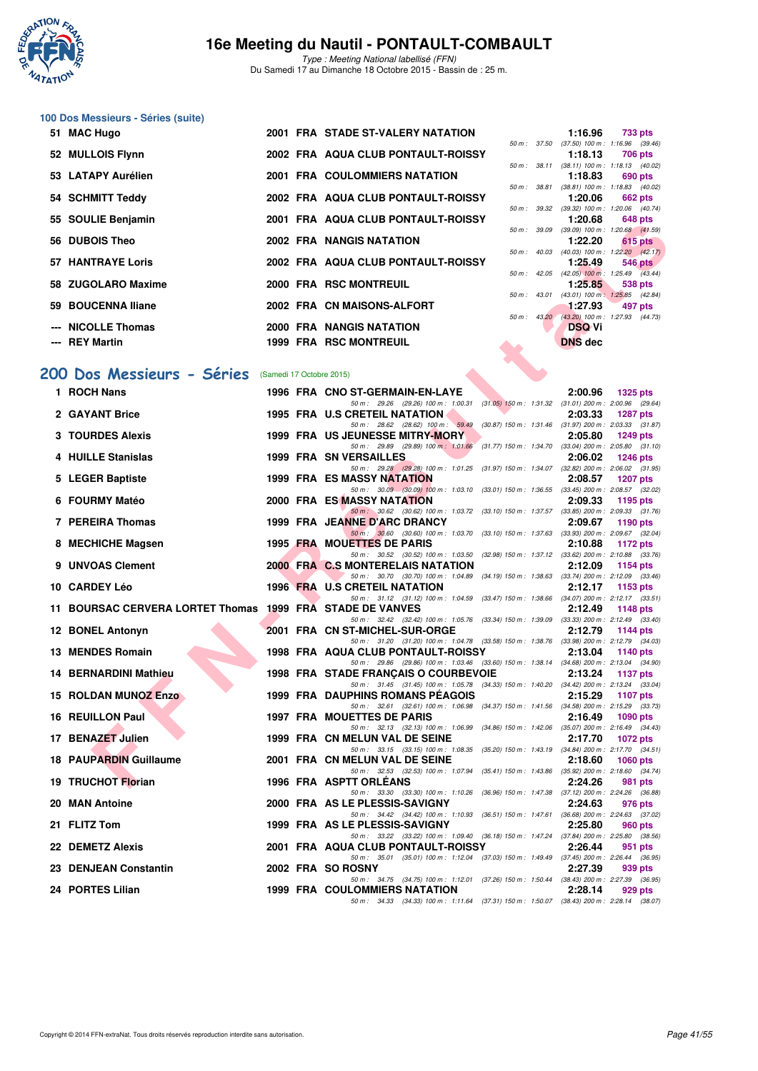### 100 Dos Messieurs - Séries (suite)

| Rang | Nom | Année | Nat | Club | Temps | Points | Splits |
|---|---|---|---|---|---|---|---|
| 51 | MAC Hugo | 2001 | FRA | STADE ST-VALERY NATATION | 1:16.96 | 733 pts | 50 m : 37.50 (37.50) 100 m : 1:16.96 (39.46) |
| 52 | MULLOIS Flynn | 2002 | FRA | AQUA CLUB PONTAULT-ROISSY | 1:18.13 | 706 pts | 50 m : 38.11 (38.11) 100 m : 1:18.13 (40.02) |
| 53 | LATAPY Aurélien | 2001 | FRA | COULOMMIERS NATATION | 1:18.83 | 690 pts | 50 m : 38.81 (38.81) 100 m : 1:18.83 (40.02) |
| 54 | SCHMITT Teddy | 2002 | FRA | AQUA CLUB PONTAULT-ROISSY | 1:20.06 | 662 pts | 50 m : 39.32 (39.32) 100 m : 1:20.06 (40.74) |
| 55 | SOULIE Benjamin | 2001 | FRA | AQUA CLUB PONTAULT-ROISSY | 1:20.68 | 648 pts | 50 m : 39.09 (39.09) 100 m : 1:20.68 (41.59) |
| 56 | DUBOIS Theo | 2002 | FRA | NANGIS NATATION | 1:22.20 | 615 pts | 50 m : 40.03 (40.03) 100 m : 1:22.20 (42.17) |
| 57 | HANTRAYE Loris | 2002 | FRA | AQUA CLUB PONTAULT-ROISSY | 1:25.49 | 546 pts | 50 m : 42.05 (42.05) 100 m : 1:25.49 (43.44) |
| 58 | ZUGOLARO Maxime | 2000 | FRA | RSC MONTREUIL | 1:25.85 | 538 pts | 50 m : 43.01 (43.01) 100 m : 1:25.85 (42.84) |
| 59 | BOUCENNA Iliane | 2002 | FRA | CN MAISONS-ALFORT | 1:27.93 | 497 pts | 50 m : 43.20 (43.20) 100 m : 1:27.93 (44.73) |
| --- | NICOLLE Thomas | 2000 | FRA | NANGIS NATATION | DSQ Vi | | |
| --- | REY Martin | 1999 | FRA | RSC MONTREUIL | DNS dec | | |

## 200 Dos Messieurs - Séries (Samedi 17 Octobre 2015)

| Rang | Nom | Année | Nat | Club | Temps | Points | Splits |
|---|---|---|---|---|---|---|---|
| 1 | ROCH Nans | 1996 | FRA | CNO ST-GERMAIN-EN-LAYE | 2:00.96 | 1325 pts | 50 m : 29.26 (29.26) 100 m : 1:00.31 (31.05) 150 m : 1:31.32 (31.01) 200 m : 2:00.96 (29.64) |
| 2 | GAYANT Brice | 1995 | FRA | U.S CRETEIL NATATION | 2:03.33 | 1287 pts | 50 m : 28.62 (28.62) 100 m : 59.49 (30.87) 150 m : 1:31.46 (31.97) 200 m : 2:03.33 (31.87) |
| 3 | TOURDES Alexis | 1999 | FRA | US JEUNESSE MITRY-MORY | 2:05.80 | 1249 pts | 50 m : 29.89 (29.89) 100 m : 1:01.66 (31.77) 150 m : 1:34.70 (33.04) 200 m : 2:05.80 (31.10) |
| 4 | HUILLE Stanislas | 1999 | FRA | SN VERSAILLES | 2:06.02 | 1246 pts | 50 m : 29.28 (29.28) 100 m : 1:01.25 (31.97) 150 m : 1:34.07 (32.82) 200 m : 2:06.02 (31.95) |
| 5 | LEGER Baptiste | 1999 | FRA | ES MASSY NATATION | 2:08.57 | 1207 pts | 50 m : 30.09 (30.09) 100 m : 1:03.10 (33.01) 150 m : 1:36.55 (33.45) 200 m : 2:08.57 (32.02) |
| 6 | FOURMY Matéo | 2000 | FRA | ES MASSY NATATION | 2:09.33 | 1195 pts | 50 m : 30.62 (30.62) 100 m : 1:03.72 (33.10) 150 m : 1:37.57 (33.85) 200 m : 2:09.33 (31.76) |
| 7 | PEREIRA Thomas | 1999 | FRA | JEANNE D'ARC DRANCY | 2:09.67 | 1190 pts | 50 m : 30.60 (30.60) 100 m : 1:03.70 (33.10) 150 m : 1:37.63 (33.93) 200 m : 2:09.67 (32.04) |
| 8 | MECHICHE Magsen | 1995 | FRA | MOUETTES DE PARIS | 2:10.88 | 1172 pts | 50 m : 30.52 (30.52) 100 m : 1:03.50 (32.98) 150 m : 1:37.12 (33.62) 200 m : 2:10.88 (33.76) |
| 9 | UNVOAS Clement | 2000 | FRA | C.S MONTERELAIS NATATION | 2:12.09 | 1154 pts | 50 m : 30.70 (30.70) 100 m : 1:04.89 (34.19) 150 m : 1:38.63 (33.74) 200 m : 2:12.09 (33.46) |
| 10 | CARDEY Léo | 1996 | FRA | U.S CRETEIL NATATION | 2:12.17 | 1153 pts | 50 m : 31.12 (31.12) 100 m : 1:04.59 (33.47) 150 m : 1:38.66 (34.07) 200 m : 2:12.17 (33.51) |
| 11 | BOURSAC CERVERA LORTET Thomas | 1999 | FRA | STADE DE VANVES | 2:12.49 | 1148 pts | 50 m : 32.42 (32.42) 100 m : 1:05.76 (33.34) 150 m : 1:39.09 (33.33) 200 m : 2:12.49 (33.40) |
| 12 | BONEL Antonyn | 2001 | FRA | CN ST-MICHEL-SUR-ORGE | 2:12.79 | 1144 pts | 50 m : 31.20 (31.20) 100 m : 1:04.78 (33.58) 150 m : 1:38.76 (33.98) 200 m : 2:12.79 (34.03) |
| 13 | MENDES Romain | 1998 | FRA | AQUA CLUB PONTAULT-ROISSY | 2:13.04 | 1140 pts | 50 m : 29.86 (29.86) 100 m : 1:03.46 (33.60) 150 m : 1:38.14 (34.68) 200 m : 2:13.04 (34.90) |
| 14 | BERNARDINI Mathieu | 1998 | FRA | STADE FRANÇAIS O COURBEVOIE | 2:13.24 | 1137 pts | 50 m : 31.45 (31.45) 100 m : 1:05.78 (34.33) 150 m : 1:40.20 (34.42) 200 m : 2:13.24 (33.04) |
| 15 | ROLDAN MUNOZ Enzo | 1999 | FRA | DAUPHINS ROMANS PÉAGOIS | 2:15.29 | 1107 pts | 50 m : 32.61 (32.61) 100 m : 1:06.98 (34.37) 150 m : 1:41.56 (34.58) 200 m : 2:15.29 (33.73) |
| 16 | REUILLON Paul | 1997 | FRA | MOUETTES DE PARIS | 2:16.49 | 1090 pts | 50 m : 32.13 (32.13) 100 m : 1:06.99 (34.86) 150 m : 1:42.06 (35.07) 200 m : 2:16.49 (34.43) |
| 17 | BENAZET Julien | 1999 | FRA | CN MELUN VAL DE SEINE | 2:17.70 | 1072 pts | 50 m : 33.15 (33.15) 100 m : 1:08.35 (35.20) 150 m : 1:43.19 (34.84) 200 m : 2:17.70 (34.51) |
| 18 | PAUPARDIN Guillaume | 2001 | FRA | CN MELUN VAL DE SEINE | 2:18.60 | 1060 pts | 50 m : 32.53 (32.53) 100 m : 1:07.94 (35.41) 150 m : 1:43.86 (35.92) 200 m : 2:18.60 (34.74) |
| 19 | TRUCHOT Florian | 1996 | FRA | ASPTT ORLÉANS | 2:24.26 | 981 pts | 50 m : 33.30 (33.30) 100 m : 1:10.26 (36.96) 150 m : 1:47.38 (37.12) 200 m : 2:24.26 (36.88) |
| 20 | MAN Antoine | 2000 | FRA | AS LE PLESSIS-SAVIGNY | 2:24.63 | 976 pts | 50 m : 34.42 (34.42) 100 m : 1:10.93 (36.51) 150 m : 1:47.61 (36.68) 200 m : 2:24.63 (37.02) |
| 21 | FLITZ Tom | 1999 | FRA | AS LE PLESSIS-SAVIGNY | 2:25.80 | 960 pts | 50 m : 33.22 (33.22) 100 m : 1:09.40 (36.18) 150 m : 1:47.24 (37.84) 200 m : 2:25.80 (38.56) |
| 22 | DEMETZ Alexis | 2001 | FRA | AQUA CLUB PONTAULT-ROISSY | 2:26.44 | 951 pts | 50 m : 35.01 (35.01) 100 m : 1:12.04 (37.03) 150 m : 1:49.49 (37.45) 200 m : 2:26.44 (36.95) |
| 23 | DENJEAN Constantin | 2002 | FRA | SO ROSNY | 2:27.39 | 939 pts | 50 m : 34.75 (34.75) 100 m : 1:12.01 (37.26) 150 m : 1:50.44 (38.43) 200 m : 2:27.39 (36.95) |
| 24 | PORTES Lilian | 1999 | FRA | COULOMMIERS NATATION | 2:28.14 | 929 pts | 50 m : 34.33 (34.33) 100 m : 1:11.64 (37.31) 150 m : 1:50.07 (38.43) 200 m : 2:28.14 (38.07) |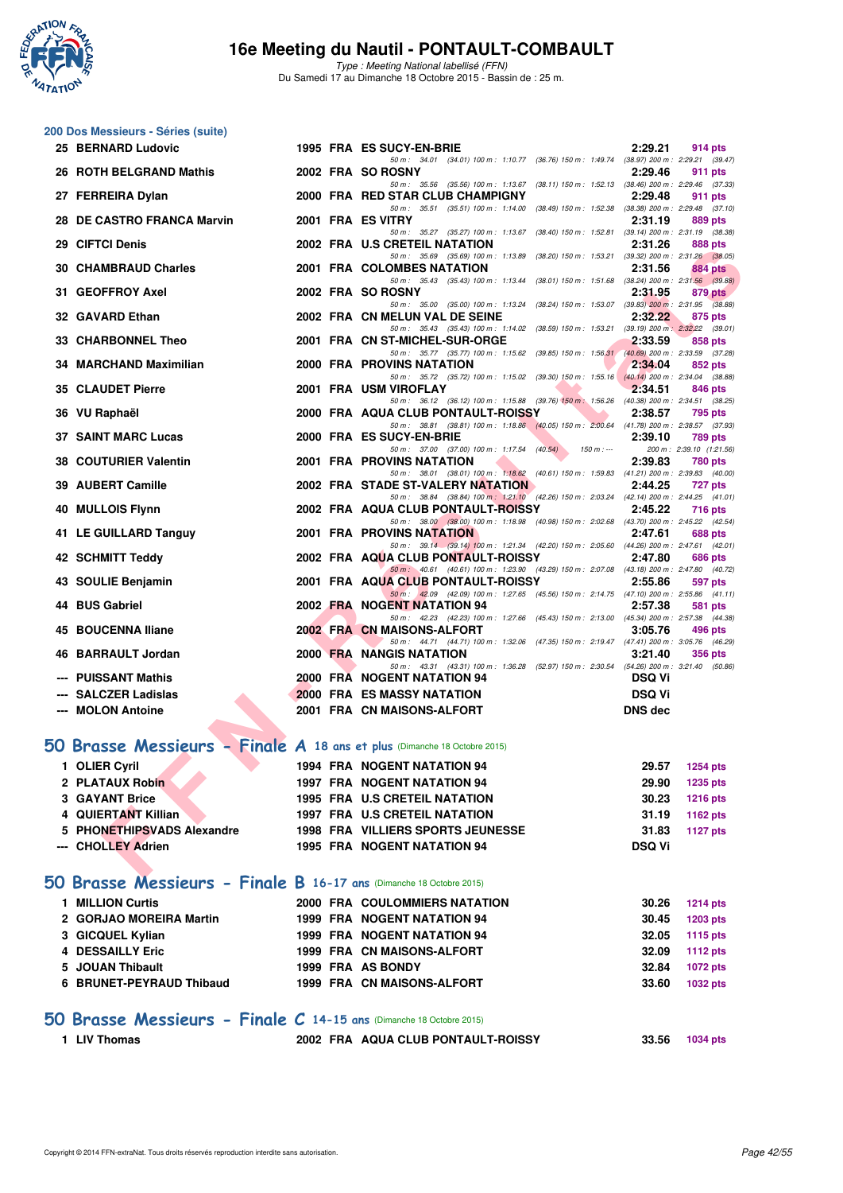## 200 Dos Messieurs - Séries (suite)

| Pl. | Nom | Année | Nat. | Club | Temps | Points |
|---|---|---|---|---|---|---|
| 25 | BERNARD Ludovic | 1995 | FRA | ES SUCY-EN-BRIE | 2:29.21 | 914 pts |
| | 50 m : 34.01 (34.01) 100 m : 1:10.77 (36.76) 150 m : 1:49.74 (38.97) 200 m : 2:29.21 (39.47) | | | | | |
| 26 | ROTH BELGRAND Mathis | 2002 | FRA | SO ROSNY | 2:29.46 | 911 pts |
| | 50 m : 35.56 (35.56) 100 m : 1:13.67 (38.11) 150 m : 1:52.13 (38.46) 200 m : 2:29.46 (37.33) | | | | | |
| 27 | FERREIRA Dylan | 2000 | FRA | RED STAR CLUB CHAMPIGNY | 2:29.48 | 911 pts |
| | 50 m : 35.51 (35.51) 100 m : 1:14.00 (38.49) 150 m : 1:52.38 (38.38) 200 m : 2:29.48 (37.10) | | | | | |
| 28 | DE CASTRO FRANCA Marvin | 2001 | FRA | ES VITRY | 2:31.19 | 889 pts |
| | 50 m : 35.27 (35.27) 100 m : 1:13.67 (38.40) 150 m : 1:52.81 (39.14) 200 m : 2:31.19 (38.38) | | | | | |
| 29 | CIFTCI Denis | 2002 | FRA | U.S CRETEIL NATATION | 2:31.26 | 888 pts |
| | 50 m : 35.69 (35.69) 100 m : 1:13.89 (38.20) 150 m : 1:53.21 (39.32) 200 m : 2:31.26 (38.05) | | | | | |
| 30 | CHAMBRAUD Charles | 2001 | FRA | COLOMBES NATATION | 2:31.56 | 884 pts |
| | 50 m : 35.43 (35.43) 100 m : 1:13.44 (38.01) 150 m : 1:51.68 (38.24) 200 m : 2:31.56 (39.88) | | | | | |
| 31 | GEOFFROY Axel | 2002 | FRA | SO ROSNY | 2:31.95 | 879 pts |
| | 50 m : 35.00 (35.00) 100 m : 1:13.24 (38.24) 150 m : 1:53.07 (39.83) 200 m : 2:31.95 (38.88) | | | | | |
| 32 | GAVARD Ethan | 2002 | FRA | CN MELUN VAL DE SEINE | 2:32.22 | 875 pts |
| | 50 m : 35.43 (35.43) 100 m : 1:14.02 (38.59) 150 m : 1:53.21 (39.19) 200 m : 2:32.22 (39.01) | | | | | |
| 33 | CHARBONNEL Theo | 2001 | FRA | CN ST-MICHEL-SUR-ORGE | 2:33.59 | 858 pts |
| | 50 m : 35.77 (35.77) 100 m : 1:15.62 (39.85) 150 m : 1:56.31 (40.69) 200 m : 2:33.59 (37.28) | | | | | |
| 34 | MARCHAND Maximilian | 2000 | FRA | PROVINS NATATION | 2:34.04 | 852 pts |
| | 50 m : 35.72 (35.72) 100 m : 1:15.02 (39.30) 150 m : 1:55.16 (40.14) 200 m : 2:34.04 (38.88) | | | | | |
| 35 | CLAUDET Pierre | 2001 | FRA | USM VIROFLAY | 2:34.51 | 846 pts |
| | 50 m : 36.12 (36.12) 100 m : 1:15.88 (39.76) 150 m : 1:56.26 (40.38) 200 m : 2:34.51 (38.25) | | | | | |
| 36 | VU Raphaël | 2000 | FRA | AQUA CLUB PONTAULT-ROISSY | 2:38.57 | 795 pts |
| | 50 m : 38.81 (38.81) 100 m : 1:18.86 (40.05) 150 m : 2:00.64 (41.78) 200 m : 2:38.57 (37.93) | | | | | |
| 37 | SAINT MARC Lucas | 2000 | FRA | ES SUCY-EN-BRIE | 2:39.10 | 789 pts |
| | 50 m : 37.00 (37.00) 100 m : 1:17.54 (40.54) 150 m : --- 200 m : 2:39.10 (1:21.56) | | | | | |
| 38 | COUTURIER Valentin | 2001 | FRA | PROVINS NATATION | 2:39.83 | 780 pts |
| | 50 m : 38.01 (38.01) 100 m : 1:18.62 (40.61) 150 m : 1:59.83 (41.21) 200 m : 2:39.83 (40.00) | | | | | |
| 39 | AUBERT Camille | 2002 | FRA | STADE ST-VALERY NATATION | 2:44.25 | 727 pts |
| | 50 m : 38.84 (38.84) 100 m : 1:21.10 (42.26) 150 m : 2:03.24 (42.14) 200 m : 2:44.25 (41.01) | | | | | |
| 40 | MULLOIS Flynn | 2002 | FRA | AQUA CLUB PONTAULT-ROISSY | 2:45.22 | 716 pts |
| | 50 m : 38.00 (38.00) 100 m : 1:18.98 (40.98) 150 m : 2:02.68 (43.70) 200 m : 2:45.22 (42.54) | | | | | |
| 41 | LE GUILLARD Tanguy | 2001 | FRA | PROVINS NATATION | 2:47.61 | 688 pts |
| | 50 m : 39.14 (39.14) 100 m : 1:21.34 (42.20) 150 m : 2:05.60 (44.26) 200 m : 2:47.61 (42.01) | | | | | |
| 42 | SCHMITT Teddy | 2002 | FRA | AQUA CLUB PONTAULT-ROISSY | 2:47.80 | 686 pts |
| | 50 m : 40.61 (40.61) 100 m : 1:23.90 (43.29) 150 m : 2:07.08 (43.18) 200 m : 2:47.80 (40.72) | | | | | |
| 43 | SOULIE Benjamin | 2001 | FRA | AQUA CLUB PONTAULT-ROISSY | 2:55.86 | 597 pts |
| | 50 m : 42.09 (42.09) 100 m : 1:27.65 (45.56) 150 m : 2:14.75 (47.10) 200 m : 2:55.86 (41.11) | | | | | |
| 44 | BUS Gabriel | 2002 | FRA | NOGENT NATATION 94 | 2:57.38 | 581 pts |
| | 50 m : 42.23 (42.23) 100 m : 1:27.66 (45.43) 150 m : 2:13.00 (45.34) 200 m : 2:57.38 (44.38) | | | | | |
| 45 | BOUCENNA Iliane | 2002 | FRA | CN MAISONS-ALFORT | 3:05.76 | 496 pts |
| | 50 m : 44.71 (44.71) 100 m : 1:32.06 (47.35) 150 m : 2:19.47 (47.41) 200 m : 3:05.76 (46.29) | | | | | |
| 46 | BARRAULT Jordan | 2000 | FRA | NANGIS NATATION | 3:21.40 | 356 pts |
| | 50 m : 43.31 (43.31) 100 m : 1:36.28 (52.97) 150 m : 2:30.54 (54.26) 200 m : 3:21.40 (50.86) | | | | | |
| --- | PUISSANT Mathis | 2000 | FRA | NOGENT NATATION 94 | DSQ Vi | |
| --- | SALCZER Ladislas | 2000 | FRA | ES MASSY NATATION | DSQ Vi | |
| --- | MOLON Antoine | 2001 | FRA | CN MAISONS-ALFORT | DNS dec | |

## 50 Brasse Messieurs - Finale A 18 ans et plus (Dimanche 18 Octobre 2015)

| Pl. | Nom | Année | Nat. | Club | Temps | Points |
|---|---|---|---|---|---|---|
| 1 | OLIER Cyril | 1994 | FRA | NOGENT NATATION 94 | 29.57 | 1254 pts |
| 2 | PLATAUX Robin | 1997 | FRA | NOGENT NATATION 94 | 29.90 | 1235 pts |
| 3 | GAYANT Brice | 1995 | FRA | U.S CRETEIL NATATION | 30.23 | 1216 pts |
| 4 | QUIERTANT Killian | 1997 | FRA | U.S CRETEIL NATATION | 31.19 | 1162 pts |
| 5 | PHONETHIPSVADS Alexandre | 1998 | FRA | VILLIERS SPORTS JEUNESSE | 31.83 | 1127 pts |
| --- | CHOLLEY Adrien | 1995 | FRA | NOGENT NATATION 94 | DSQ Vi | |

## 50 Brasse Messieurs - Finale B 16-17 ans (Dimanche 18 Octobre 2015)

| Pl. | Nom | Année | Nat. | Club | Temps | Points |
|---|---|---|---|---|---|---|
| 1 | MILLION Curtis | 2000 | FRA | COULOMMIERS NATATION | 30.26 | 1214 pts |
| 2 | GORJAO MOREIRA Martin | 1999 | FRA | NOGENT NATATION 94 | 30.45 | 1203 pts |
| 3 | GICQUEL Kylian | 1999 | FRA | NOGENT NATATION 94 | 32.05 | 1115 pts |
| 4 | DESSAILLY Eric | 1999 | FRA | CN MAISONS-ALFORT | 32.09 | 1112 pts |
| 5 | JOUAN Thibault | 1999 | FRA | AS BONDY | 32.84 | 1072 pts |
| 6 | BRUNET-PEYRAUD Thibaud | 1999 | FRA | CN MAISONS-ALFORT | 33.60 | 1032 pts |

## 50 Brasse Messieurs - Finale C 14-15 ans (Dimanche 18 Octobre 2015)

| Pl. | Nom | Année | Nat. | Club | Temps | Points |
|---|---|---|---|---|---|---|
| 1 | LIV Thomas | 2002 | FRA | AQUA CLUB PONTAULT-ROISSY | 33.56 | 1034 pts |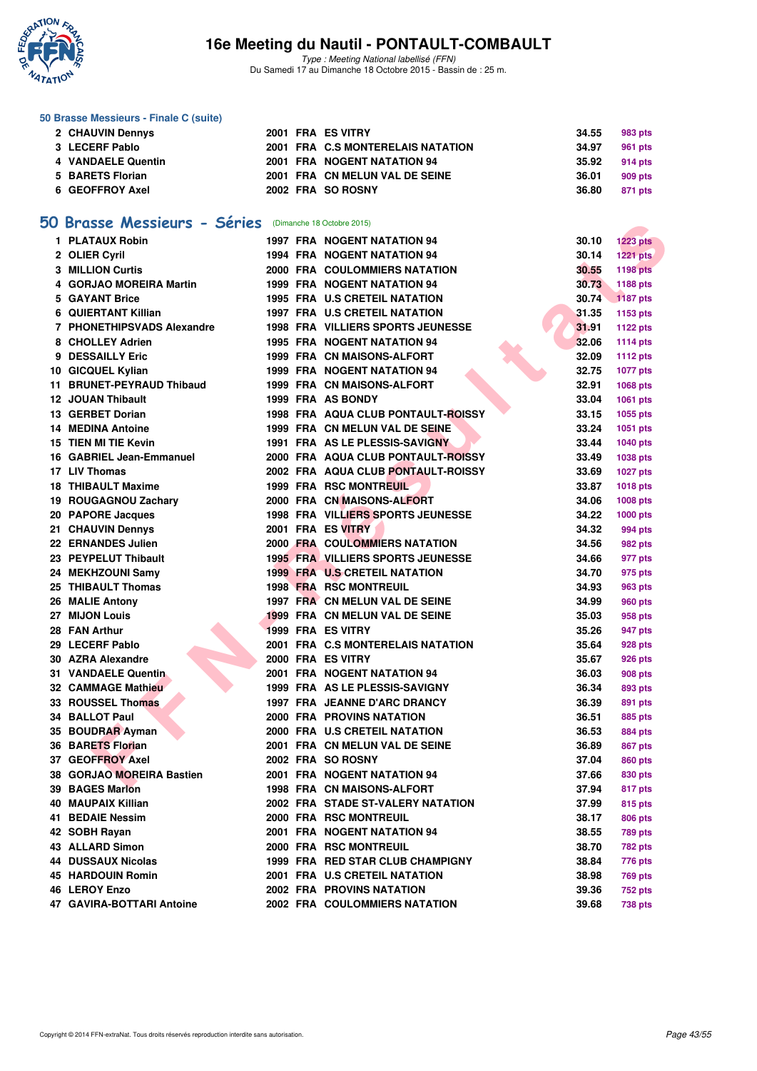### 50 Brasse Messieurs - Finale C (suite)

| | | | | | |
|---|---|---|---|---|---|
| 2 | CHAUVIN Dennys | 2001 FRA | ES VITRY | 34.55 | 983 pts |
| 3 | LECERF Pablo | 2001 FRA | C.S MONTERELAIS NATATION | 34.97 | 961 pts |
| 4 | VANDAELE Quentin | 2001 FRA | NOGENT NATATION 94 | 35.92 | 914 pts |
| 5 | BARETS Florian | 2001 FRA | CN MELUN VAL DE SEINE | 36.01 | 909 pts |
| 6 | GEOFFROY Axel | 2002 FRA | SO ROSNY | 36.80 | 871 pts |

## 50 Brasse Messieurs - Séries (Dimanche 18 Octobre 2015)

| | | | | | |
|---|---|---|---|---|---|
| 1 | PLATAUX Robin | 1997 FRA | NOGENT NATATION 94 | 30.10 | 1223 pts |
| 2 | OLIER Cyril | 1994 FRA | NOGENT NATATION 94 | 30.14 | 1221 pts |
| 3 | MILLION Curtis | 2000 FRA | COULOMMIERS NATATION | 30.55 | 1198 pts |
| 4 | GORJAO MOREIRA Martin | 1999 FRA | NOGENT NATATION 94 | 30.73 | 1188 pts |
| 5 | GAYANT Brice | 1995 FRA | U.S CRETEIL NATATION | 30.74 | 1187 pts |
| 6 | QUIERTANT Killian | 1997 FRA | U.S CRETEIL NATATION | 31.35 | 1153 pts |
| 7 | PHONETHIPSVADS Alexandre | 1998 FRA | VILLIERS SPORTS JEUNESSE | 31.91 | 1122 pts |
| 8 | CHOLLEY Adrien | 1995 FRA | NOGENT NATATION 94 | 32.06 | 1114 pts |
| 9 | DESSAILLY Eric | 1999 FRA | CN MAISONS-ALFORT | 32.09 | 1112 pts |
| 10 | GICQUEL Kylian | 1999 FRA | NOGENT NATATION 94 | 32.75 | 1077 pts |
| 11 | BRUNET-PEYRAUD Thibaud | 1999 FRA | CN MAISONS-ALFORT | 32.91 | 1068 pts |
| 12 | JOUAN Thibault | 1999 FRA | AS BONDY | 33.04 | 1061 pts |
| 13 | GERBET Dorian | 1998 FRA | AQUA CLUB PONTAULT-ROISSY | 33.15 | 1055 pts |
| 14 | MEDINA Antoine | 1999 FRA | CN MELUN VAL DE SEINE | 33.24 | 1051 pts |
| 15 | TIEN MI TIE Kevin | 1991 FRA | AS LE PLESSIS-SAVIGNY | 33.44 | 1040 pts |
| 16 | GABRIEL Jean-Emmanuel | 2000 FRA | AQUA CLUB PONTAULT-ROISSY | 33.49 | 1038 pts |
| 17 | LIV Thomas | 2002 FRA | AQUA CLUB PONTAULT-ROISSY | 33.69 | 1027 pts |
| 18 | THIBAULT Maxime | 1999 FRA | RSC MONTREUIL | 33.87 | 1018 pts |
| 19 | ROUGAGNOU Zachary | 2000 FRA | CN MAISONS-ALFORT | 34.06 | 1008 pts |
| 20 | PAPORE Jacques | 1998 FRA | VILLIERS SPORTS JEUNESSE | 34.22 | 1000 pts |
| 21 | CHAUVIN Dennys | 2001 FRA | ES VITRY | 34.32 | 994 pts |
| 22 | ERNANDES Julien | 2000 FRA | COULOMMIERS NATATION | 34.56 | 982 pts |
| 23 | PEYPELUT Thibault | 1995 FRA | VILLIERS SPORTS JEUNESSE | 34.66 | 977 pts |
| 24 | MEKHZOUNI Samy | 1999 FRA | U.S CRETEIL NATATION | 34.70 | 975 pts |
| 25 | THIBAULT Thomas | 1998 FRA | RSC MONTREUIL | 34.93 | 963 pts |
| 26 | MALIE Antony | 1997 FRA | CN MELUN VAL DE SEINE | 34.99 | 960 pts |
| 27 | MIJON Louis | 1999 FRA | CN MELUN VAL DE SEINE | 35.03 | 958 pts |
| 28 | FAN Arthur | 1999 FRA | ES VITRY | 35.26 | 947 pts |
| 29 | LECERF Pablo | 2001 FRA | C.S MONTERELAIS NATATION | 35.64 | 928 pts |
| 30 | AZRA Alexandre | 2000 FRA | ES VITRY | 35.67 | 926 pts |
| 31 | VANDAELE Quentin | 2001 FRA | NOGENT NATATION 94 | 36.03 | 908 pts |
| 32 | CAMMAGE Mathieu | 1999 FRA | AS LE PLESSIS-SAVIGNY | 36.34 | 893 pts |
| 33 | ROUSSEL Thomas | 1997 FRA | JEANNE D'ARC DRANCY | 36.39 | 891 pts |
| 34 | BALLOT Paul | 2000 FRA | PROVINS NATATION | 36.51 | 885 pts |
| 35 | BOUDRAR Ayman | 2000 FRA | U.S CRETEIL NATATION | 36.53 | 884 pts |
| 36 | BARETS Florian | 2001 FRA | CN MELUN VAL DE SEINE | 36.89 | 867 pts |
| 37 | GEOFFROY Axel | 2002 FRA | SO ROSNY | 37.04 | 860 pts |
| 38 | GORJAO MOREIRA Bastien | 2001 FRA | NOGENT NATATION 94 | 37.66 | 830 pts |
| 39 | BAGES Marlon | 1998 FRA | CN MAISONS-ALFORT | 37.94 | 817 pts |
| 40 | MAUPAIX Killian | 2002 FRA | STADE ST-VALERY NATATION | 37.99 | 815 pts |
| 41 | BEDAIE Nessim | 2000 FRA | RSC MONTREUIL | 38.17 | 806 pts |
| 42 | SOBH Rayan | 2001 FRA | NOGENT NATATION 94 | 38.55 | 789 pts |
| 43 | ALLARD Simon | 2000 FRA | RSC MONTREUIL | 38.70 | 782 pts |
| 44 | DUSSAUX Nicolas | 1999 FRA | RED STAR CLUB CHAMPIGNY | 38.84 | 776 pts |
| 45 | HARDOUIN Romin | 2001 FRA | U.S CRETEIL NATATION | 38.98 | 769 pts |
| 46 | LEROY Enzo | 2002 FRA | PROVINS NATATION | 39.36 | 752 pts |
| 47 | GAVIRA-BOTTARI Antoine | 2002 FRA | COULOMMIERS NATATION | 39.68 | 738 pts |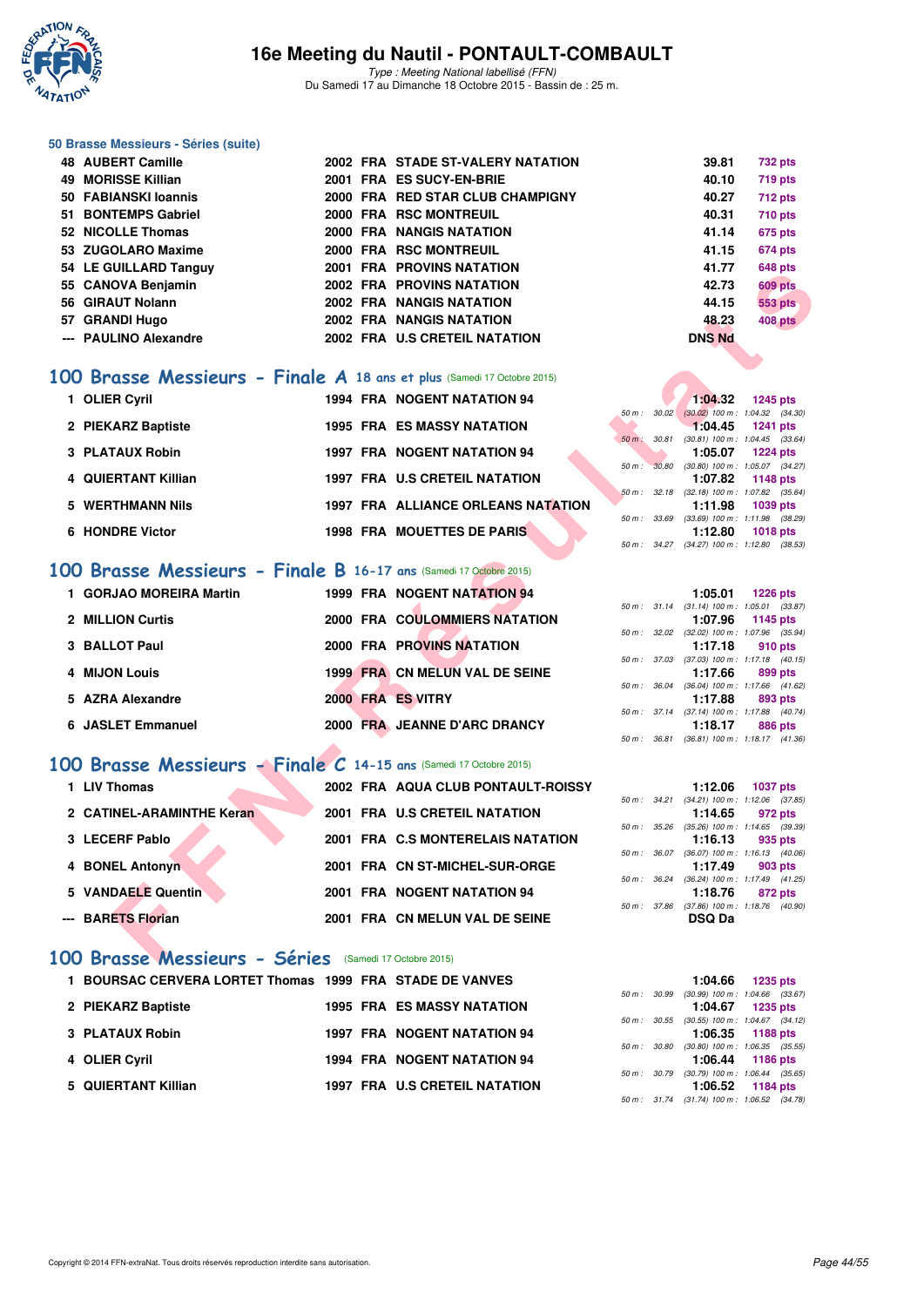# 16e Meeting du Nautil - PONTAULT-COMBAULT

*Type : Meeting National labellisé (FFN)*
Du Samedi 17 au Dimanche 18 Octobre 2015 - Bassin de : 25 m.

### 50 Brasse Messieurs - Séries (suite)

| Rang | Nom | Année | Nat. | Club | Temps | Points |
|---|---|---|---|---|---|---|
| 48 | AUBERT Camille | 2002 | FRA | STADE ST-VALERY NATATION | 39.81 | 732 pts |
| 49 | MORISSE Killian | 2001 | FRA | ES SUCY-EN-BRIE | 40.10 | 719 pts |
| 50 | FABIANSKI Ioannis | 2000 | FRA | RED STAR CLUB CHAMPIGNY | 40.27 | 712 pts |
| 51 | BONTEMPS Gabriel | 2000 | FRA | RSC MONTREUIL | 40.31 | 710 pts |
| 52 | NICOLLE Thomas | 2000 | FRA | NANGIS NATATION | 41.14 | 675 pts |
| 53 | ZUGOLARO Maxime | 2000 | FRA | RSC MONTREUIL | 41.15 | 674 pts |
| 54 | LE GUILLARD Tanguy | 2001 | FRA | PROVINS NATATION | 41.77 | 648 pts |
| 55 | CANOVA Benjamin | 2002 | FRA | PROVINS NATATION | 42.73 | 609 pts |
| 56 | GIRAUT Nolann | 2002 | FRA | NANGIS NATATION | 44.15 | 553 pts |
| 57 | GRANDI Hugo | 2002 | FRA | NANGIS NATATION | 48.23 | 408 pts |
| --- | PAULINO Alexandre | 2002 | FRA | U.S CRETEIL NATATION | DNS Nd | |

## 100 Brasse Messieurs - Finale A 18 ans et plus (Samedi 17 Octobre 2015)

| Rang | Nom | Année | Nat. | Club | Temps | Points | Splits |
|---|---|---|---|---|---|---|---|
| 1 | OLIER Cyril | 1994 | FRA | NOGENT NATATION 94 | 1:04.32 | 1245 pts | 50 m : 30.02 (30.02) 100 m : 1:04.32 (34.30) |
| 2 | PIEKARZ Baptiste | 1995 | FRA | ES MASSY NATATION | 1:04.45 | 1241 pts | 50 m : 30.81 (30.81) 100 m : 1:04.45 (33.64) |
| 3 | PLATAUX Robin | 1997 | FRA | NOGENT NATATION 94 | 1:05.07 | 1224 pts | 50 m : 30.80 (30.80) 100 m : 1:05.07 (34.27) |
| 4 | QUIERTANT Killian | 1997 | FRA | U.S CRETEIL NATATION | 1:07.82 | 1148 pts | 50 m : 32.18 (32.18) 100 m : 1:07.82 (35.64) |
| 5 | WERTHMANN Nils | 1997 | FRA | ALLIANCE ORLEANS NATATION | 1:11.98 | 1039 pts | 50 m : 33.69 (33.69) 100 m : 1:11.98 (38.29) |
| 6 | HONDRE Victor | 1998 | FRA | MOUETTES DE PARIS | 1:12.80 | 1018 pts | 50 m : 34.27 (34.27) 100 m : 1:12.80 (38.53) |

## 100 Brasse Messieurs - Finale B 16-17 ans (Samedi 17 Octobre 2015)

| Rang | Nom | Année | Nat. | Club | Temps | Points | Splits |
|---|---|---|---|---|---|---|---|
| 1 | GORJAO MOREIRA Martin | 1999 | FRA | NOGENT NATATION 94 | 1:05.01 | 1226 pts | 50 m : 31.14 (31.14) 100 m : 1:05.01 (33.87) |
| 2 | MILLION Curtis | 2000 | FRA | COULOMMIERS NATATION | 1:07.96 | 1145 pts | 50 m : 32.02 (32.02) 100 m : 1:07.96 (35.94) |
| 3 | BALLOT Paul | 2000 | FRA | PROVINS NATATION | 1:17.18 | 910 pts | 50 m : 37.03 (37.03) 100 m : 1:17.18 (40.15) |
| 4 | MIJON Louis | 1999 | FRA | CN MELUN VAL DE SEINE | 1:17.66 | 899 pts | 50 m : 36.04 (36.04) 100 m : 1:17.66 (41.62) |
| 5 | AZRA Alexandre | 2000 | FRA | ES VITRY | 1:17.88 | 893 pts | 50 m : 37.14 (37.14) 100 m : 1:17.88 (40.74) |
| 6 | JASLET Emmanuel | 2000 | FRA | JEANNE D'ARC DRANCY | 1:18.17 | 886 pts | 50 m : 36.81 (36.81) 100 m : 1:18.17 (41.36) |

## 100 Brasse Messieurs - Finale C 14-15 ans (Samedi 17 Octobre 2015)

| Rang | Nom | Année | Nat. | Club | Temps | Points | Splits |
|---|---|---|---|---|---|---|---|
| 1 | LIV Thomas | 2002 | FRA | AQUA CLUB PONTAULT-ROISSY | 1:12.06 | 1037 pts | 50 m : 34.21 (34.21) 100 m : 1:12.06 (37.85) |
| 2 | CATINEL-ARAMINTHE Keran | 2001 | FRA | U.S CRETEIL NATATION | 1:14.65 | 972 pts | 50 m : 35.26 (35.26) 100 m : 1:14.65 (39.39) |
| 3 | LECERF Pablo | 2001 | FRA | C.S MONTERELAIS NATATION | 1:16.13 | 935 pts | 50 m : 36.07 (36.07) 100 m : 1:16.13 (40.06) |
| 4 | BONEL Antonyn | 2001 | FRA | CN ST-MICHEL-SUR-ORGE | 1:17.49 | 903 pts | 50 m : 36.24 (36.24) 100 m : 1:17.49 (41.25) |
| 5 | VANDAELE Quentin | 2001 | FRA | NOGENT NATATION 94 | 1:18.76 | 872 pts | 50 m : 37.86 (37.86) 100 m : 1:18.76 (40.90) |
| --- | BARETS Florian | 2001 | FRA | CN MELUN VAL DE SEINE | DSQ Da | | |

## 100 Brasse Messieurs - Séries (Samedi 17 Octobre 2015)

| Rang | Nom | Année | Nat. | Club | Temps | Points | Splits |
|---|---|---|---|---|---|---|---|
| 1 | BOURSAC CERVERA LORTET Thomas | 1999 | FRA | STADE DE VANVES | 1:04.66 | 1235 pts | 50 m : 30.99 (30.99) 100 m : 1:04.66 (33.67) |
| 2 | PIEKARZ Baptiste | 1995 | FRA | ES MASSY NATATION | 1:04.67 | 1235 pts | 50 m : 30.55 (30.55) 100 m : 1:04.67 (34.12) |
| 3 | PLATAUX Robin | 1997 | FRA | NOGENT NATATION 94 | 1:06.35 | 1188 pts | 50 m : 30.80 (30.80) 100 m : 1:06.35 (35.55) |
| 4 | OLIER Cyril | 1994 | FRA | NOGENT NATATION 94 | 1:06.44 | 1186 pts | 50 m : 30.79 (30.79) 100 m : 1:06.44 (35.65) |
| 5 | QUIERTANT Killian | 1997 | FRA | U.S CRETEIL NATATION | 1:06.52 | 1184 pts | 50 m : 31.74 (31.74) 100 m : 1:06.52 (34.78) |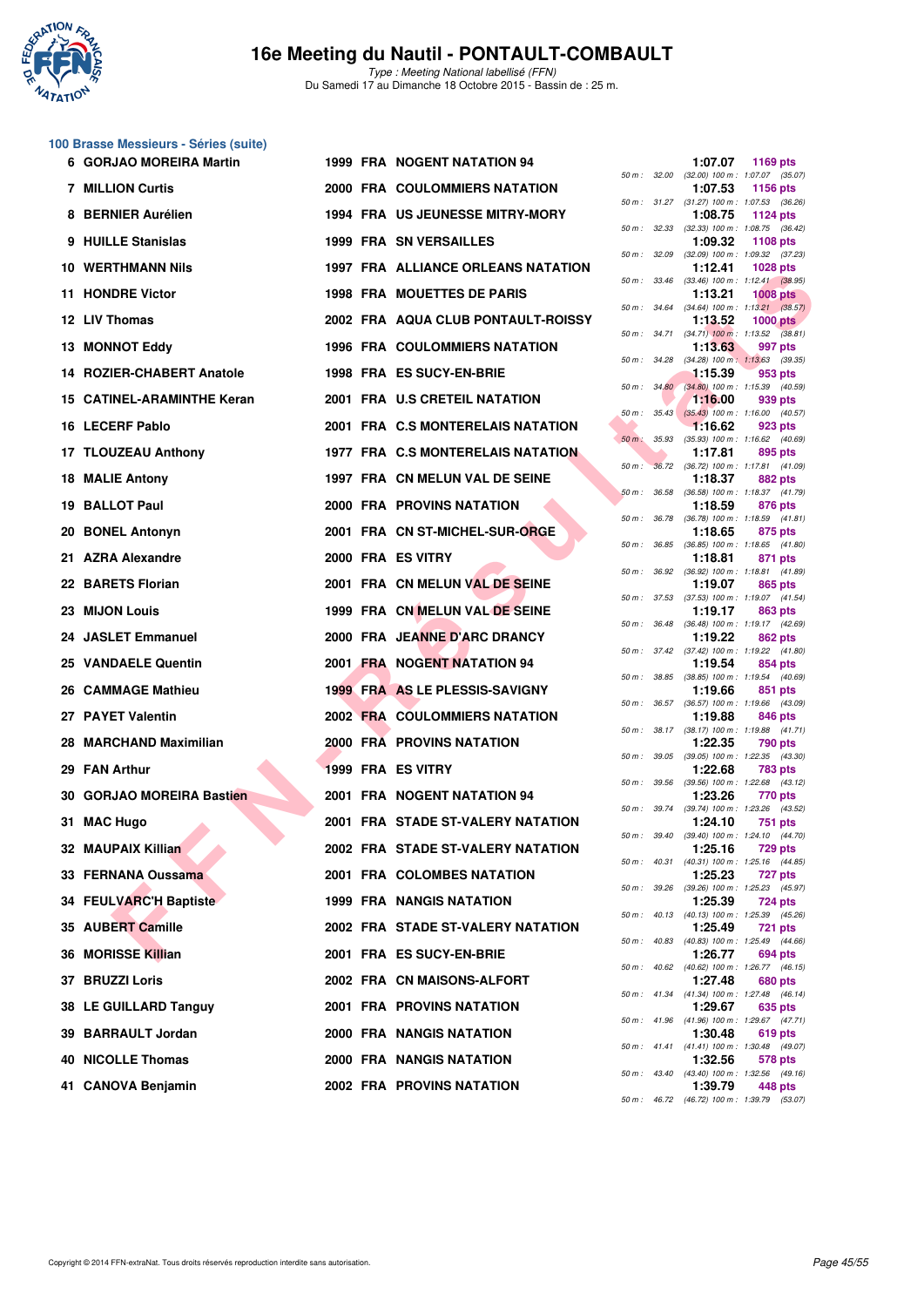# 16e Meeting du Nautil - PONTAULT-COMBAULT

*Type : Meeting National labellisé (FFN)*

Du Samedi 17 au Dimanche 18 Octobre 2015 - Bassin de : 25 m.

## 100 Brasse Messieurs - Séries (suite)

| Rang | Nom | Année | Nat. | Club | Temps | Points | Splits |
|---|---|---|---|---|---|---|---|
| 6 | GORJAO MOREIRA Martin | 1999 | FRA | NOGENT NATATION 94 | 1:07.07 | 1169 pts | 50 m : 32.00 (32.00) 100 m : 1:07.07 (35.07) |
| 7 | MILLION Curtis | 2000 | FRA | COULOMMIERS NATATION | 1:07.53 | 1156 pts | 50 m : 31.27 (31.27) 100 m : 1:07.53 (36.26) |
| 8 | BERNIER Aurélien | 1994 | FRA | US JEUNESSE MITRY-MORY | 1:08.75 | 1124 pts | 50 m : 32.33 (32.33) 100 m : 1:08.75 (36.42) |
| 9 | HUILLE Stanislas | 1999 | FRA | SN VERSAILLES | 1:09.32 | 1108 pts | 50 m : 32.09 (32.09) 100 m : 1:09.32 (37.23) |
| 10 | WERTHMANN Nils | 1997 | FRA | ALLIANCE ORLEANS NATATION | 1:12.41 | 1028 pts | 50 m : 33.46 (33.46) 100 m : 1:12.41 (38.95) |
| 11 | HONDRE Victor | 1998 | FRA | MOUETTES DE PARIS | 1:13.21 | 1008 pts | 50 m : 34.64 (34.64) 100 m : 1:13.21 (38.57) |
| 12 | LIV Thomas | 2002 | FRA | AQUA CLUB PONTAULT-ROISSY | 1:13.52 | 1000 pts | 50 m : 34.71 (34.71) 100 m : 1:13.52 (38.81) |
| 13 | MONNOT Eddy | 1996 | FRA | COULOMMIERS NATATION | 1:13.63 | 997 pts | 50 m : 34.28 (34.28) 100 m : 1:13.63 (39.35) |
| 14 | ROZIER-CHABERT Anatole | 1998 | FRA | ES SUCY-EN-BRIE | 1:15.39 | 953 pts | 50 m : 34.80 (34.80) 100 m : 1:15.39 (40.59) |
| 15 | CATINEL-ARAMINTHE Keran | 2001 | FRA | U.S CRETEIL NATATION | 1:16.00 | 939 pts | 50 m : 35.43 (35.43) 100 m : 1:16.00 (40.57) |
| 16 | LECERF Pablo | 2001 | FRA | C.S MONTERELAIS NATATION | 1:16.62 | 923 pts | 50 m : 35.93 (35.93) 100 m : 1:16.62 (40.69) |
| 17 | TLOUZEAU Anthony | 1977 | FRA | C.S MONTERELAIS NATATION | 1:17.81 | 895 pts | 50 m : 36.72 (36.72) 100 m : 1:17.81 (41.09) |
| 18 | MALIE Antony | 1997 | FRA | CN MELUN VAL DE SEINE | 1:18.37 | 882 pts | 50 m : 36.58 (36.58) 100 m : 1:18.37 (41.79) |
| 19 | BALLOT Paul | 2000 | FRA | PROVINS NATATION | 1:18.59 | 876 pts | 50 m : 36.78 (36.78) 100 m : 1:18.59 (41.81) |
| 20 | BONEL Antonyn | 2001 | FRA | CN ST-MICHEL-SUR-ORGE | 1:18.65 | 875 pts | 50 m : 36.85 (36.85) 100 m : 1:18.65 (41.80) |
| 21 | AZRA Alexandre | 2000 | FRA | ES VITRY | 1:18.81 | 871 pts | 50 m : 36.92 (36.92) 100 m : 1:18.81 (41.89) |
| 22 | BARETS Florian | 2001 | FRA | CN MELUN VAL DE SEINE | 1:19.07 | 865 pts | 50 m : 37.53 (37.53) 100 m : 1:19.07 (41.54) |
| 23 | MIJON Louis | 1999 | FRA | CN MELUN VAL DE SEINE | 1:19.17 | 863 pts | 50 m : 36.48 (36.48) 100 m : 1:19.17 (42.69) |
| 24 | JASLET Emmanuel | 2000 | FRA | JEANNE D'ARC DRANCY | 1:19.22 | 862 pts | 50 m : 37.42 (37.42) 100 m : 1:19.22 (41.80) |
| 25 | VANDAELE Quentin | 2001 | FRA | NOGENT NATATION 94 | 1:19.54 | 854 pts | 50 m : 38.85 (38.85) 100 m : 1:19.54 (40.69) |
| 26 | CAMMAGE Mathieu | 1999 | FRA | AS LE PLESSIS-SAVIGNY | 1:19.66 | 851 pts | 50 m : 36.57 (36.57) 100 m : 1:19.66 (43.09) |
| 27 | PAYET Valentin | 2002 | FRA | COULOMMIERS NATATION | 1:19.88 | 846 pts | 50 m : 38.17 (38.17) 100 m : 1:19.88 (41.71) |
| 28 | MARCHAND Maximilian | 2000 | FRA | PROVINS NATATION | 1:22.35 | 790 pts | 50 m : 39.05 (39.05) 100 m : 1:22.35 (43.30) |
| 29 | FAN Arthur | 1999 | FRA | ES VITRY | 1:22.68 | 783 pts | 50 m : 39.56 (39.56) 100 m : 1:22.68 (43.12) |
| 30 | GORJAO MOREIRA Bastien | 2001 | FRA | NOGENT NATATION 94 | 1:23.26 | 770 pts | 50 m : 39.74 (39.74) 100 m : 1:23.26 (43.52) |
| 31 | MAC Hugo | 2001 | FRA | STADE ST-VALERY NATATION | 1:24.10 | 751 pts | 50 m : 39.40 (39.40) 100 m : 1:24.10 (44.70) |
| 32 | MAUPAIX Killian | 2002 | FRA | STADE ST-VALERY NATATION | 1:25.16 | 729 pts | 50 m : 40.31 (40.31) 100 m : 1:25.16 (44.85) |
| 33 | FERNANA Oussama | 2001 | FRA | COLOMBES NATATION | 1:25.23 | 727 pts | 50 m : 39.26 (39.26) 100 m : 1:25.23 (45.97) |
| 34 | FEULVARC'H Baptiste | 1999 | FRA | NANGIS NATATION | 1:25.39 | 724 pts | 50 m : 40.13 (40.13) 100 m : 1:25.39 (45.26) |
| 35 | AUBERT Camille | 2002 | FRA | STADE ST-VALERY NATATION | 1:25.49 | 721 pts | 50 m : 40.83 (40.83) 100 m : 1:25.49 (44.66) |
| 36 | MORISSE Killian | 2001 | FRA | ES SUCY-EN-BRIE | 1:26.77 | 694 pts | 50 m : 40.62 (40.62) 100 m : 1:26.77 (46.15) |
| 37 | BRUZZI Loris | 2002 | FRA | CN MAISONS-ALFORT | 1:27.48 | 680 pts | 50 m : 41.34 (41.34) 100 m : 1:27.48 (46.14) |
| 38 | LE GUILLARD Tanguy | 2001 | FRA | PROVINS NATATION | 1:29.67 | 635 pts | 50 m : 41.96 (41.96) 100 m : 1:29.67 (47.71) |
| 39 | BARRAULT Jordan | 2000 | FRA | NANGIS NATATION | 1:30.48 | 619 pts | 50 m : 41.41 (41.41) 100 m : 1:30.48 (49.07) |
| 40 | NICOLLE Thomas | 2000 | FRA | NANGIS NATATION | 1:32.56 | 578 pts | 50 m : 43.40 (43.40) 100 m : 1:32.56 (49.16) |
| 41 | CANOVA Benjamin | 2002 | FRA | PROVINS NATATION | 1:39.79 | 448 pts | 50 m : 46.72 (46.72) 100 m : 1:39.79 (53.07) |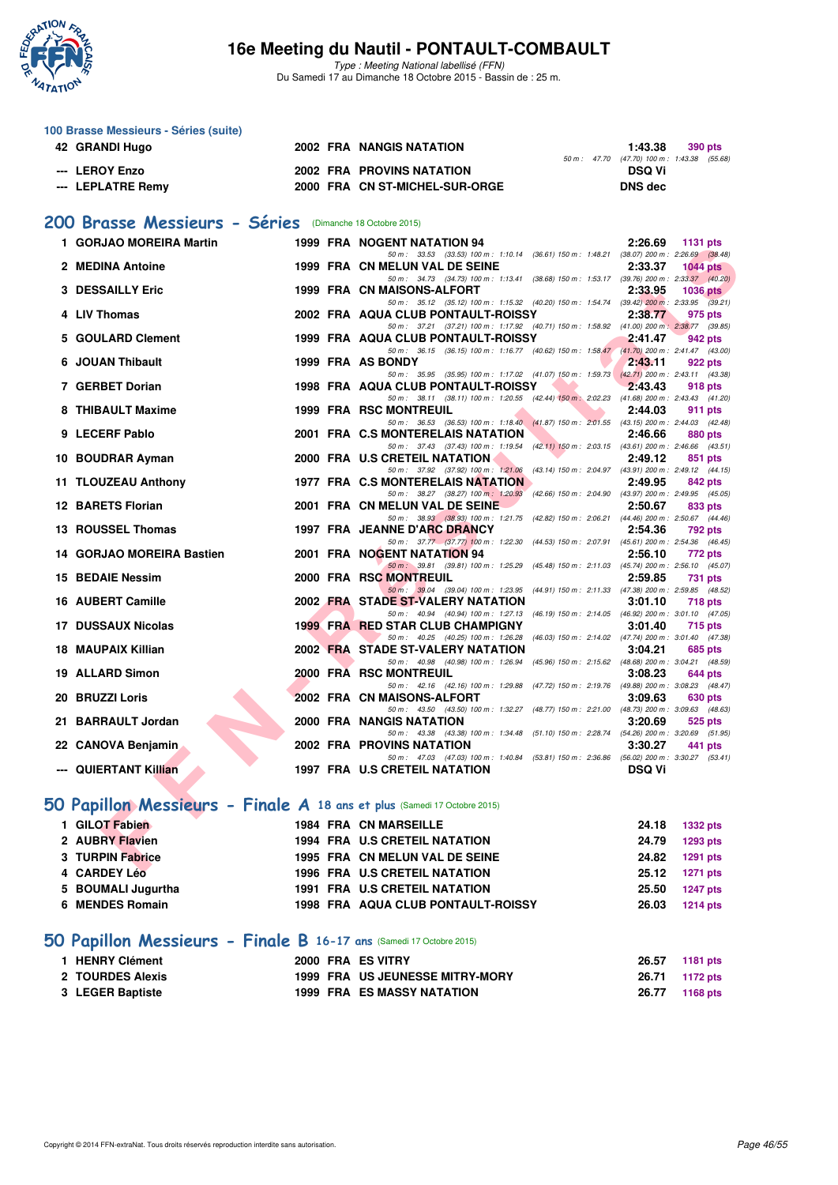# 16e Meeting du Nautil - PONTAULT-COMBAULT

*Type : Meeting National labellisé (FFN)*
Du Samedi 17 au Dimanche 18 Octobre 2015 - Bassin de : 25 m.

### 100 Brasse Messieurs - Séries (suite)

| | | | | | | |
|---|---|---|---|---|---|---|
| 42 | GRANDI Hugo | 2002 | FRA | NANGIS NATATION | 1:43.38 | 390 pts |
| | | | | 50 m : 47.70 (47.70) 100 m : 1:43.38 (55.68) | | |
| --- | LEROY Enzo | 2002 | FRA | PROVINS NATATION | DSQ Vi | |
| --- | LEPLATRE Remy | 2000 | FRA | CN ST-MICHEL-SUR-ORGE | DNS dec | |

## 200 Brasse Messieurs - Séries (Dimanche 18 Octobre 2015)

| | | | | | | |
|---|---|---|---|---|---|---|
| 1 | GORJAO MOREIRA Martin | 1999 | FRA | NOGENT NATATION 94 | 2:26.69 | 1131 pts |
| | | | | 50 m : 33.53 (33.53) 100 m : 1:10.14 (36.61) 150 m : 1:48.21 (38.07) 200 m : 2:26.69 (38.48) | | |
| 2 | MEDINA Antoine | 1999 | FRA | CN MELUN VAL DE SEINE | 2:33.37 | 1044 pts |
| | | | | 50 m : 34.73 (34.73) 100 m : 1:13.41 (38.68) 150 m : 1:53.17 (39.76) 200 m : 2:33.37 (40.20) | | |
| 3 | DESSAILLY Eric | 1999 | FRA | CN MAISONS-ALFORT | 2:33.95 | 1036 pts |
| | | | | 50 m : 35.12 (35.12) 100 m : 1:15.32 (40.20) 150 m : 1:54.74 (39.42) 200 m : 2:33.95 (39.21) | | |
| 4 | LIV Thomas | 2002 | FRA | AQUA CLUB PONTAULT-ROISSY | 2:38.77 | 975 pts |
| | | | | 50 m : 37.21 (37.21) 100 m : 1:17.92 (40.71) 150 m : 1:58.92 (41.00) 200 m : 2:38.77 (39.85) | | |
| 5 | GOULARD Clement | 1999 | FRA | AQUA CLUB PONTAULT-ROISSY | 2:41.47 | 942 pts |
| | | | | 50 m : 36.15 (36.15) 100 m : 1:16.77 (40.62) 150 m : 1:58.47 (41.70) 200 m : 2:41.47 (43.00) | | |
| 6 | JOUAN Thibault | 1999 | FRA | AS BONDY | 2:43.11 | 922 pts |
| | | | | 50 m : 35.95 (35.95) 100 m : 1:17.02 (41.07) 150 m : 1:59.73 (42.71) 200 m : 2:43.11 (43.38) | | |
| 7 | GERBET Dorian | 1998 | FRA | AQUA CLUB PONTAULT-ROISSY | 2:43.43 | 918 pts |
| | | | | 50 m : 38.11 (38.11) 100 m : 1:20.55 (42.44) 150 m : 2:02.23 (41.68) 200 m : 2:43.43 (41.20) | | |
| 8 | THIBAULT Maxime | 1999 | FRA | RSC MONTREUIL | 2:44.03 | 911 pts |
| | | | | 50 m : 36.53 (36.53) 100 m : 1:18.40 (41.87) 150 m : 2:01.55 (43.15) 200 m : 2:44.03 (42.48) | | |
| 9 | LECERF Pablo | 2001 | FRA | C.S MONTERELAIS NATATION | 2:46.66 | 880 pts |
| | | | | 50 m : 37.43 (37.43) 100 m : 1:19.54 (42.11) 150 m : 2:03.15 (43.61) 200 m : 2:46.66 (43.51) | | |
| 10 | BOUDRAR Ayman | 2000 | FRA | U.S CRETEIL NATATION | 2:49.12 | 851 pts |
| | | | | 50 m : 37.92 (37.92) 100 m : 1:21.06 (43.14) 150 m : 2:04.97 (43.91) 200 m : 2:49.12 (44.15) | | |
| 11 | TLOUZEAU Anthony | 1977 | FRA | C.S MONTERELAIS NATATION | 2:49.95 | 842 pts |
| | | | | 50 m : 38.27 (38.27) 100 m : 1:20.93 (42.66) 150 m : 2:04.90 (43.97) 200 m : 2:49.95 (45.05) | | |
| 12 | BARETS Florian | 2001 | FRA | CN MELUN VAL DE SEINE | 2:50.67 | 833 pts |
| | | | | 50 m : 38.93 (38.93) 100 m : 1:21.75 (42.82) 150 m : 2:06.21 (44.46) 200 m : 2:50.67 (44.46) | | |
| 13 | ROUSSEL Thomas | 1997 | FRA | JEANNE D'ARC DRANCY | 2:54.36 | 792 pts |
| | | | | 50 m : 37.77 (37.77) 100 m : 1:22.30 (44.53) 150 m : 2:07.91 (45.61) 200 m : 2:54.36 (46.45) | | |
| 14 | GORJAO MOREIRA Bastien | 2001 | FRA | NOGENT NATATION 94 | 2:56.10 | 772 pts |
| | | | | 50 m : 39.81 (39.81) 100 m : 1:25.29 (45.48) 150 m : 2:11.03 (45.74) 200 m : 2:56.10 (45.07) | | |
| 15 | BEDAIE Nessim | 2000 | FRA | RSC MONTREUIL | 2:59.85 | 731 pts |
| | | | | 50 m : 39.04 (39.04) 100 m : 1:23.95 (44.91) 150 m : 2:11.33 (47.38) 200 m : 2:59.85 (48.52) | | |
| 16 | AUBERT Camille | 2002 | FRA | STADE ST-VALERY NATATION | 3:01.10 | 718 pts |
| | | | | 50 m : 40.94 (40.94) 100 m : 1:27.13 (46.19) 150 m : 2:14.05 (46.92) 200 m : 3:01.10 (47.05) | | |
| 17 | DUSSAUX Nicolas | 1999 | FRA | RED STAR CLUB CHAMPIGNY | 3:01.40 | 715 pts |
| | | | | 50 m : 40.25 (40.25) 100 m : 1:26.28 (46.03) 150 m : 2:14.02 (47.74) 200 m : 3:01.40 (47.38) | | |
| 18 | MAUPAIX Killian | 2002 | FRA | STADE ST-VALERY NATATION | 3:04.21 | 685 pts |
| | | | | 50 m : 40.98 (40.98) 100 m : 1:26.94 (45.96) 150 m : 2:15.62 (48.68) 200 m : 3:04.21 (48.59) | | |
| 19 | ALLARD Simon | 2000 | FRA | RSC MONTREUIL | 3:08.23 | 644 pts |
| | | | | 50 m : 42.16 (42.16) 100 m : 1:29.88 (47.72) 150 m : 2:19.76 (49.88) 200 m : 3:08.23 (48.47) | | |
| 20 | BRUZZI Loris | 2002 | FRA | CN MAISONS-ALFORT | 3:09.63 | 630 pts |
| | | | | 50 m : 43.50 (43.50) 100 m : 1:32.27 (48.77) 150 m : 2:21.00 (48.73) 200 m : 3:09.63 (48.63) | | |
| 21 | BARRAULT Jordan | 2000 | FRA | NANGIS NATATION | 3:20.69 | 525 pts |
| | | | | 50 m : 43.38 (43.38) 100 m : 1:34.48 (51.10) 150 m : 2:28.74 (54.26) 200 m : 3:20.69 (51.95) | | |
| 22 | CANOVA Benjamin | 2002 | FRA | PROVINS NATATION | 3:30.27 | 441 pts |
| | | | | 50 m : 47.03 (47.03) 100 m : 1:40.84 (53.81) 150 m : 2:36.86 (56.02) 200 m : 3:30.27 (53.41) | | |
| --- | QUIERTANT Killian | 1997 | FRA | U.S CRETEIL NATATION | DSQ Vi | |

## 50 Papillon Messieurs - Finale A 18 ans et plus (Samedi 17 Octobre 2015)

| | | | | | | |
|---|---|---|---|---|---|---|
| 1 | GILOT Fabien | 1984 | FRA | CN MARSEILLE | 24.18 | 1332 pts |
| 2 | AUBRY Flavien | 1994 | FRA | U.S CRETEIL NATATION | 24.79 | 1293 pts |
| 3 | TURPIN Fabrice | 1995 | FRA | CN MELUN VAL DE SEINE | 24.82 | 1291 pts |
| 4 | CARDEY Léo | 1996 | FRA | U.S CRETEIL NATATION | 25.12 | 1271 pts |
| 5 | BOUMALI Jugurtha | 1991 | FRA | U.S CRETEIL NATATION | 25.50 | 1247 pts |
| 6 | MENDES Romain | 1998 | FRA | AQUA CLUB PONTAULT-ROISSY | 26.03 | 1214 pts |

## 50 Papillon Messieurs - Finale B 16-17 ans (Samedi 17 Octobre 2015)

| | | | | | | |
|---|---|---|---|---|---|---|
| 1 | HENRY Clément | 2000 | FRA | ES VITRY | 26.57 | 1181 pts |
| 2 | TOURDES Alexis | 1999 | FRA | US JEUNESSE MITRY-MORY | 26.71 | 1172 pts |
| 3 | LEGER Baptiste | 1999 | FRA | ES MASSY NATATION | 26.77 | 1168 pts |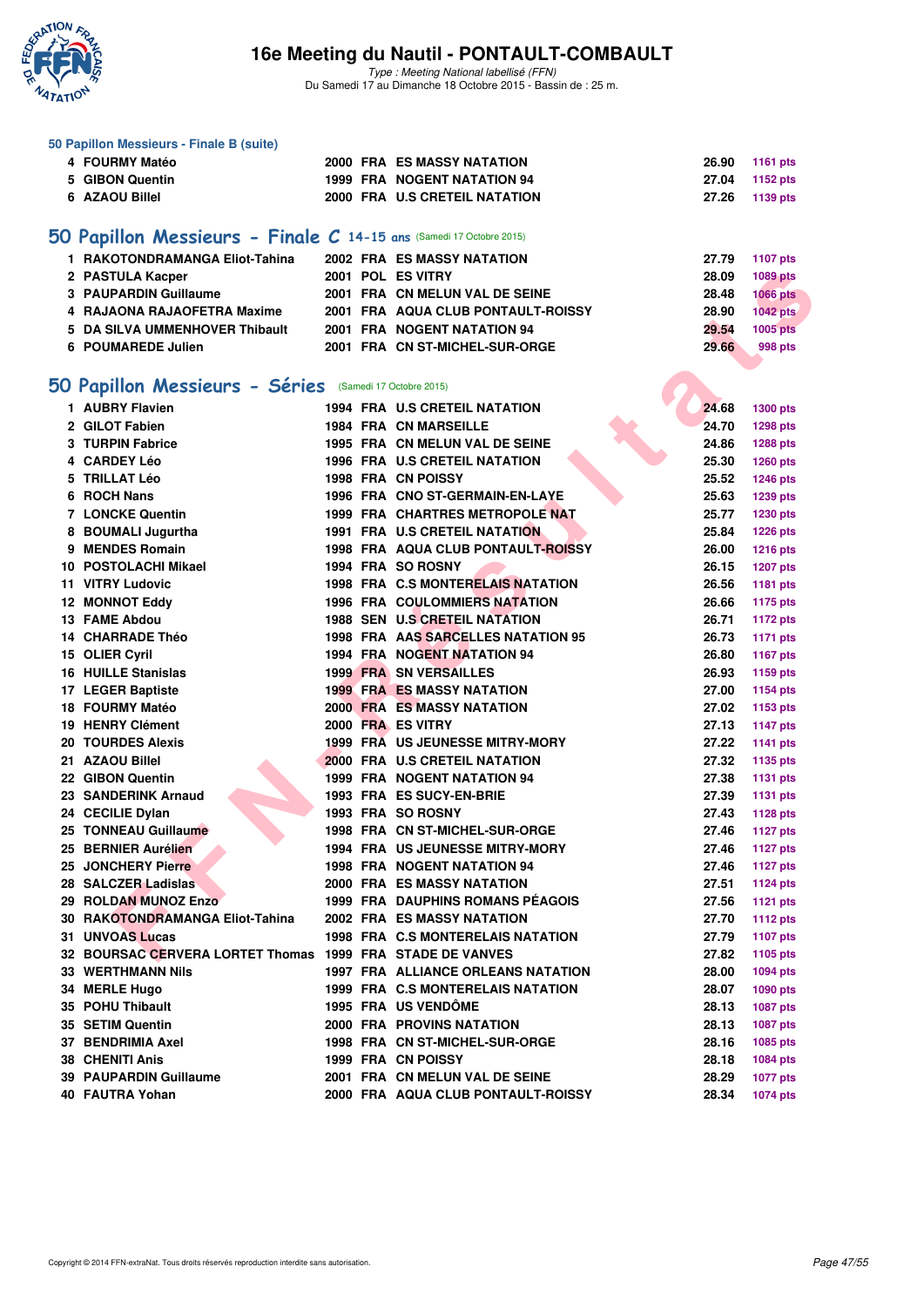### 50 Papillon Messieurs - Finale B (suite)

| | | | | | | |
|---|---|---|---|---|---|---|
| 4 | FOURMY Matéo | 2000 | FRA | ES MASSY NATATION | 26.90 | 1161 pts |
| 5 | GIBON Quentin | 1999 | FRA | NOGENT NATATION 94 | 27.04 | 1152 pts |
| 6 | AZAOU Billel | 2000 | FRA | U.S CRETEIL NATATION | 27.26 | 1139 pts |

## 50 Papillon Messieurs - Finale C 14-15 ans (Samedi 17 Octobre 2015)

| | | | | | | |
|---|---|---|---|---|---|---|
| 1 | RAKOTONDRAMANGA Eliot-Tahina | 2002 | FRA | ES MASSY NATATION | 27.79 | 1107 pts |
| 2 | PASTULA Kacper | 2001 | POL | ES VITRY | 28.09 | 1089 pts |
| 3 | PAUPARDIN Guillaume | 2001 | FRA | CN MELUN VAL DE SEINE | 28.48 | 1066 pts |
| 4 | RAJAONA RAJAOFETRA Maxime | 2001 | FRA | AQUA CLUB PONTAULT-ROISSY | 28.90 | 1042 pts |
| 5 | DA SILVA UMMENHOVER Thibault | 2001 | FRA | NOGENT NATATION 94 | 29.54 | 1005 pts |
| 6 | POUMAREDE Julien | 2001 | FRA | CN ST-MICHEL-SUR-ORGE | 29.66 | 998 pts |

## 50 Papillon Messieurs - Séries (Samedi 17 Octobre 2015)

| | | | | | | |
|---|---|---|---|---|---|---|
| 1 | AUBRY Flavien | 1994 | FRA | U.S CRETEIL NATATION | 24.68 | 1300 pts |
| 2 | GILOT Fabien | 1984 | FRA | CN MARSEILLE | 24.70 | 1298 pts |
| 3 | TURPIN Fabrice | 1995 | FRA | CN MELUN VAL DE SEINE | 24.86 | 1288 pts |
| 4 | CARDEY Léo | 1996 | FRA | U.S CRETEIL NATATION | 25.30 | 1260 pts |
| 5 | TRILLAT Léo | 1998 | FRA | CN POISSY | 25.52 | 1246 pts |
| 6 | ROCH Nans | 1996 | FRA | CNO ST-GERMAIN-EN-LAYE | 25.63 | 1239 pts |
| 7 | LONCKE Quentin | 1999 | FRA | CHARTRES METROPOLE NAT | 25.77 | 1230 pts |
| 8 | BOUMALI Jugurtha | 1991 | FRA | U.S CRETEIL NATATION | 25.84 | 1226 pts |
| 9 | MENDES Romain | 1998 | FRA | AQUA CLUB PONTAULT-ROISSY | 26.00 | 1216 pts |
| 10 | POSTOLACHI Mikael | 1994 | FRA | SO ROSNY | 26.15 | 1207 pts |
| 11 | VITRY Ludovic | 1998 | FRA | C.S MONTERELAIS NATATION | 26.56 | 1181 pts |
| 12 | MONNOT Eddy | 1996 | FRA | COULOMMIERS NATATION | 26.66 | 1175 pts |
| 13 | FAME Abdou | 1988 | SEN | U.S CRETEIL NATATION | 26.71 | 1172 pts |
| 14 | CHARRADE Théo | 1998 | FRA | AAS SARCELLES NATATION 95 | 26.73 | 1171 pts |
| 15 | OLIER Cyril | 1994 | FRA | NOGENT NATATION 94 | 26.80 | 1167 pts |
| 16 | HUILLE Stanislas | 1999 | FRA | SN VERSAILLES | 26.93 | 1159 pts |
| 17 | LEGER Baptiste | 1999 | FRA | ES MASSY NATATION | 27.00 | 1154 pts |
| 18 | FOURMY Matéo | 2000 | FRA | ES MASSY NATATION | 27.02 | 1153 pts |
| 19 | HENRY Clément | 2000 | FRA | ES VITRY | 27.13 | 1147 pts |
| 20 | TOURDES Alexis | 1999 | FRA | US JEUNESSE MITRY-MORY | 27.22 | 1141 pts |
| 21 | AZAOU Billel | 2000 | FRA | U.S CRETEIL NATATION | 27.32 | 1135 pts |
| 22 | GIBON Quentin | 1999 | FRA | NOGENT NATATION 94 | 27.38 | 1131 pts |
| 23 | SANDERINK Arnaud | 1993 | FRA | ES SUCY-EN-BRIE | 27.39 | 1131 pts |
| 24 | CECILIE Dylan | 1993 | FRA | SO ROSNY | 27.43 | 1128 pts |
| 25 | TONNEAU Guillaume | 1998 | FRA | CN ST-MICHEL-SUR-ORGE | 27.46 | 1127 pts |
| 25 | BERNIER Aurélien | 1994 | FRA | US JEUNESSE MITRY-MORY | 27.46 | 1127 pts |
| 25 | JONCHERY Pierre | 1998 | FRA | NOGENT NATATION 94 | 27.46 | 1127 pts |
| 28 | SALCZER Ladislas | 2000 | FRA | ES MASSY NATATION | 27.51 | 1124 pts |
| 29 | ROLDAN MUNOZ Enzo | 1999 | FRA | DAUPHINS ROMANS PÉAGOIS | 27.56 | 1121 pts |
| 30 | RAKOTONDRAMANGA Eliot-Tahina | 2002 | FRA | ES MASSY NATATION | 27.70 | 1112 pts |
| 31 | UNVOAS Lucas | 1998 | FRA | C.S MONTERELAIS NATATION | 27.79 | 1107 pts |
| 32 | BOURSAC CERVERA LORTET Thomas | 1999 | FRA | STADE DE VANVES | 27.82 | 1105 pts |
| 33 | WERTHMANN Nils | 1997 | FRA | ALLIANCE ORLEANS NATATION | 28.00 | 1094 pts |
| 34 | MERLE Hugo | 1999 | FRA | C.S MONTERELAIS NATATION | 28.07 | 1090 pts |
| 35 | POHU Thibault | 1995 | FRA | US VENDÔME | 28.13 | 1087 pts |
| 35 | SETIM Quentin | 2000 | FRA | PROVINS NATATION | 28.13 | 1087 pts |
| 37 | BENDRIMIA Axel | 1998 | FRA | CN ST-MICHEL-SUR-ORGE | 28.16 | 1085 pts |
| 38 | CHENITI Anis | 1999 | FRA | CN POISSY | 28.18 | 1084 pts |
| 39 | PAUPARDIN Guillaume | 2001 | FRA | CN MELUN VAL DE SEINE | 28.29 | 1077 pts |
| 40 | FAUTRA Yohan | 2000 | FRA | AQUA CLUB PONTAULT-ROISSY | 28.34 | 1074 pts |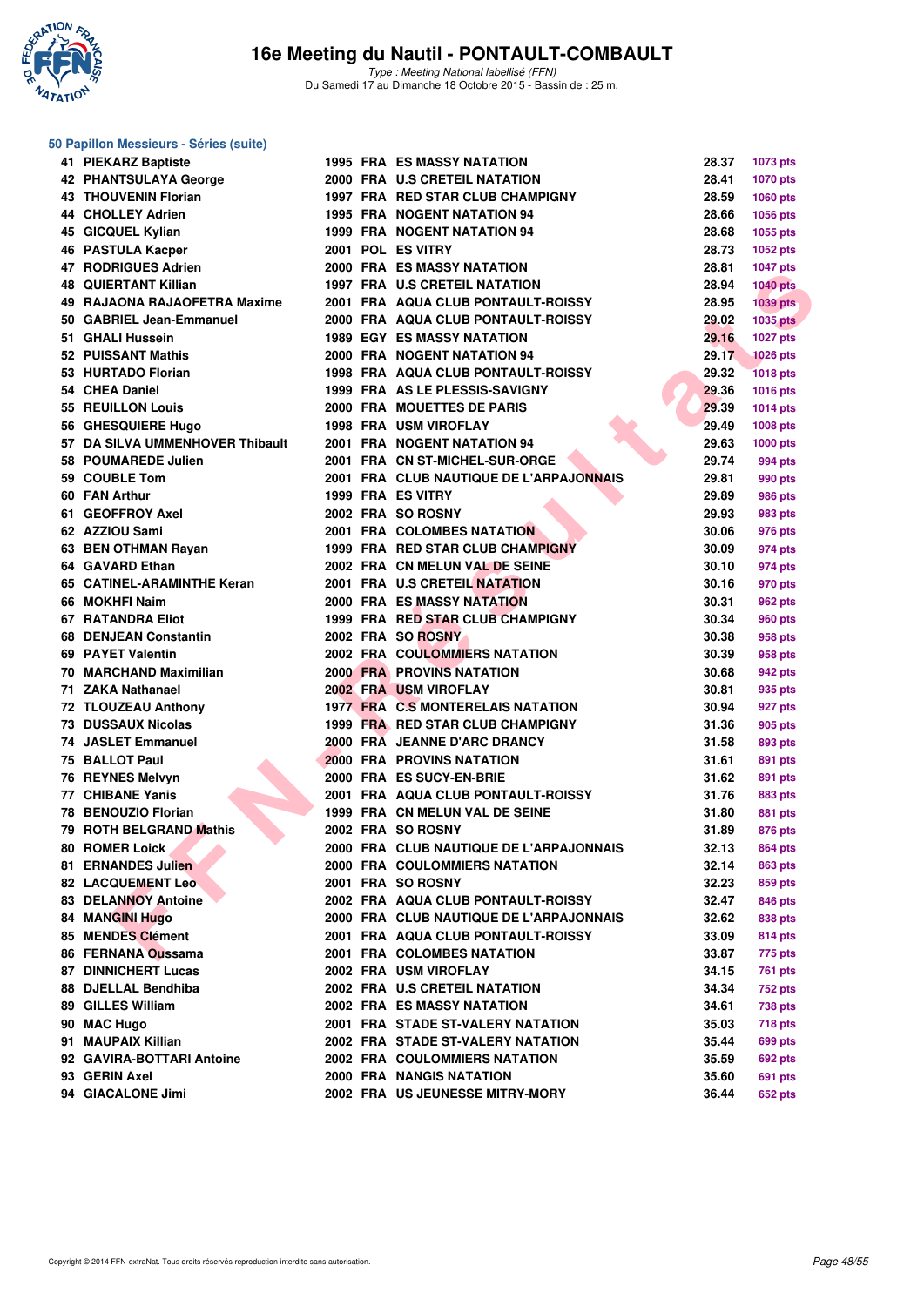# 16e Meeting du Nautil - PONTAULT-COMBAULT

*Type : Meeting National labellisé (FFN)*
Du Samedi 17 au Dimanche 18 Octobre 2015 - Bassin de : 25 m.

### 50 Papillon Messieurs - Séries (suite)

| | | | | | | |
|---|---|---|---|---|---|---|
| 41 | PIEKARZ Baptiste | 1995 | FRA | ES MASSY NATATION | 28.37 | 1073 pts |
| 42 | PHANTSULAYA George | 2000 | FRA | U.S CRETEIL NATATION | 28.41 | 1070 pts |
| 43 | THOUVENIN Florian | 1997 | FRA | RED STAR CLUB CHAMPIGNY | 28.59 | 1060 pts |
| 44 | CHOLLEY Adrien | 1995 | FRA | NOGENT NATATION 94 | 28.66 | 1056 pts |
| 45 | GICQUEL Kylian | 1999 | FRA | NOGENT NATATION 94 | 28.68 | 1055 pts |
| 46 | PASTULA Kacper | 2001 | POL | ES VITRY | 28.73 | 1052 pts |
| 47 | RODRIGUES Adrien | 2000 | FRA | ES MASSY NATATION | 28.81 | 1047 pts |
| 48 | QUIERTANT Killian | 1997 | FRA | U.S CRETEIL NATATION | 28.94 | 1040 pts |
| 49 | RAJAONA RAJAOFETRA Maxime | 2001 | FRA | AQUA CLUB PONTAULT-ROISSY | 28.95 | 1039 pts |
| 50 | GABRIEL Jean-Emmanuel | 2000 | FRA | AQUA CLUB PONTAULT-ROISSY | 29.02 | 1035 pts |
| 51 | GHALI Hussein | 1989 | EGY | ES MASSY NATATION | 29.16 | 1027 pts |
| 52 | PUISSANT Mathis | 2000 | FRA | NOGENT NATATION 94 | 29.17 | 1026 pts |
| 53 | HURTADO Florian | 1998 | FRA | AQUA CLUB PONTAULT-ROISSY | 29.32 | 1018 pts |
| 54 | CHEA Daniel | 1999 | FRA | AS LE PLESSIS-SAVIGNY | 29.36 | 1016 pts |
| 55 | REUILLON Louis | 2000 | FRA | MOUETTES DE PARIS | 29.39 | 1014 pts |
| 56 | GHESQUIERE Hugo | 1998 | FRA | USM VIROFLAY | 29.49 | 1008 pts |
| 57 | DA SILVA UMMENHOVER Thibault | 2001 | FRA | NOGENT NATATION 94 | 29.63 | 1000 pts |
| 58 | POUMAREDE Julien | 2001 | FRA | CN ST-MICHEL-SUR-ORGE | 29.74 | 994 pts |
| 59 | COUBLE Tom | 2001 | FRA | CLUB NAUTIQUE DE L'ARPAJONNAIS | 29.81 | 990 pts |
| 60 | FAN Arthur | 1999 | FRA | ES VITRY | 29.89 | 986 pts |
| 61 | GEOFFROY Axel | 2002 | FRA | SO ROSNY | 29.93 | 983 pts |
| 62 | AZZIOU Sami | 2001 | FRA | COLOMBES NATATION | 30.06 | 976 pts |
| 63 | BEN OTHMAN Rayan | 1999 | FRA | RED STAR CLUB CHAMPIGNY | 30.09 | 974 pts |
| 64 | GAVARD Ethan | 2002 | FRA | CN MELUN VAL DE SEINE | 30.10 | 974 pts |
| 65 | CATINEL-ARAMINTHE Keran | 2001 | FRA | U.S CRETEIL NATATION | 30.16 | 970 pts |
| 66 | MOKHFI Naim | 2000 | FRA | ES MASSY NATATION | 30.31 | 962 pts |
| 67 | RATANDRA Eliot | 1999 | FRA | RED STAR CLUB CHAMPIGNY | 30.34 | 960 pts |
| 68 | DENJEAN Constantin | 2002 | FRA | SO ROSNY | 30.38 | 958 pts |
| 69 | PAYET Valentin | 2002 | FRA | COULOMMIERS NATATION | 30.39 | 958 pts |
| 70 | MARCHAND Maximilian | 2000 | FRA | PROVINS NATATION | 30.68 | 942 pts |
| 71 | ZAKA Nathanael | 2002 | FRA | USM VIROFLAY | 30.81 | 935 pts |
| 72 | TLOUZEAU Anthony | 1977 | FRA | C.S MONTERELAIS NATATION | 30.94 | 927 pts |
| 73 | DUSSAUX Nicolas | 1999 | FRA | RED STAR CLUB CHAMPIGNY | 31.36 | 905 pts |
| 74 | JASLET Emmanuel | 2000 | FRA | JEANNE D'ARC DRANCY | 31.58 | 893 pts |
| 75 | BALLOT Paul | 2000 | FRA | PROVINS NATATION | 31.61 | 891 pts |
| 76 | REYNES Melvyn | 2000 | FRA | ES SUCY-EN-BRIE | 31.62 | 891 pts |
| 77 | CHIBANE Yanis | 2001 | FRA | AQUA CLUB PONTAULT-ROISSY | 31.76 | 883 pts |
| 78 | BENOUZIO Florian | 1999 | FRA | CN MELUN VAL DE SEINE | 31.80 | 881 pts |
| 79 | ROTH BELGRAND Mathis | 2002 | FRA | SO ROSNY | 31.89 | 876 pts |
| 80 | ROMER Loick | 2000 | FRA | CLUB NAUTIQUE DE L'ARPAJONNAIS | 32.13 | 864 pts |
| 81 | ERNANDES Julien | 2000 | FRA | COULOMMIERS NATATION | 32.14 | 863 pts |
| 82 | LACQUEMENT Leo | 2001 | FRA | SO ROSNY | 32.23 | 859 pts |
| 83 | DELANNOY Antoine | 2002 | FRA | AQUA CLUB PONTAULT-ROISSY | 32.47 | 846 pts |
| 84 | MANGINI Hugo | 2000 | FRA | CLUB NAUTIQUE DE L'ARPAJONNAIS | 32.62 | 838 pts |
| 85 | MENDES Clément | 2001 | FRA | AQUA CLUB PONTAULT-ROISSY | 33.09 | 814 pts |
| 86 | FERNANA Oussama | 2001 | FRA | COLOMBES NATATION | 33.87 | 775 pts |
| 87 | DINNICHERT Lucas | 2002 | FRA | USM VIROFLAY | 34.15 | 761 pts |
| 88 | DJELLAL Bendhiba | 2002 | FRA | U.S CRETEIL NATATION | 34.34 | 752 pts |
| 89 | GILLES William | 2002 | FRA | ES MASSY NATATION | 34.61 | 738 pts |
| 90 | MAC Hugo | 2001 | FRA | STADE ST-VALERY NATATION | 35.03 | 718 pts |
| 91 | MAUPAIX Killian | 2002 | FRA | STADE ST-VALERY NATATION | 35.44 | 699 pts |
| 92 | GAVIRA-BOTTARI Antoine | 2002 | FRA | COULOMMIERS NATATION | 35.59 | 692 pts |
| 93 | GERIN Axel | 2000 | FRA | NANGIS NATATION | 35.60 | 691 pts |
| 94 | GIACALONE Jimi | 2002 | FRA | US JEUNESSE MITRY-MORY | 36.44 | 652 pts |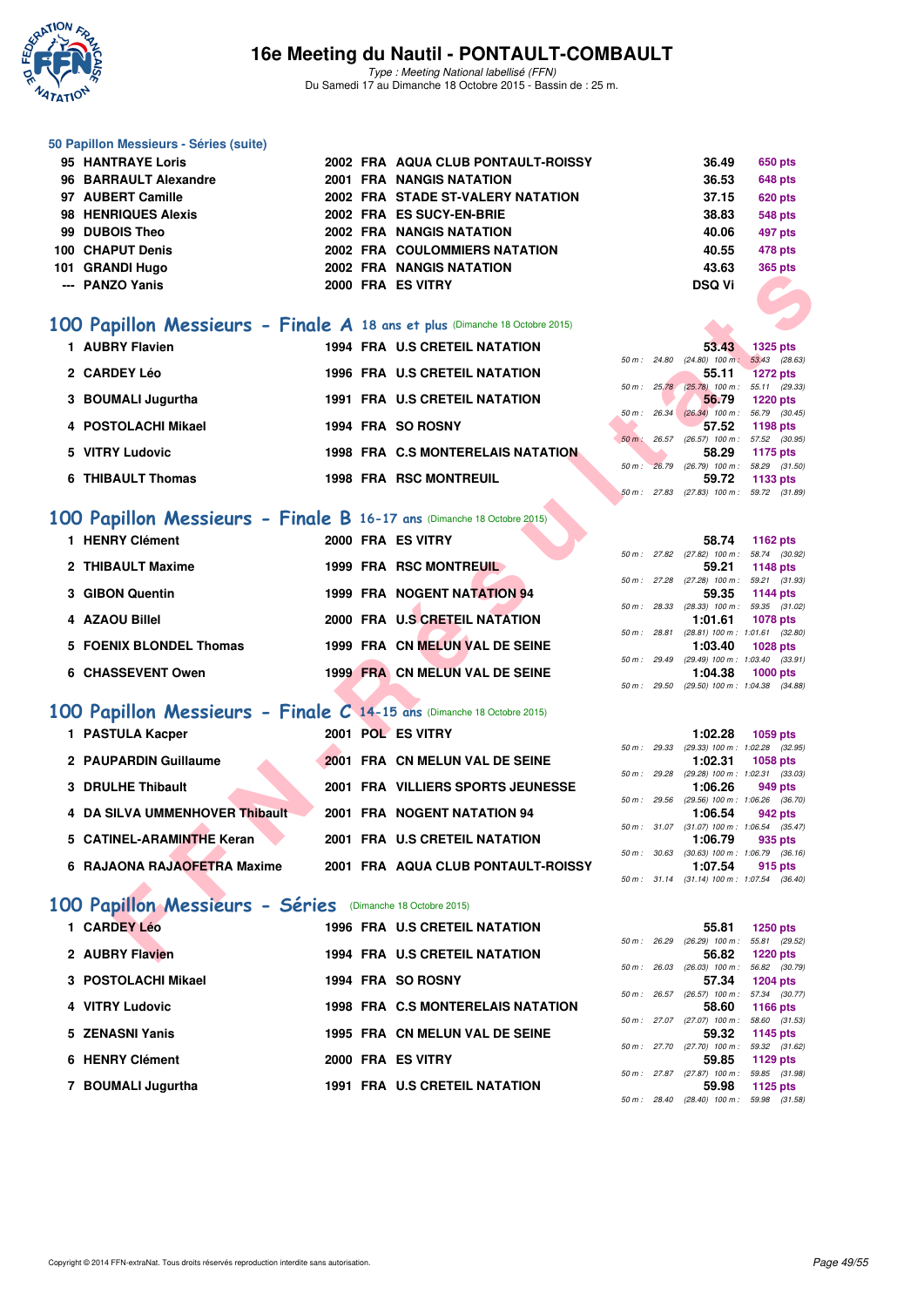# 16e Meeting du Nautil - PONTAULT-COMBAULT

*Type : Meeting National labellisé (FFN)*
Du Samedi 17 au Dimanche 18 Octobre 2015 - Bassin de : 25 m.

### 50 Papillon Messieurs - Séries (suite)

| Rang | Nom | Année | Nat | Club | Temps | Points |
|---|---|---|---|---|---|---|
| 95 | HANTRAYE Loris | 2002 | FRA | AQUA CLUB PONTAULT-ROISSY | 36.49 | 650 pts |
| 96 | BARRAULT Alexandre | 2001 | FRA | NANGIS NATATION | 36.53 | 648 pts |
| 97 | AUBERT Camille | 2002 | FRA | STADE ST-VALERY NATATION | 37.15 | 620 pts |
| 98 | HENRIQUES Alexis | 2002 | FRA | ES SUCY-EN-BRIE | 38.83 | 548 pts |
| 99 | DUBOIS Theo | 2002 | FRA | NANGIS NATATION | 40.06 | 497 pts |
| 100 | CHAPUT Denis | 2002 | FRA | COULOMMIERS NATATION | 40.55 | 478 pts |
| 101 | GRANDI Hugo | 2002 | FRA | NANGIS NATATION | 43.63 | 365 pts |
| --- | PANZO Yanis | 2000 | FRA | ES VITRY | DSQ Vi | |

## 100 Papillon Messieurs - Finale A 18 ans et plus (Dimanche 18 Octobre 2015)

| Rang | Nom | Année | Nat | Club | Temps | Points | Intermédiaires |
|---|---|---|---|---|---|---|---|
| 1 | AUBRY Flavien | 1994 | FRA | U.S CRETEIL NATATION | 53.43 | 1325 pts | 50 m : 24.80 (24.80) 100 m : 53.43 (28.63) |
| 2 | CARDEY Léo | 1996 | FRA | U.S CRETEIL NATATION | 55.11 | 1272 pts | 50 m : 25.78 (25.78) 100 m : 55.11 (29.33) |
| 3 | BOUMALI Jugurtha | 1991 | FRA | U.S CRETEIL NATATION | 56.79 | 1220 pts | 50 m : 26.34 (26.34) 100 m : 56.79 (30.45) |
| 4 | POSTOLACHI Mikael | 1994 | FRA | SO ROSNY | 57.52 | 1198 pts | 50 m : 26.57 (26.57) 100 m : 57.52 (30.95) |
| 5 | VITRY Ludovic | 1998 | FRA | C.S MONTERELAIS NATATION | 58.29 | 1175 pts | 50 m : 26.79 (26.79) 100 m : 58.29 (31.50) |
| 6 | THIBAULT Thomas | 1998 | FRA | RSC MONTREUIL | 59.72 | 1133 pts | 50 m : 27.83 (27.83) 100 m : 59.72 (31.89) |

## 100 Papillon Messieurs - Finale B 16-17 ans (Dimanche 18 Octobre 2015)

| Rang | Nom | Année | Nat | Club | Temps | Points | Intermédiaires |
|---|---|---|---|---|---|---|---|
| 1 | HENRY Clément | 2000 | FRA | ES VITRY | 58.74 | 1162 pts | 50 m : 27.82 (27.82) 100 m : 58.74 (30.92) |
| 2 | THIBAULT Maxime | 1999 | FRA | RSC MONTREUIL | 59.21 | 1148 pts | 50 m : 27.28 (27.28) 100 m : 59.21 (31.93) |
| 3 | GIBON Quentin | 1999 | FRA | NOGENT NATATION 94 | 59.35 | 1144 pts | 50 m : 28.33 (28.33) 100 m : 59.35 (31.02) |
| 4 | AZAOU Billel | 2000 | FRA | U.S CRETEIL NATATION | 1:01.61 | 1078 pts | 50 m : 28.81 (28.81) 100 m : 1:01.61 (32.80) |
| 5 | FOENIX BLONDEL Thomas | 1999 | FRA | CN MELUN VAL DE SEINE | 1:03.40 | 1028 pts | 50 m : 29.49 (29.49) 100 m : 1:03.40 (33.91) |
| 6 | CHASSEVENT Owen | 1999 | FRA | CN MELUN VAL DE SEINE | 1:04.38 | 1000 pts | 50 m : 29.50 (29.50) 100 m : 1:04.38 (34.88) |

## 100 Papillon Messieurs - Finale C 14-15 ans (Dimanche 18 Octobre 2015)

| Rang | Nom | Année | Nat | Club | Temps | Points | Intermédiaires |
|---|---|---|---|---|---|---|---|
| 1 | PASTULA Kacper | 2001 | POL | ES VITRY | 1:02.28 | 1059 pts | 50 m : 29.33 (29.33) 100 m : 1:02.28 (32.95) |
| 2 | PAUPARDIN Guillaume | 2001 | FRA | CN MELUN VAL DE SEINE | 1:02.31 | 1058 pts | 50 m : 29.28 (29.28) 100 m : 1:02.31 (33.03) |
| 3 | DRULHE Thibault | 2001 | FRA | VILLIERS SPORTS JEUNESSE | 1:06.26 | 949 pts | 50 m : 29.56 (29.56) 100 m : 1:06.26 (36.70) |
| 4 | DA SILVA UMMENHOVER Thibault | 2001 | FRA | NOGENT NATATION 94 | 1:06.54 | 942 pts | 50 m : 31.07 (31.07) 100 m : 1:06.54 (35.47) |
| 5 | CATINEL-ARAMINTHE Keran | 2001 | FRA | U.S CRETEIL NATATION | 1:06.79 | 935 pts | 50 m : 30.63 (30.63) 100 m : 1:06.79 (36.16) |
| 6 | RAJAONA RAJAOFETRA Maxime | 2001 | FRA | AQUA CLUB PONTAULT-ROISSY | 1:07.54 | 915 pts | 50 m : 31.14 (31.14) 100 m : 1:07.54 (36.40) |

## 100 Papillon Messieurs - Séries (Dimanche 18 Octobre 2015)

| Rang | Nom | Année | Nat | Club | Temps | Points | Intermédiaires |
|---|---|---|---|---|---|---|---|
| 1 | CARDEY Léo | 1996 | FRA | U.S CRETEIL NATATION | 55.81 | 1250 pts | 50 m : 26.29 (26.29) 100 m : 55.81 (29.52) |
| 2 | AUBRY Flavien | 1994 | FRA | U.S CRETEIL NATATION | 56.82 | 1220 pts | 50 m : 26.03 (26.03) 100 m : 56.82 (30.79) |
| 3 | POSTOLACHI Mikael | 1994 | FRA | SO ROSNY | 57.34 | 1204 pts | 50 m : 26.57 (26.57) 100 m : 57.34 (30.77) |
| 4 | VITRY Ludovic | 1998 | FRA | C.S MONTERELAIS NATATION | 58.60 | 1166 pts | 50 m : 27.07 (27.07) 100 m : 58.60 (31.53) |
| 5 | ZENASNI Yanis | 1995 | FRA | CN MELUN VAL DE SEINE | 59.32 | 1145 pts | 50 m : 27.70 (27.70) 100 m : 59.32 (31.62) |
| 6 | HENRY Clément | 2000 | FRA | ES VITRY | 59.85 | 1129 pts | 50 m : 27.87 (27.87) 100 m : 59.85 (31.98) |
| 7 | BOUMALI Jugurtha | 1991 | FRA | U.S CRETEIL NATATION | 59.98 | 1125 pts | 50 m : 28.40 (28.40) 100 m : 59.98 (31.58) |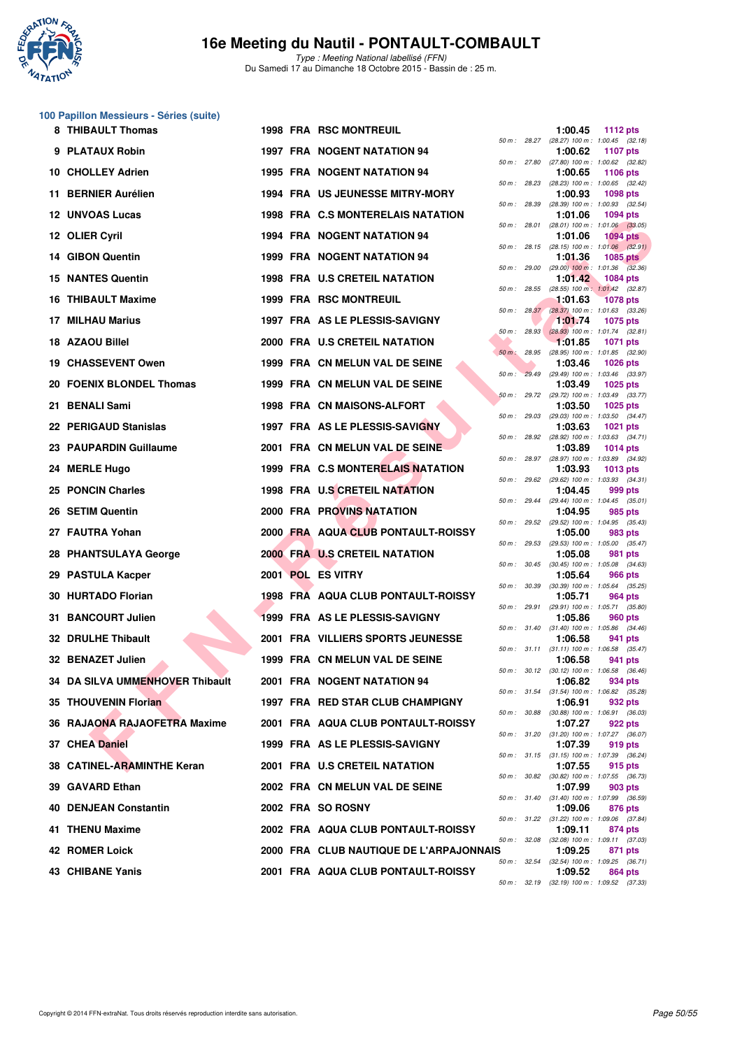# 16e Meeting du Nautil - PONTAULT-COMBAULT

*Type : Meeting National labellisé (FFN)*
Du Samedi 17 au Dimanche 18 Octobre 2015 - Bassin de : 25 m.

## 100 Papillon Messieurs - Séries (suite)

| Place | Nom | Année | Nat. | Club | Temps | Points | 50 m | 100 m |
|---|---|---|---|---|---|---|---|---|
| 8 | THIBAULT Thomas | 1998 | FRA | RSC MONTREUIL | 1:00.45 | 1112 pts | 28.27 | (28.27) 1:00.45 (32.18) |
| 9 | PLATAUX Robin | 1997 | FRA | NOGENT NATATION 94 | 1:00.62 | 1107 pts | 27.80 | (27.80) 1:00.62 (32.82) |
| 10 | CHOLLEY Adrien | 1995 | FRA | NOGENT NATATION 94 | 1:00.65 | 1106 pts | 28.23 | (28.23) 1:00.65 (32.42) |
| 11 | BERNIER Aurélien | 1994 | FRA | US JEUNESSE MITRY-MORY | 1:00.93 | 1098 pts | 28.39 | (28.39) 1:00.93 (32.54) |
| 12 | UNVOAS Lucas | 1998 | FRA | C.S MONTERELAIS NATATION | 1:01.06 | 1094 pts | 28.01 | (28.01) 1:01.06 (33.05) |
| 12 | OLIER Cyril | 1994 | FRA | NOGENT NATATION 94 | 1:01.06 | 1094 pts | 28.15 | (28.15) 1:01.06 (32.91) |
| 14 | GIBON Quentin | 1999 | FRA | NOGENT NATATION 94 | 1:01.36 | 1085 pts | 29.00 | (29.00) 1:01.36 (32.36) |
| 15 | NANTES Quentin | 1998 | FRA | U.S CRETEIL NATATION | 1:01.42 | 1084 pts | 28.55 | (28.55) 1:01.42 (32.87) |
| 16 | THIBAULT Maxime | 1999 | FRA | RSC MONTREUIL | 1:01.63 | 1078 pts | 28.37 | (28.37) 1:01.63 (33.26) |
| 17 | MILHAU Marius | 1997 | FRA | AS LE PLESSIS-SAVIGNY | 1:01.74 | 1075 pts | 28.93 | (28.93) 1:01.74 (32.81) |
| 18 | AZAOU Billel | 2000 | FRA | U.S CRETEIL NATATION | 1:01.85 | 1071 pts | 28.95 | (28.95) 1:01.85 (32.90) |
| 19 | CHASSEVENT Owen | 1999 | FRA | CN MELUN VAL DE SEINE | 1:03.46 | 1026 pts | 29.49 | (29.49) 1:03.46 (33.97) |
| 20 | FOENIX BLONDEL Thomas | 1999 | FRA | CN MELUN VAL DE SEINE | 1:03.49 | 1025 pts | 29.72 | (29.72) 1:03.49 (33.77) |
| 21 | BENALI Sami | 1998 | FRA | CN MAISONS-ALFORT | 1:03.50 | 1025 pts | 29.03 | (29.03) 1:03.50 (34.47) |
| 22 | PERIGAUD Stanislas | 1997 | FRA | AS LE PLESSIS-SAVIGNY | 1:03.63 | 1021 pts | 28.92 | (28.92) 1:03.63 (34.71) |
| 23 | PAUPARDIN Guillaume | 2001 | FRA | CN MELUN VAL DE SEINE | 1:03.89 | 1014 pts | 28.97 | (28.97) 1:03.89 (34.92) |
| 24 | MERLE Hugo | 1999 | FRA | C.S MONTERELAIS NATATION | 1:03.93 | 1013 pts | 29.62 | (29.62) 1:03.93 (34.31) |
| 25 | PONCIN Charles | 1998 | FRA | U.S CRETEIL NATATION | 1:04.45 | 999 pts | 29.44 | (29.44) 1:04.45 (35.01) |
| 26 | SETIM Quentin | 2000 | FRA | PROVINS NATATION | 1:04.95 | 985 pts | 29.52 | (29.52) 1:04.95 (35.43) |
| 27 | FAUTRA Yohan | 2000 | FRA | AQUA CLUB PONTAULT-ROISSY | 1:05.00 | 983 pts | 29.53 | (29.53) 1:05.00 (35.47) |
| 28 | PHANTSULAYA George | 2000 | FRA | U.S CRETEIL NATATION | 1:05.08 | 981 pts | 30.45 | (30.45) 1:05.08 (34.63) |
| 29 | PASTULA Kacper | 2001 | POL | ES VITRY | 1:05.64 | 966 pts | 30.39 | (30.39) 1:05.64 (35.25) |
| 30 | HURTADO Florian | 1998 | FRA | AQUA CLUB PONTAULT-ROISSY | 1:05.71 | 964 pts | 29.91 | (29.91) 1:05.71 (35.80) |
| 31 | BANCOURT Julien | 1999 | FRA | AS LE PLESSIS-SAVIGNY | 1:05.86 | 960 pts | 31.40 | (31.40) 1:05.86 (34.46) |
| 32 | DRULHE Thibault | 2001 | FRA | VILLIERS SPORTS JEUNESSE | 1:06.58 | 941 pts | 31.11 | (31.11) 1:06.58 (35.47) |
| 32 | BENAZET Julien | 1999 | FRA | CN MELUN VAL DE SEINE | 1:06.58 | 941 pts | 30.12 | (30.12) 1:06.58 (36.46) |
| 34 | DA SILVA UMMENHOVER Thibault | 2001 | FRA | NOGENT NATATION 94 | 1:06.82 | 934 pts | 31.54 | (31.54) 1:06.82 (35.28) |
| 35 | THOUVENIN Florian | 1997 | FRA | RED STAR CLUB CHAMPIGNY | 1:06.91 | 932 pts | 30.88 | (30.88) 1:06.91 (36.03) |
| 36 | RAJAONA RAJAOFETRA Maxime | 2001 | FRA | AQUA CLUB PONTAULT-ROISSY | 1:07.27 | 922 pts | 31.20 | (31.20) 1:07.27 (36.07) |
| 37 | CHEA Daniel | 1999 | FRA | AS LE PLESSIS-SAVIGNY | 1:07.39 | 919 pts | 31.15 | (31.15) 1:07.39 (36.24) |
| 38 | CATINEL-ARAMINTHE Keran | 2001 | FRA | U.S CRETEIL NATATION | 1:07.55 | 915 pts | 30.82 | (30.82) 1:07.55 (36.73) |
| 39 | GAVARD Ethan | 2002 | FRA | CN MELUN VAL DE SEINE | 1:07.99 | 903 pts | 31.40 | (31.40) 1:07.99 (36.59) |
| 40 | DENJEAN Constantin | 2002 | FRA | SO ROSNY | 1:09.06 | 876 pts | 31.22 | (31.22) 1:09.06 (37.84) |
| 41 | THENU Maxime | 2002 | FRA | AQUA CLUB PONTAULT-ROISSY | 1:09.11 | 874 pts | 32.08 | (32.08) 1:09.11 (37.03) |
| 42 | ROMER Loick | 2000 | FRA | CLUB NAUTIQUE DE L'ARPAJONNAIS | 1:09.25 | 871 pts | 32.54 | (32.54) 1:09.25 (36.71) |
| 43 | CHIBANE Yanis | 2001 | FRA | AQUA CLUB PONTAULT-ROISSY | 1:09.52 | 864 pts | 32.19 | (32.19) 1:09.52 (37.33) |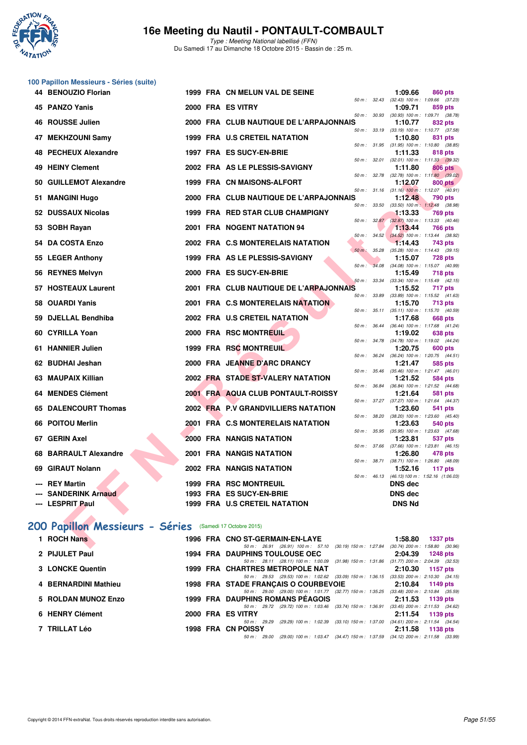# 16e Meeting du Nautil - PONTAULT-COMBAULT

*Type : Meeting National labellisé (FFN)*
Du Samedi 17 au Dimanche 18 Octobre 2015 - Bassin de : 25 m.

## 100 Papillon Messieurs - Séries (suite)

| Rg | Nom | Année | Nat | Club | Temps | Points | Splits |
|---|---|---|---|---|---|---|---|
| 44 | BENOUZIO Florian | 1999 | FRA | CN MELUN VAL DE SEINE | 1:09.66 | 860 pts | 50 m : 32.43 (32.43) 100 m : 1:09.66 (37.23) |
| 45 | PANZO Yanis | 2000 | FRA | ES VITRY | 1:09.71 | 859 pts | 50 m : 30.93 (30.93) 100 m : 1:09.71 (38.78) |
| 46 | ROUSSE Julien | 2000 | FRA | CLUB NAUTIQUE DE L'ARPAJONNAIS | 1:10.77 | 832 pts | 50 m : 33.19 (33.19) 100 m : 1:10.77 (37.58) |
| 47 | MEKHZOUNI Samy | 1999 | FRA | U.S CRETEIL NATATION | 1:10.80 | 831 pts | 50 m : 31.95 (31.95) 100 m : 1:10.80 (38.85) |
| 48 | PECHEUX Alexandre | 1997 | FRA | ES SUCY-EN-BRIE | 1:11.33 | 818 pts | 50 m : 32.01 (32.01) 100 m : 1:11.33 (39.32) |
| 49 | HEINY Clement | 2002 | FRA | AS LE PLESSIS-SAVIGNY | 1:11.80 | 806 pts | 50 m : 32.78 (32.78) 100 m : 1:11.80 (39.02) |
| 50 | GUILLEMOT Alexandre | 1999 | FRA | CN MAISONS-ALFORT | 1:12.07 | 800 pts | 50 m : 31.16 (31.16) 100 m : 1:12.07 (40.91) |
| 51 | MANGINI Hugo | 2000 | FRA | CLUB NAUTIQUE DE L'ARPAJONNAIS | 1:12.48 | 790 pts | 50 m : 33.50 (33.50) 100 m : 1:12.48 (38.98) |
| 52 | DUSSAUX Nicolas | 1999 | FRA | RED STAR CLUB CHAMPIGNY | 1:13.33 | 769 pts | 50 m : 32.87 (32.87) 100 m : 1:13.33 (40.46) |
| 53 | SOBH Rayan | 2001 | FRA | NOGENT NATATION 94 | 1:13.44 | 766 pts | 50 m : 34.52 (34.52) 100 m : 1:13.44 (38.92) |
| 54 | DA COSTA Enzo | 2002 | FRA | C.S MONTERELAIS NATATION | 1:14.43 | 743 pts | 50 m : 35.28 (35.28) 100 m : 1:14.43 (39.15) |
| 55 | LEGER Anthony | 1999 | FRA | AS LE PLESSIS-SAVIGNY | 1:15.07 | 728 pts | 50 m : 34.08 (34.08) 100 m : 1:15.07 (40.99) |
| 56 | REYNES Melvyn | 2000 | FRA | ES SUCY-EN-BRIE | 1:15.49 | 718 pts | 50 m : 33.34 (33.34) 100 m : 1:15.49 (42.15) |
| 57 | HOSTEAUX Laurent | 2001 | FRA | CLUB NAUTIQUE DE L'ARPAJONNAIS | 1:15.52 | 717 pts | 50 m : 33.89 (33.89) 100 m : 1:15.52 (41.63) |
| 58 | OUARDI Yanis | 2001 | FRA | C.S MONTERELAIS NATATION | 1:15.70 | 713 pts | 50 m : 35.11 (35.11) 100 m : 1:15.70 (40.59) |
| 59 | DJELLAL Bendhiba | 2002 | FRA | U.S CRETEIL NATATION | 1:17.68 | 668 pts | 50 m : 36.44 (36.44) 100 m : 1:17.68 (41.24) |
| 60 | CYRILLA Yoan | 2000 | FRA | RSC MONTREUIL | 1:19.02 | 638 pts | 50 m : 34.78 (34.78) 100 m : 1:19.02 (44.24) |
| 61 | HANNIER Julien | 1999 | FRA | RSC MONTREUIL | 1:20.75 | 600 pts | 50 m : 36.24 (36.24) 100 m : 1:20.75 (44.51) |
| 62 | BUDHAI Jeshan | 2000 | FRA | JEANNE D'ARC DRANCY | 1:21.47 | 585 pts | 50 m : 35.46 (35.46) 100 m : 1:21.47 (46.01) |
| 63 | MAUPAIX Killian | 2002 | FRA | STADE ST-VALERY NATATION | 1:21.52 | 584 pts | 50 m : 36.84 (36.84) 100 m : 1:21.52 (44.68) |
| 64 | MENDES Clément | 2001 | FRA | AQUA CLUB PONTAULT-ROISSY | 1:21.64 | 581 pts | 50 m : 37.27 (37.27) 100 m : 1:21.64 (44.37) |
| 65 | DALENCOURT Thomas | 2002 | FRA | P.V GRANDVILLIERS NATATION | 1:23.60 | 541 pts | 50 m : 38.20 (38.20) 100 m : 1:23.60 (45.40) |
| 66 | POITOU Merlin | 2001 | FRA | C.S MONTERELAIS NATATION | 1:23.63 | 540 pts | 50 m : 35.95 (35.95) 100 m : 1:23.63 (47.68) |
| 67 | GERIN Axel | 2000 | FRA | NANGIS NATATION | 1:23.81 | 537 pts | 50 m : 37.66 (37.66) 100 m : 1:23.81 (46.15) |
| 68 | BARRAULT Alexandre | 2001 | FRA | NANGIS NATATION | 1:26.80 | 478 pts | 50 m : 38.71 (38.71) 100 m : 1:26.80 (48.09) |
| 69 | GIRAUT Nolann | 2002 | FRA | NANGIS NATATION | 1:52.16 | 117 pts | 50 m : 46.13 (46.13) 100 m : 1:52.16 (1:06.03) |
| --- | REY Martin | 1999 | FRA | RSC MONTREUIL | DNS dec | | |
| --- | SANDERINK Arnaud | 1993 | FRA | ES SUCY-EN-BRIE | DNS dec | | |
| --- | LESPRIT Paul | 1999 | FRA | U.S CRETEIL NATATION | DNS Nd | | |

## 200 Papillon Messieurs - Séries (Samedi 17 Octobre 2015)

| Rg | Nom | Année | Nat | Club | Temps | Points | Splits |
|---|---|---|---|---|---|---|---|
| 1 | ROCH Nans | 1996 | FRA | CNO ST-GERMAIN-EN-LAYE | 1:58.80 | 1337 pts | 50 m : 26.91 (26.91) 100 m : 57.10 (30.19) 150 m : 1:27.84 (30.74) 200 m : 1:58.80 (30.96) |
| 2 | PIJULET Paul | 1994 | FRA | DAUPHINS TOULOUSE OEC | 2:04.39 | 1248 pts | 50 m : 28.11 (28.11) 100 m : 1:00.09 (31.98) 150 m : 1:31.86 (31.77) 200 m : 2:04.39 (32.53) |
| 3 | LONCKE Quentin | 1999 | FRA | CHARTRES METROPOLE NAT | 2:10.30 | 1157 pts | 50 m : 29.53 (29.53) 100 m : 1:02.62 (33.09) 150 m : 1:36.15 (33.53) 200 m : 2:10.30 (34.15) |
| 4 | BERNARDINI Mathieu | 1998 | FRA | STADE FRANÇAIS O COURBEVOIE | 2:10.84 | 1149 pts | 50 m : 29.00 (29.00) 100 m : 1:01.77 (32.77) 150 m : 1:35.25 (33.48) 200 m : 2:10.84 (35.59) |
| 5 | ROLDAN MUNOZ Enzo | 1999 | FRA | DAUPHINS ROMANS PÉAGOIS | 2:11.53 | 1139 pts | 50 m : 29.72 (29.72) 100 m : 1:03.46 (33.74) 150 m : 1:36.91 (33.45) 200 m : 2:11.53 (34.62) |
| 6 | HENRY Clément | 2000 | FRA | ES VITRY | 2:11.54 | 1139 pts | 50 m : 29.29 (29.29) 100 m : 1:02.39 (33.10) 150 m : 1:37.00 (34.61) 200 m : 2:11.54 (34.54) |
| 7 | TRILLAT Léo | 1998 | FRA | CN POISSY | 2:11.58 | 1138 pts | 50 m : 29.00 (29.00) 100 m : 1:03.47 (34.47) 150 m : 1:37.59 (34.12) 200 m : 2:11.58 (33.99) |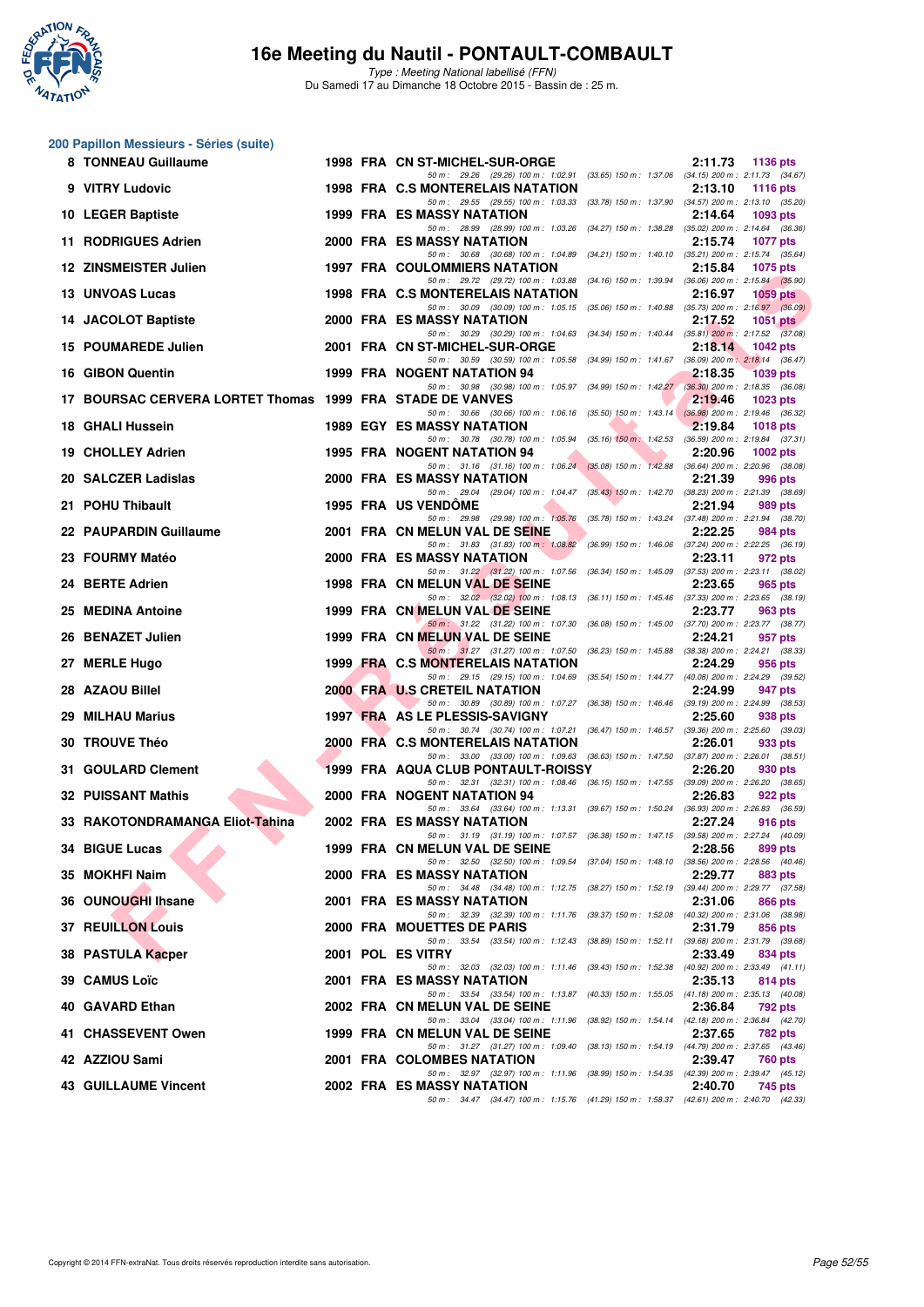# 16e Meeting du Nautil - PONTAULT-COMBAULT

*Type : Meeting National labellisé (FFN)*

Du Samedi 17 au Dimanche 18 Octobre 2015 - Bassin de : 25 m.

## 200 Papillon Messieurs - Séries (suite)

| Rg | Nom | Année | Nat | Club | Temps | Points |
|---|---|---|---|---|---|---|
| 8 | TONNEAU Guillaume | 1998 | FRA | CN ST-MICHEL-SUR-ORGE | 2:11.73 | 1136 pts |
| | 50 m : 29.26 (29.26) 100 m : 1:02.91 (33.65) 150 m : 1:37.06 (34.15) 200 m : 2:11.73 (34.67) | | | | | |
| 9 | VITRY Ludovic | 1998 | FRA | C.S MONTERELAIS NATATION | 2:13.10 | 1116 pts |
| | 50 m : 29.55 (29.55) 100 m : 1:03.33 (33.78) 150 m : 1:37.90 (34.57) 200 m : 2:13.10 (35.20) | | | | | |
| 10 | LEGER Baptiste | 1999 | FRA | ES MASSY NATATION | 2:14.64 | 1093 pts |
| | 50 m : 28.99 (28.99) 100 m : 1:03.26 (34.27) 150 m : 1:38.28 (35.02) 200 m : 2:14.64 (36.36) | | | | | |
| 11 | RODRIGUES Adrien | 2000 | FRA | ES MASSY NATATION | 2:15.74 | 1077 pts |
| | 50 m : 30.68 (30.68) 100 m : 1:04.89 (34.21) 150 m : 1:40.10 (35.21) 200 m : 2:15.74 (35.64) | | | | | |
| 12 | ZINSMEISTER Julien | 1997 | FRA | COULOMMIERS NATATION | 2:15.84 | 1075 pts |
| | 50 m : 29.72 (29.72) 100 m : 1:03.88 (34.16) 150 m : 1:39.94 (36.06) 200 m : 2:15.84 (35.90) | | | | | |
| 13 | UNVOAS Lucas | 1998 | FRA | C.S MONTERELAIS NATATION | 2:16.97 | 1059 pts |
| | 50 m : 30.09 (30.09) 100 m : 1:05.15 (35.06) 150 m : 1:40.88 (35.73) 200 m : 2:16.97 (36.09) | | | | | |
| 14 | JACOLOT Baptiste | 2000 | FRA | ES MASSY NATATION | 2:17.52 | 1051 pts |
| | 50 m : 30.29 (30.29) 100 m : 1:04.63 (34.34) 150 m : 1:40.44 (35.81) 200 m : 2:17.52 (37.08) | | | | | |
| 15 | POUMAREDE Julien | 2001 | FRA | CN ST-MICHEL-SUR-ORGE | 2:18.14 | 1042 pts |
| | 50 m : 30.59 (30.59) 100 m : 1:05.58 (34.99) 150 m : 1:41.67 (36.09) 200 m : 2:18.14 (36.47) | | | | | |
| 16 | GIBON Quentin | 1999 | FRA | NOGENT NATATION 94 | 2:18.35 | 1039 pts |
| | 50 m : 30.98 (30.98) 100 m : 1:05.97 (34.99) 150 m : 1:42.27 (36.30) 200 m : 2:18.35 (36.08) | | | | | |
| 17 | BOURSAC CERVERA LORTET Thomas | 1999 | FRA | STADE DE VANVES | 2:19.46 | 1023 pts |
| | 50 m : 30.66 (30.66) 100 m : 1:06.16 (35.50) 150 m : 1:43.14 (36.98) 200 m : 2:19.46 (36.32) | | | | | |
| 18 | GHALI Hussein | 1989 | EGY | ES MASSY NATATION | 2:19.84 | 1018 pts |
| | 50 m : 30.78 (30.78) 100 m : 1:05.94 (35.16) 150 m : 1:42.53 (36.59) 200 m : 2:19.84 (37.31) | | | | | |
| 19 | CHOLLEY Adrien | 1995 | FRA | NOGENT NATATION 94 | 2:20.96 | 1002 pts |
| | 50 m : 31.16 (31.16) 100 m : 1:06.24 (35.08) 150 m : 1:42.88 (36.64) 200 m : 2:20.96 (38.08) | | | | | |
| 20 | SALCZER Ladislas | 2000 | FRA | ES MASSY NATATION | 2:21.39 | 996 pts |
| | 50 m : 29.04 (29.04) 100 m : 1:04.47 (35.43) 150 m : 1:42.70 (38.23) 200 m : 2:21.39 (38.69) | | | | | |
| 21 | POHU Thibault | 1995 | FRA | US VENDÔME | 2:21.94 | 989 pts |
| | 50 m : 29.98 (29.98) 100 m : 1:05.76 (35.78) 150 m : 1:43.24 (37.48) 200 m : 2:21.94 (38.70) | | | | | |
| 22 | PAUPARDIN Guillaume | 2001 | FRA | CN MELUN VAL DE SEINE | 2:22.25 | 984 pts |
| | 50 m : 31.83 (31.83) 100 m : 1:08.82 (36.99) 150 m : 1:46.06 (37.24) 200 m : 2:22.25 (36.19) | | | | | |
| 23 | FOURMY Matéo | 2000 | FRA | ES MASSY NATATION | 2:23.11 | 972 pts |
| | 50 m : 31.22 (31.22) 100 m : 1:07.56 (36.34) 150 m : 1:45.09 (37.53) 200 m : 2:23.11 (38.02) | | | | | |
| 24 | BERTE Adrien | 1998 | FRA | CN MELUN VAL DE SEINE | 2:23.65 | 965 pts |
| | 50 m : 32.02 (32.02) 100 m : 1:08.13 (36.11) 150 m : 1:45.46 (37.33) 200 m : 2:23.65 (38.19) | | | | | |
| 25 | MEDINA Antoine | 1999 | FRA | CN MELUN VAL DE SEINE | 2:23.77 | 963 pts |
| | 50 m : 31.22 (31.22) 100 m : 1:07.30 (36.08) 150 m : 1:45.00 (37.70) 200 m : 2:23.77 (38.77) | | | | | |
| 26 | BENAZET Julien | 1999 | FRA | CN MELUN VAL DE SEINE | 2:24.21 | 957 pts |
| | 50 m : 31.27 (31.27) 100 m : 1:07.50 (36.23) 150 m : 1:45.88 (38.38) 200 m : 2:24.21 (38.33) | | | | | |
| 27 | MERLE Hugo | 1999 | FRA | C.S MONTERELAIS NATATION | 2:24.29 | 956 pts |
| | 50 m : 29.15 (29.15) 100 m : 1:04.69 (35.54) 150 m : 1:44.77 (40.08) 200 m : 2:24.29 (39.52) | | | | | |
| 28 | AZAOU Billel | 2000 | FRA | U.S CRETEIL NATATION | 2:24.99 | 947 pts |
| | 50 m : 30.89 (30.89) 100 m : 1:07.27 (36.38) 150 m : 1:46.46 (39.19) 200 m : 2:24.99 (38.53) | | | | | |
| 29 | MILHAU Marius | 1997 | FRA | AS LE PLESSIS-SAVIGNY | 2:25.60 | 938 pts |
| | 50 m : 30.74 (30.74) 100 m : 1:07.21 (36.47) 150 m : 1:46.57 (39.36) 200 m : 2:25.60 (39.03) | | | | | |
| 30 | TROUVE Théo | 2000 | FRA | C.S MONTERELAIS NATATION | 2:26.01 | 933 pts |
| | 50 m : 33.00 (33.00) 100 m : 1:09.63 (36.63) 150 m : 1:47.50 (37.87) 200 m : 2:26.01 (38.51) | | | | | |
| 31 | GOULARD Clement | 1999 | FRA | AQUA CLUB PONTAULT-ROISSY | 2:26.20 | 930 pts |
| | 50 m : 32.31 (32.31) 100 m : 1:08.46 (36.15) 150 m : 1:47.55 (39.09) 200 m : 2:26.20 (38.65) | | | | | |
| 32 | PUISSANT Mathis | 2000 | FRA | NOGENT NATATION 94 | 2:26.83 | 922 pts |
| | 50 m : 33.64 (33.64) 100 m : 1:13.31 (39.67) 150 m : 1:50.24 (36.93) 200 m : 2:26.83 (36.59) | | | | | |
| 33 | RAKOTONDRAMANGA Eliot-Tahina | 2002 | FRA | ES MASSY NATATION | 2:27.24 | 916 pts |
| | 50 m : 31.19 (31.19) 100 m : 1:07.57 (36.38) 150 m : 1:47.15 (39.58) 200 m : 2:27.24 (40.09) | | | | | |
| 34 | BIGUE Lucas | 1999 | FRA | CN MELUN VAL DE SEINE | 2:28.56 | 899 pts |
| | 50 m : 32.50 (32.50) 100 m : 1:09.54 (37.04) 150 m : 1:48.10 (38.56) 200 m : 2:28.56 (40.46) | | | | | |
| 35 | MOKHFI Naim | 2000 | FRA | ES MASSY NATATION | 2:29.77 | 883 pts |
| | 50 m : 34.48 (34.48) 100 m : 1:12.75 (38.27) 150 m : 1:52.19 (39.44) 200 m : 2:29.77 (37.58) | | | | | |
| 36 | OUNOUGHI Ihsane | 2001 | FRA | ES MASSY NATATION | 2:31.06 | 866 pts |
| | 50 m : 32.39 (32.39) 100 m : 1:11.76 (39.37) 150 m : 1:52.08 (40.32) 200 m : 2:31.06 (38.98) | | | | | |
| 37 | REUILLON Louis | 2000 | FRA | MOUETTES DE PARIS | 2:31.79 | 856 pts |
| | 50 m : 33.54 (33.54) 100 m : 1:12.43 (38.89) 150 m : 1:52.11 (39.68) 200 m : 2:31.79 (39.68) | | | | | |
| 38 | PASTULA Kacper | 2001 | POL | ES VITRY | 2:33.49 | 834 pts |
| | 50 m : 32.03 (32.03) 100 m : 1:11.46 (39.43) 150 m : 1:52.38 (40.92) 200 m : 2:33.49 (41.11) | | | | | |
| 39 | CAMUS Loïc | 2001 | FRA | ES MASSY NATATION | 2:35.13 | 814 pts |
| | 50 m : 33.54 (33.54) 100 m : 1:13.87 (40.33) 150 m : 1:55.05 (41.18) 200 m : 2:35.13 (40.08) | | | | | |
| 40 | GAVARD Ethan | 2002 | FRA | CN MELUN VAL DE SEINE | 2:36.84 | 792 pts |
| | 50 m : 33.04 (33.04) 100 m : 1:11.96 (38.92) 150 m : 1:54.14 (42.18) 200 m : 2:36.84 (42.70) | | | | | |
| 41 | CHASSEVENT Owen | 1999 | FRA | CN MELUN VAL DE SEINE | 2:37.65 | 782 pts |
| | 50 m : 31.27 (31.27) 100 m : 1:09.40 (38.13) 150 m : 1:54.19 (44.79) 200 m : 2:37.65 (43.46) | | | | | |
| 42 | AZZIOU Sami | 2001 | FRA | COLOMBES NATATION | 2:39.47 | 760 pts |
| | 50 m : 32.97 (32.97) 100 m : 1:11.96 (38.99) 150 m : 1:54.35 (42.39) 200 m : 2:39.47 (45.12) | | | | | |
| 43 | GUILLAUME Vincent | 2002 | FRA | ES MASSY NATATION | 2:40.70 | 745 pts |
| | 50 m : 34.47 (34.47) 100 m : 1:15.76 (41.29) 150 m : 1:58.37 (42.61) 200 m : 2:40.70 (42.33) | | | | | |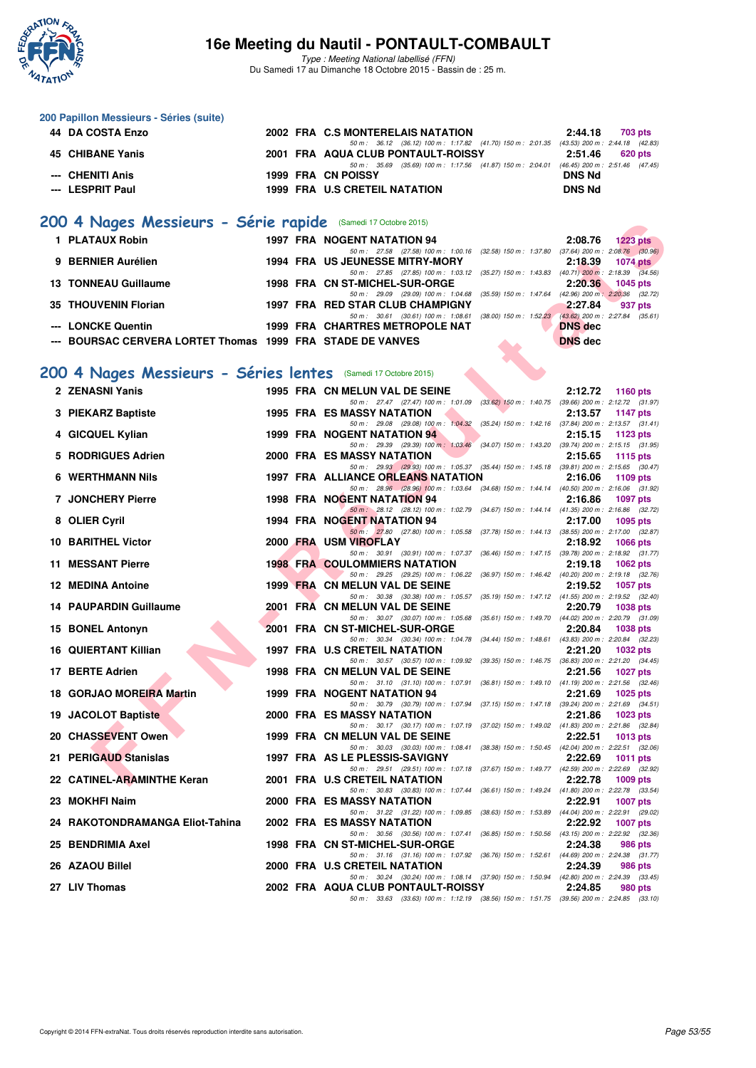### 200 Papillon Messieurs - Séries (suite)

| | Nom | Année | Nat | Club | Temps | Points |
|---|---|---|---|---|---|---|
| 44 | DA COSTA Enzo | 2002 | FRA | C.S MONTERELAIS NATATION | 2:44.18 | 703 pts |
| | | | | 50 m : 36.12 (36.12) 100 m : 1:17.82 (41.70) 150 m : 2:01.35 (43.53) 200 m : 2:44.18 (42.83) | | |
| 45 | CHIBANE Yanis | 2001 | FRA | AQUA CLUB PONTAULT-ROISSY | 2:51.46 | 620 pts |
| | | | | 50 m : 35.69 (35.69) 100 m : 1:17.56 (41.87) 150 m : 2:04.01 (46.45) 200 m : 2:51.46 (47.45) | | |
| --- | CHENITI Anis | 1999 | FRA | CN POISSY | DNS Nd | |
| --- | LESPRIT Paul | 1999 | FRA | U.S CRETEIL NATATION | DNS Nd | |

## 200 4 Nages Messieurs - Série rapide (Samedi 17 Octobre 2015)

| | Nom | Année | Nat | Club | Temps | Points |
|---|---|---|---|---|---|---|
| 1 | PLATAUX Robin | 1997 | FRA | NOGENT NATATION 94 | 2:08.76 | 1223 pts |
| | | | | 50 m : 27.58 (27.58) 100 m : 1:00.16 (32.58) 150 m : 1:37.80 (37.64) 200 m : 2:08.76 (30.96) | | |
| 9 | BERNIER Aurélien | 1994 | FRA | US JEUNESSE MITRY-MORY | 2:18.39 | 1074 pts |
| | | | | 50 m : 27.85 (27.85) 100 m : 1:03.12 (35.27) 150 m : 1:43.83 (40.71) 200 m : 2:18.39 (34.56) | | |
| 13 | TONNEAU Guillaume | 1998 | FRA | CN ST-MICHEL-SUR-ORGE | 2:20.36 | 1045 pts |
| | | | | 50 m : 29.09 (29.09) 100 m : 1:04.68 (35.59) 150 m : 1:47.64 (42.96) 200 m : 2:20.36 (32.72) | | |
| 35 | THOUVENIN Florian | 1997 | FRA | RED STAR CLUB CHAMPIGNY | 2:27.84 | 937 pts |
| | | | | 50 m : 30.61 (30.61) 100 m : 1:08.61 (38.00) 150 m : 1:52.23 (43.62) 200 m : 2:27.84 (35.61) | | |
| --- | LONCKE Quentin | 1999 | FRA | CHARTRES METROPOLE NAT | DNS dec | |
| --- | BOURSAC CERVERA LORTET Thomas | 1999 | FRA | STADE DE VANVES | DNS dec | |

## 200 4 Nages Messieurs - Séries lentes (Samedi 17 Octobre 2015)

| | Nom | Année | Nat | Club | Temps | Points |
|---|---|---|---|---|---|---|
| 2 | ZENASNI Yanis | 1995 | FRA | CN MELUN VAL DE SEINE | 2:12.72 | 1160 pts |
| | | | | 50 m : 27.47 (27.47) 100 m : 1:01.09 (33.62) 150 m : 1:40.75 (39.66) 200 m : 2:12.72 (31.97) | | |
| 3 | PIEKARZ Baptiste | 1995 | FRA | ES MASSY NATATION | 2:13.57 | 1147 pts |
| | | | | 50 m : 29.08 (29.08) 100 m : 1:04.32 (35.24) 150 m : 1:42.16 (37.84) 200 m : 2:13.57 (31.41) | | |
| 4 | GICQUEL Kylian | 1999 | FRA | NOGENT NATATION 94 | 2:15.15 | 1123 pts |
| | | | | 50 m : 29.39 (29.39) 100 m : 1:03.46 (34.07) 150 m : 1:43.20 (39.74) 200 m : 2:15.15 (31.95) | | |
| 5 | RODRIGUES Adrien | 2000 | FRA | ES MASSY NATATION | 2:15.65 | 1115 pts |
| | | | | 50 m : 29.93 (29.93) 100 m : 1:05.37 (35.44) 150 m : 1:45.18 (39.81) 200 m : 2:15.65 (30.47) | | |
| 6 | WERTHMANN Nils | 1997 | FRA | ALLIANCE ORLEANS NATATION | 2:16.06 | 1109 pts |
| | | | | 50 m : 28.96 (28.96) 100 m : 1:03.64 (34.68) 150 m : 1:44.14 (40.50) 200 m : 2:16.06 (31.92) | | |
| 7 | JONCHERY Pierre | 1998 | FRA | NOGENT NATATION 94 | 2:16.86 | 1097 pts |
| | | | | 50 m : 28.12 (28.12) 100 m : 1:02.79 (34.67) 150 m : 1:44.14 (41.35) 200 m : 2:16.86 (32.72) | | |
| 8 | OLIER Cyril | 1994 | FRA | NOGENT NATATION 94 | 2:17.00 | 1095 pts |
| | | | | 50 m : 27.80 (27.80) 100 m : 1:05.58 (37.78) 150 m : 1:44.13 (38.55) 200 m : 2:17.00 (32.87) | | |
| 10 | BARITHEL Victor | 2000 | FRA | USM VIROFLAY | 2:18.92 | 1066 pts |
| | | | | 50 m : 30.91 (30.91) 100 m : 1:07.37 (36.46) 150 m : 1:47.15 (39.78) 200 m : 2:18.92 (31.77) | | |
| 11 | MESSANT Pierre | 1998 | FRA | COULOMMIERS NATATION | 2:19.18 | 1062 pts |
| | | | | 50 m : 29.25 (29.25) 100 m : 1:06.22 (36.97) 150 m : 1:46.42 (40.20) 200 m : 2:19.18 (32.76) | | |
| 12 | MEDINA Antoine | 1999 | FRA | CN MELUN VAL DE SEINE | 2:19.52 | 1057 pts |
| | | | | 50 m : 30.38 (30.38) 100 m : 1:05.57 (35.19) 150 m : 1:47.12 (41.55) 200 m : 2:19.52 (32.40) | | |
| 14 | PAUPARDIN Guillaume | 2001 | FRA | CN MELUN VAL DE SEINE | 2:20.79 | 1038 pts |
| | | | | 50 m : 30.07 (30.07) 100 m : 1:05.68 (35.61) 150 m : 1:49.70 (44.02) 200 m : 2:20.79 (31.09) | | |
| 15 | BONEL Antonyn | 2001 | FRA | CN ST-MICHEL-SUR-ORGE | 2:20.84 | 1038 pts |
| | | | | 50 m : 30.34 (30.34) 100 m : 1:04.78 (34.44) 150 m : 1:48.61 (43.83) 200 m : 2:20.84 (32.23) | | |
| 16 | QUIERTANT Killian | 1997 | FRA | U.S CRETEIL NATATION | 2:21.20 | 1032 pts |
| | | | | 50 m : 30.57 (30.57) 100 m : 1:09.92 (39.35) 150 m : 1:46.75 (36.83) 200 m : 2:21.20 (34.45) | | |
| 17 | BERTE Adrien | 1998 | FRA | CN MELUN VAL DE SEINE | 2:21.56 | 1027 pts |
| | | | | 50 m : 31.10 (31.10) 100 m : 1:07.91 (36.81) 150 m : 1:49.10 (41.19) 200 m : 2:21.56 (32.46) | | |
| 18 | GORJAO MOREIRA Martin | 1999 | FRA | NOGENT NATATION 94 | 2:21.69 | 1025 pts |
| | | | | 50 m : 30.79 (30.79) 100 m : 1:07.94 (37.15) 150 m : 1:47.18 (39.24) 200 m : 2:21.69 (34.51) | | |
| 19 | JACOLOT Baptiste | 2000 | FRA | ES MASSY NATATION | 2:21.86 | 1023 pts |
| | | | | 50 m : 30.17 (30.17) 100 m : 1:07.19 (37.02) 150 m : 1:49.02 (41.83) 200 m : 2:21.86 (32.84) | | |
| 20 | CHASSEVENT Owen | 1999 | FRA | CN MELUN VAL DE SEINE | 2:22.51 | 1013 pts |
| | | | | 50 m : 30.03 (30.03) 100 m : 1:08.41 (38.38) 150 m : 1:50.45 (42.04) 200 m : 2:22.51 (32.06) | | |
| 21 | PERIGAUD Stanislas | 1997 | FRA | AS LE PLESSIS-SAVIGNY | 2:22.69 | 1011 pts |
| | | | | 50 m : 29.51 (29.51) 100 m : 1:07.18 (37.67) 150 m : 1:49.77 (42.59) 200 m : 2:22.69 (32.92) | | |
| 22 | CATINEL-ARAMINTHE Keran | 2001 | FRA | U.S CRETEIL NATATION | 2:22.78 | 1009 pts |
| | | | | 50 m : 30.83 (30.83) 100 m : 1:07.44 (36.61) 150 m : 1:49.24 (41.80) 200 m : 2:22.78 (33.54) | | |
| 23 | MOKHFI Naim | 2000 | FRA | ES MASSY NATATION | 2:22.91 | 1007 pts |
| | | | | 50 m : 31.22 (31.22) 100 m : 1:09.85 (38.63) 150 m : 1:53.89 (44.04) 200 m : 2:22.91 (29.02) | | |
| 24 | RAKOTONDRAMANGA Eliot-Tahina | 2002 | FRA | ES MASSY NATATION | 2:22.92 | 1007 pts |
| | | | | 50 m : 30.56 (30.56) 100 m : 1:07.41 (36.85) 150 m : 1:50.56 (43.15) 200 m : 2:22.92 (32.36) | | |
| 25 | BENDRIMIA Axel | 1998 | FRA | CN ST-MICHEL-SUR-ORGE | 2:24.38 | 986 pts |
| | | | | 50 m : 31.16 (31.16) 100 m : 1:07.92 (36.76) 150 m : 1:52.61 (44.69) 200 m : 2:24.38 (31.77) | | |
| 26 | AZAOU Billel | 2000 | FRA | U.S CRETEIL NATATION | 2:24.39 | 986 pts |
| | | | | 50 m : 30.24 (30.24) 100 m : 1:08.14 (37.90) 150 m : 1:50.94 (42.80) 200 m : 2:24.39 (33.45) | | |
| 27 | LIV Thomas | 2002 | FRA | AQUA CLUB PONTAULT-ROISSY | 2:24.85 | 980 pts |
| | | | | 50 m : 33.63 (33.63) 100 m : 1:12.19 (38.56) 150 m : 1:51.75 (39.56) 200 m : 2:24.85 (33.10) | | |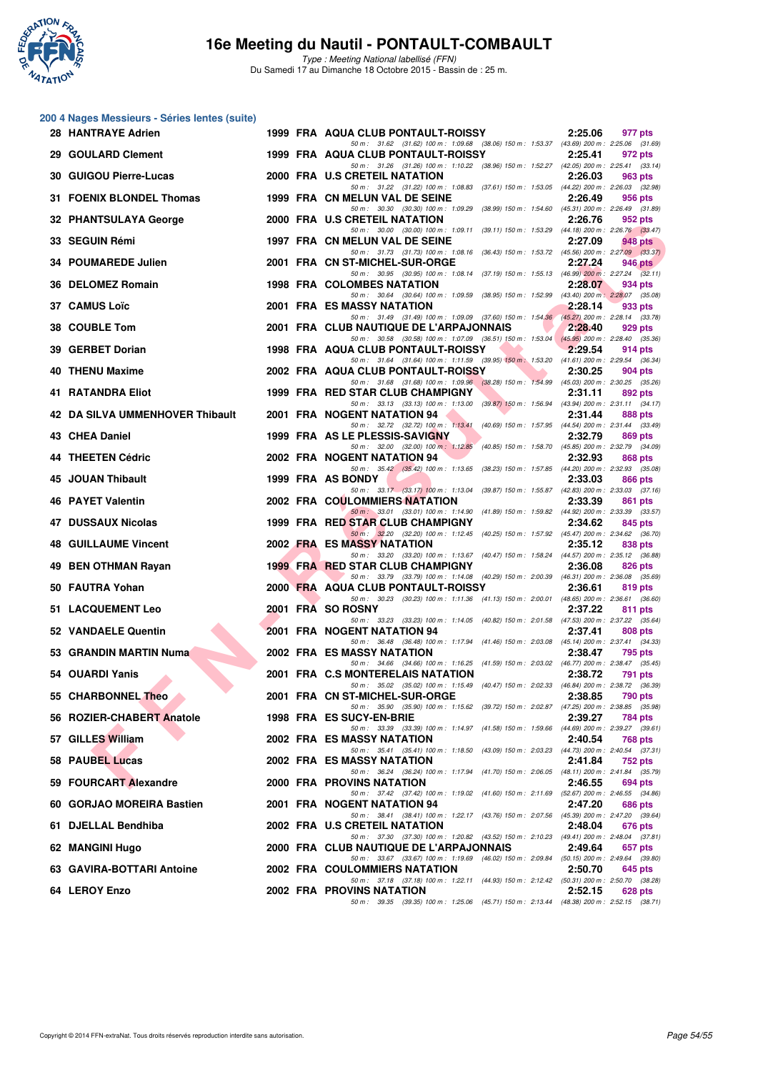# 16e Meeting du Nautil - PONTAULT-COMBAULT

*Type : Meeting National labellisé (FFN)*

Du Samedi 17 au Dimanche 18 Octobre 2015 - Bassin de : 25 m.

## 200 4 Nages Messieurs - Séries lentes (suite)

| Rang | Nom | Année | Nat | Club | Temps | Points |
|---|---|---|---|---|---|---|
| 28 | HANTRAYE Adrien | 1999 | FRA | AQUA CLUB PONTAULT-ROISSY | 2:25.06 | 977 pts |
| | 50 m : 31.62 (31.62) 100 m : 1:09.68 (38.06) 150 m : 1:53.37 (43.69) 200 m : 2:25.06 (31.69) | | | | | |
| 29 | GOULARD Clement | 1999 | FRA | AQUA CLUB PONTAULT-ROISSY | 2:25.41 | 972 pts |
| | 50 m : 31.26 (31.26) 100 m : 1:10.22 (38.96) 150 m : 1:52.27 (42.05) 200 m : 2:25.41 (33.14) | | | | | |
| 30 | GUIGOU Pierre-Lucas | 2000 | FRA | U.S CRETEIL NATATION | 2:26.03 | 963 pts |
| | 50 m : 31.22 (31.22) 100 m : 1:08.83 (37.61) 150 m : 1:53.05 (44.22) 200 m : 2:26.03 (32.98) | | | | | |
| 31 | FOENIX BLONDEL Thomas | 1999 | FRA | CN MELUN VAL DE SEINE | 2:26.49 | 956 pts |
| | 50 m : 30.30 (30.30) 100 m : 1:09.29 (38.99) 150 m : 1:54.60 (45.31) 200 m : 2:26.49 (31.89) | | | | | |
| 32 | PHANTSULAYA George | 2000 | FRA | U.S CRETEIL NATATION | 2:26.76 | 952 pts |
| | 50 m : 30.00 (30.00) 100 m : 1:09.11 (39.11) 150 m : 1:53.29 (44.18) 200 m : 2:26.76 (33.47) | | | | | |
| 33 | SEGUIN Rémi | 1997 | FRA | CN MELUN VAL DE SEINE | 2:27.09 | 948 pts |
| | 50 m : 31.73 (31.73) 100 m : 1:08.16 (36.43) 150 m : 1:53.72 (45.56) 200 m : 2:27.09 (33.37) | | | | | |
| 34 | POUMAREDE Julien | 2001 | FRA | CN ST-MICHEL-SUR-ORGE | 2:27.24 | 946 pts |
| | 50 m : 30.95 (30.95) 100 m : 1:08.14 (37.19) 150 m : 1:55.13 (46.99) 200 m : 2:27.24 (32.11) | | | | | |
| 36 | DELOMEZ Romain | 1998 | FRA | COLOMBES NATATION | 2:28.07 | 934 pts |
| | 50 m : 30.64 (30.64) 100 m : 1:09.59 (38.95) 150 m : 1:52.99 (43.40) 200 m : 2:28.07 (35.08) | | | | | |
| 37 | CAMUS Loïc | 2001 | FRA | ES MASSY NATATION | 2:28.14 | 933 pts |
| | 50 m : 31.49 (31.49) 100 m : 1:09.09 (37.60) 150 m : 1:54.36 (45.27) 200 m : 2:28.14 (33.78) | | | | | |
| 38 | COUBLE Tom | 2001 | FRA | CLUB NAUTIQUE DE L'ARPAJONNAIS | 2:28.40 | 929 pts |
| | 50 m : 30.58 (30.58) 100 m : 1:07.09 (36.51) 150 m : 1:53.04 (45.95) 200 m : 2:28.40 (35.36) | | | | | |
| 39 | GERBET Dorian | 1998 | FRA | AQUA CLUB PONTAULT-ROISSY | 2:29.54 | 914 pts |
| | 50 m : 31.64 (31.64) 100 m : 1:11.59 (39.95) 150 m : 1:53.20 (41.61) 200 m : 2:29.54 (36.34) | | | | | |
| 40 | THENU Maxime | 2002 | FRA | AQUA CLUB PONTAULT-ROISSY | 2:30.25 | 904 pts |
| | 50 m : 31.68 (31.68) 100 m : 1:09.96 (38.28) 150 m : 1:54.99 (45.03) 200 m : 2:30.25 (35.26) | | | | | |
| 41 | RATANDRA Eliot | 1999 | FRA | RED STAR CLUB CHAMPIGNY | 2:31.11 | 892 pts |
| | 50 m : 33.13 (33.13) 100 m : 1:13.00 (39.87) 150 m : 1:56.94 (43.94) 200 m : 2:31.11 (34.17) | | | | | |
| 42 | DA SILVA UMMENHOVER Thibault | 2001 | FRA | NOGENT NATATION 94 | 2:31.44 | 888 pts |
| | 50 m : 32.72 (32.72) 100 m : 1:13.41 (40.69) 150 m : 1:57.95 (44.54) 200 m : 2:31.44 (33.49) | | | | | |
| 43 | CHEA Daniel | 1999 | FRA | AS LE PLESSIS-SAVIGNY | 2:32.79 | 869 pts |
| | 50 m : 32.00 (32.00) 100 m : 1:12.85 (40.85) 150 m : 1:58.70 (45.85) 200 m : 2:32.79 (34.09) | | | | | |
| 44 | THEETEN Cédric | 2002 | FRA | NOGENT NATATION 94 | 2:32.93 | 868 pts |
| | 50 m : 35.42 (35.42) 100 m : 1:13.65 (38.23) 150 m : 1:57.85 (44.20) 200 m : 2:32.93 (35.08) | | | | | |
| 45 | JOUAN Thibault | 1999 | FRA | AS BONDY | 2:33.03 | 866 pts |
| | 50 m : 33.17 (33.17) 100 m : 1:13.04 (39.87) 150 m : 1:55.87 (42.83) 200 m : 2:33.03 (37.16) | | | | | |
| 46 | PAYET Valentin | 2002 | FRA | COULOMMIERS NATATION | 2:33.39 | 861 pts |
| | 50 m : 33.01 (33.01) 100 m : 1:14.90 (41.89) 150 m : 1:59.82 (44.92) 200 m : 2:33.39 (33.57) | | | | | |
| 47 | DUSSAUX Nicolas | 1999 | FRA | RED STAR CLUB CHAMPIGNY | 2:34.62 | 845 pts |
| | 50 m : 32.20 (32.20) 100 m : 1:12.45 (40.25) 150 m : 1:57.92 (45.47) 200 m : 2:34.62 (36.70) | | | | | |
| 48 | GUILLAUME Vincent | 2002 | FRA | ES MASSY NATATION | 2:35.12 | 838 pts |
| | 50 m : 33.20 (33.20) 100 m : 1:13.67 (40.47) 150 m : 1:58.24 (44.57) 200 m : 2:35.12 (36.88) | | | | | |
| 49 | BEN OTHMAN Rayan | 1999 | FRA | RED STAR CLUB CHAMPIGNY | 2:36.08 | 826 pts |
| | 50 m : 33.79 (33.79) 100 m : 1:14.08 (40.29) 150 m : 2:00.39 (46.31) 200 m : 2:36.08 (35.69) | | | | | |
| 50 | FAUTRA Yohan | 2000 | FRA | AQUA CLUB PONTAULT-ROISSY | 2:36.61 | 819 pts |
| | 50 m : 30.23 (30.23) 100 m : 1:11.36 (41.13) 150 m : 2:00.01 (48.65) 200 m : 2:36.61 (36.60) | | | | | |
| 51 | LACQUEMENT Leo | 2001 | FRA | SO ROSNY | 2:37.22 | 811 pts |
| | 50 m : 33.23 (33.23) 100 m : 1:14.05 (40.82) 150 m : 2:01.58 (47.53) 200 m : 2:37.22 (35.64) | | | | | |
| 52 | VANDAELE Quentin | 2001 | FRA | NOGENT NATATION 94 | 2:37.41 | 808 pts |
| | 50 m : 36.48 (36.48) 100 m : 1:17.94 (41.46) 150 m : 2:03.08 (45.14) 200 m : 2:37.41 (34.33) | | | | | |
| 53 | GRANDIN MARTIN Numa | 2002 | FRA | ES MASSY NATATION | 2:38.47 | 795 pts |
| | 50 m : 34.66 (34.66) 100 m : 1:16.25 (41.59) 150 m : 2:03.02 (46.77) 200 m : 2:38.47 (35.45) | | | | | |
| 54 | OUARDI Yanis | 2001 | FRA | C.S MONTERELAIS NATATION | 2:38.72 | 791 pts |
| | 50 m : 35.02 (35.02) 100 m : 1:15.49 (40.47) 150 m : 2:02.33 (46.84) 200 m : 2:38.72 (36.39) | | | | | |
| 55 | CHARBONNEL Theo | 2001 | FRA | CN ST-MICHEL-SUR-ORGE | 2:38.85 | 790 pts |
| | 50 m : 35.90 (35.90) 100 m : 1:15.62 (39.72) 150 m : 2:02.87 (47.25) 200 m : 2:38.85 (35.98) | | | | | |
| 56 | ROZIER-CHABERT Anatole | 1998 | FRA | ES SUCY-EN-BRIE | 2:39.27 | 784 pts |
| | 50 m : 33.39 (33.39) 100 m : 1:14.97 (41.58) 150 m : 1:59.66 (44.69) 200 m : 2:39.27 (39.61) | | | | | |
| 57 | GILLES William | 2002 | FRA | ES MASSY NATATION | 2:40.54 | 768 pts |
| | 50 m : 35.41 (35.41) 100 m : 1:18.50 (43.09) 150 m : 2:03.23 (44.73) 200 m : 2:40.54 (37.31) | | | | | |
| 58 | PAUBEL Lucas | 2002 | FRA | ES MASSY NATATION | 2:41.84 | 752 pts |
| | 50 m : 36.24 (36.24) 100 m : 1:17.94 (41.70) 150 m : 2:06.05 (48.11) 200 m : 2:41.84 (35.79) | | | | | |
| 59 | FOURCART Alexandre | 2000 | FRA | PROVINS NATATION | 2:46.55 | 694 pts |
| | 50 m : 37.42 (37.42) 100 m : 1:19.02 (41.60) 150 m : 2:11.69 (52.67) 200 m : 2:46.55 (34.86) | | | | | |
| 60 | GORJAO MOREIRA Bastien | 2001 | FRA | NOGENT NATATION 94 | 2:47.20 | 686 pts |
| | 50 m : 38.41 (38.41) 100 m : 1:22.17 (43.76) 150 m : 2:07.56 (45.39) 200 m : 2:47.20 (39.64) | | | | | |
| 61 | DJELLAL Bendhiba | 2002 | FRA | U.S CRETEIL NATATION | 2:48.04 | 676 pts |
| | 50 m : 37.30 (37.30) 100 m : 1:20.82 (43.52) 150 m : 2:10.23 (49.41) 200 m : 2:48.04 (37.81) | | | | | |
| 62 | MANGINI Hugo | 2000 | FRA | CLUB NAUTIQUE DE L'ARPAJONNAIS | 2:49.64 | 657 pts |
| | 50 m : 33.67 (33.67) 100 m : 1:19.69 (46.02) 150 m : 2:09.84 (50.15) 200 m : 2:49.64 (39.80) | | | | | |
| 63 | GAVIRA-BOTTARI Antoine | 2002 | FRA | COULOMMIERS NATATION | 2:50.70 | 645 pts |
| | 50 m : 37.18 (37.18) 100 m : 1:22.11 (44.93) 150 m : 2:12.42 (50.31) 200 m : 2:50.70 (38.28) | | | | | |
| 64 | LEROY Enzo | 2002 | FRA | PROVINS NATATION | 2:52.15 | 628 pts |
| | 50 m : 39.35 (39.35) 100 m : 1:25.06 (45.71) 150 m : 2:13.44 (48.38) 200 m : 2:52.15 (38.71) | | | | | |

Copyright © 2014 FFN-extraNat. Tous droits réservés reproduction interdite sans autorisation.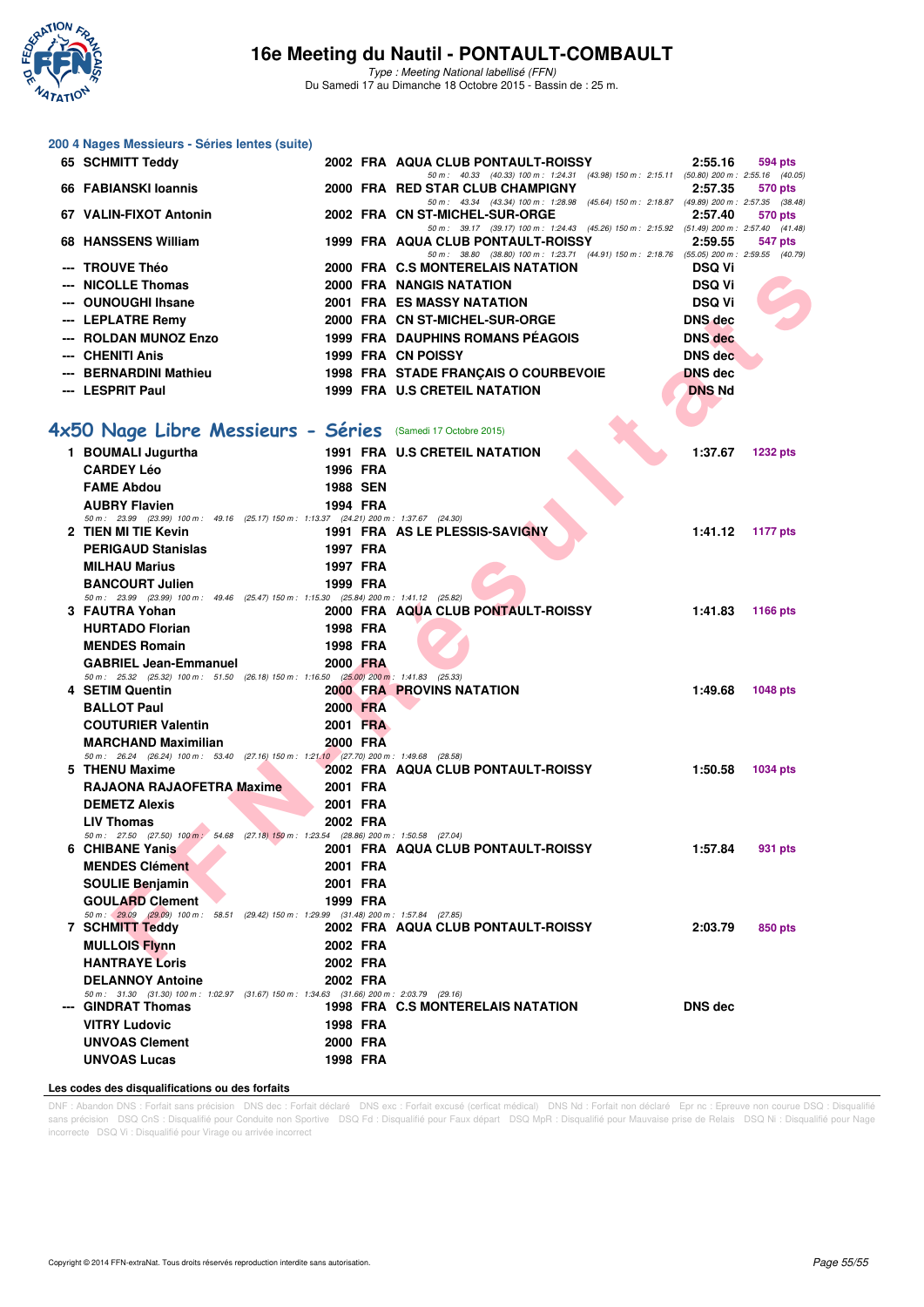## 200 4 Nages Messieurs - Séries lentes (suite)

| | | | | | | |
|---|---|---|---|---|---|---|
| 65 | SCHMITT Teddy | 2002 | FRA | AQUA CLUB PONTAULT-ROISSY | 2:55.16 | 594 pts |
| | 50 m : 40.33 (40.33) 100 m : 1:24.31 (43.98) 150 m : 2:15.11 (50.80) 200 m : 2:55.16 (40.05) | | | | | |
| 66 | FABIANSKI Ioannis | 2000 | FRA | RED STAR CLUB CHAMPIGNY | 2:57.35 | 570 pts |
| | 50 m : 43.34 (43.34) 100 m : 1:28.98 (45.64) 150 m : 2:18.87 (49.89) 200 m : 2:57.35 (38.48) | | | | | |
| 67 | VALIN-FIXOT Antonin | 2002 | FRA | CN ST-MICHEL-SUR-ORGE | 2:57.40 | 570 pts |
| | 50 m : 39.17 (39.17) 100 m : 1:24.43 (45.26) 150 m : 2:15.92 (51.49) 200 m : 2:57.40 (41.48) | | | | | |
| 68 | HANSSENS William | 1999 | FRA | AQUA CLUB PONTAULT-ROISSY | 2:59.55 | 547 pts |
| | 50 m : 38.80 (38.80) 100 m : 1:23.71 (44.91) 150 m : 2:18.76 (55.05) 200 m : 2:59.55 (40.79) | | | | | |
| --- | TROUVE Théo | 2000 | FRA | C.S MONTERELAIS NATATION | DSQ Vi | |
| --- | NICOLLE Thomas | 2000 | FRA | NANGIS NATATION | DSQ Vi | |
| --- | OUNOUGHI Ihsane | 2001 | FRA | ES MASSY NATATION | DSQ Vi | |
| --- | LEPLATRE Remy | 2000 | FRA | CN ST-MICHEL-SUR-ORGE | DNS dec | |
| --- | ROLDAN MUNOZ Enzo | 1999 | FRA | DAUPHINS ROMANS PÉAGOIS | DNS dec | |
| --- | CHENITI Anis | 1999 | FRA | CN POISSY | DNS dec | |
| --- | BERNARDINI Mathieu | 1998 | FRA | STADE FRANÇAIS O COURBEVOIE | DNS dec | |
| --- | LESPRIT Paul | 1999 | FRA | U.S CRETEIL NATATION | DNS Nd | |

## 4x50 Nage Libre Messieurs - Séries (Samedi 17 Octobre 2015)

| | | | | | | |
|---|---|---|---|---|---|---|
| 1 | BOUMALI Jugurtha | 1991 | FRA | U.S CRETEIL NATATION | 1:37.67 | 1232 pts |
| | CARDEY Léo | 1996 | FRA | | | |
| | FAME Abdou | 1988 | SEN | | | |
| | AUBRY Flavien | 1994 | FRA | | | |
| | 50 m : 23.99 (23.99) 100 m : 49.16 (25.17) 150 m : 1:13.37 (24.21) 200 m : 1:37.67 (24.30) | | | | | |
| 2 | TIEN MI TIE Kevin | 1991 | FRA | AS LE PLESSIS-SAVIGNY | 1:41.12 | 1177 pts |
| | PERIGAUD Stanislas | 1997 | FRA | | | |
| | MILHAU Marius | 1997 | FRA | | | |
| | BANCOURT Julien | 1999 | FRA | | | |
| | 50 m : 23.99 (23.99) 100 m : 49.46 (25.47) 150 m : 1:15.30 (25.84) 200 m : 1:41.12 (25.82) | | | | | |
| 3 | FAUTRA Yohan | 2000 | FRA | AQUA CLUB PONTAULT-ROISSY | 1:41.83 | 1166 pts |
| | HURTADO Florian | 1998 | FRA | | | |
| | MENDES Romain | 1998 | FRA | | | |
| | GABRIEL Jean-Emmanuel | 2000 | FRA | | | |
| | 50 m : 25.32 (25.32) 100 m : 51.50 (26.18) 150 m : 1:16.50 (25.00) 200 m : 1:41.83 (25.33) | | | | | |
| 4 | SETIM Quentin | 2000 | FRA | PROVINS NATATION | 1:49.68 | 1048 pts |
| | BALLOT Paul | 2000 | FRA | | | |
| | COUTURIER Valentin | 2001 | FRA | | | |
| | MARCHAND Maximilian | 2000 | FRA | | | |
| | 50 m : 26.24 (26.24) 100 m : 53.40 (27.16) 150 m : 1:21.10 (27.70) 200 m : 1:49.68 (28.58) | | | | | |
| 5 | THENU Maxime | 2002 | FRA | AQUA CLUB PONTAULT-ROISSY | 1:50.58 | 1034 pts |
| | RAJAONA RAJAOFETRA Maxime | 2001 | FRA | | | |
| | DEMETZ Alexis | 2001 | FRA | | | |
| | LIV Thomas | 2002 | FRA | | | |
| | 50 m : 27.50 (27.50) 100 m : 54.68 (27.18) 150 m : 1:23.54 (28.86) 200 m : 1:50.58 (27.04) | | | | | |
| 6 | CHIBANE Yanis | 2001 | FRA | AQUA CLUB PONTAULT-ROISSY | 1:57.84 | 931 pts |
| | MENDES Clément | 2001 | FRA | | | |
| | SOULIE Benjamin | 2001 | FRA | | | |
| | GOULARD Clement | 1999 | FRA | | | |
| | 50 m : 29.09 (29.09) 100 m : 58.51 (29.42) 150 m : 1:29.99 (31.48) 200 m : 1:57.84 (27.85) | | | | | |
| 7 | SCHMITT Teddy | 2002 | FRA | AQUA CLUB PONTAULT-ROISSY | 2:03.79 | 850 pts |
| | MULLOIS Flynn | 2002 | FRA | | | |
| | HANTRAYE Loris | 2002 | FRA | | | |
| | DELANNOY Antoine | 2002 | FRA | | | |
| | 50 m : 31.30 (31.30) 100 m : 1:02.97 (31.67) 150 m : 1:34.63 (31.66) 200 m : 2:03.79 (29.16) | | | | | |
| --- | GINDRAT Thomas | 1998 | FRA | C.S MONTERELAIS NATATION | DNS dec | |
| | VITRY Ludovic | 1998 | FRA | | | |
| | UNVOAS Clement | 2000 | FRA | | | |
| | UNVOAS Lucas | 1998 | FRA | | | |

**Les codes des disqualifications ou des forfaits**

DNF : Abandon DNS : Forfait sans précision DNS dec : Forfait déclaré DNS exc : Forfait excusé (cerficat médical) DNS Nd : Forfait non déclaré Epr nc : Epreuve non courue DSQ : Disqualifié sans précision DSQ CnS : Disqualifié pour Conduite non Sportive DSQ Fd : Disqualifié pour Faux départ DSQ MpR : Disqualifié pour Mauvaise prise de Relais DSQ Ni : Disqualifié pour Nage incorrecte DSQ Vi : Disqualifié pour Virage ou arrivée incorrect